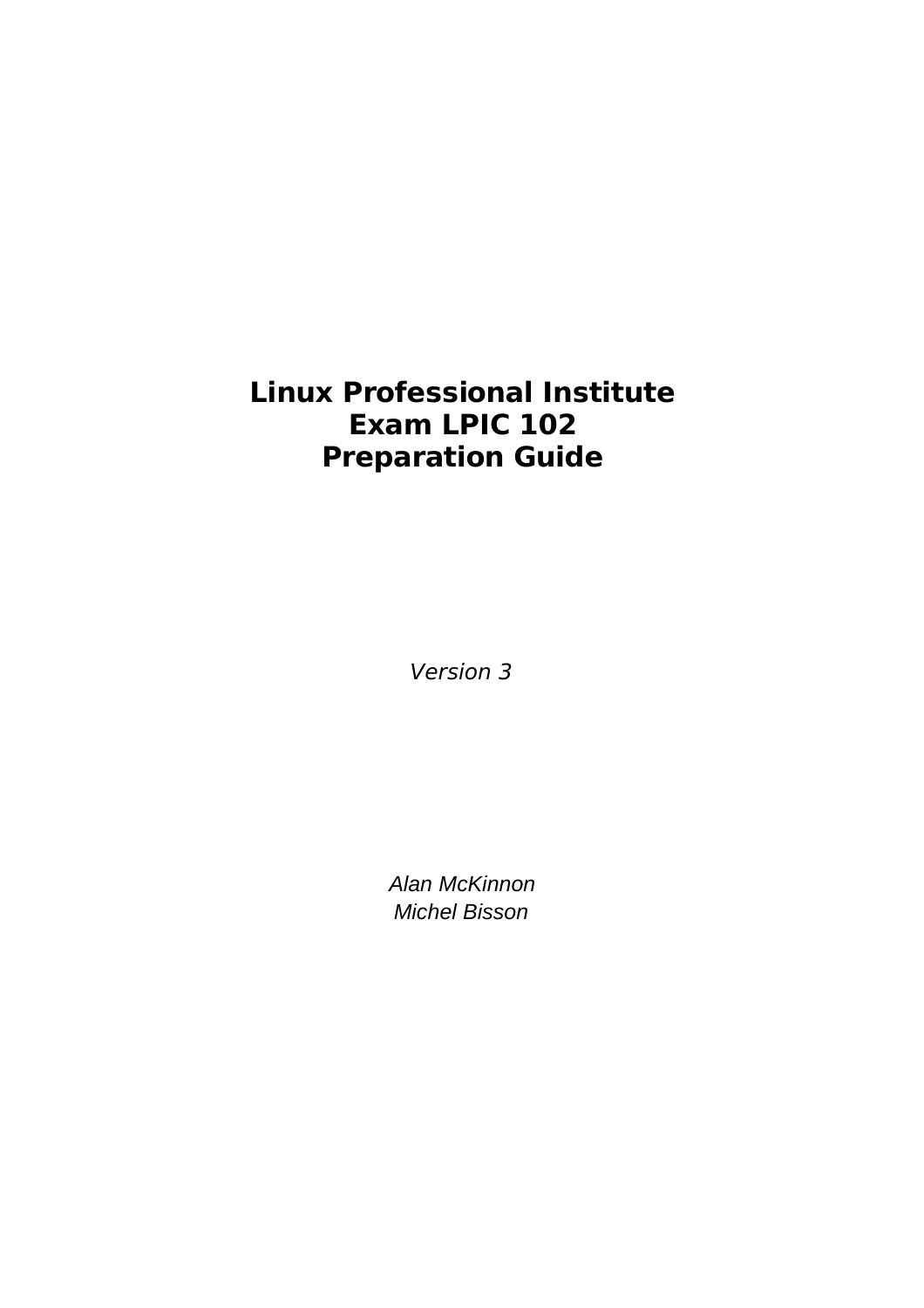# Linux Professional Institute
# Exam LPIC 102
# Preparation Guide

*Version 3*

*Alan McKinnon*
*Michel Bisson*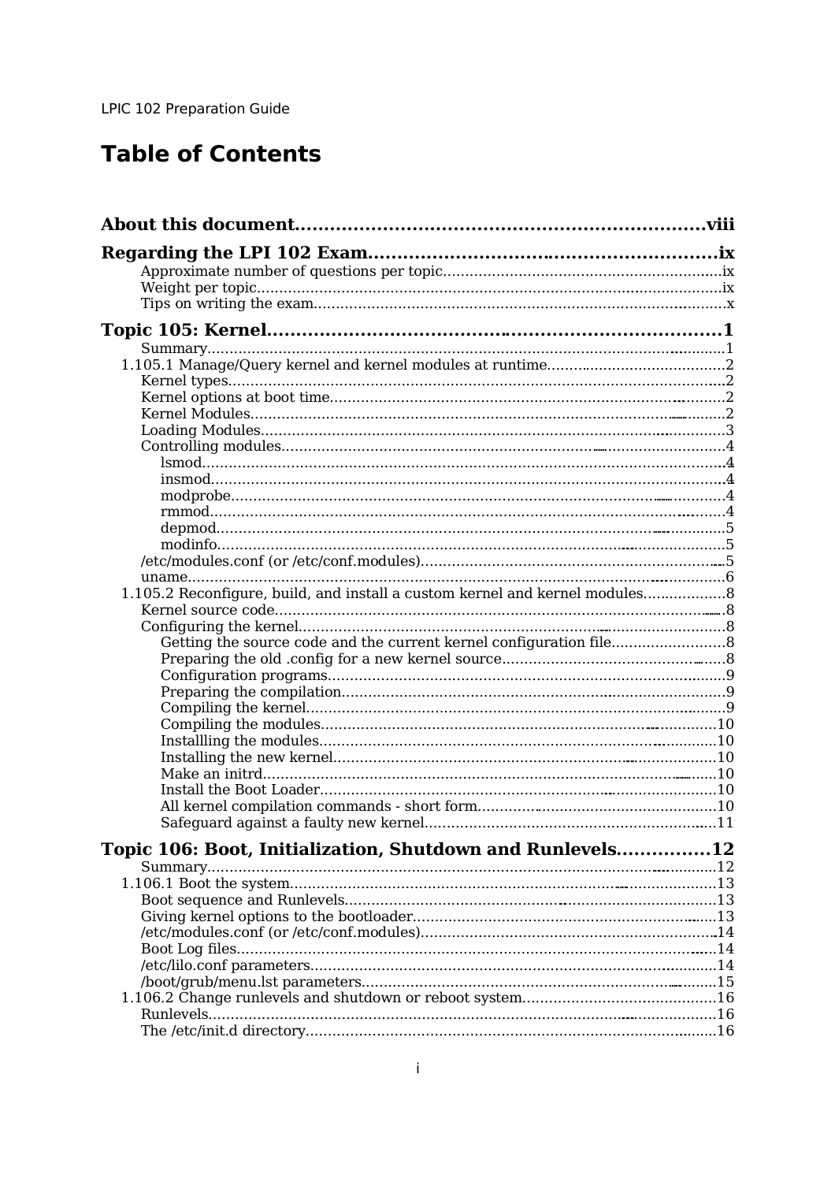# Table of Contents

**About this document....................................................................viii**

**Regarding the LPI 102 Exam..............................................................ix**

- Approximate number of questions per topic...............................................................ix
- Weight per topic.........................................................................................................ix
- Tips on writing the exam..............................................................................................x

**Topic 105: Kernel....................................................................................1**

- Summary.......................................................................................................................1
- 1.105.1 Manage/Query kernel and kernel modules at runtime.........................................2
  - Kernel types..................................................................................................................2
  - Kernel options at boot time..........................................................................................2
  - Kernel Modules.............................................................................................................2
  - Loading Modules...........................................................................................................3
  - Controlling modules......................................................................................................4
    - lsmod.......................................................................................................................4
    - insmod.....................................................................................................................4
    - modprobe.................................................................................................................4
    - rmmod......................................................................................................................4
    - depmod....................................................................................................................5
    - modinfo....................................................................................................................5
  - /etc/modules.conf (or /etc/conf.modules)....................................................................5
  - uname...........................................................................................................................6
- 1.105.2 Reconfigure, build, and install a custom kernel and kernel modules....................8
  - Kernel source code.......................................................................................................8
  - Configuring the kernel..................................................................................................8
    - Getting the source code and the current kernel configuration file..........................8
    - Preparing the old .config for a new kernel source...................................................8
    - Configuration programs...........................................................................................9
    - Preparing the compilation........................................................................................9
    - Compiling the kernel................................................................................................9
    - Compiling the modules...........................................................................................10
    - Installling the modules...........................................................................................10
    - Installing the new kernel........................................................................................10
    - Make an initrd........................................................................................................10
    - Install the Boot Loader...........................................................................................10
    - All kernel compilation commands - short form.......................................................10
    - Safeguard against a faulty new kernel...................................................................11

**Topic 106: Boot, Initialization, Shutdown and Runlevels...............12**

- Summary.....................................................................................................................12
- 1.106.1 Boot the system...................................................................................................13
  - Boot sequence and Runlevels......................................................................................13
  - Giving kernel options to the bootloader.......................................................................13
  - /etc/modules.conf (or /etc/conf.modules)....................................................................14
  - Boot Log files...............................................................................................................14
  - /etc/lilo.conf parameters..............................................................................................14
  - /boot/grub/menu.lst parameters..................................................................................15
- 1.106.2 Change runlevels and shutdown or reboot system..............................................16
  - Runlevels.....................................................................................................................16
  - The /etc/init.d directory...............................................................................................16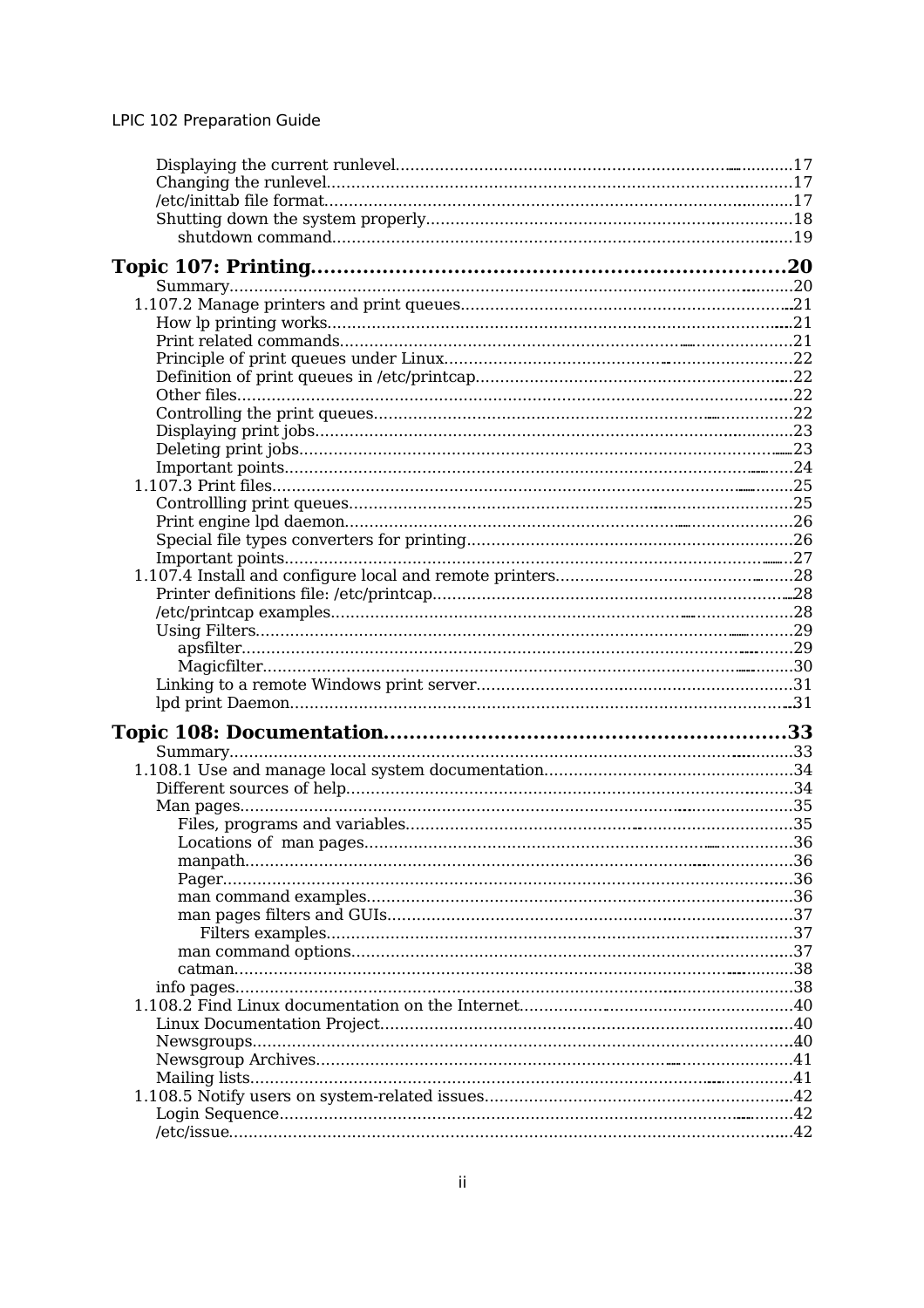Displaying the current runlevel.....17
Changing the runlevel.....17
/etc/inittab file format.....17
Shutting down the system properly.....18
shutdown command.....19

**Topic 107: Printing.....20**

Summary.....20
1.107.2 Manage printers and print queues.....21
How lp printing works.....21
Print related commands.....21
Principle of print queues under Linux.....22
Definition of print queues in /etc/printcap.....22
Other files.....22
Controlling the print queues.....22
Displaying print jobs.....23
Deleting print jobs.....23
Important points.....24
1.107.3 Print files.....25
Controllling print queues.....25
Print engine lpd daemon.....26
Special file types converters for printing.....26
Important points.....27
1.107.4 Install and configure local and remote printers.....28
Printer definitions file: /etc/printcap.....28
/etc/printcap examples.....28
Using Filters.....29
apsfilter.....29
Magicfilter.....30
Linking to a remote Windows print server.....31
lpd print Daemon.....31

**Topic 108: Documentation.....33**

Summary.....33
1.108.1 Use and manage local system documentation.....34
Different sources of help.....34
Man pages.....35
Files, programs and variables.....35
Locations of  man pages.....36
manpath.....36
Pager.....36
man command examples.....36
man pages filters and GUIs.....37
Filters examples.....37
man command options.....37
catman.....38
info pages.....38
1.108.2 Find Linux documentation on the Internet.....40
Linux Documentation Project.....40
Newsgroups.....40
Newsgroup Archives.....41
Mailing lists.....41
1.108.5 Notify users on system-related issues.....42
Login Sequence.....42
/etc/issue.....42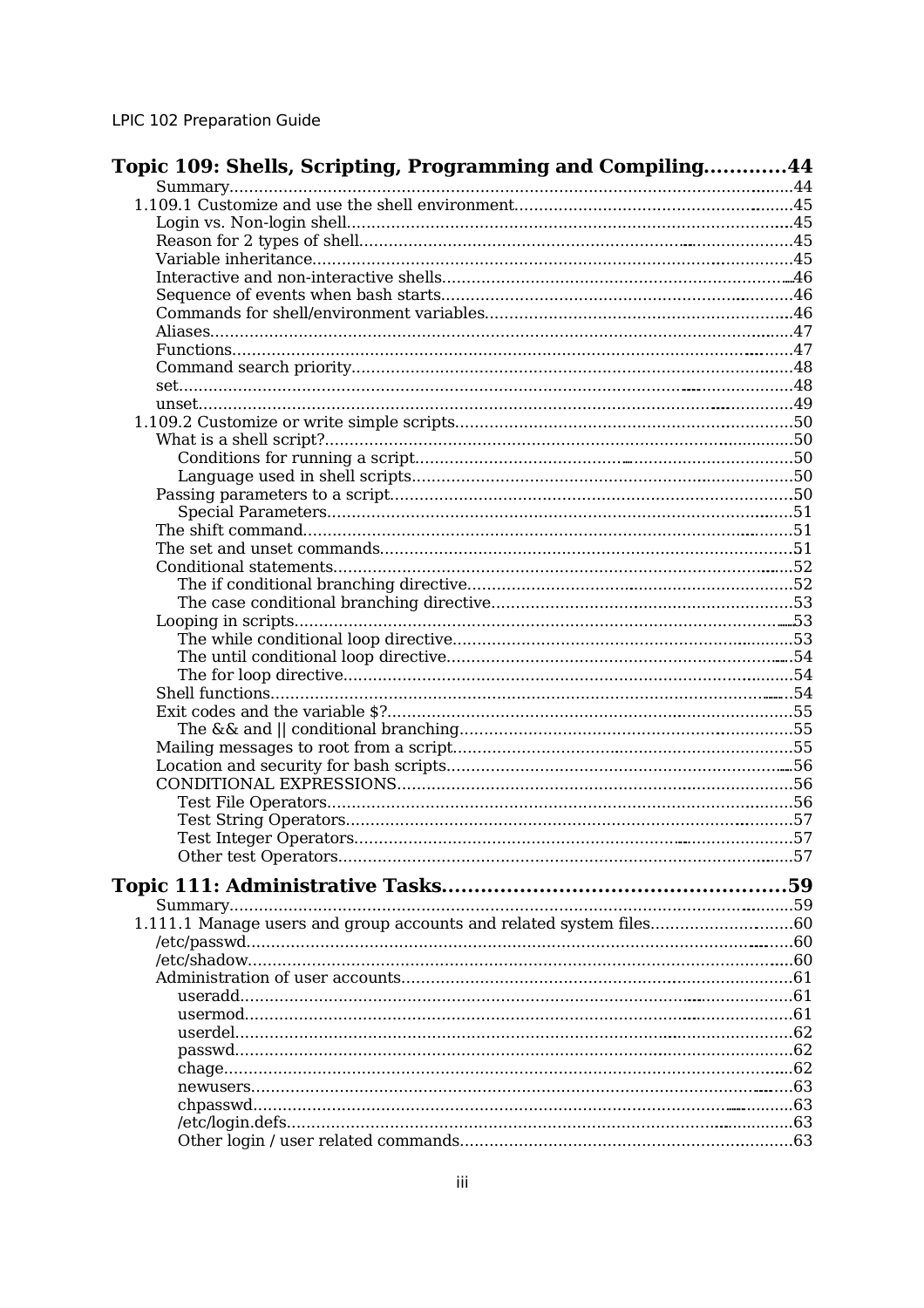**Topic 109: Shells, Scripting, Programming and Compiling............44**

- Summary......44
- 1.109.1 Customize and use the shell environment......45
  - Login vs. Non-login shell......45
  - Reason for 2 types of shell......45
  - Variable inheritance......45
  - Interactive and non-interactive shells......46
  - Sequence of events when bash starts......46
  - Commands for shell/environment variables......46
  - Aliases......47
  - Functions......47
  - Command search priority......48
  - set......48
  - unset......49
- 1.109.2 Customize or write simple scripts......50
  - What is a shell script?......50
    - Conditions for running a script......50
    - Language used in shell scripts......50
  - Passing parameters to a script......50
    - Special Parameters......51
  - The shift command......51
  - The set and unset commands......51
  - Conditional statements......52
    - The if conditional branching directive......52
    - The case conditional branching directive......53
  - Looping in scripts......53
    - The while conditional loop directive......53
    - The until conditional loop directive......54
    - The for loop directive......54
  - Shell functions......54
  - Exit codes and the variable $?......55
    - The && and || conditional branching......55
  - Mailing messages to root from a script......55
  - Location and security for bash scripts......56
  - CONDITIONAL EXPRESSIONS......56
    - Test File Operators......56
    - Test String Operators......57
    - Test Integer Operators......57
    - Other test Operators......57

**Topic 111: Administrative Tasks......59**

- Summary......59
- 1.111.1 Manage users and group accounts and related system files......60
  - /etc/passwd......60
  - /etc/shadow......60
  - Administration of user accounts......61
    - useradd......61
    - usermod......61
    - userdel......62
    - passwd......62
    - chage......62
    - newusers......63
    - chpasswd......63
    - /etc/login.defs......63
    - Other login / user related commands......63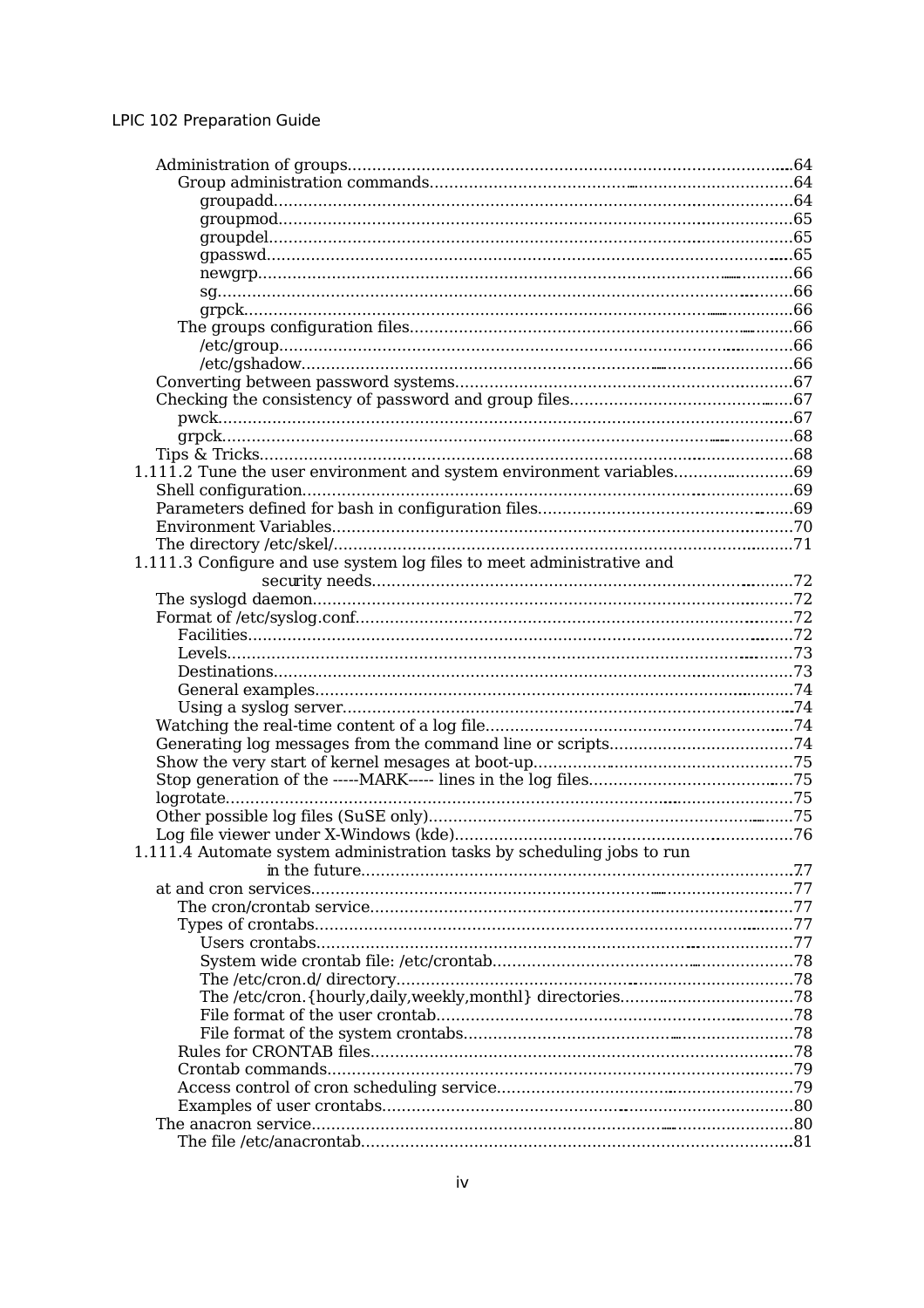- Administration of groups.....64
  - Group administration commands.....64
    - groupadd.....64
    - groupmod.....65
    - groupdel.....65
    - gpasswd.....65
    - newgrp.....66
    - sg.....66
    - grpck.....66
  - The groups configuration files.....66
    - /etc/group.....66
    - /etc/gshadow.....66
- Converting between password systems.....67
- Checking the consistency of password and group files.....67
  - pwck.....67
  - grpck.....68
- Tips & Tricks.....68

1.111.2 Tune the user environment and system environment variables.....69

- Shell configuration.....69
- Parameters defined for bash in configuration files.....69
- Environment Variables.....70
- The directory /etc/skel/.....71

1.111.3 Configure and use system log files to meet administrative and security needs.....72

- The syslogd daemon.....72
- Format of /etc/syslog.conf.....72
  - Facilities.....72
  - Levels.....73
  - Destinations.....73
  - General examples.....74
  - Using a syslog server.....74
- Watching the real-time content of a log file.....74
- Generating log messages from the command line or scripts.....74
- Show the very start of kernel mesages at boot-up.....75
- Stop generation of the -----MARK----- lines in the log files.....75
- logrotate.....75
- Other possible log files (SuSE only).....75
- Log file viewer under X-Windows (kde).....76

1.111.4 Automate system administration tasks by scheduling jobs to run in the future.....77

- at and cron services.....77
  - The cron/crontab service.....77
  - Types of crontabs.....77
    - Users crontabs.....77
    - System wide crontab file: /etc/crontab.....78
    - The /etc/cron.d/ directory.....78
    - The /etc/cron.{hourly,daily,weekly,monthl} directories.....78
    - File format of the user crontab.....78
    - File format of the system crontabs.....78
  - Rules for CRONTAB files.....78
  - Crontab commands.....79
  - Access control of cron scheduling service.....79
  - Examples of user crontabs.....80
- The anacron service.....80
  - The file /etc/anacrontab.....81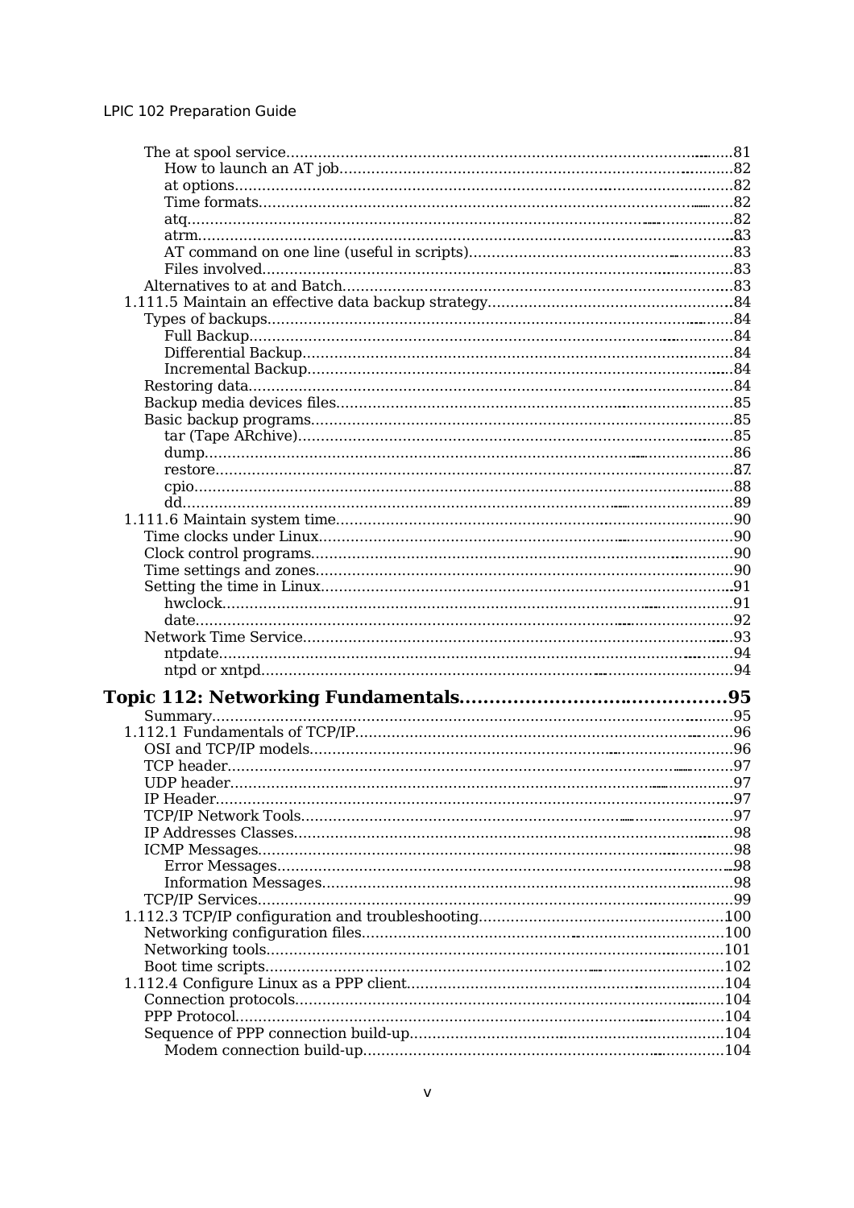- The at spool service........................................................................................81
    - How to launch an AT job..............................................................................82
    - at options.....................................................................................................82
    - Time formats................................................................................................82
    - atq................................................................................................................82
    - atrm..............................................................................................................83
    - AT command on one line (useful in scripts)..................................................83
    - Files involved...............................................................................................83
- Alternatives to at and Batch................................................................................83

1.111.5 Maintain an effective data backup strategy.....................................................84

- Types of backups.................................................................................................84
    - Full Backup...................................................................................................84
    - Differential Backup.......................................................................................84
    - Incremental Backup......................................................................................84
- Restoring data......................................................................................................84
- Backup media devices files.................................................................................85
- Basic backup programs........................................................................................85
    - tar (Tape ARchive).........................................................................................85
    - dump.............................................................................................................86
    - restore...........................................................................................................87
    - cpio...............................................................................................................88
    - dd.................................................................................................................89

1.111.6 Maintain system time........................................................................................90

- Time clocks under Linux.......................................................................................90
- Clock control programs........................................................................................90
- Time settings and zones.......................................................................................90
- Setting the time in Linux.......................................................................................91
    - hwclock.........................................................................................................91
    - date...............................................................................................................92
- Network Time Service...........................................................................................93
    - ntpdate..........................................................................................................94
    - ntpd or xntpd.................................................................................................94

# Topic 112: Networking Fundamentals..........................................95

- Summary...............................................................................................................95

1.112.1 Fundamentals of TCP/IP...................................................................................96

- OSI and TCP/IP models.........................................................................................96
- TCP header...........................................................................................................97
- UDP header...........................................................................................................97
- IP Header..............................................................................................................97
- TCP/IP Network Tools...........................................................................................97
- IP Addresses Classes............................................................................................98
- ICMP Messages.....................................................................................................98
    - Error Messages..............................................................................................98
    - Information Messages....................................................................................98
- TCP/IP Services.....................................................................................................99

1.112.3 TCP/IP configuration and troubleshooting........................................................100

- Networking configuration files..............................................................................100
- Networking tools....................................................................................................101
- Boot time scripts....................................................................................................102

1.112.4 Configure Linux as a PPP client........................................................................104

- Connection protocols.............................................................................................104
- PPP Protocol..........................................................................................................104
- Sequence of PPP connection build-up...................................................................104
    - Modem connection build-up...........................................................................104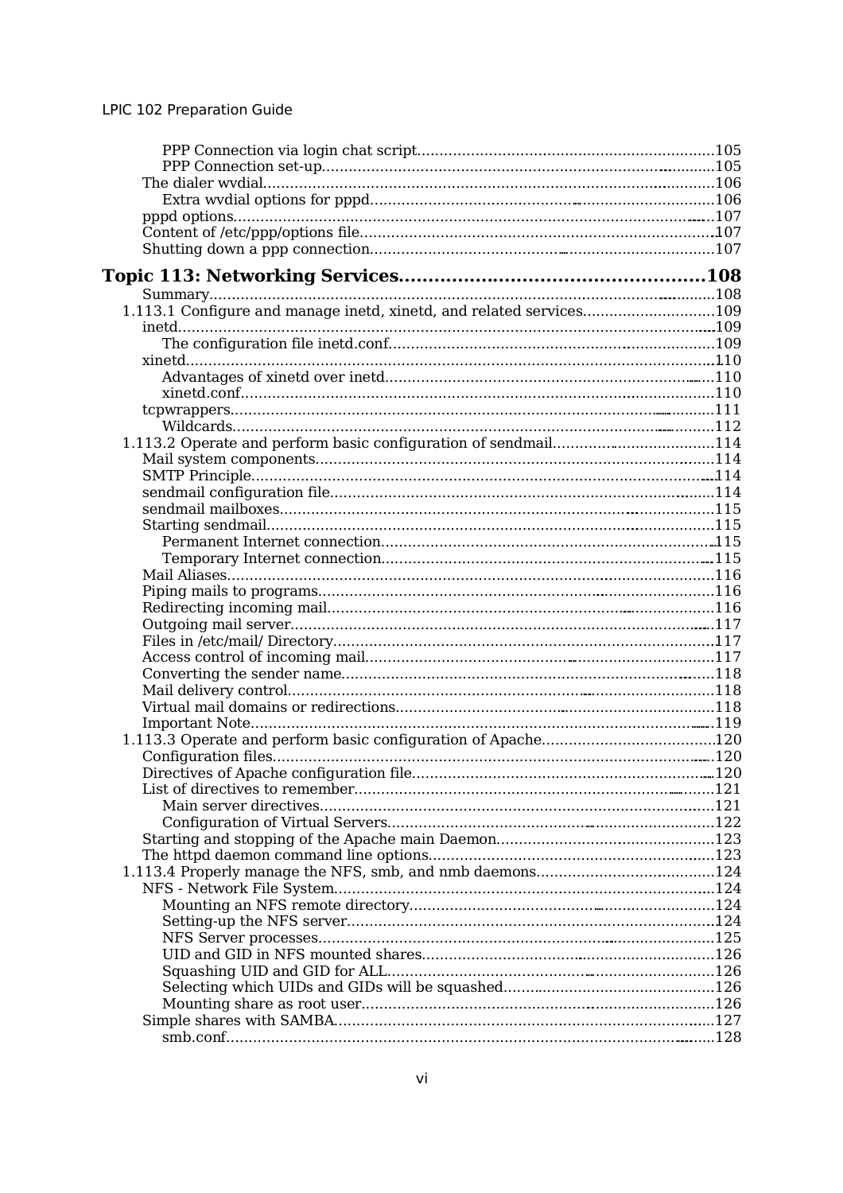PPP Connection via login chat script....................................................................105
PPP Connection set-up...........................................................................................105
The dialer wvdial..........................................................................................................106
Extra wvdial options for pppd...............................................................................106
pppd options...................................................................................................................107
Content of /etc/ppp/options file.......................................................................................107
Shutting down a ppp connection.....................................................................................107

**Topic 113: Networking Services.................................................108**

Summary.............................................................................................................................108
1.113.1 Configure and manage inetd, xinetd, and related services..............................109
inetd.....................................................................................................................................109
The configuration file inetd.conf..........................................................................109
xinetd...................................................................................................................................110
Advantages of xinetd over inetd.............................................................................110
xinetd.conf................................................................................................................110
tcpwrappers......................................................................................................................111
Wildcards..................................................................................................................112
1.113.2 Operate and perform basic configuration of sendmail.....................................114
Mail system components..............................................................................................114
SMTP Principle.................................................................................................................114
sendmail configuration file..........................................................................................114
sendmail mailboxes.........................................................................................................115
Starting sendmail............................................................................................................115
Permanent Internet connection...............................................................................115
Temporary Internet connection...............................................................................115
Mail Aliases.......................................................................................................................116
Piping mails to programs..............................................................................................116
Redirecting incoming mail............................................................................................116
Outgoing mail server.....................................................................................................117
Files in /etc/mail/ Directory.........................................................................................117
Access control of incoming mail..................................................................................117
Converting the sender name........................................................................................118
Mail delivery control......................................................................................................118
Virtual mail domains or redirections...........................................................................118
Important Note..................................................................................................................119
1.113.3 Operate and perform basic configuration of Apache.........................................120
Configuration files.........................................................................................................120
Directives of Apache configuration file.......................................................................120
List of directives to remember.....................................................................................121
Main server directives...............................................................................................121
Configuration of Virtual Servers.............................................................................122
Starting and stopping of the Apache main Daemon..................................................123
The httpd daemon command line options..................................................................123
1.113.4 Properly manage the NFS, smb, and nmb daemons.........................................124
NFS - Network File System............................................................................................124
Mounting an NFS remote directory........................................................................124
Setting-up the NFS server.........................................................................................124
NFS Server processes................................................................................................125
UID and GID in NFS mounted shares.....................................................................126
Squashing UID and GID for ALL.............................................................................126
Selecting which UIDs and GIDs will be squashed..................................................126
Mounting share as root user....................................................................................126
Simple shares with SAMBA............................................................................................127
smb.conf......................................................................................................................128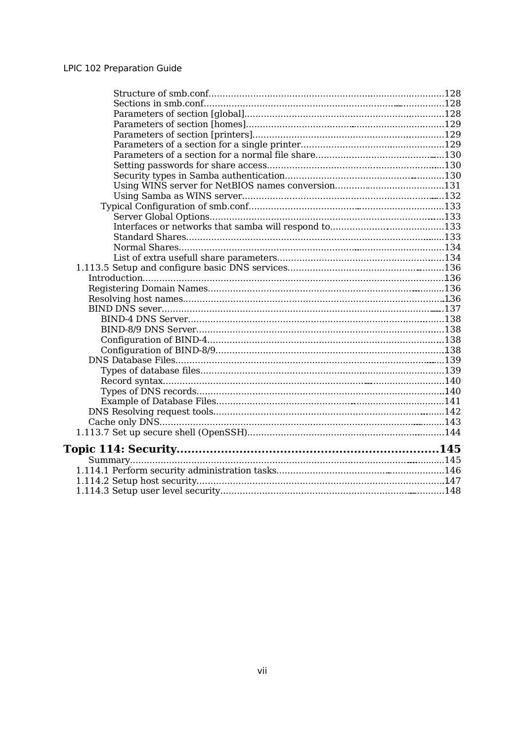Structure of smb.conf.....128
Sections in smb.conf.....128
Parameters of section [global].....128
Parameters of section [homes].....129
Parameters of section [printers].....129
Parameters of a section for a single printer.....129
Parameters of a section for a normal file share.....130
Setting passwords for share access.....130
Security types in Samba authentication.....130
Using WINS server for NetBIOS names conversion.....131
Using Samba as WINS server.....132
Typical Configuration of smb.conf.....133
Server Global Options.....133
Interfaces or networks that samba will respond to.....133
Standard Shares.....133
Normal Shares.....134
List of extra usefull share parameters.....134
1.113.5 Setup and configure basic DNS services.....136
Introduction.....136
Registering Domain Names.....136
Resolving host names.....136
BIND DNS sever.....137
BIND-4 DNS Server.....138
BIND-8/9 DNS Server.....138
Configuration of BIND-4.....138
Configuration of BIND-8/9.....138
DNS Database Files.....139
Types of database files.....139
Record syntax.....140
Types of DNS records.....140
Example of Database Files.....141
DNS Resolving request tools.....142
Cache only DNS.....143
1.113.7 Set up secure shell (OpenSSH).....144

**Topic 114: Security.....145**

Summary.....145
1.114.1 Perform security administration tasks.....146
1.114.2 Setup host security.....147
1.114.3 Setup user level security.....148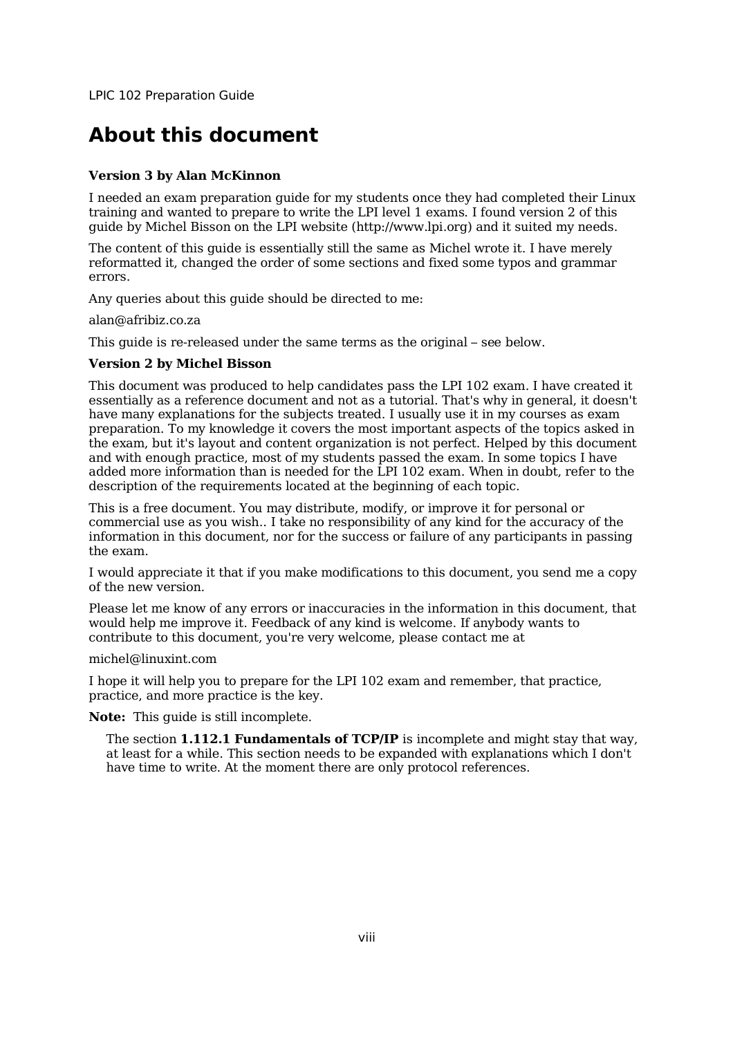# About this document

**Version 3 by Alan McKinnon**

I needed an exam preparation guide for my students once they had completed their Linux training and wanted to prepare to write the LPI level 1 exams. I found version 2 of this guide by Michel Bisson on the LPI website (http://www.lpi.org) and it suited my needs.

The content of this guide is essentially still the same as Michel wrote it. I have merely reformatted it, changed the order of some sections and fixed some typos and grammar errors.

Any queries about this guide should be directed to me:

alan@afribiz.co.za

This guide is re-released under the same terms as the original – see below.

**Version 2 by Michel Bisson**

This document was produced to help candidates pass the LPI 102 exam. I have created it essentially as a reference document and not as a tutorial. That's why in general, it doesn't have many explanations for the subjects treated. I usually use it in my courses as exam preparation. To my knowledge it covers the most important aspects of the topics asked in the exam, but it's layout and content organization is not perfect. Helped by this document and with enough practice, most of my students passed the exam. In some topics I have added more information than is needed for the LPI 102 exam. When in doubt, refer to the description of the requirements located at the beginning of each topic.

This is a free document. You may distribute, modify, or improve it for personal or commercial use as you wish.. I take no responsibility of any kind for the accuracy of the information in this document, nor for the success or failure of any participants in passing the exam.

I would appreciate it that if you make modifications to this document, you send me a copy of the new version.

Please let me know of any errors or inaccuracies in the information in this document, that would help me improve it. Feedback of any kind is welcome. If anybody wants to contribute to this document, you're very welcome, please contact me at

michel@linuxint.com

I hope it will help you to prepare for the LPI 102 exam and remember, that practice, practice, and more practice is the key.

**Note:** This guide is still incomplete.

The section **1.112.1 Fundamentals of TCP/IP** is incomplete and might stay that way, at least for a while. This section needs to be expanded with explanations which I don't have time to write. At the moment there are only protocol references.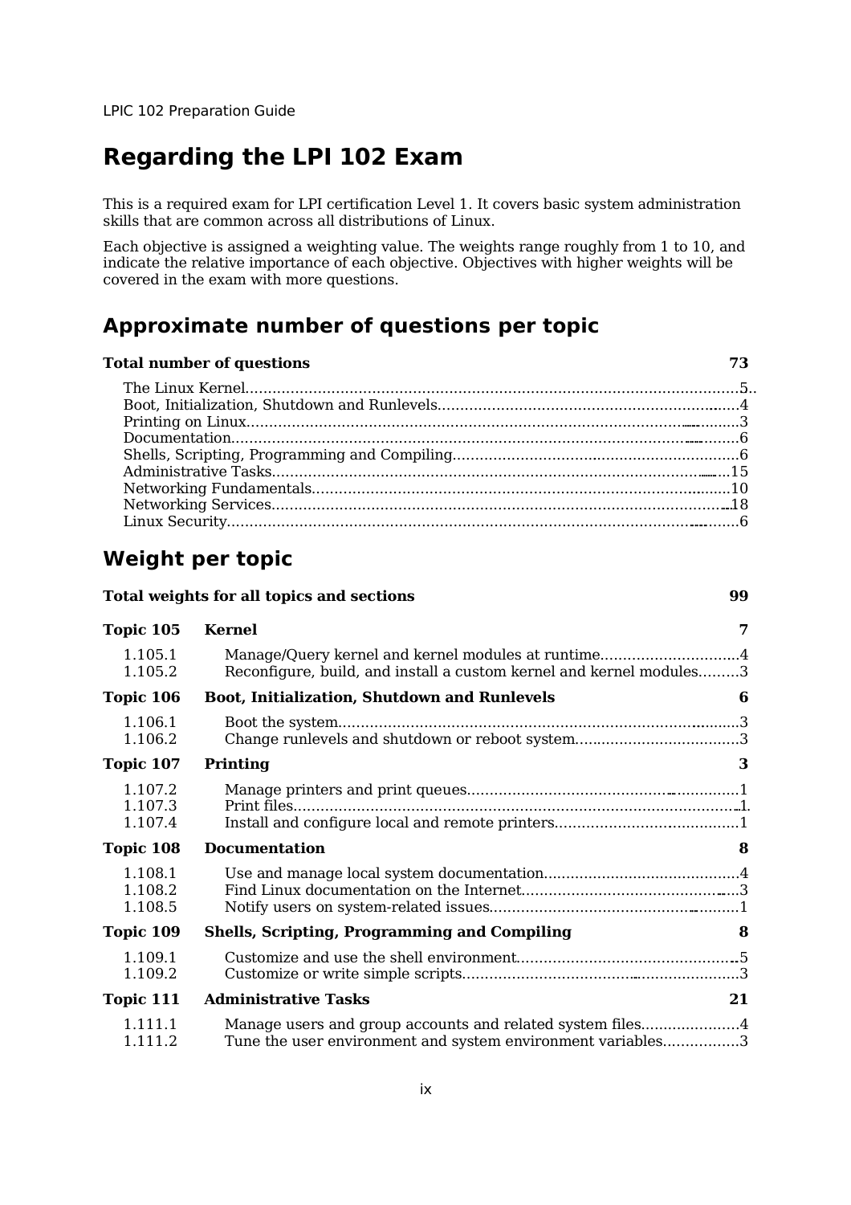# Regarding the LPI 102 Exam

This is a required exam for LPI certification Level 1. It covers basic system administration skills that are common across all distributions of Linux.

Each objective is assigned a weighting value. The weights range roughly from 1 to 10, and indicate the relative importance of each objective. Objectives with higher weights will be covered in the exam with more questions.

## Approximate number of questions per topic

| **Total number of questions** | **73** |
|---|---|
| The Linux Kernel | 5 |
| Boot, Initialization, Shutdown and Runlevels | 4 |
| Printing on Linux | 3 |
| Documentation | 6 |
| Shells, Scripting, Programming and Compiling | 6 |
| Administrative Tasks | 15 |
| Networking Fundamentals | 10 |
| Networking Services | 18 |
| Linux Security | 6 |

## Weight per topic

| **Total weights for all topics and sections** | | **99** |
|---|---|---|
| **Topic 105** | **Kernel** | **7** |
| 1.105.1 | Manage/Query kernel and kernel modules at runtime | 4 |
| 1.105.2 | Reconfigure, build, and install a custom kernel and kernel modules | 3 |
| **Topic 106** | **Boot, Initialization, Shutdown and Runlevels** | **6** |
| 1.106.1 | Boot the system | 3 |
| 1.106.2 | Change runlevels and shutdown or reboot system | 3 |
| **Topic 107** | **Printing** | **3** |
| 1.107.2 | Manage printers and print queues | 1 |
| 1.107.3 | Print files | 1 |
| 1.107.4 | Install and configure local and remote printers | 1 |
| **Topic 108** | **Documentation** | **8** |
| 1.108.1 | Use and manage local system documentation | 4 |
| 1.108.2 | Find Linux documentation on the Internet | 3 |
| 1.108.5 | Notify users on system-related issues | 1 |
| **Topic 109** | **Shells, Scripting, Programming and Compiling** | **8** |
| 1.109.1 | Customize and use the shell environment | 5 |
| 1.109.2 | Customize or write simple scripts | 3 |
| **Topic 111** | **Administrative Tasks** | **21** |
| 1.111.1 | Manage users and group accounts and related system files | 4 |
| 1.111.2 | Tune the user environment and system environment variables | 3 |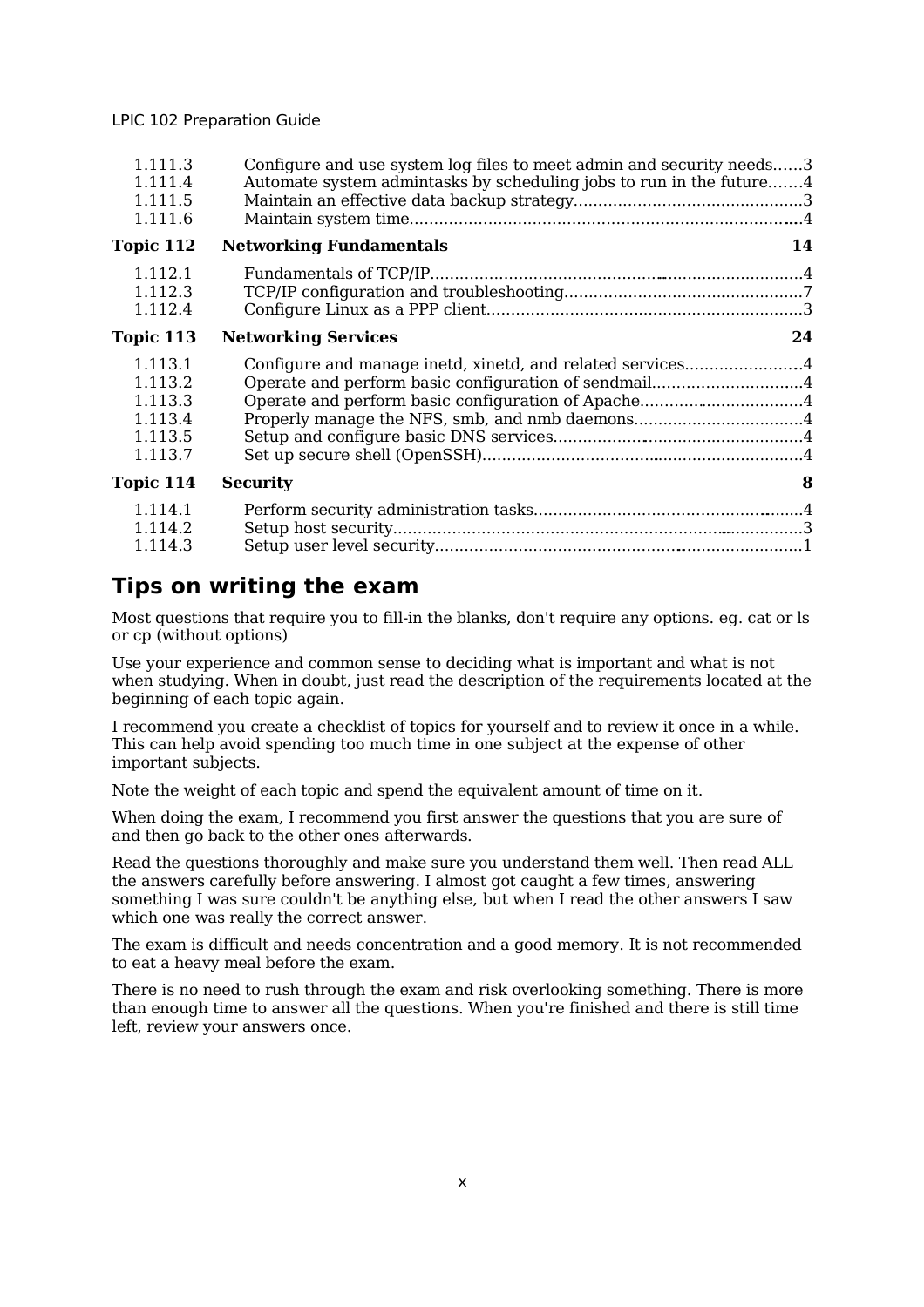| | | |
|---|---|---|
| 1.111.3 | Configure and use system log files to meet admin and security needs | 3 |
| 1.111.4 | Automate system admintasks by scheduling jobs to run in the future | 4 |
| 1.111.5 | Maintain an effective data backup strategy | 3 |
| 1.111.6 | Maintain system time | 4 |
| **Topic 112** | **Networking Fundamentals** | **14** |
| 1.112.1 | Fundamentals of TCP/IP | 4 |
| 1.112.3 | TCP/IP configuration and troubleshooting | 7 |
| 1.112.4 | Configure Linux as a PPP client | 3 |
| **Topic 113** | **Networking Services** | **24** |
| 1.113.1 | Configure and manage inetd, xinetd, and related services | 4 |
| 1.113.2 | Operate and perform basic configuration of sendmail | 4 |
| 1.113.3 | Operate and perform basic configuration of Apache | 4 |
| 1.113.4 | Properly manage the NFS, smb, and nmb daemons | 4 |
| 1.113.5 | Setup and configure basic DNS services | 4 |
| 1.113.7 | Set up secure shell (OpenSSH) | 4 |
| **Topic 114** | **Security** | **8** |
| 1.114.1 | Perform security administration tasks | 4 |
| 1.114.2 | Setup host security | 3 |
| 1.114.3 | Setup user level security | 1 |

## Tips on writing the exam

Most questions that require you to fill-in the blanks, don't require any options. eg. cat or ls or cp (without options)

Use your experience and common sense to deciding what is important and what is not when studying. When in doubt, just read the description of the requirements located at the beginning of each topic again.

I recommend you create a checklist of topics for yourself and to review it once in a while. This can help avoid spending too much time in one subject at the expense of other important subjects.

Note the weight of each topic and spend the equivalent amount of time on it.

When doing the exam, I recommend you first answer the questions that you are sure of and then go back to the other ones afterwards.

Read the questions thoroughly and make sure you understand them well. Then read ALL the answers carefully before answering. I almost got caught a few times, answering something I was sure couldn't be anything else, but when I read the other answers I saw which one was really the correct answer.

The exam is difficult and needs concentration and a good memory. It is not recommended to eat a heavy meal before the exam.

There is no need to rush through the exam and risk overlooking something. There is more than enough time to answer all the questions. When you're finished and there is still time left, review your answers once.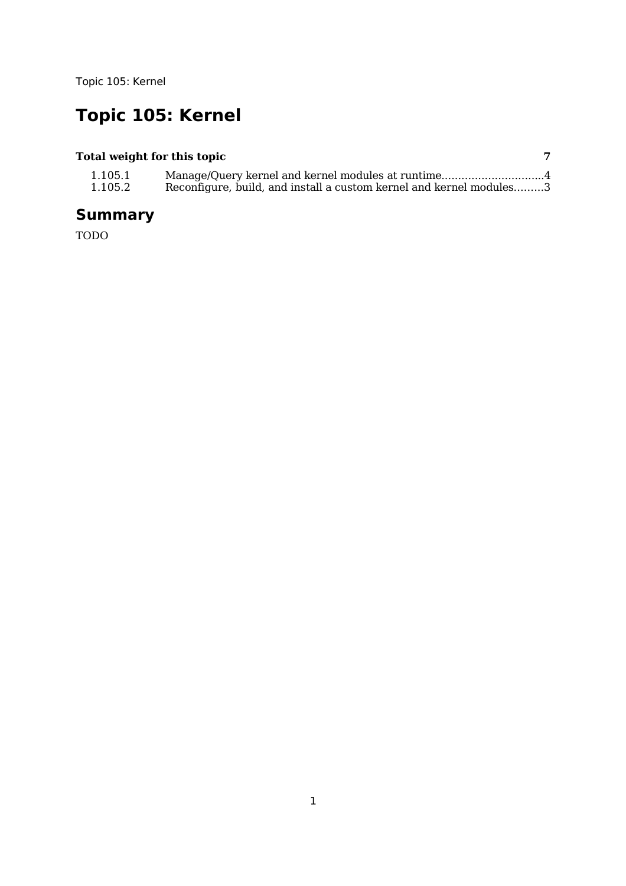# Topic 105: Kernel

**Total weight for this topic** **7**

| | | |
|---|---|---|
| 1.105.1 | Manage/Query kernel and kernel modules at runtime | 4 |
| 1.105.2 | Reconfigure, build, and install a custom kernel and kernel modules | 3 |

## Summary

TODO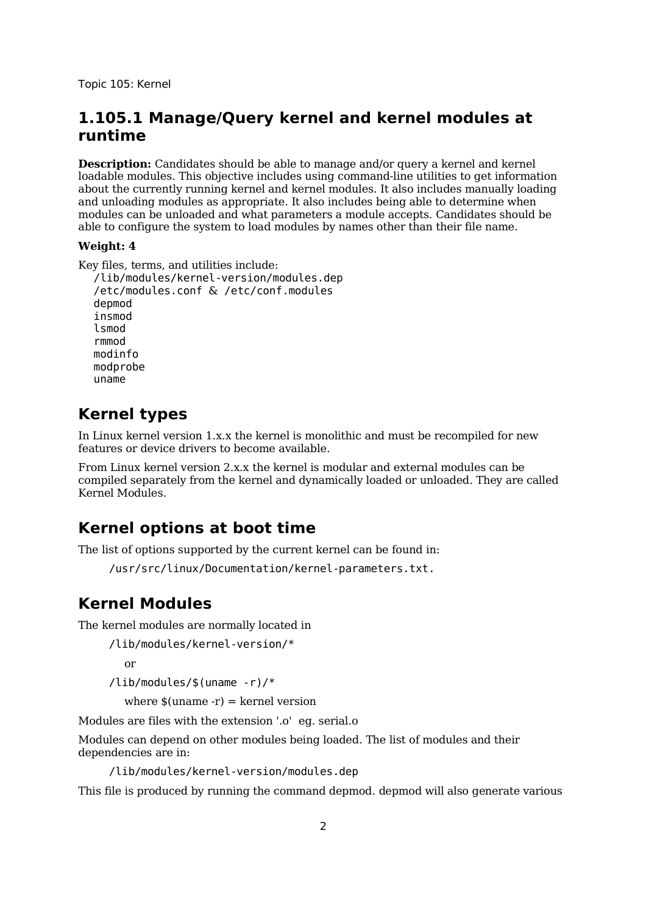Topic 105: Kernel

## 1.105.1 Manage/Query kernel and kernel modules at runtime

**Description:** Candidates should be able to manage and/or query a kernel and kernel loadable modules. This objective includes using command-line utilities to get information about the currently running kernel and kernel modules. It also includes manually loading and unloading modules as appropriate. It also includes being able to determine when modules can be unloaded and what parameters a module accepts. Candidates should be able to configure the system to load modules by names other than their file name.

**Weight: 4**

Key files, terms, and utilities include:

```
/lib/modules/kernel-version/modules.dep
/etc/modules.conf & /etc/conf.modules
depmod
insmod
lsmod
rmmod
modinfo
modprobe
uname
```

## Kernel types

In Linux kernel version 1.x.x the kernel is monolithic and must be recompiled for new features or device drivers to become available.

From Linux kernel version 2.x.x the kernel is modular and external modules can be compiled separately from the kernel and dynamically loaded or unloaded. They are called Kernel Modules.

## Kernel options at boot time

The list of options supported by the current kernel can be found in:

```
/usr/src/linux/Documentation/kernel-parameters.txt.
```

## Kernel Modules

The kernel modules are normally located in

```
/lib/modules/kernel-version/*
```

or

```
/lib/modules/$(uname -r)/*
```

where $(uname -r) = kernel version

Modules are files with the extension '.o' eg. serial.o

Modules can depend on other modules being loaded. The list of modules and their dependencies are in:

```
/lib/modules/kernel-version/modules.dep
```

This file is produced by running the command depmod. depmod will also generate various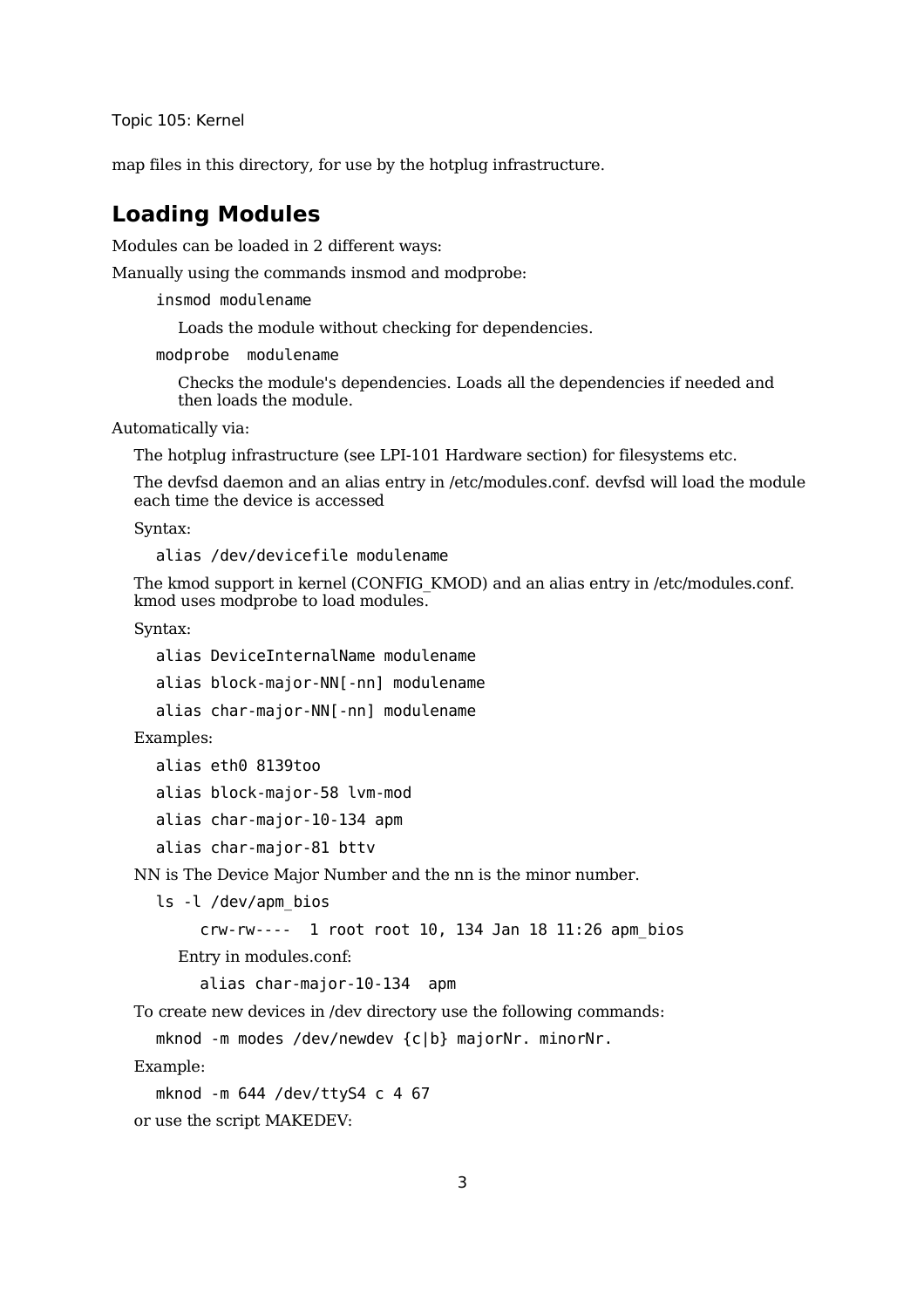map files in this directory, for use by the hotplug infrastructure.

## Loading Modules

Modules can be loaded in 2 different ways:

Manually using the commands insmod and modprobe:

```
insmod modulename
```

Loads the module without checking for dependencies.

```
modprobe  modulename
```

Checks the module's dependencies. Loads all the dependencies if needed and then loads the module.

Automatically via:

The hotplug infrastructure (see LPI-101 Hardware section) for filesystems etc.

The devfsd daemon and an alias entry in /etc/modules.conf. devfsd will load the module each time the device is accessed

Syntax:

```
alias /dev/devicefile modulename
```

The kmod support in kernel (CONFIG_KMOD) and an alias entry in /etc/modules.conf. kmod uses modprobe to load modules.

Syntax:

```
alias DeviceInternalName modulename
alias block-major-NN[-nn] modulename
alias char-major-NN[-nn] modulename
```

Examples:

```
alias eth0 8139too
alias block-major-58 lvm-mod
alias char-major-10-134 apm
alias char-major-81 bttv
```

NN is The Device Major Number and the nn is the minor number.

```
ls -l /dev/apm_bios
    crw-rw----  1 root root 10, 134 Jan 18 11:26 apm_bios
```

Entry in modules.conf:

```
alias char-major-10-134  apm
```

To create new devices in /dev directory use the following commands:

```
mknod -m modes /dev/newdev {c|b} majorNr. minorNr.
```

Example:

```
mknod -m 644 /dev/ttyS4 c 4 67
```

or use the script MAKEDEV: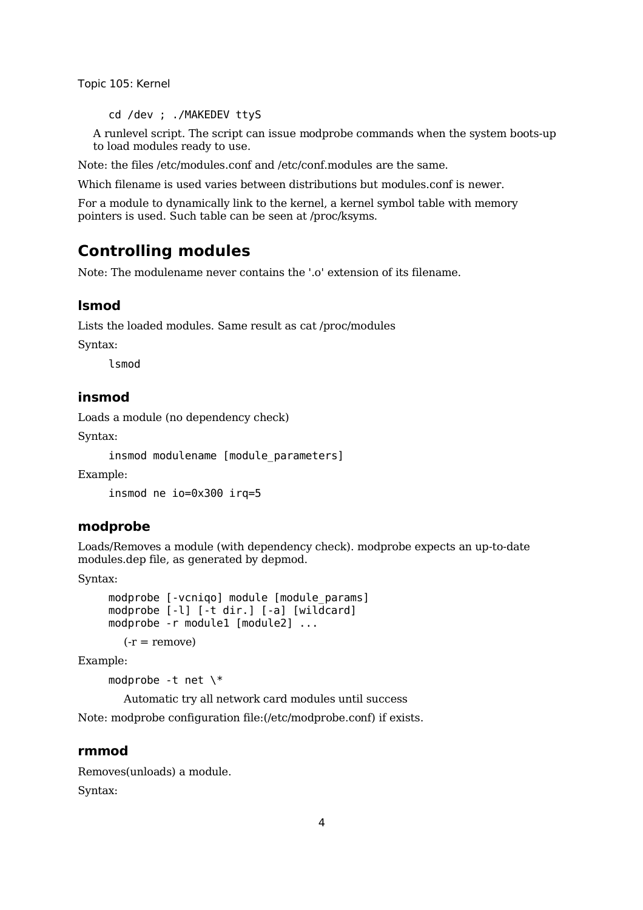```
cd /dev ; ./MAKEDEV ttyS
```

A runlevel script. The script can issue modprobe commands when the system boots-up to load modules ready to use.

Note: the files /etc/modules.conf and /etc/conf.modules are the same.

Which filename is used varies between distributions but modules.conf is newer.

For a module to dynamically link to the kernel, a kernel symbol table with memory pointers is used. Such table can be seen at /proc/ksyms.

## Controlling modules

Note: The modulename never contains the '.o' extension of its filename.

### lsmod

Lists the loaded modules. Same result as cat /proc/modules

Syntax:

```
lsmod
```

### insmod

Loads a module (no dependency check)

Syntax:

```
insmod modulename [module_parameters]
```

Example:

```
insmod ne io=0x300 irq=5
```

### modprobe

Loads/Removes a module (with dependency check). modprobe expects an up-to-date modules.dep file, as generated by depmod.

Syntax:

```
modprobe [-vcniqo] module [module_params]
modprobe [-l] [-t dir.] [-a] [wildcard]
modprobe -r module1 [module2] ...
```

(-r = remove)

Example:

```
modprobe -t net \*
```

Automatic try all network card modules until success

Note: modprobe configuration file:(/etc/modprobe.conf) if exists.

### rmmod

Removes(unloads) a module.

Syntax: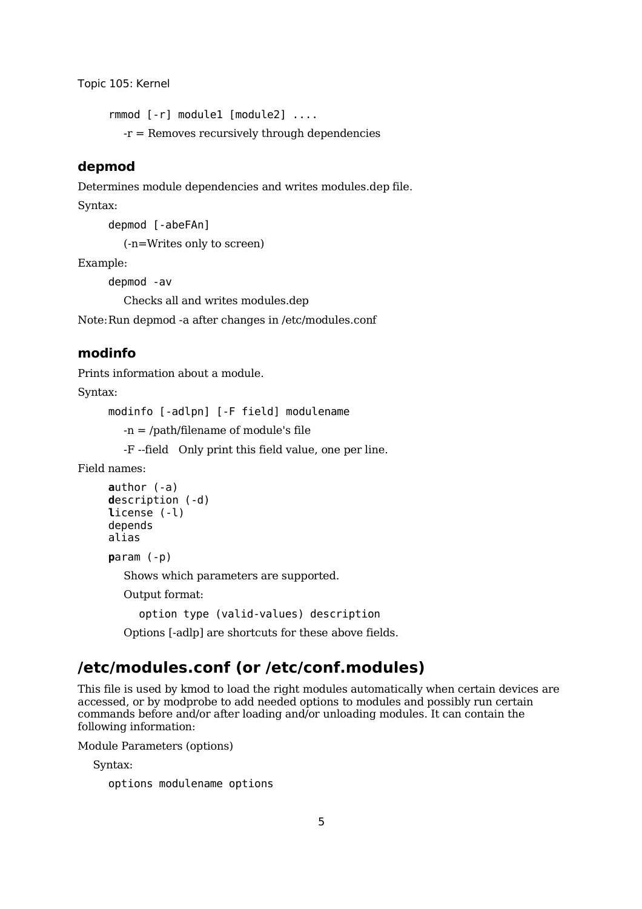```
rmmod [-r] module1 [module2] ....
```

-r = Removes recursively through dependencies

### depmod

Determines module dependencies and writes modules.dep file.

Syntax:

```
depmod [-abeFAn]
```

(-n=Writes only to screen)

Example:

```
depmod -av
```

Checks all and writes modules.dep

Note: Run depmod -a after changes in /etc/modules.conf

### modinfo

Prints information about a module.

Syntax:

```
modinfo [-adlpn] [-F field] modulename
```

-n = /path/filename of module's file

-F --field Only print this field value, one per line.

Field names:

```
author (-a)
description (-d)
license (-l)
depends
alias
```

```
param (-p)
```

Shows which parameters are supported.

Output format:

```
option type (valid-values) description
```

Options [-adlp] are shortcuts for these above fields.

## /etc/modules.conf (or /etc/conf.modules)

This file is used by kmod to load the right modules automatically when certain devices are accessed, or by modprobe to add needed options to modules and possibly run certain commands before and/or after loading and/or unloading modules. It can contain the following information:

Module Parameters (options)

Syntax:

```
options modulename options
```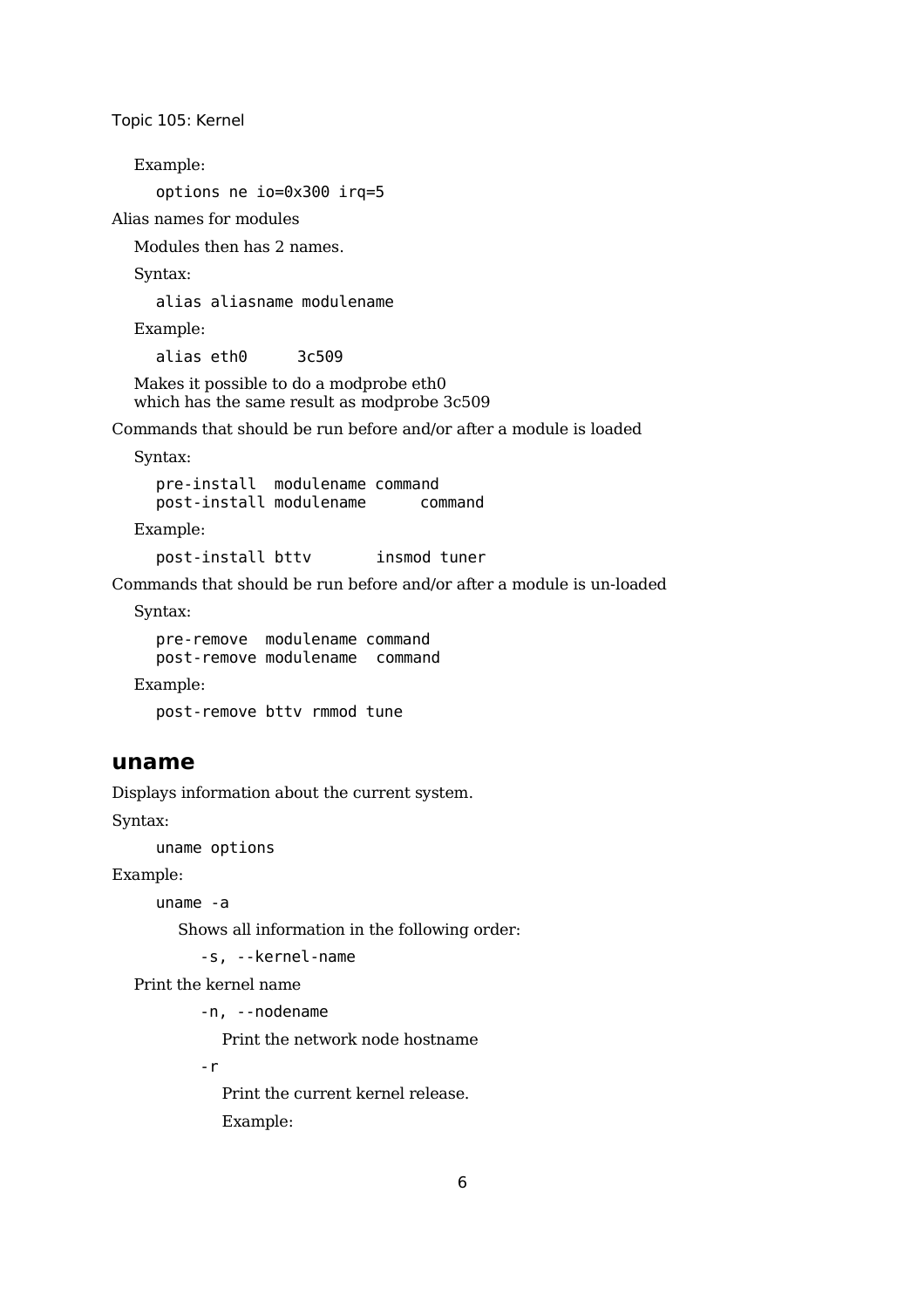Example:

```
options ne io=0x300 irq=5
```

Alias names for modules

Modules then has 2 names.

Syntax:

```
alias aliasname modulename
```

Example:

```
alias eth0     3c509
```

Makes it possible to do a modprobe eth0
which has the same result as modprobe 3c509

Commands that should be run before and/or after a module is loaded

Syntax:

```
pre-install  modulename command
post-install modulename      command
```

Example:

```
post-install bttv       insmod tuner
```

Commands that should be run before and/or after a module is un-loaded

Syntax:

```
pre-remove  modulename command
post-remove modulename  command
```

Example:

```
post-remove bttv rmmod tune
```

## uname

Displays information about the current system.

Syntax:

```
uname options
```

Example:

```
uname -a
```

Shows all information in the following order:

`-s, --kernel-name`

Print the kernel name

`-n, --nodename`

Print the network node hostname

`-r`

Print the current kernel release.

Example: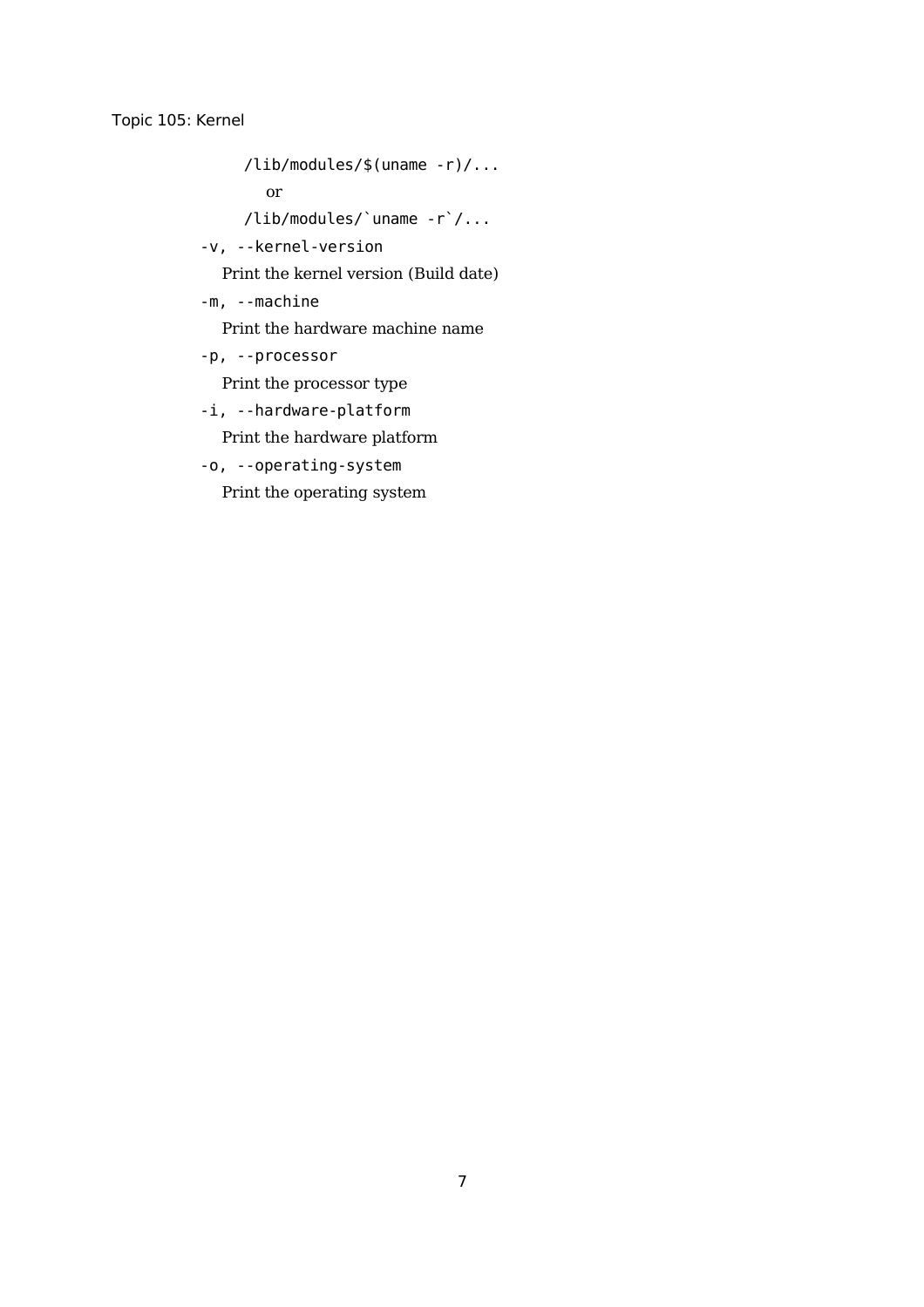```
/lib/modules/$(uname -r)/...
```

or

```
/lib/modules/`uname -r`/...
```

`-v, --kernel-version`

Print the kernel version (Build date)

`-m, --machine`

Print the hardware machine name

`-p, --processor`

Print the processor type

`-i, --hardware-platform`

Print the hardware platform

`-o, --operating-system`

Print the operating system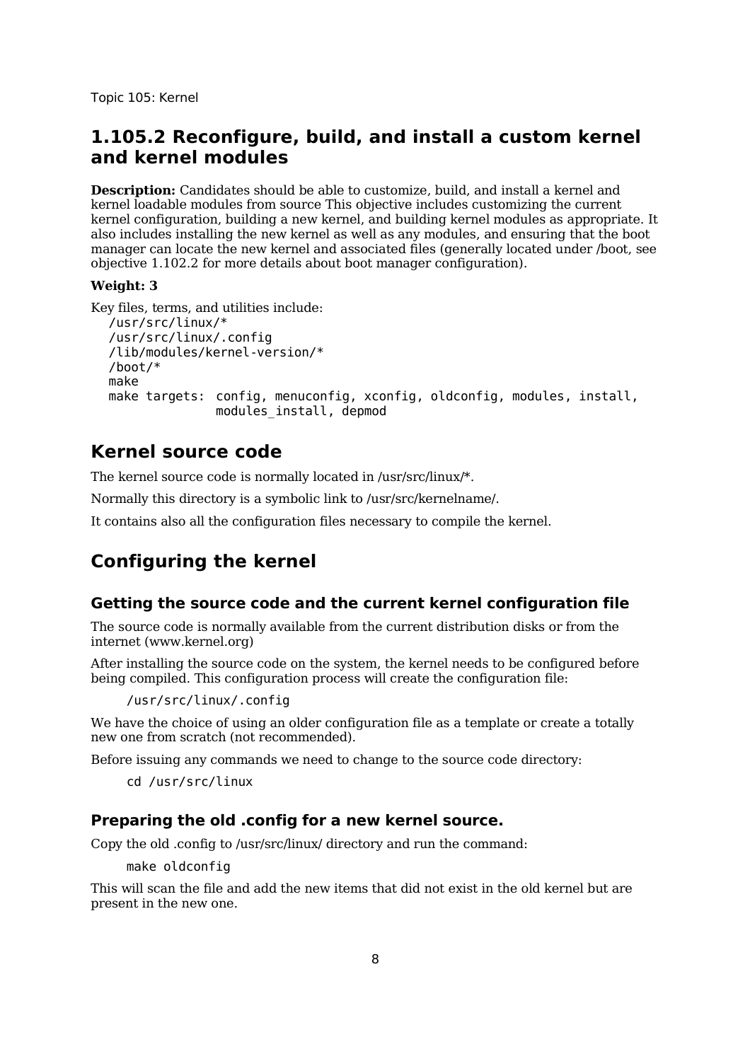Topic 105: Kernel

## 1.105.2 Reconfigure, build, and install a custom kernel and kernel modules

**Description:** Candidates should be able to customize, build, and install a kernel and kernel loadable modules from source This objective includes customizing the current kernel configuration, building a new kernel, and building kernel modules as appropriate. It also includes installing the new kernel as well as any modules, and ensuring that the boot manager can locate the new kernel and associated files (generally located under /boot, see objective 1.102.2 for more details about boot manager configuration).

**Weight: 3**

Key files, terms, and utilities include:

```
/usr/src/linux/*
/usr/src/linux/.config
/lib/modules/kernel-version/*
/boot/*
make
make targets:  config, menuconfig, xconfig, oldconfig, modules, install,
               modules_install, depmod
```

## Kernel source code

The kernel source code is normally located in /usr/src/linux/*.

Normally this directory is a symbolic link to /usr/src/kernelname/.

It contains also all the configuration files necessary to compile the kernel.

## Configuring the kernel

### Getting the source code and the current kernel configuration file

The source code is normally available from the current distribution disks or from the internet (www.kernel.org)

After installing the source code on the system, the kernel needs to be configured before being compiled. This configuration process will create the configuration file:

```
/usr/src/linux/.config
```

We have the choice of using an older configuration file as a template or create a totally new one from scratch (not recommended).

Before issuing any commands we need to change to the source code directory:

```
cd /usr/src/linux
```

### Preparing the old .config for a new kernel source.

Copy the old .config to /usr/src/linux/ directory and run the command:

```
make oldconfig
```

This will scan the file and add the new items that did not exist in the old kernel but are present in the new one.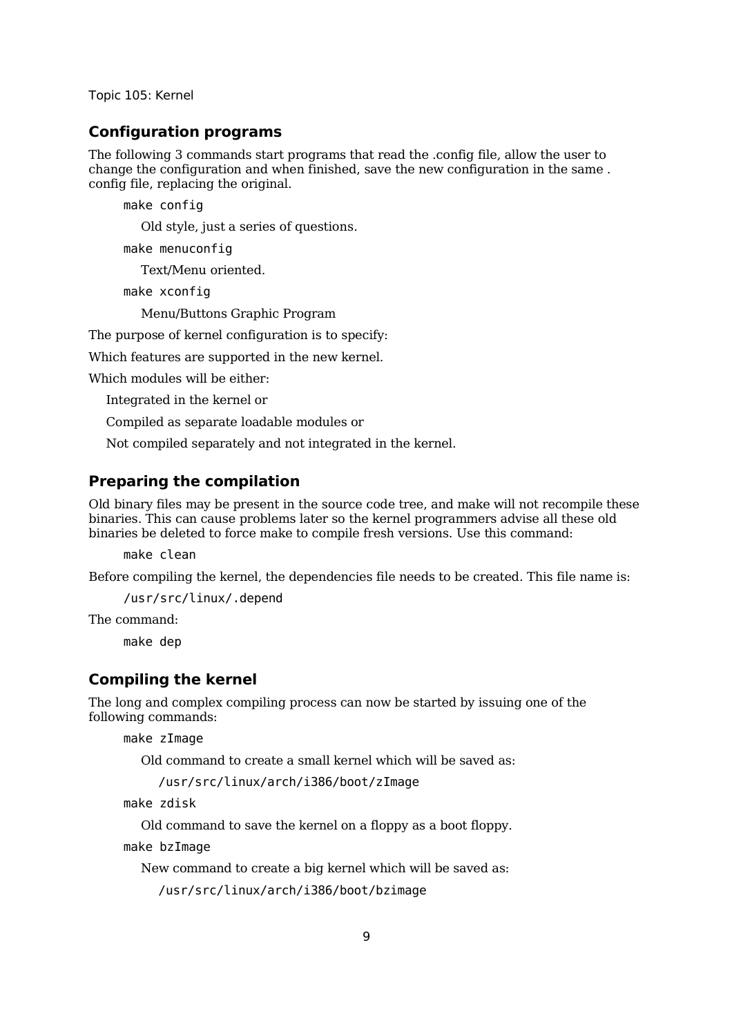## Configuration programs

The following 3 commands start programs that read the .config file, allow the user to change the configuration and when finished, save the new configuration in the same . config file, replacing the original.

`make config`

Old style, just a series of questions.

`make menuconfig`

Text/Menu oriented.

`make xconfig`

Menu/Buttons Graphic Program

The purpose of kernel configuration is to specify:

Which features are supported in the new kernel.

Which modules will be either:

Integrated in the kernel or

Compiled as separate loadable modules or

Not compiled separately and not integrated in the kernel.

## Preparing the compilation

Old binary files may be present in the source code tree, and make will not recompile these binaries. This can cause problems later so the kernel programmers advise all these old binaries be deleted to force make to compile fresh versions. Use this command:

`make clean`

Before compiling the kernel, the dependencies file needs to be created. This file name is:

`/usr/src/linux/.depend`

The command:

`make dep`

## Compiling the kernel

The long and complex compiling process can now be started by issuing one of the following commands:

`make zImage`

Old command to create a small kernel which will be saved as:

`/usr/src/linux/arch/i386/boot/zImage`

`make zdisk`

Old command to save the kernel on a floppy as a boot floppy.

`make bzImage`

New command to create a big kernel which will be saved as:

`/usr/src/linux/arch/i386/boot/bzimage`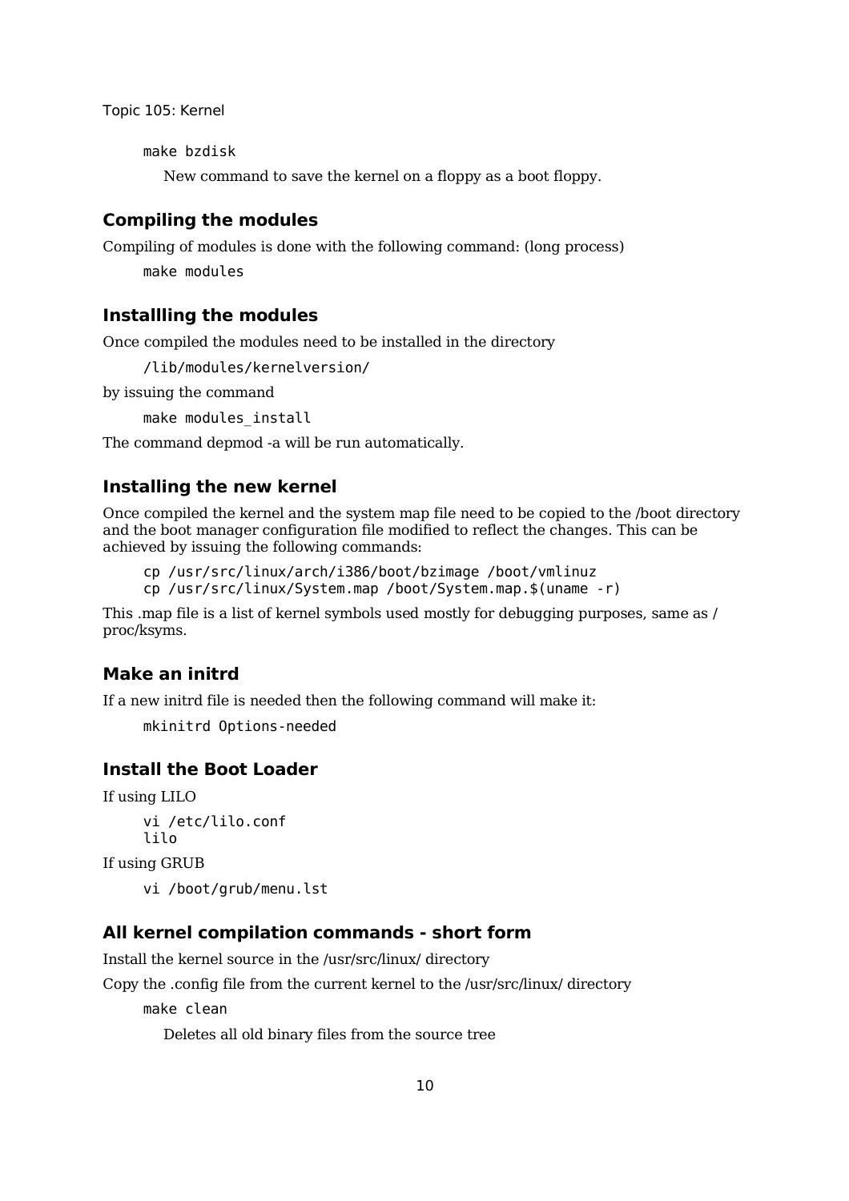```
make bzdisk
```

New command to save the kernel on a floppy as a boot floppy.

### Compiling the modules

Compiling of modules is done with the following command: (long process)

```
make modules
```

### Installling the modules

Once compiled the modules need to be installed in the directory

```
/lib/modules/kernelversion/
```

by issuing the command

```
make modules_install
```

The command depmod -a will be run automatically.

### Installing the new kernel

Once compiled the kernel and the system map file need to be copied to the /boot directory and the boot manager configuration file modified to reflect the changes. This can be achieved by issuing the following commands:

```
cp /usr/src/linux/arch/i386/boot/bzimage /boot/vmlinuz
cp /usr/src/linux/System.map /boot/System.map.$(uname -r)
```

This .map file is a list of kernel symbols used mostly for debugging purposes, same as /proc/ksyms.

### Make an initrd

If a new initrd file is needed then the following command will make it:

```
mkinitrd Options-needed
```

### Install the Boot Loader

If using LILO

```
vi /etc/lilo.conf
lilo
```

If using GRUB

```
vi /boot/grub/menu.lst
```

### All kernel compilation commands - short form

Install the kernel source in the /usr/src/linux/ directory

Copy the .config file from the current kernel to the /usr/src/linux/ directory

```
make clean
```

Deletes all old binary files from the source tree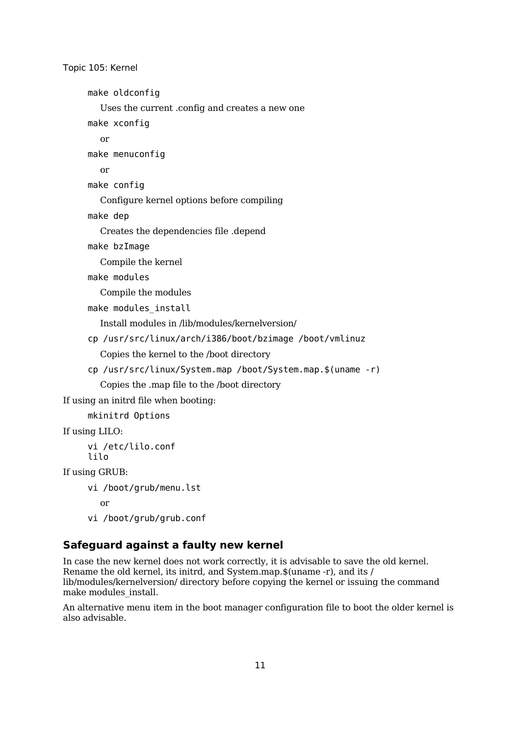```
make oldconfig
```

Uses the current .config and creates a new one

```
make xconfig
```

or

```
make menuconfig
```

or

```
make config
```

Configure kernel options before compiling

```
make dep
```

Creates the dependencies file .depend

```
make bzImage
```

Compile the kernel

```
make modules
```

Compile the modules

```
make modules_install
```

Install modules in /lib/modules/kernelversion/

```
cp /usr/src/linux/arch/i386/boot/bzimage /boot/vmlinuz
```

Copies the kernel to the /boot directory

```
cp /usr/src/linux/System.map /boot/System.map.$(uname -r)
```

Copies the .map file to the /boot directory

If using an initrd file when booting:

```
mkinitrd Options
```

If using LILO:

```
vi /etc/lilo.conf
lilo
```

If using GRUB:

```
vi /boot/grub/menu.lst
```

or

```
vi /boot/grub/grub.conf
```

### Safeguard against a faulty new kernel

In case the new kernel does not work correctly, it is advisable to save the old kernel. Rename the old kernel, its initrd, and System.map.$(uname -r), and its /lib/modules/kernelversion/ directory before copying the kernel or issuing the command make modules_install.

An alternative menu item in the boot manager configuration file to boot the older kernel is also advisable.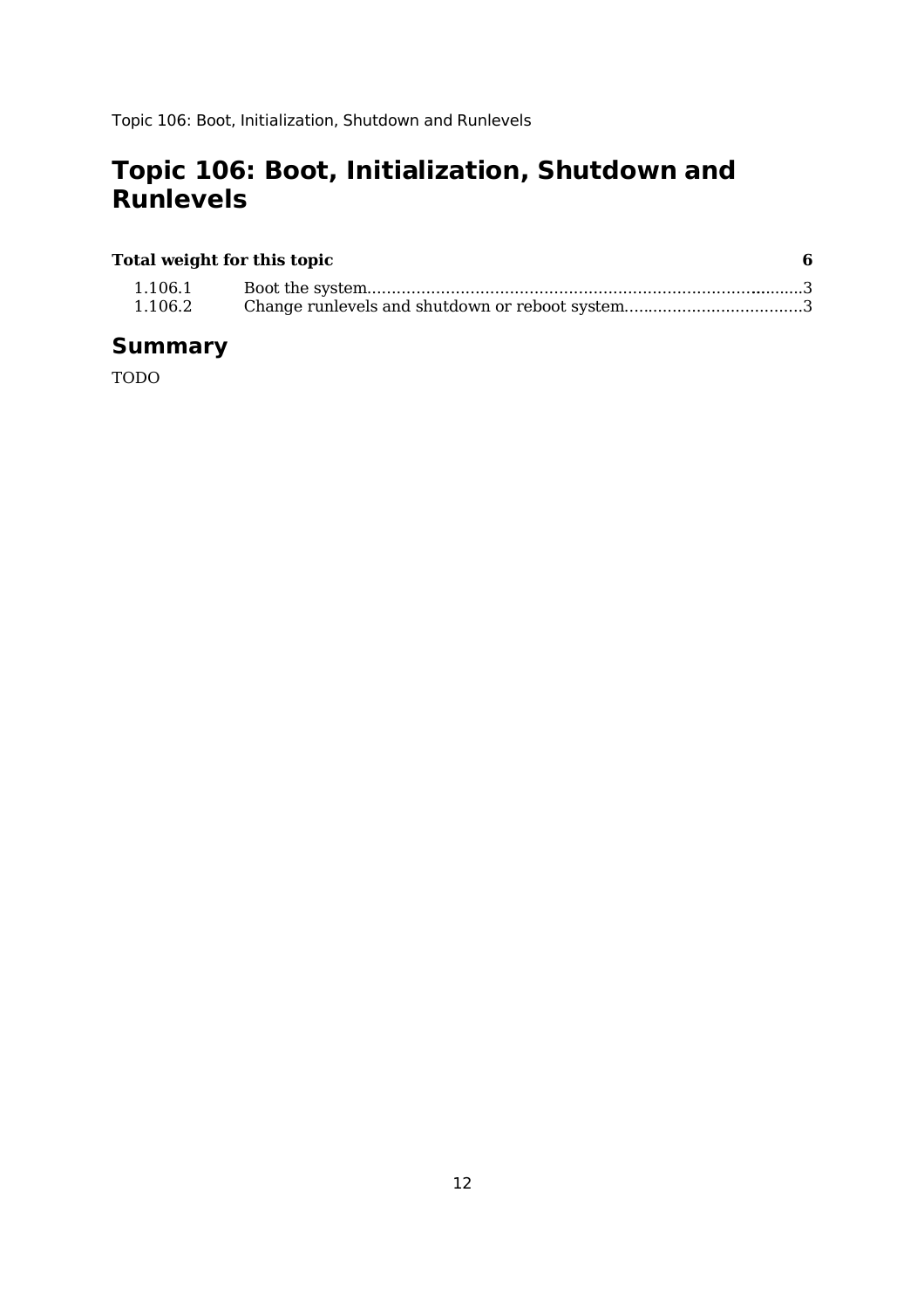# Topic 106: Boot, Initialization, Shutdown and Runlevels

| **Total weight for this topic** | | **6** |
|---|---|---|
| 1.106.1 | Boot the system | 3 |
| 1.106.2 | Change runlevels and shutdown or reboot system | 3 |

## Summary

TODO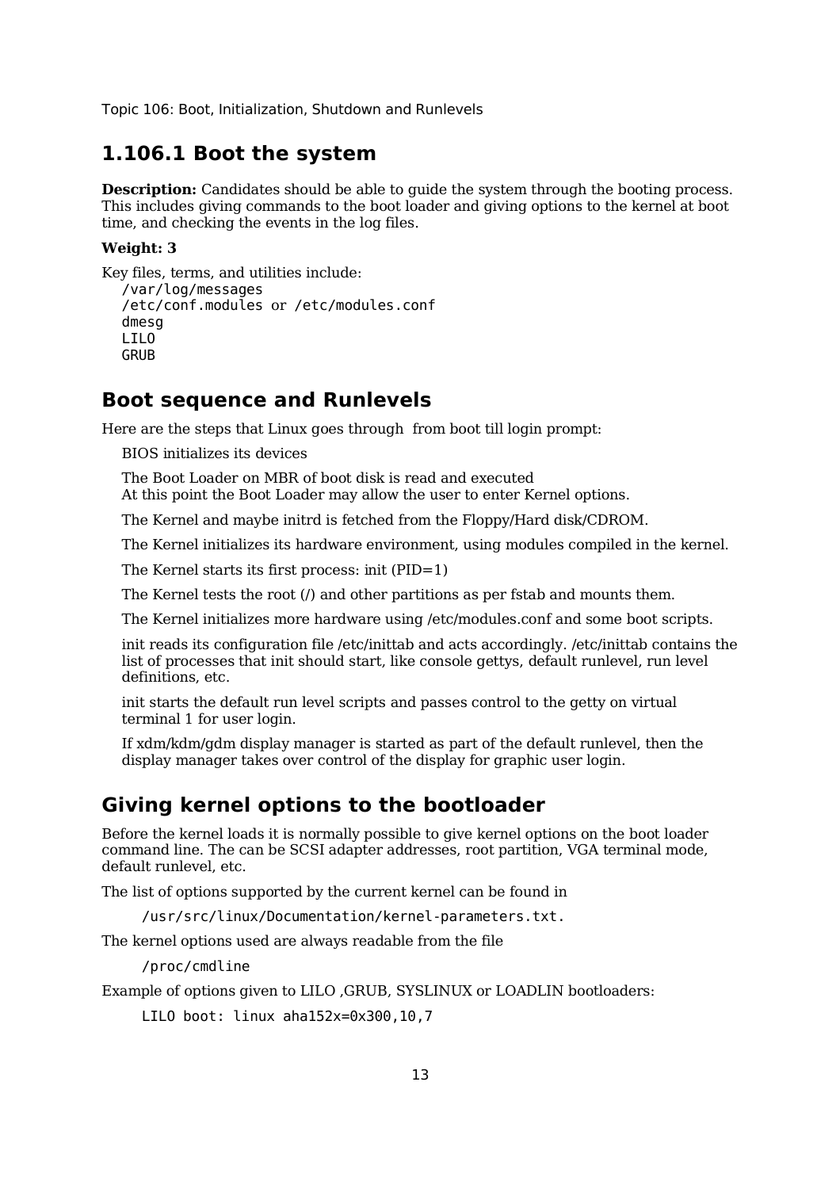Topic 106: Boot, Initialization, Shutdown and Runlevels

## 1.106.1 Boot the system

**Description:** Candidates should be able to guide the system through the booting process. This includes giving commands to the boot loader and giving options to the kernel at boot time, and checking the events in the log files.

**Weight: 3**

Key files, terms, and utilities include:

```
/var/log/messages
/etc/conf.modules or /etc/modules.conf
dmesg
LILO
GRUB
```

## Boot sequence and Runlevels

Here are the steps that Linux goes through from boot till login prompt:

BIOS initializes its devices

The Boot Loader on MBR of boot disk is read and executed
At this point the Boot Loader may allow the user to enter Kernel options.

The Kernel and maybe initrd is fetched from the Floppy/Hard disk/CDROM.

The Kernel initializes its hardware environment, using modules compiled in the kernel.

The Kernel starts its first process: init (PID=1)

The Kernel tests the root (/) and other partitions as per fstab and mounts them.

The Kernel initializes more hardware using /etc/modules.conf and some boot scripts.

init reads its configuration file /etc/inittab and acts accordingly. /etc/inittab contains the list of processes that init should start, like console gettys, default runlevel, run level definitions, etc.

init starts the default run level scripts and passes control to the getty on virtual terminal 1 for user login.

If xdm/kdm/gdm display manager is started as part of the default runlevel, then the display manager takes over control of the display for graphic user login.

## Giving kernel options to the bootloader

Before the kernel loads it is normally possible to give kernel options on the boot loader command line. The can be SCSI adapter addresses, root partition, VGA terminal mode, default runlevel, etc.

The list of options supported by the current kernel can be found in

```
/usr/src/linux/Documentation/kernel-parameters.txt.
```

The kernel options used are always readable from the file

```
/proc/cmdline
```

Example of options given to LILO ,GRUB, SYSLINUX or LOADLIN bootloaders:

```
LILO boot: linux aha152x=0x300,10,7
```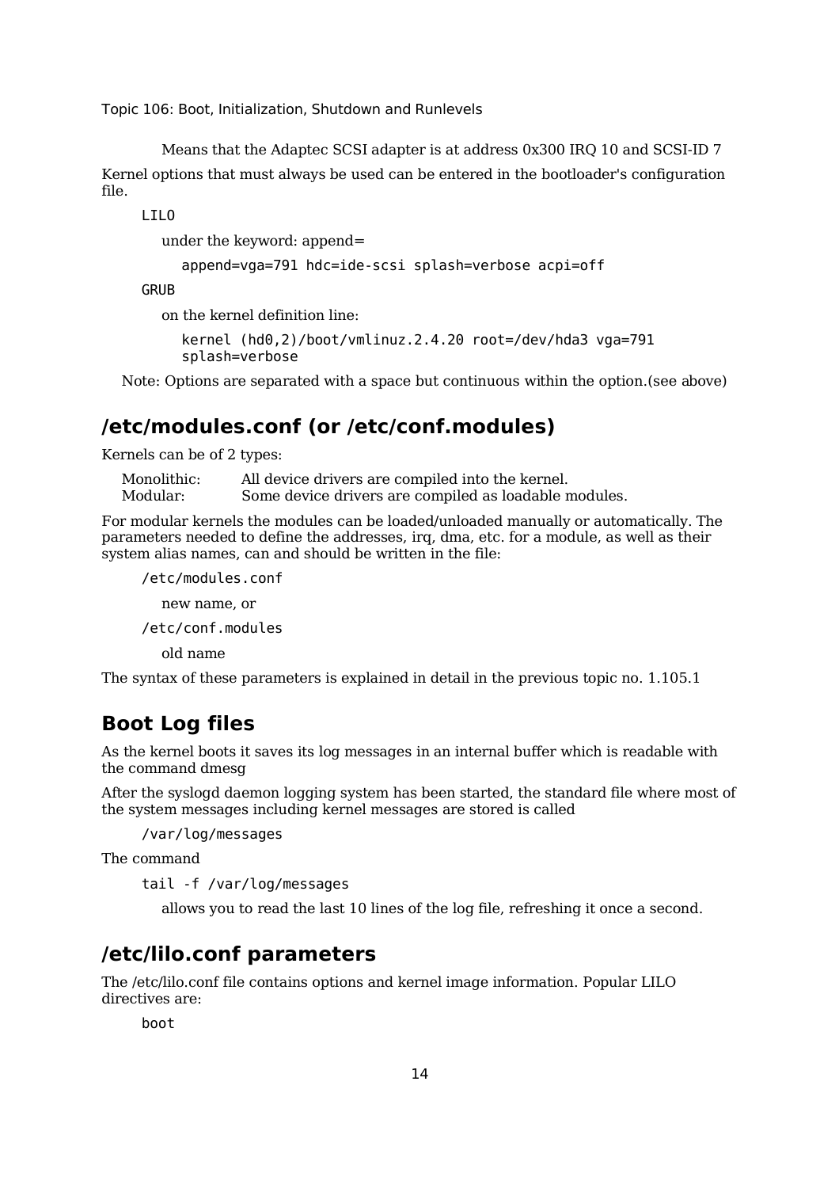Means that the Adaptec SCSI adapter is at address 0x300 IRQ 10 and SCSI-ID 7

Kernel options that must always be used can be entered in the bootloader's configuration file.

LILO

under the keyword: append=

```
append=vga=791 hdc=ide-scsi splash=verbose acpi=off
```

GRUB

on the kernel definition line:

```
kernel (hd0,2)/boot/vmlinuz.2.4.20 root=/dev/hda3 vga=791
splash=verbose
```

Note: Options are separated with a space but continuous within the option.(see above)

## /etc/modules.conf (or /etc/conf.modules)

Kernels can be of 2 types:

| | |
|---|---|
| Monolithic: | All device drivers are compiled into the kernel. |
| Modular: | Some device drivers are compiled as loadable modules. |

For modular kernels the modules can be loaded/unloaded manually or automatically. The parameters needed to define the addresses, irq, dma, etc. for a module, as well as their system alias names, can and should be written in the file:

`/etc/modules.conf`

new name, or

`/etc/conf.modules`

old name

The syntax of these parameters is explained in detail in the previous topic no. 1.105.1

## Boot Log files

As the kernel boots it saves its log messages in an internal buffer which is readable with the command dmesg

After the syslogd daemon logging system has been started, the standard file where most of the system messages including kernel messages are stored is called

`/var/log/messages`

The command

```
tail -f /var/log/messages
```

allows you to read the last 10 lines of the log file, refreshing it once a second.

## /etc/lilo.conf parameters

The /etc/lilo.conf file contains options and kernel image information. Popular LILO directives are:

`boot`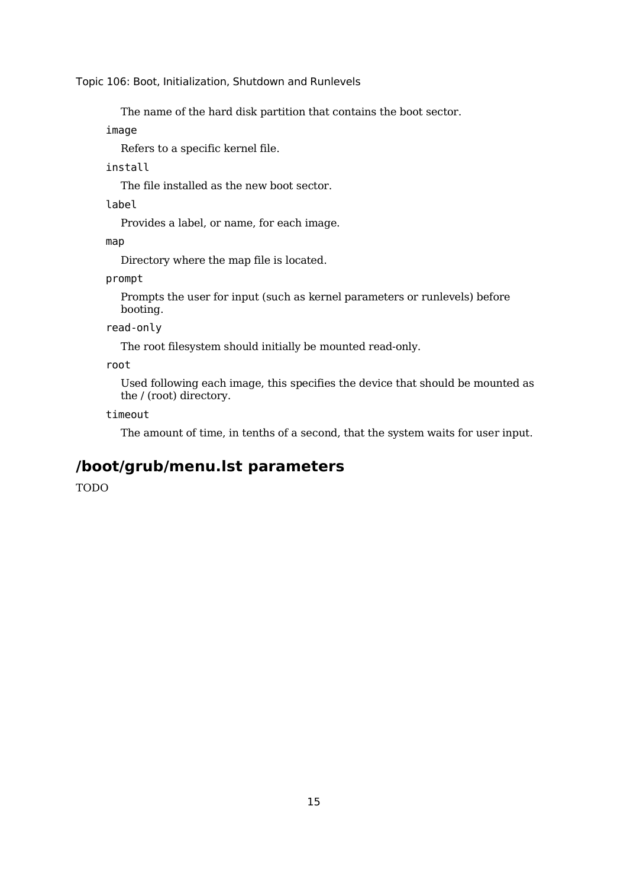The name of the hard disk partition that contains the boot sector.

`image`

Refers to a specific kernel file.

`install`

The file installed as the new boot sector.

`label`

Provides a label, or name, for each image.

`map`

Directory where the map file is located.

`prompt`

Prompts the user for input (such as kernel parameters or runlevels) before booting.

`read-only`

The root filesystem should initially be mounted read-only.

`root`

Used following each image, this specifies the device that should be mounted as the / (root) directory.

`timeout`

The amount of time, in tenths of a second, that the system waits for user input.

## /boot/grub/menu.lst parameters

TODO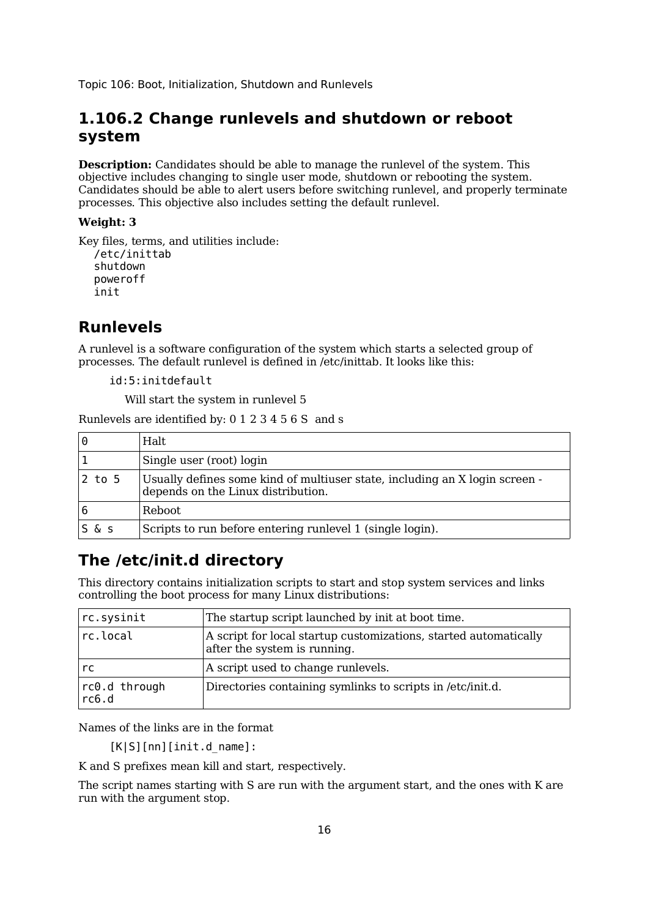Topic 106: Boot, Initialization, Shutdown and Runlevels

## 1.106.2 Change runlevels and shutdown or reboot system

**Description:** Candidates should be able to manage the runlevel of the system. This objective includes changing to single user mode, shutdown or rebooting the system. Candidates should be able to alert users before switching runlevel, and properly terminate processes. This objective also includes setting the default runlevel.

**Weight: 3**

Key files, terms, and utilities include:

```
/etc/inittab
shutdown
poweroff
init
```

## Runlevels

A runlevel is a software configuration of the system which starts a selected group of processes. The default runlevel is defined in /etc/inittab. It looks like this:

```
id:5:initdefault
```

Will start the system in runlevel 5

Runlevels are identified by: 0 1 2 3 4 5 6 S and s

| | |
|---|---|
| `0` | Halt |
| `1` | Single user (root) login |
| `2 to 5` | Usually defines some kind of multiuser state, including an X login screen - depends on the Linux distribution. |
| `6` | Reboot |
| `S & s` | Scripts to run before entering runlevel 1 (single login). |

## The /etc/init.d directory

This directory contains initialization scripts to start and stop system services and links controlling the boot process for many Linux distributions:

| | |
|---|---|
| `rc.sysinit` | The startup script launched by init at boot time. |
| `rc.local` | A script for local startup customizations, started automatically after the system is running. |
| `rc` | A script used to change runlevels. |
| `rc0.d through rc6.d` | Directories containing symlinks to scripts in /etc/init.d. |

Names of the links are in the format

```
[K|S][nn][init.d_name]:
```

K and S prefixes mean kill and start, respectively.

The script names starting with S are run with the argument start, and the ones with K are run with the argument stop.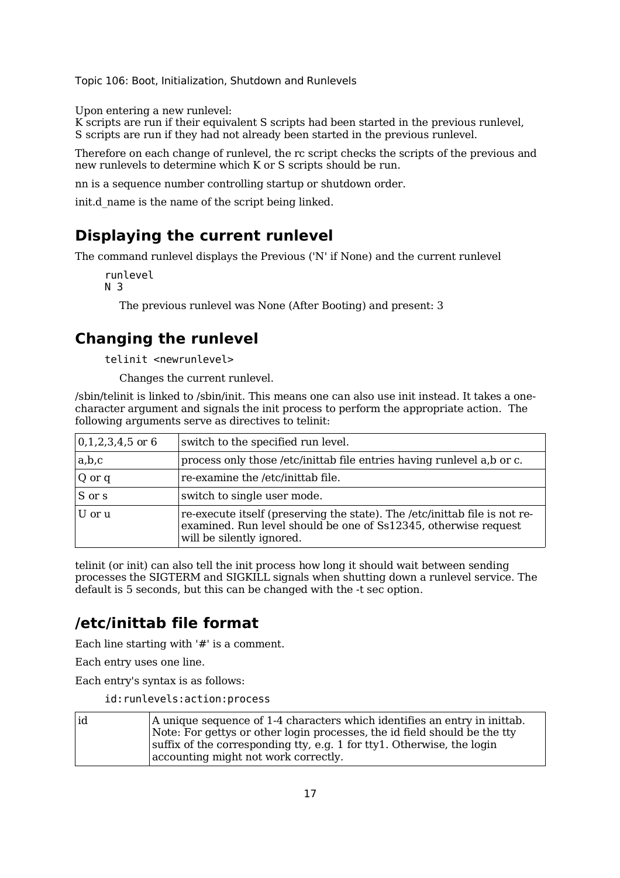Upon entering a new runlevel:
K scripts are run if their equivalent S scripts had been started in the previous runlevel,
S scripts are run if they had not already been started in the previous runlevel.

Therefore on each change of runlevel, the rc script checks the scripts of the previous and new runlevels to determine which K or S scripts should be run.

nn is a sequence number controlling startup or shutdown order.

init.d_name is the name of the script being linked.

## Displaying the current runlevel

The command runlevel displays the Previous ('N' if None) and the current runlevel

```
runlevel
N 3
```

The previous runlevel was None (After Booting) and present: 3

## Changing the runlevel

```
telinit <newrunlevel>
```

Changes the current runlevel.

/sbin/telinit is linked to /sbin/init. This means one can also use init instead. It takes a one-character argument and signals the init process to perform the appropriate action. The following arguments serve as directives to telinit:

| | |
|---|---|
| 0,1,2,3,4,5 or 6 | switch to the specified run level. |
| a,b,c | process only those /etc/inittab file entries having runlevel a,b or c. |
| Q or q | re-examine the /etc/inittab file. |
| S or s | switch to single user mode. |
| U or u | re-execute itself (preserving the state). The /etc/inittab file is not re-examined. Run level should be one of Ss12345, otherwise request will be silently ignored. |

telinit (or init) can also tell the init process how long it should wait between sending processes the SIGTERM and SIGKILL signals when shutting down a runlevel service. The default is 5 seconds, but this can be changed with the -t sec option.

## /etc/inittab file format

Each line starting with '#' is a comment.

Each entry uses one line.

Each entry's syntax is as follows:

```
id:runlevels:action:process
```

| | |
|---|---|
| id | A unique sequence of 1-4 characters which identifies an entry in inittab. Note: For gettys or other login processes, the id field should be the tty suffix of the corresponding tty, e.g. 1 for tty1. Otherwise, the login accounting might not work correctly. |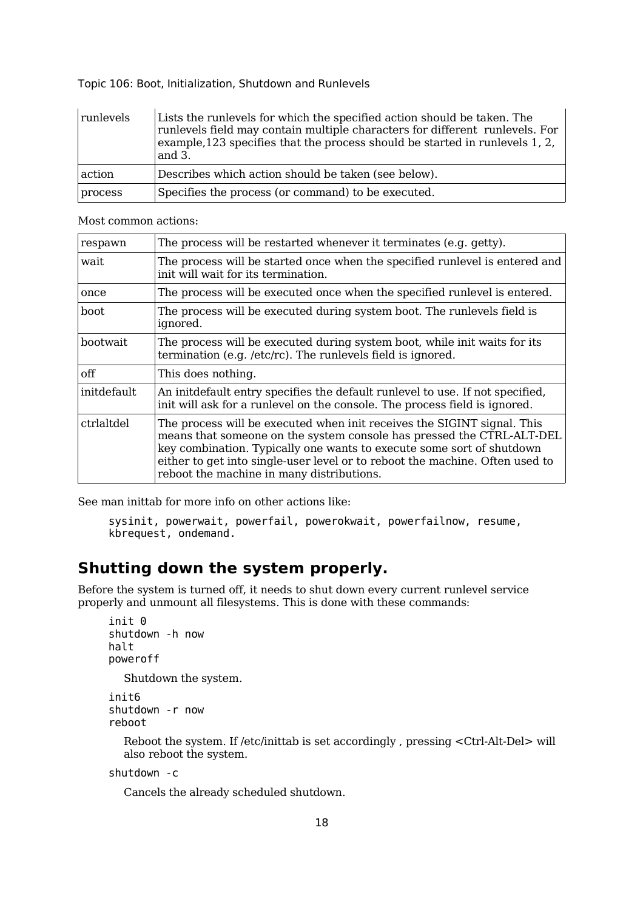| runlevels | Lists the runlevels for which the specified action should be taken. The runlevels field may contain multiple characters for different runlevels. For example,123 specifies that the process should be started in runlevels 1, 2, and 3. |
|---|---|
| action | Describes which action should be taken (see below). |
| process | Specifies the process (or command) to be executed. |

Most common actions:

| respawn | The process will be restarted whenever it terminates (e.g. getty). |
|---|---|
| wait | The process will be started once when the specified runlevel is entered and init will wait for its termination. |
| once | The process will be executed once when the specified runlevel is entered. |
| boot | The process will be executed during system boot. The runlevels field is ignored. |
| bootwait | The process will be executed during system boot, while init waits for its termination (e.g. /etc/rc). The runlevels field is ignored. |
| off | This does nothing. |
| initdefault | An initdefault entry specifies the default runlevel to use. If not specified, init will ask for a runlevel on the console. The process field is ignored. |
| ctrlaltdel | The process will be executed when init receives the SIGINT signal. This means that someone on the system console has pressed the CTRL-ALT-DEL key combination. Typically one wants to execute some sort of shutdown either to get into single-user level or to reboot the machine. Often used to reboot the machine in many distributions. |

See man inittab for more info on other actions like:

```
sysinit, powerwait, powerfail, powerokwait, powerfailnow, resume,
kbrequest, ondemand.
```

## Shutting down the system properly.

Before the system is turned off, it needs to shut down every current runlevel service properly and unmount all filesystems. This is done with these commands:

```
init 0
shutdown -h now
halt
poweroff
```

Shutdown the system.

```
init6
shutdown -r now
reboot
```

Reboot the system. If /etc/inittab is set accordingly , pressing <Ctrl-Alt-Del> will also reboot the system.

```
shutdown -c
```

Cancels the already scheduled shutdown.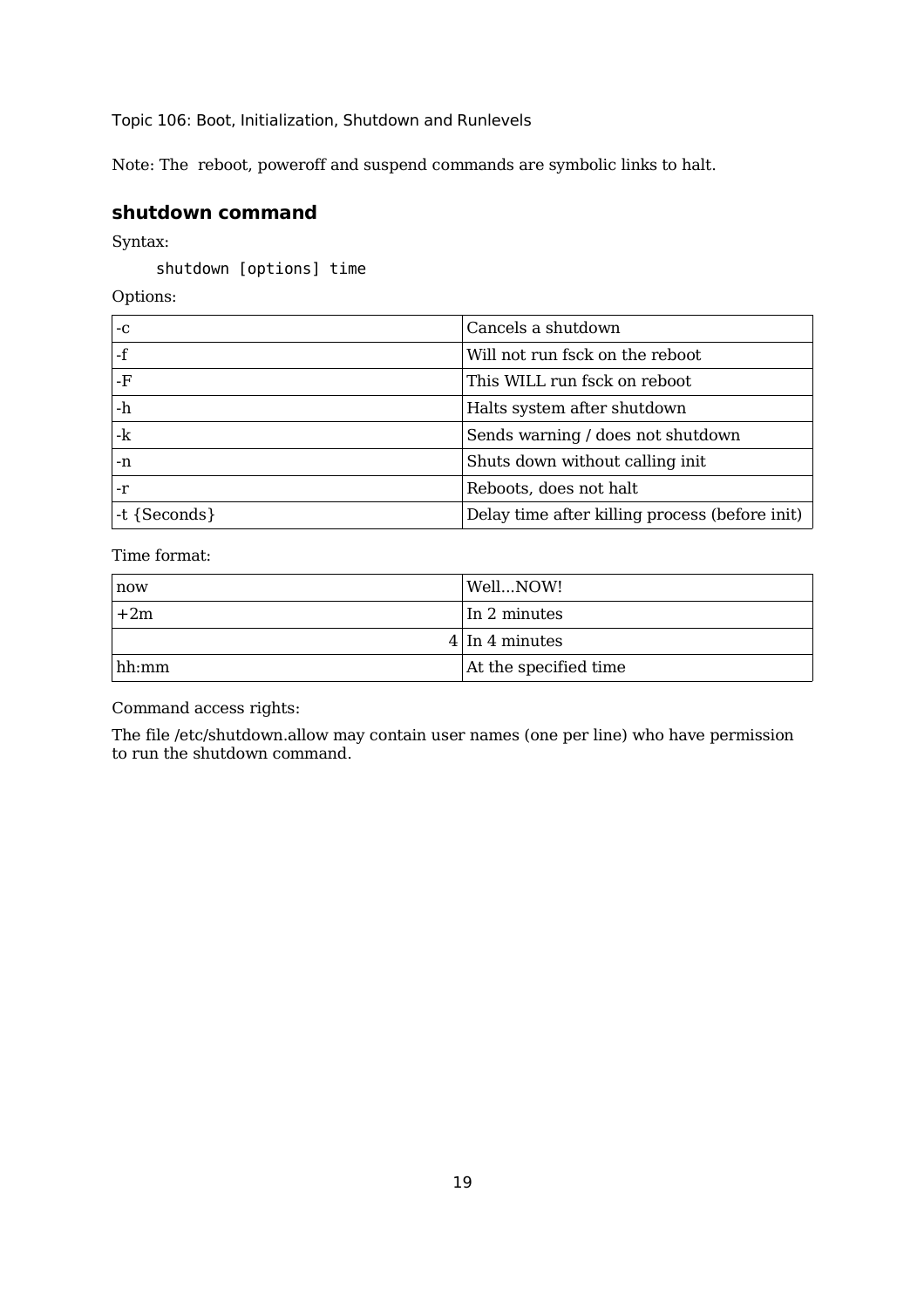Note: The reboot, poweroff and suspend commands are symbolic links to halt.

## shutdown command

Syntax:

```
shutdown [options] time
```

Options:

| | |
|---|---|
| -c | Cancels a shutdown |
| -f | Will not run fsck on the reboot |
| -F | This WILL run fsck on reboot |
| -h | Halts system after shutdown |
| -k | Sends warning / does not shutdown |
| -n | Shuts down without calling init |
| -r | Reboots, does not halt |
| -t {Seconds} | Delay time after killing process (before init) |

Time format:

| | |
|---|---|
| now | Well...NOW! |
| +2m | In 2 minutes |
| 4 | In 4 minutes |
| hh:mm | At the specified time |

Command access rights:

The file /etc/shutdown.allow may contain user names (one per line) who have permission to run the shutdown command.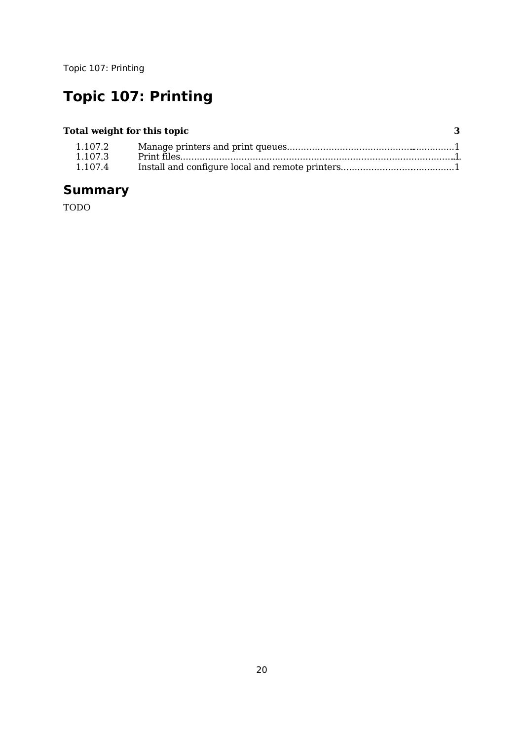# Topic 107: Printing

| Total weight for this topic | | 3 |
|---|---|---|
| 1.107.2 | Manage printers and print queues | 1 |
| 1.107.3 | Print files | 1 |
| 1.107.4 | Install and configure local and remote printers | 1 |

## Summary

TODO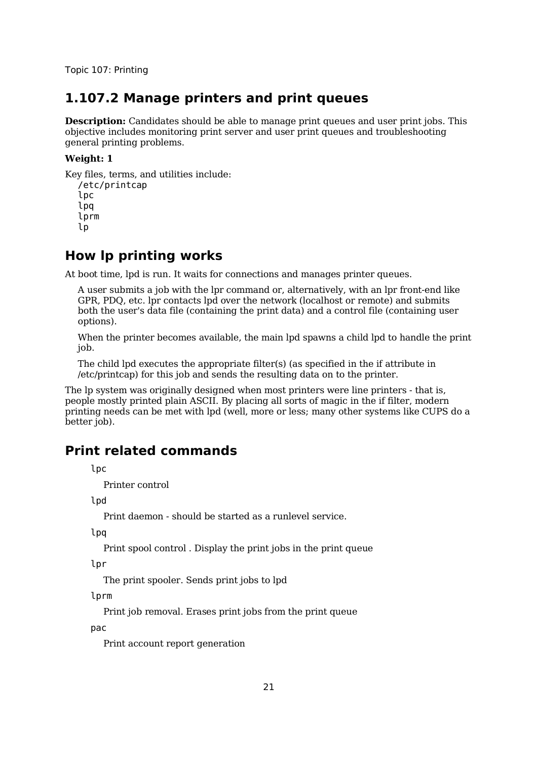Topic 107: Printing

## 1.107.2 Manage printers and print queues

**Description:** Candidates should be able to manage print queues and user print jobs. This objective includes monitoring print server and user print queues and troubleshooting general printing problems.

**Weight: 1**

Key files, terms, and utilities include:

```
/etc/printcap
lpc
lpq
lprm
lp
```

## How lp printing works

At boot time, lpd is run. It waits for connections and manages printer queues.

A user submits a job with the lpr command or, alternatively, with an lpr front-end like GPR, PDQ, etc. lpr contacts lpd over the network (localhost or remote) and submits both the user's data file (containing the print data) and a control file (containing user options).

When the printer becomes available, the main lpd spawns a child lpd to handle the print job.

The child lpd executes the appropriate filter(s) (as specified in the if attribute in /etc/printcap) for this job and sends the resulting data on to the printer.

The lp system was originally designed when most printers were line printers - that is, people mostly printed plain ASCII. By placing all sorts of magic in the if filter, modern printing needs can be met with lpd (well, more or less; many other systems like CUPS do a better job).

## Print related commands

`lpc`
: Printer control

`lpd`
: Print daemon - should be started as a runlevel service.

`lpq`
: Print spool control . Display the print jobs in the print queue

`lpr`
: The print spooler. Sends print jobs to lpd

`lprm`
: Print job removal. Erases print jobs from the print queue

`pac`
: Print account report generation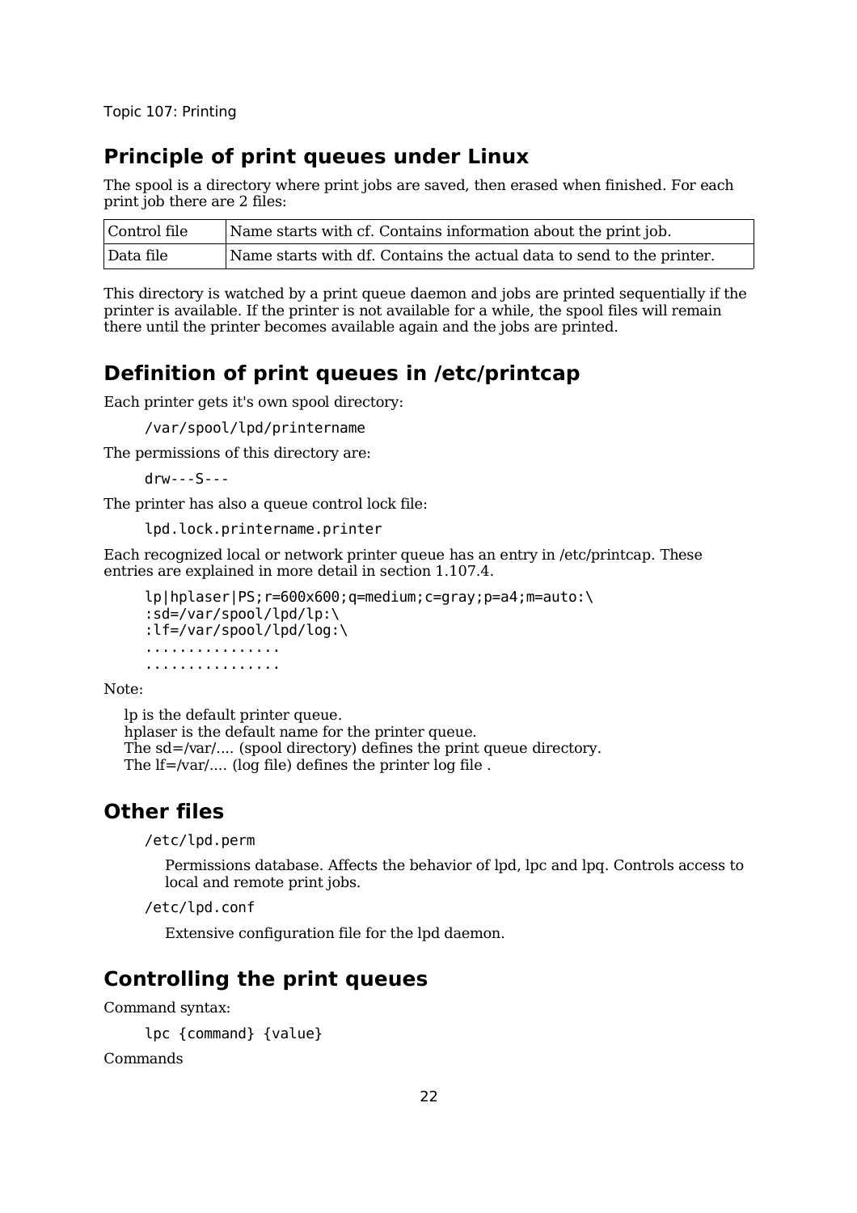## Principle of print queues under Linux

The spool is a directory where print jobs are saved, then erased when finished. For each print job there are 2 files:

| Control file | Name starts with cf. Contains information about the print job. |
|---|---|
| Data file | Name starts with df. Contains the actual data to send to the printer. |

This directory is watched by a print queue daemon and jobs are printed sequentially if the printer is available. If the printer is not available for a while, the spool files will remain there until the printer becomes available again and the jobs are printed.

## Definition of print queues in /etc/printcap

Each printer gets it's own spool directory:

```
/var/spool/lpd/printername
```

The permissions of this directory are:

```
drw---S---
```

The printer has also a queue control lock file:

```
lpd.lock.printername.printer
```

Each recognized local or network printer queue has an entry in /etc/printcap. These entries are explained in more detail in section 1.107.4.

```
lp|hplaser|PS;r=600x600;q=medium;c=gray;p=a4;m=auto:\
:sd=/var/spool/lpd/lp:\
:lf=/var/spool/lpd/log:\
................
................
```

Note:

lp is the default printer queue.
hplaser is the default name for the printer queue.
The sd=/var/.... (spool directory) defines the print queue directory.
The lf=/var/.... (log file) defines the printer log file .

## Other files

`/etc/lpd.perm`

Permissions database. Affects the behavior of lpd, lpc and lpq. Controls access to local and remote print jobs.

`/etc/lpd.conf`

Extensive configuration file for the lpd daemon.

## Controlling the print queues

Command syntax:

```
lpc {command} {value}
```

Commands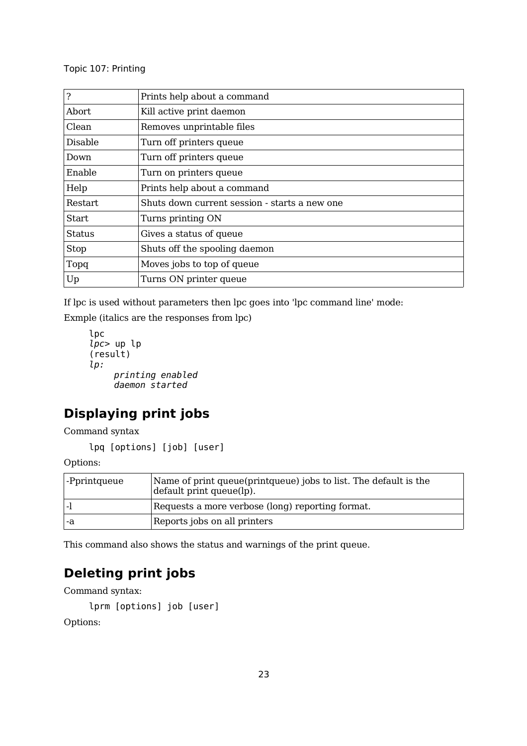| ? | Prints help about a command |
|---|---|
| Abort | Kill active print daemon |
| Clean | Removes unprintable files |
| Disable | Turn off printers queue |
| Down | Turn off printers queue |
| Enable | Turn on printers queue |
| Help | Prints help about a command |
| Restart | Shuts down current session - starts a new one |
| Start | Turns printing ON |
| Status | Gives a status of queue |
| Stop | Shuts off the spooling daemon |
| Topq | Moves jobs to top of queue |
| Up | Turns ON printer queue |

If lpc is used without parameters then lpc goes into 'lpc command line' mode:

Exmple (italics are the responses from lpc)

```
lpc
lpc> up lp
(result)
lp:
     printing enabled
     daemon started
```

## Displaying print jobs

Command syntax

```
lpq [options] [job] [user]
```

Options:

| -Pprintqueue | Name of print queue(printqueue) jobs to list. The default is the default print queue(lp). |
|---|---|
| -l | Requests a more verbose (long) reporting format. |
| -a | Reports jobs on all printers |

This command also shows the status and warnings of the print queue.

## Deleting print jobs

Command syntax:

```
lprm [options] job [user]
```

Options: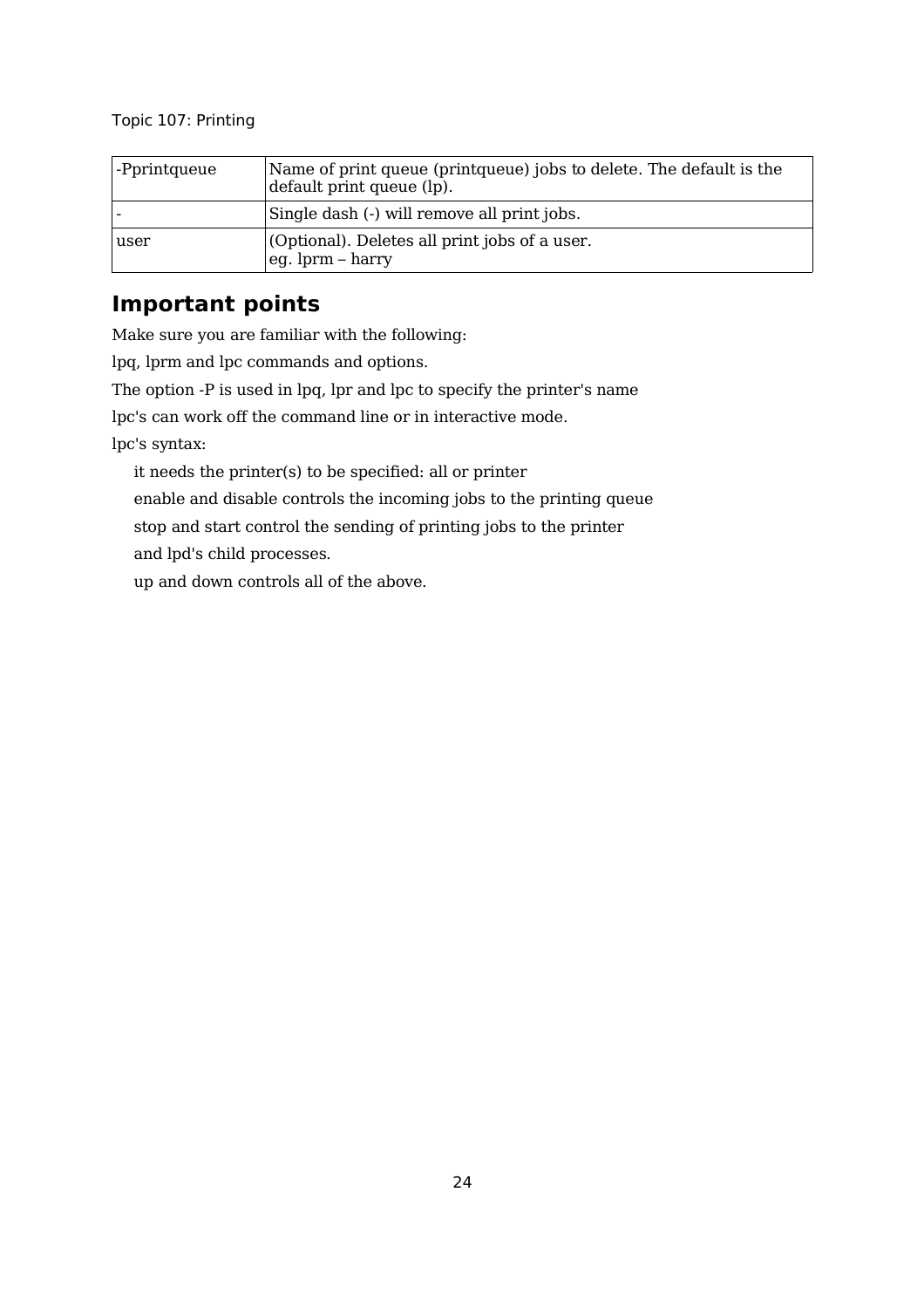| -Pprintqueue | Name of print queue (printqueue) jobs to delete. The default is the default print queue (lp). |
|---|---|
| - | Single dash (-) will remove all print jobs. |
| user | (Optional). Deletes all print jobs of a user. eg. lprm – harry |

## Important points

Make sure you are familiar with the following:

lpq, lprm and lpc commands and options.

The option -P is used in lpq, lpr and lpc to specify the printer's name

lpc's can work off the command line or in interactive mode.

lpc's syntax:

- it needs the printer(s) to be specified: all or printer
- enable and disable controls the incoming jobs to the printing queue
- stop and start control the sending of printing jobs to the printer and lpd's child processes.
- up and down controls all of the above.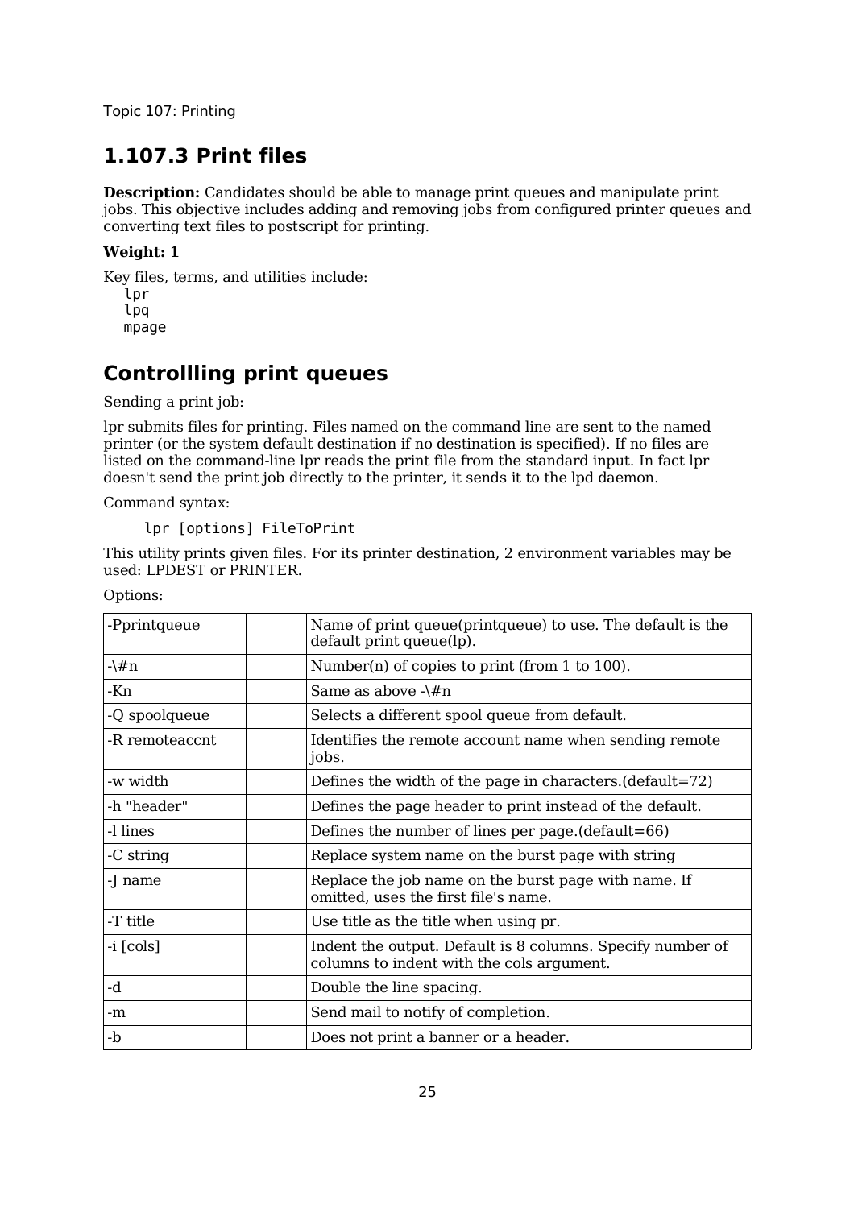Topic 107: Printing

## 1.107.3 Print files

**Description:** Candidates should be able to manage print queues and manipulate print jobs. This objective includes adding and removing jobs from configured printer queues and converting text files to postscript for printing.

**Weight: 1**

Key files, terms, and utilities include:
 `lpr`
 `lpq`
 `mpage`

## Controllling print queues

Sending a print job:

lpr submits files for printing. Files named on the command line are sent to the named printer (or the system default destination if no destination is specified). If no files are listed on the command-line lpr reads the print file from the standard input. In fact lpr doesn't send the print job directly to the printer, it sends it to the lpd daemon.

Command syntax:

```
lpr [options] FileToPrint
```

This utility prints given files. For its printer destination, 2 environment variables may be used: LPDEST or PRINTER.

Options:

| | | |
|---|---|---|
| -Pprintqueue | | Name of print queue(printqueue) to use. The default is the default print queue(lp). |
| -\#n | | Number(n) of copies to print (from 1 to 100). |
| -Kn | | Same as above -\#n |
| -Q spoolqueue | | Selects a different spool queue from default. |
| -R remoteaccnt | | Identifies the remote account name when sending remote jobs. |
| -w width | | Defines the width of the page in characters.(default=72) |
| -h "header" | | Defines the page header to print instead of the default. |
| -l lines | | Defines the number of lines per page.(default=66) |
| -C string | | Replace system name on the burst page with string |
| -J name | | Replace the job name on the burst page with name. If omitted, uses the first file's name. |
| -T title | | Use title as the title when using pr. |
| -i [cols] | | Indent the output. Default is 8 columns. Specify number of columns to indent with the cols argument. |
| -d | | Double the line spacing. |
| -m | | Send mail to notify of completion. |
| -b | | Does not print a banner or a header. |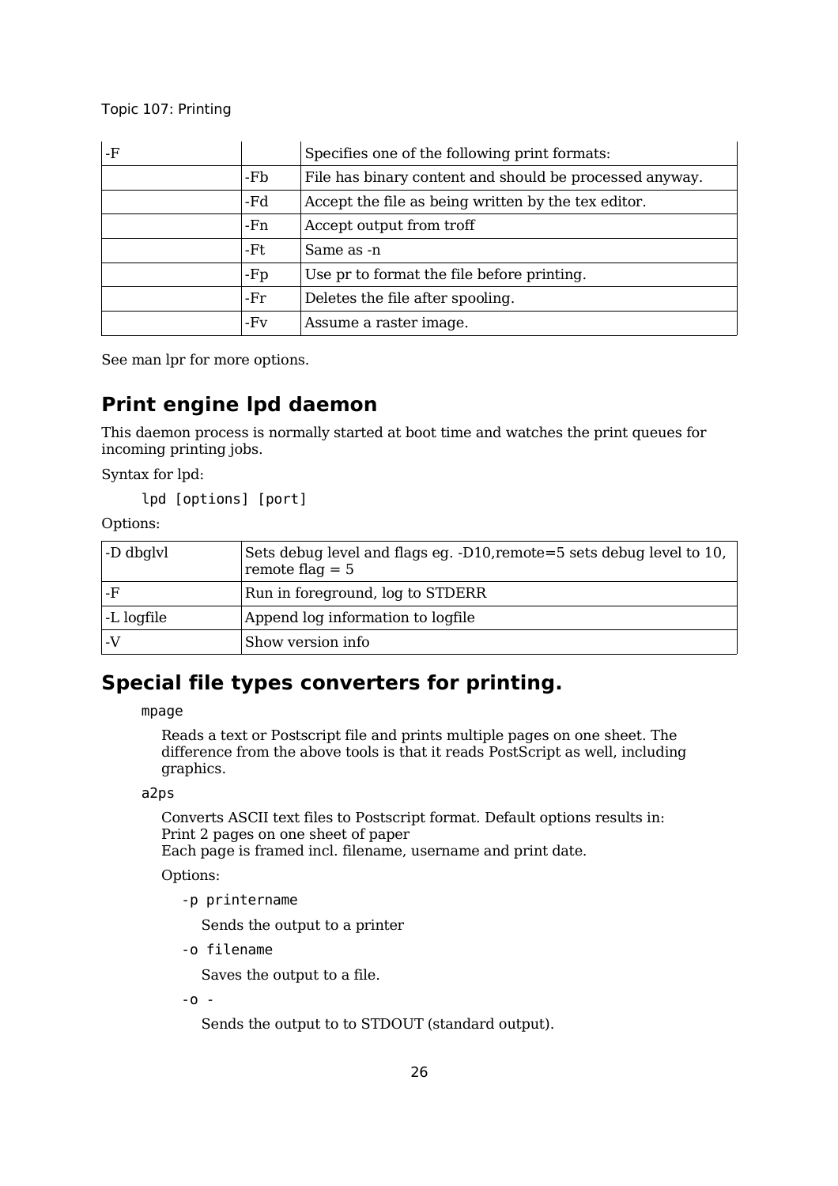| | | |
|---|---|---|
| -F | | Specifies one of the following print formats: |
| | -Fb | File has binary content and should be processed anyway. |
| | -Fd | Accept the file as being written by the tex editor. |
| | -Fn | Accept output from troff |
| | -Ft | Same as -n |
| | -Fp | Use pr to format the file before printing. |
| | -Fr | Deletes the file after spooling. |
| | -Fv | Assume a raster image. |

See man lpr for more options.

## Print engine lpd daemon

This daemon process is normally started at boot time and watches the print queues for incoming printing jobs.

Syntax for lpd:

```
lpd [options] [port]
```

Options:

| | |
|---|---|
| -D dbglvl | Sets debug level and flags eg. -D10,remote=5 sets debug level to 10, remote flag = 5 |
| -F | Run in foreground, log to STDERR |
| -L logfile | Append log information to logfile |
| -V | Show version info |

## Special file types converters for printing.

`mpage`

Reads a text or Postscript file and prints multiple pages on one sheet. The difference from the above tools is that it reads PostScript as well, including graphics.

`a2ps`

Converts ASCII text files to Postscript format. Default options results in:
Print 2 pages on one sheet of paper
Each page is framed incl. filename, username and print date.

Options:

`-p printername`

Sends the output to a printer

`-o filename`

Saves the output to a file.

`-o -`

Sends the output to to STDOUT (standard output).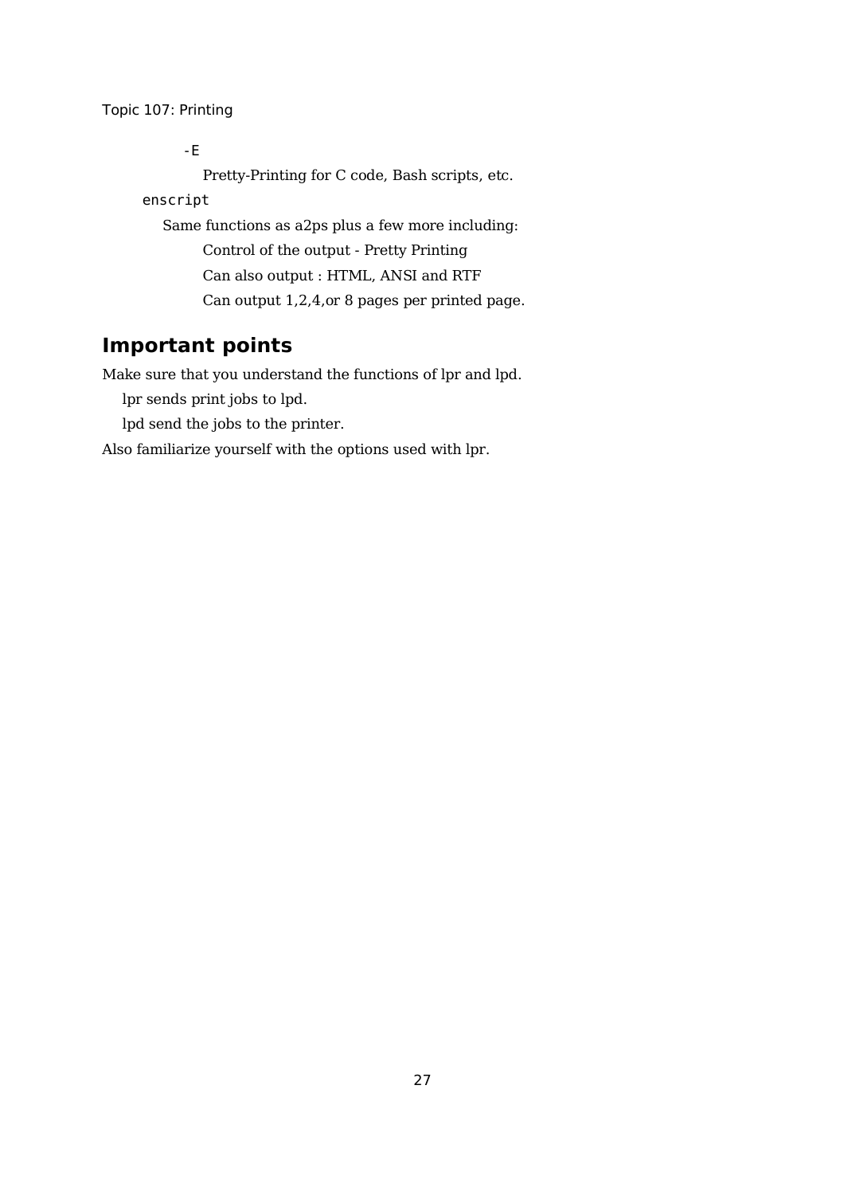`-E`

Pretty-Printing for C code, Bash scripts, etc.

`enscript`

Same functions as a2ps plus a few more including:

Control of the output - Pretty Printing

Can also output : HTML, ANSI and RTF

Can output 1,2,4,or 8 pages per printed page.

## Important points

Make sure that you understand the functions of lpr and lpd.

lpr sends print jobs to lpd.

lpd send the jobs to the printer.

Also familiarize yourself with the options used with lpr.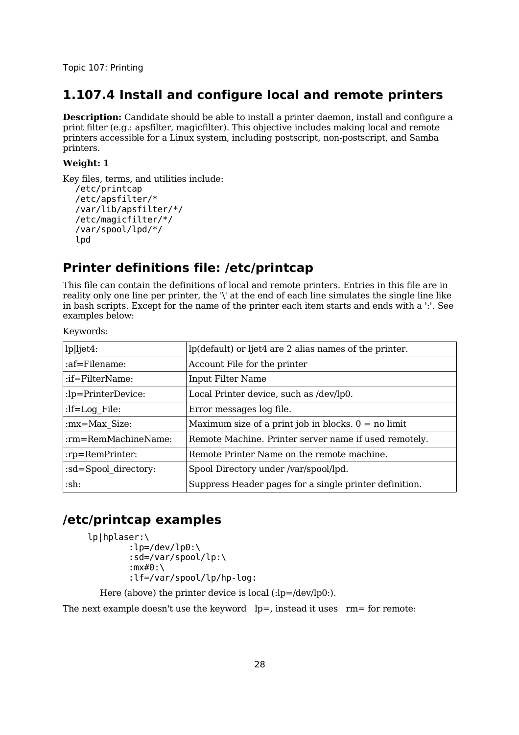Topic 107: Printing

## 1.107.4 Install and configure local and remote printers

**Description:** Candidate should be able to install a printer daemon, install and configure a print filter (e.g.: apsfilter, magicfilter). This objective includes making local and remote printers accessible for a Linux system, including postscript, non-postscript, and Samba printers.

**Weight: 1**

Key files, terms, and utilities include:

```
/etc/printcap
/etc/apsfilter/*
/var/lib/apsfilter/*/
/etc/magicfilter/*/
/var/spool/lpd/*/
lpd
```

## Printer definitions file: /etc/printcap

This file can contain the definitions of local and remote printers. Entries in this file are in reality only one line per printer, the '\' at the end of each line simulates the single line like in bash scripts. Except for the name of the printer each item starts and ends with a ':'. See examples below:

Keywords:

| | |
|---|---|
| lp\|ljet4: | lp(default) or ljet4 are 2 alias names of the printer. |
| :af=Filename: | Account File for the printer |
| :if=FilterName: | Input Filter Name |
| :lp=PrinterDevice: | Local Printer device, such as /dev/lp0. |
| :lf=Log_File: | Error messages log file. |
| :mx=Max_Size: | Maximum size of a print job in blocks. 0 = no limit |
| :rm=RemMachineName: | Remote Machine. Printer server name if used remotely. |
| :rp=RemPrinter: | Remote Printer Name on the remote machine. |
| :sd=Spool_directory: | Spool Directory under /var/spool/lpd. |
| :sh: | Suppress Header pages for a single printer definition. |

## /etc/printcap examples

```
lp|hplaser:\
        :lp=/dev/lp0:\
        :sd=/var/spool/lp:\
        :mx#0:\
        :lf=/var/spool/lp/hp-log:
```

Here (above) the printer device is local (:lp=/dev/lp0:).

The next example doesn't use the keyword lp=, instead it uses rm= for remote: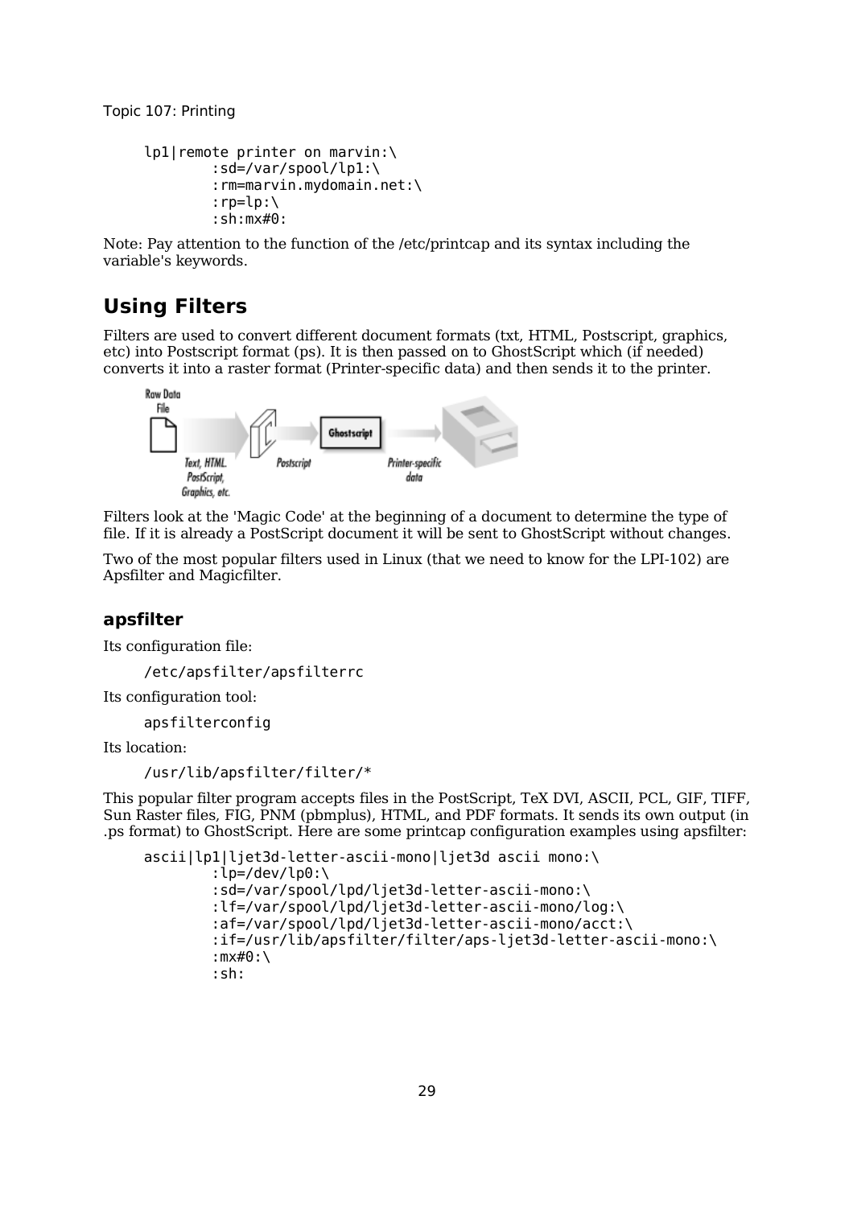```
lp1|remote printer on marvin:\
        :sd=/var/spool/lp1:\
        :rm=marvin.mydomain.net:\
        :rp=lp:\
        :sh:mx#0:
```

Note: Pay attention to the function of the /etc/printcap and its syntax including the variable's keywords.

## Using Filters

Filters are used to convert different document formats (txt, HTML, Postscript, graphics, etc) into Postscript format (ps). It is then passed on to GhostScript which (if needed) converts it into a raster format (Printer-specific data) and then sends it to the printer.

Filters look at the 'Magic Code' at the beginning of a document to determine the type of file. If it is already a PostScript document it will be sent to GhostScript without changes.

Two of the most popular filters used in Linux (that we need to know for the LPI-102) are Apsfilter and Magicfilter.

### apsfilter

Its configuration file:

```
/etc/apsfilter/apsfilterrc
```

Its configuration tool:

```
apsfilterconfig
```

Its location:

```
/usr/lib/apsfilter/filter/*
```

This popular filter program accepts files in the PostScript, TeX DVI, ASCII, PCL, GIF, TIFF, Sun Raster files, FIG, PNM (pbmplus), HTML, and PDF formats. It sends its own output (in .ps format) to GhostScript. Here are some printcap configuration examples using apsfilter:

```
ascii|lp1|ljet3d-letter-ascii-mono|ljet3d ascii mono:\
        :lp=/dev/lp0:\
        :sd=/var/spool/lpd/ljet3d-letter-ascii-mono:\
        :lf=/var/spool/lpd/ljet3d-letter-ascii-mono/log:\
        :af=/var/spool/lpd/ljet3d-letter-ascii-mono/acct:\
        :if=/usr/lib/apsfilter/filter/aps-ljet3d-letter-ascii-mono:\
        :mx#0:\
        :sh:
```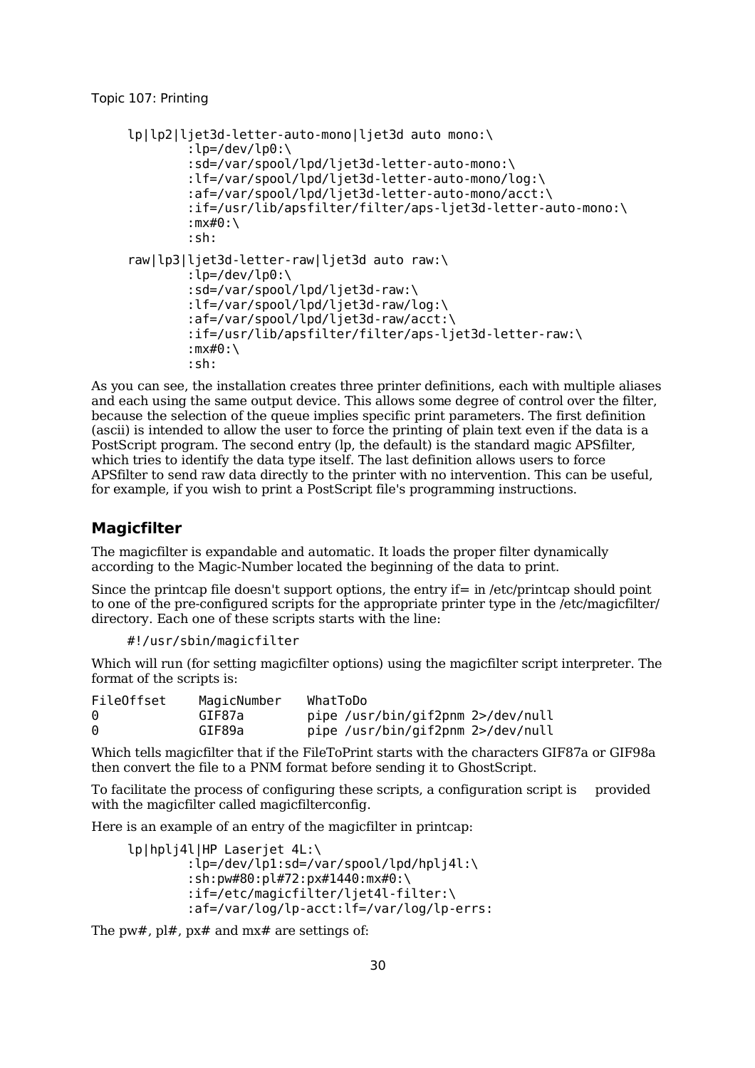```
lp|lp2|ljet3d-letter-auto-mono|ljet3d auto mono:\
        :lp=/dev/lp0:\
        :sd=/var/spool/lpd/ljet3d-letter-auto-mono:\
        :lf=/var/spool/lpd/ljet3d-letter-auto-mono/log:\
        :af=/var/spool/lpd/ljet3d-letter-auto-mono/acct:\
        :if=/usr/lib/apsfilter/filter/aps-ljet3d-letter-auto-mono:\
        :mx#0:\
        :sh:
raw|lp3|ljet3d-letter-raw|ljet3d auto raw:\
        :lp=/dev/lp0:\
        :sd=/var/spool/lpd/ljet3d-raw:\
        :lf=/var/spool/lpd/ljet3d-raw/log:\
        :af=/var/spool/lpd/ljet3d-raw/acct:\
        :if=/usr/lib/apsfilter/filter/aps-ljet3d-letter-raw:\
        :mx#0:\
        :sh:
```

As you can see, the installation creates three printer definitions, each with multiple aliases and each using the same output device. This allows some degree of control over the filter, because the selection of the queue implies specific print parameters. The first definition (ascii) is intended to allow the user to force the printing of plain text even if the data is a PostScript program. The second entry (lp, the default) is the standard magic APSfilter, which tries to identify the data type itself. The last definition allows users to force APSfilter to send raw data directly to the printer with no intervention. This can be useful, for example, if you wish to print a PostScript file's programming instructions.

## Magicfilter

The magicfilter is expandable and automatic. It loads the proper filter dynamically according to the Magic-Number located the beginning of the data to print.

Since the printcap file doesn't support options, the entry if= in /etc/printcap should point to one of the pre-configured scripts for the appropriate printer type in the /etc/magicfilter/ directory. Each one of these scripts starts with the line:

```
#!/usr/sbin/magicfilter
```

Which will run (for setting magicfilter options) using the magicfilter script interpreter. The format of the scripts is:

```
FileOffset    MagicNumber    WhatToDo
0             GIF87a         pipe /usr/bin/gif2pnm 2>/dev/null
0             GIF89a         pipe /usr/bin/gif2pnm 2>/dev/null
```

Which tells magicfilter that if the FileToPrint starts with the characters GIF87a or GIF98a then convert the file to a PNM format before sending it to GhostScript.

To facilitate the process of configuring these scripts, a configuration script is provided with the magicfilter called magicfilterconfig.

Here is an example of an entry of the magicfilter in printcap:

```
lp|hplj4l|HP Laserjet 4L:\
        :lp=/dev/lp1:sd=/var/spool/lpd/hplj4l:\
        :sh:pw#80:pl#72:px#1440:mx#0:\
        :if=/etc/magicfilter/ljet4l-filter:\
        :af=/var/log/lp-acct:lf=/var/log/lp-errs:
```

The pw#, pl#, px# and mx# are settings of: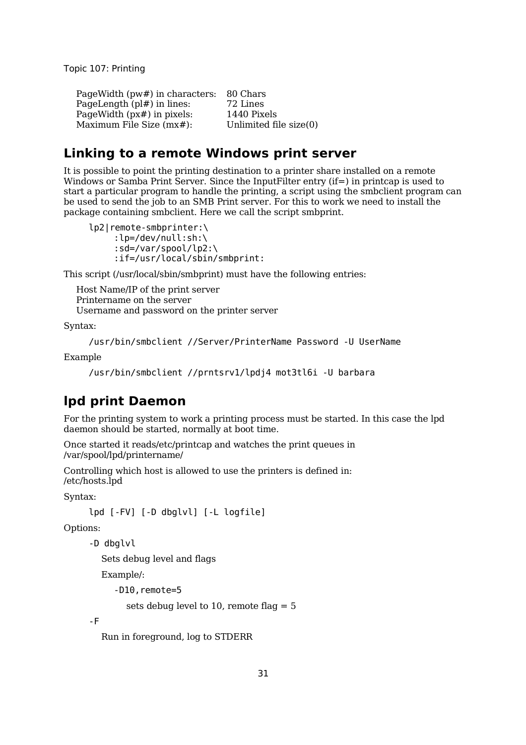| | |
|---|---|
| PageWidth (pw#) in characters: | 80 Chars |
| PageLength (pl#) in lines: | 72 Lines |
| PageWidth (px#) in pixels: | 1440 Pixels |
| Maximum File Size (mx#): | Unlimited file size(0) |

## Linking to a remote Windows print server

It is possible to point the printing destination to a printer share installed on a remote Windows or Samba Print Server. Since the InputFilter entry (if=) in printcap is used to start a particular program to handle the printing, a script using the smbclient program can be used to send the job to an SMB Print server. For this to work we need to install the package containing smbclient. Here we call the script smbprint.

```
lp2|remote-smbprinter:\
     :lp=/dev/null:sh:\
     :sd=/var/spool/lp2:\
     :if=/usr/local/sbin/smbprint:
```

This script (/usr/local/sbin/smbprint) must have the following entries:

Host Name/IP of the print server
Printername on the server
Username and password on the printer server

Syntax:

```
/usr/bin/smbclient //Server/PrinterName Password -U UserName
```

Example

```
/usr/bin/smbclient //prntsrv1/lpdj4 mot3tl6i -U barbara
```

## lpd print Daemon

For the printing system to work a printing process must be started. In this case the lpd daemon should be started, normally at boot time.

Once started it reads/etc/printcap and watches the print queues in /var/spool/lpd/printername/

Controlling which host is allowed to use the printers is defined in: /etc/hosts.lpd

Syntax:

```
lpd [-FV] [-D dbglvl] [-L logfile]
```

Options:

`-D dbglvl`

Sets debug level and flags

Example/:

`-D10,remote=5`

sets debug level to 10, remote flag = 5

`-F`

Run in foreground, log to STDERR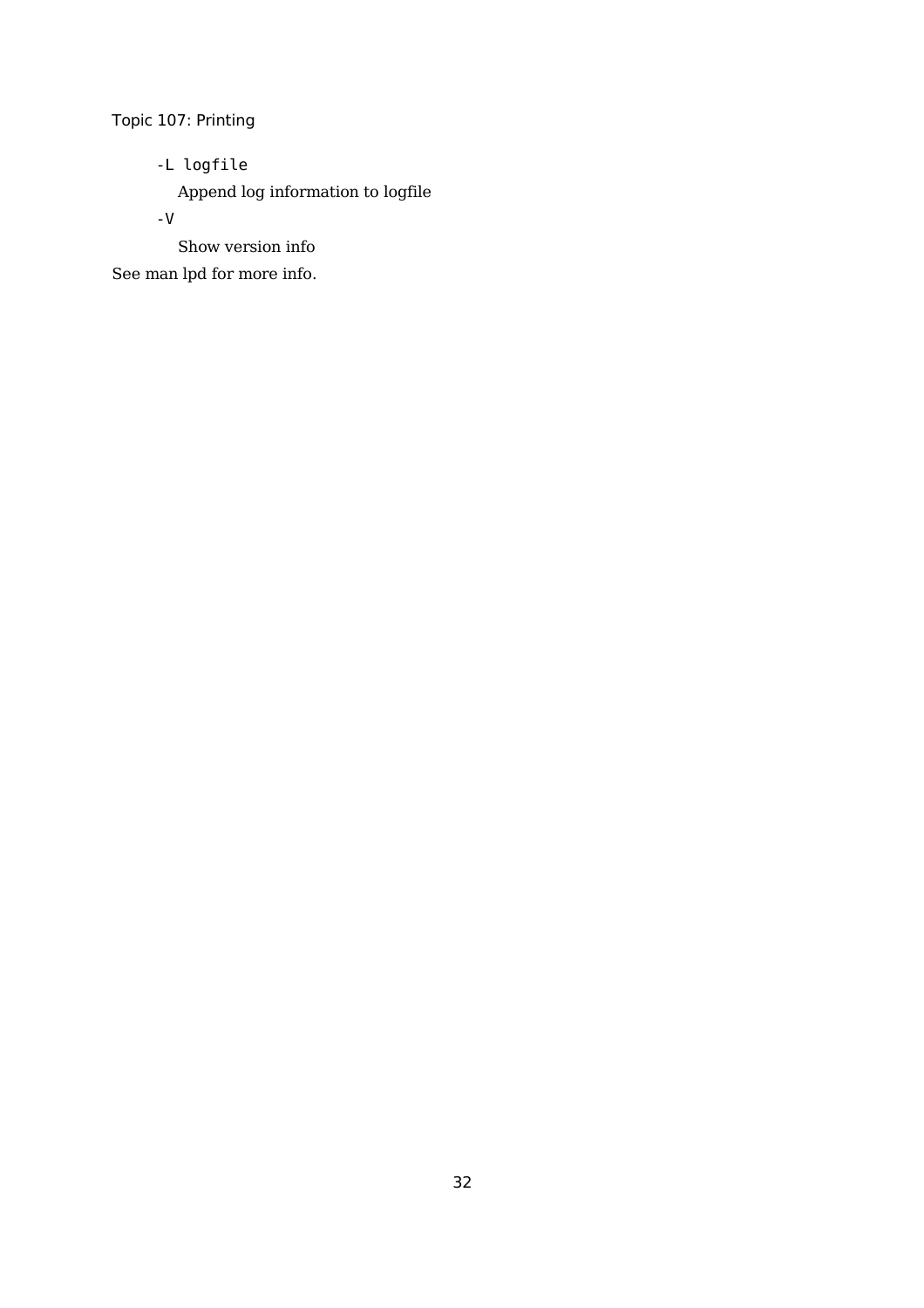`-L logfile`

Append log information to logfile

`-V`

Show version info

See man lpd for more info.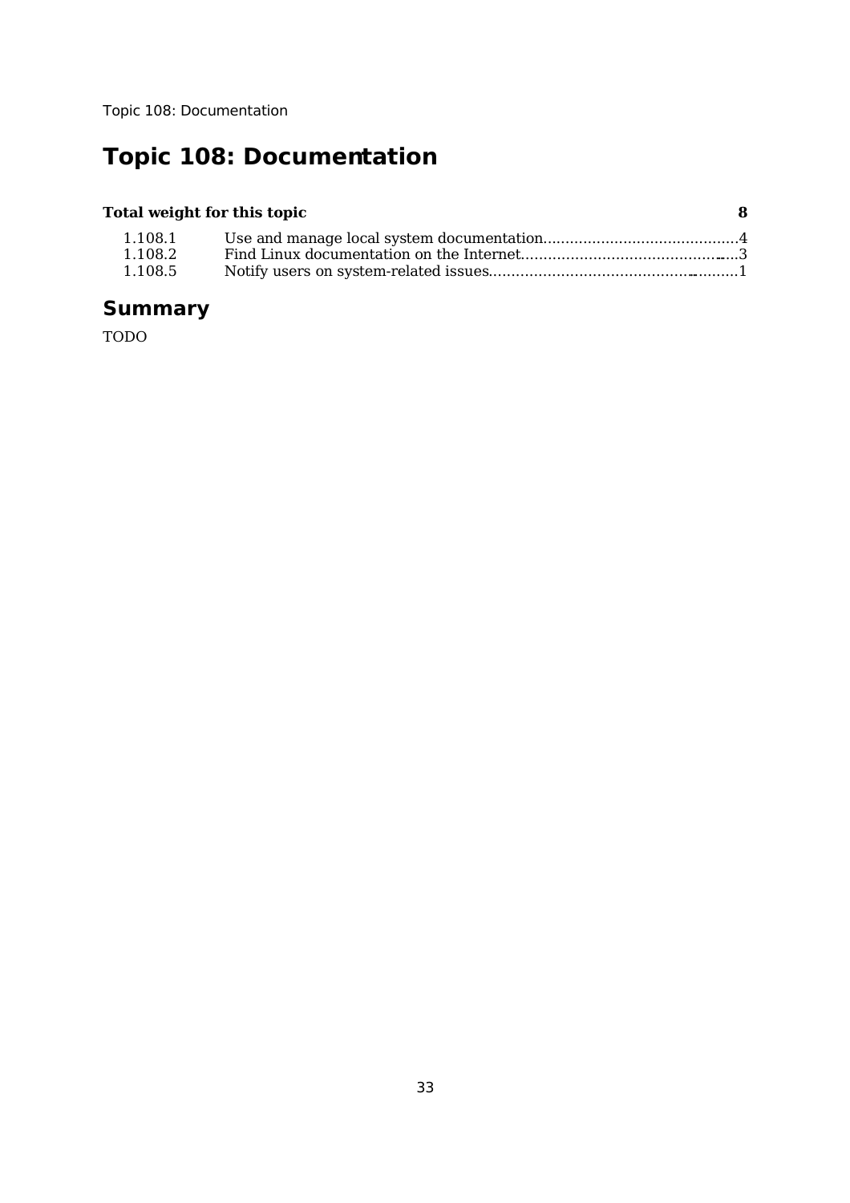# Topic 108: Documentation

| **Total weight for this topic** | | **8** |
|---|---|---|
| 1.108.1 | Use and manage local system documentation | 4 |
| 1.108.2 | Find Linux documentation on the Internet | 3 |
| 1.108.5 | Notify users on system-related issues | 1 |

## Summary

TODO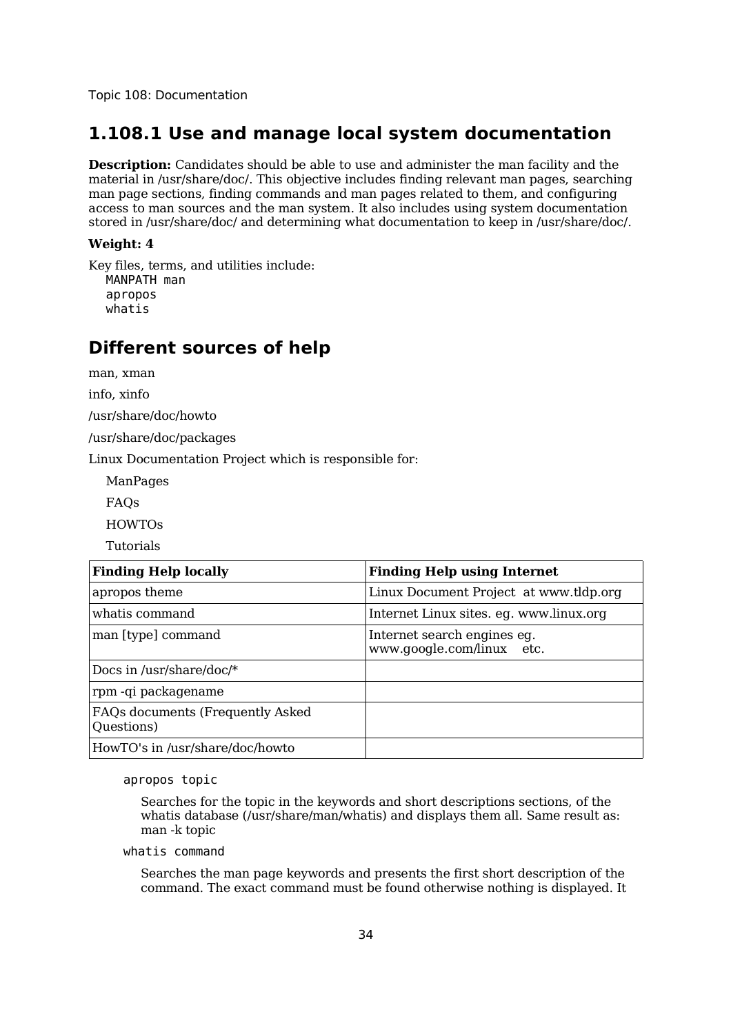## 1.108.1 Use and manage local system documentation

**Description:** Candidates should be able to use and administer the man facility and the material in /usr/share/doc/. This objective includes finding relevant man pages, searching man page sections, finding commands and man pages related to them, and configuring access to man sources and the man system. It also includes using system documentation stored in /usr/share/doc/ and determining what documentation to keep in /usr/share/doc/.

**Weight: 4**

Key files, terms, and utilities include:

```
MANPATH man
apropos
whatis
```

## Different sources of help

man, xman

info, xinfo

/usr/share/doc/howto

/usr/share/doc/packages

Linux Documentation Project which is responsible for:

- ManPages
- FAQs
- HOWTOs
- Tutorials

| **Finding Help locally** | **Finding Help using Internet** |
|---|---|
| apropos theme | Linux Document Project at www.tldp.org |
| whatis command | Internet Linux sites. eg. www.linux.org |
| man [type] command | Internet search engines eg. www.google.com/linux etc. |
| Docs in /usr/share/doc/* | |
| rpm -qi packagename | |
| FAQs documents (Frequently Asked Questions) | |
| HowTO's in /usr/share/doc/howto | |

`apropos topic`

Searches for the topic in the keywords and short descriptions sections, of the whatis database (/usr/share/man/whatis) and displays them all. Same result as: man -k topic

`whatis command`

Searches the man page keywords and presents the first short description of the command. The exact command must be found otherwise nothing is displayed. It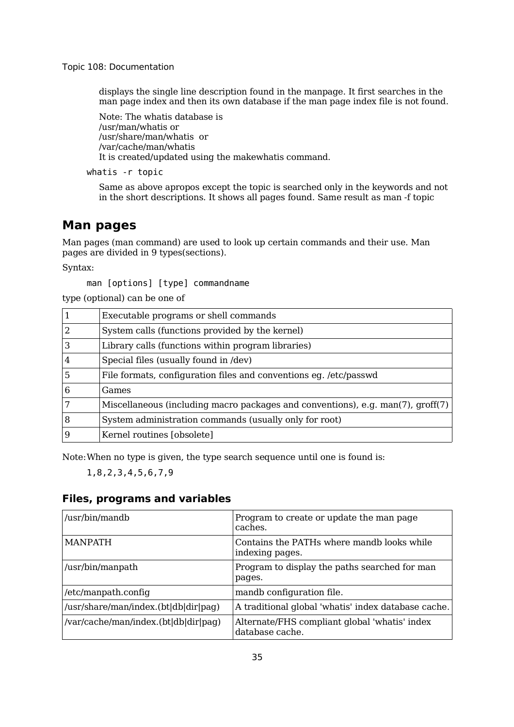displays the single line description found in the manpage. It first searches in the man page index and then its own database if the man page index file is not found.

Note: The whatis database is
/usr/man/whatis or
/usr/share/man/whatis or
/var/cache/man/whatis
It is created/updated using the makewhatis command.

```
whatis -r topic
```

Same as above apropos except the topic is searched only in the keywords and not in the short descriptions. It shows all pages found. Same result as man -f topic

## Man pages

Man pages (man command) are used to look up certain commands and their use. Man pages are divided in 9 types(sections).

Syntax:

```
man [options] [type] commandname
```

type (optional) can be one of

| | |
|---|---|
| 1 | Executable programs or shell commands |
| 2 | System calls (functions provided by the kernel) |
| 3 | Library calls (functions within program libraries) |
| 4 | Special files (usually found in /dev) |
| 5 | File formats, configuration files and conventions eg. /etc/passwd |
| 6 | Games |
| 7 | Miscellaneous (including macro packages and conventions), e.g. man(7), groff(7) |
| 8 | System administration commands (usually only for root) |
| 9 | Kernel routines [obsolete] |

Note: When no type is given, the type search sequence until one is found is:

```
1,8,2,3,4,5,6,7,9
```

### Files, programs and variables

| | |
|---|---|
| /usr/bin/mandb | Program to create or update the man page caches. |
| MANPATH | Contains the PATHs where mandb looks while indexing pages. |
| /usr/bin/manpath | Program to display the paths searched for man pages. |
| /etc/manpath.config | mandb configuration file. |
| /usr/share/man/index.(bt\|db\|dir\|pag) | A traditional global 'whatis' index database cache. |
| /var/cache/man/index.(bt\|db\|dir\|pag) | Alternate/FHS compliant global 'whatis' index database cache. |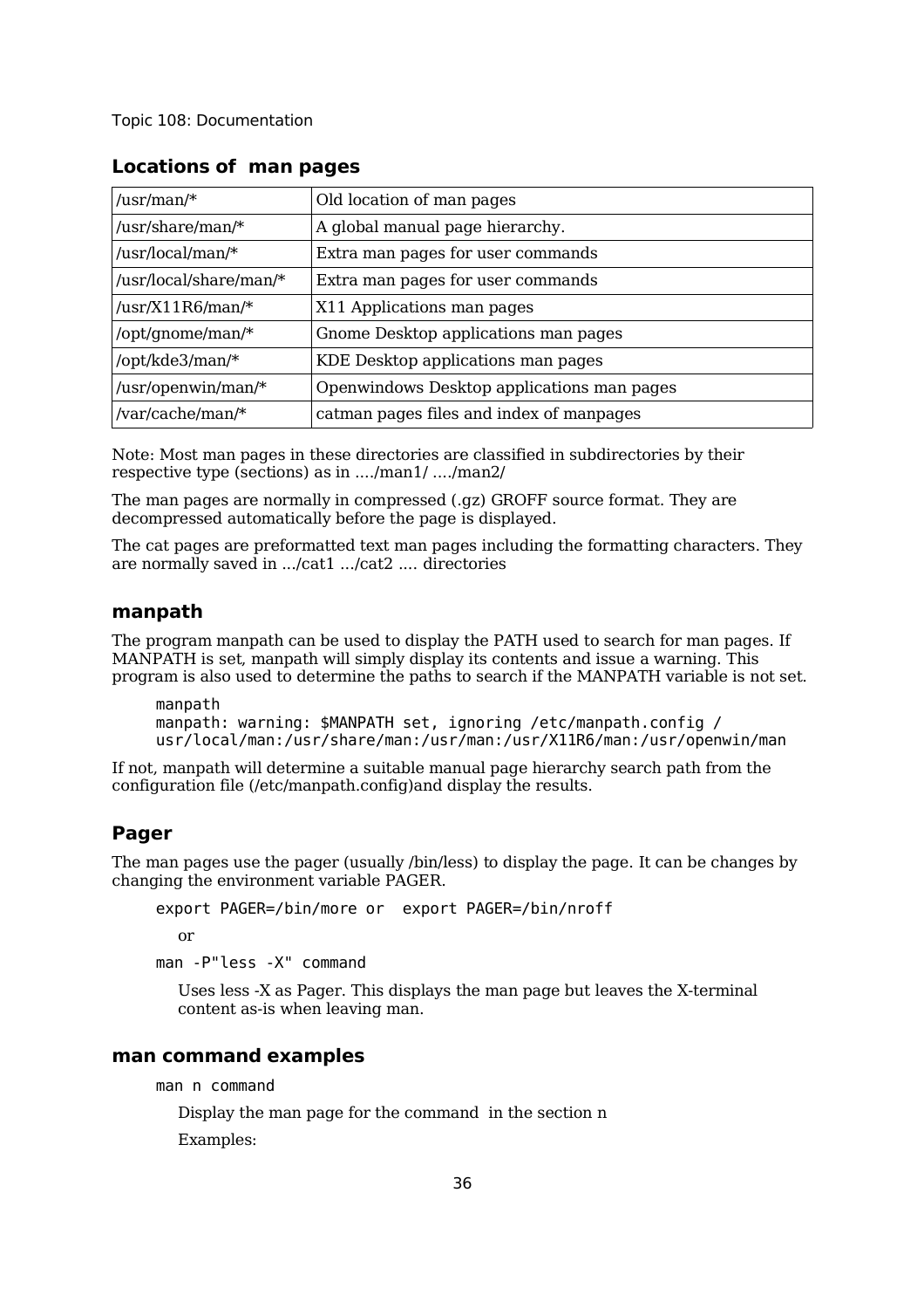## Locations of  man pages

| | |
|---|---|
| /usr/man/* | Old location of man pages |
| /usr/share/man/* | A global manual page hierarchy. |
| /usr/local/man/* | Extra man pages for user commands |
| /usr/local/share/man/* | Extra man pages for user commands |
| /usr/X11R6/man/* | X11 Applications man pages |
| /opt/gnome/man/* | Gnome Desktop applications man pages |
| /opt/kde3/man/* | KDE Desktop applications man pages |
| /usr/openwin/man/* | Openwindows Desktop applications man pages |
| /var/cache/man/* | catman pages files and index of manpages |

Note: Most man pages in these directories are classified in subdirectories by their respective type (sections) as in ..../man1/ ..../man2/

The man pages are normally in compressed (.gz) GROFF source format. They are decompressed automatically before the page is displayed.

The cat pages are preformatted text man pages including the formatting characters. They are normally saved in .../cat1 .../cat2 .... directories

### manpath

The program manpath can be used to display the PATH used to search for man pages. If MANPATH is set, manpath will simply display its contents and issue a warning. This program is also used to determine the paths to search if the MANPATH variable is not set.

```
manpath
manpath: warning: $MANPATH set, ignoring /etc/manpath.config /
usr/local/man:/usr/share/man:/usr/man:/usr/X11R6/man:/usr/openwin/man
```

If not, manpath will determine a suitable manual page hierarchy search path from the configuration file (/etc/manpath.config)and display the results.

### Pager

The man pages use the pager (usually /bin/less) to display the page. It can be changes by changing the environment variable PAGER.

```
export PAGER=/bin/more or  export PAGER=/bin/nroff
```

or

```
man -P"less -X" command
```

Uses less -X as Pager. This displays the man page but leaves the X-terminal content as-is when leaving man.

### man command examples

```
man n command
```

Display the man page for the command  in the section n

Examples: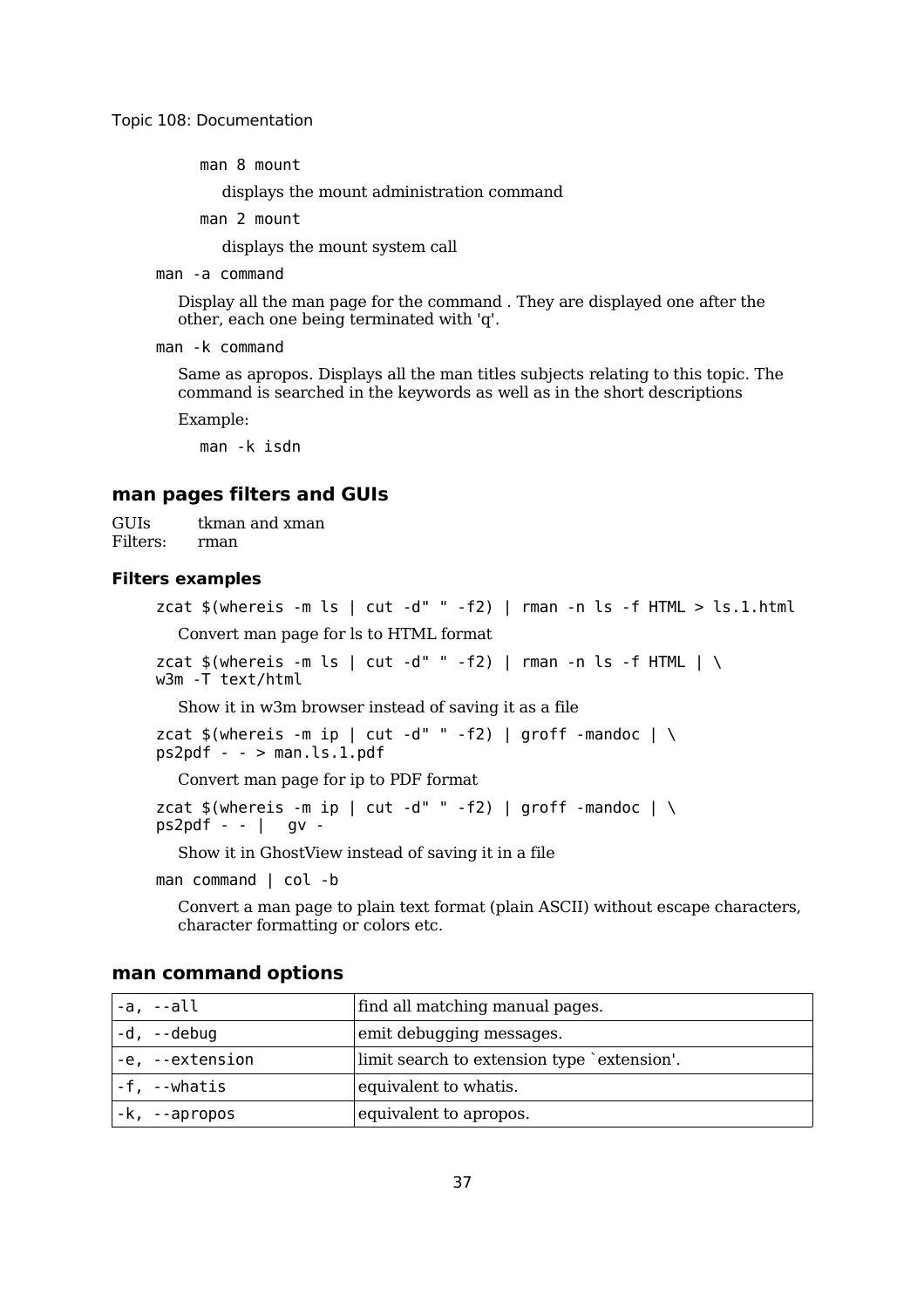`man 8 mount`

displays the mount administration command

`man 2 mount`

displays the mount system call

`man -a command`

Display all the man page for the command . They are displayed one after the other, each one being terminated with 'q'.

`man -k command`

Same as apropos. Displays all the man titles subjects relating to this topic. The command is searched in the keywords as well as in the short descriptions

Example:

`man -k isdn`

## man pages filters and GUIs

GUIs tkman and xman
Filters: rman

### Filters examples

```
zcat $(whereis -m ls | cut -d" " -f2) | rman -n ls -f HTML > ls.1.html
```

Convert man page for ls to HTML format

```
zcat $(whereis -m ls | cut -d" " -f2) | rman -n ls -f HTML | \
w3m -T text/html
```

Show it in w3m browser instead of saving it as a file

```
zcat $(whereis -m ip | cut -d" " -f2) | groff -mandoc | \
ps2pdf - - > man.ls.1.pdf
```

Convert man page for ip to PDF format

```
zcat $(whereis -m ip | cut -d" " -f2) | groff -mandoc | \
ps2pdf - - |  gv -
```

Show it in GhostView instead of saving it in a file

```
man command | col -b
```

Convert a man page to plain text format (plain ASCII) without escape characters, character formatting or colors etc.

## man command options

| | |
|---|---|
| `-a, --all` | find all matching manual pages. |
| `-d, --debug` | emit debugging messages. |
| `-e, --extension` | limit search to extension type `extension'. |
| `-f, --whatis` | equivalent to whatis. |
| `-k, --apropos` | equivalent to apropos. |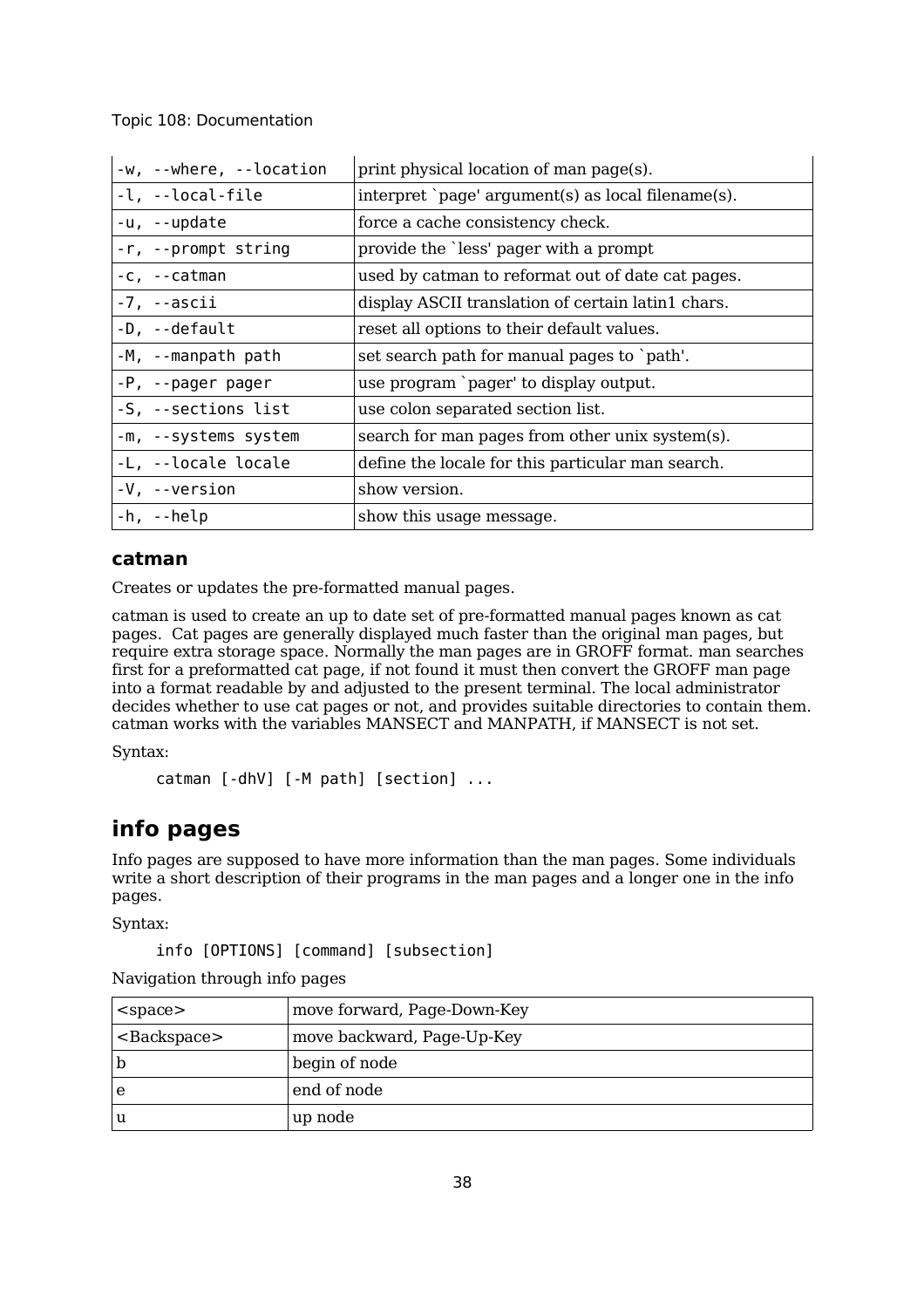| -w, --where, --location | print physical location of man page(s). |
|---|---|
| -l, --local-file | interpret `page' argument(s) as local filename(s). |
| -u, --update | force a cache consistency check. |
| -r, --prompt string | provide the `less' pager with a prompt |
| -c, --catman | used by catman to reformat out of date cat pages. |
| -7, --ascii | display ASCII translation of certain latin1 chars. |
| -D, --default | reset all options to their default values. |
| -M, --manpath path | set search path for manual pages to `path'. |
| -P, --pager pager | use program `pager' to display output. |
| -S, --sections list | use colon separated section list. |
| -m, --systems system | search for man pages from other unix system(s). |
| -L, --locale locale | define the locale for this particular man search. |
| -V, --version | show version. |
| -h, --help | show this usage message. |

### catman

Creates or updates the pre-formatted manual pages.

catman is used to create an up to date set of pre-formatted manual pages known as cat pages. Cat pages are generally displayed much faster than the original man pages, but require extra storage space. Normally the man pages are in GROFF format. man searches first for a preformatted cat page, if not found it must then convert the GROFF man page into a format readable by and adjusted to the present terminal. The local administrator decides whether to use cat pages or not, and provides suitable directories to contain them. catman works with the variables MANSECT and MANPATH, if MANSECT is not set.

Syntax:

```
catman [-dhV] [-M path] [section] ...
```

## info pages

Info pages are supposed to have more information than the man pages. Some individuals write a short description of their programs in the man pages and a longer one in the info pages.

Syntax:

```
info [OPTIONS] [command] [subsection]
```

Navigation through info pages

| <space> | move forward, Page-Down-Key |
|---|---|
| <Backspace> | move backward, Page-Up-Key |
| b | begin of node |
| e | end of node |
| u | up node |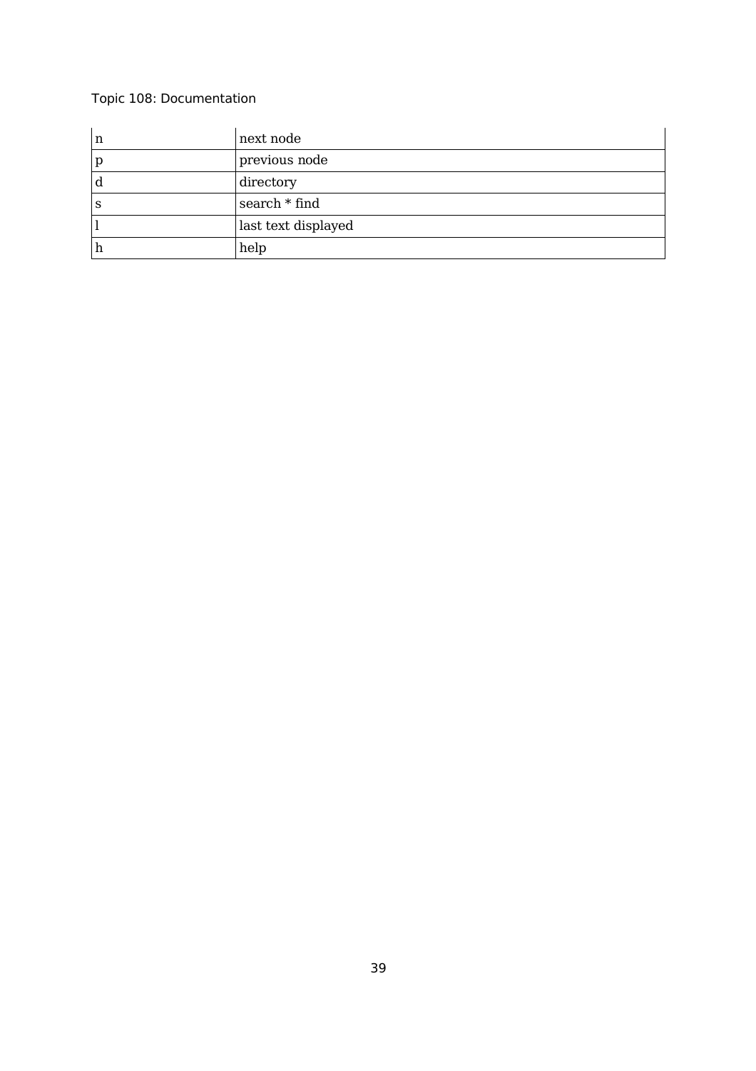| n | next node |
|---|---|
| p | previous node |
| d | directory |
| s | search * find |
| l | last text displayed |
| h | help |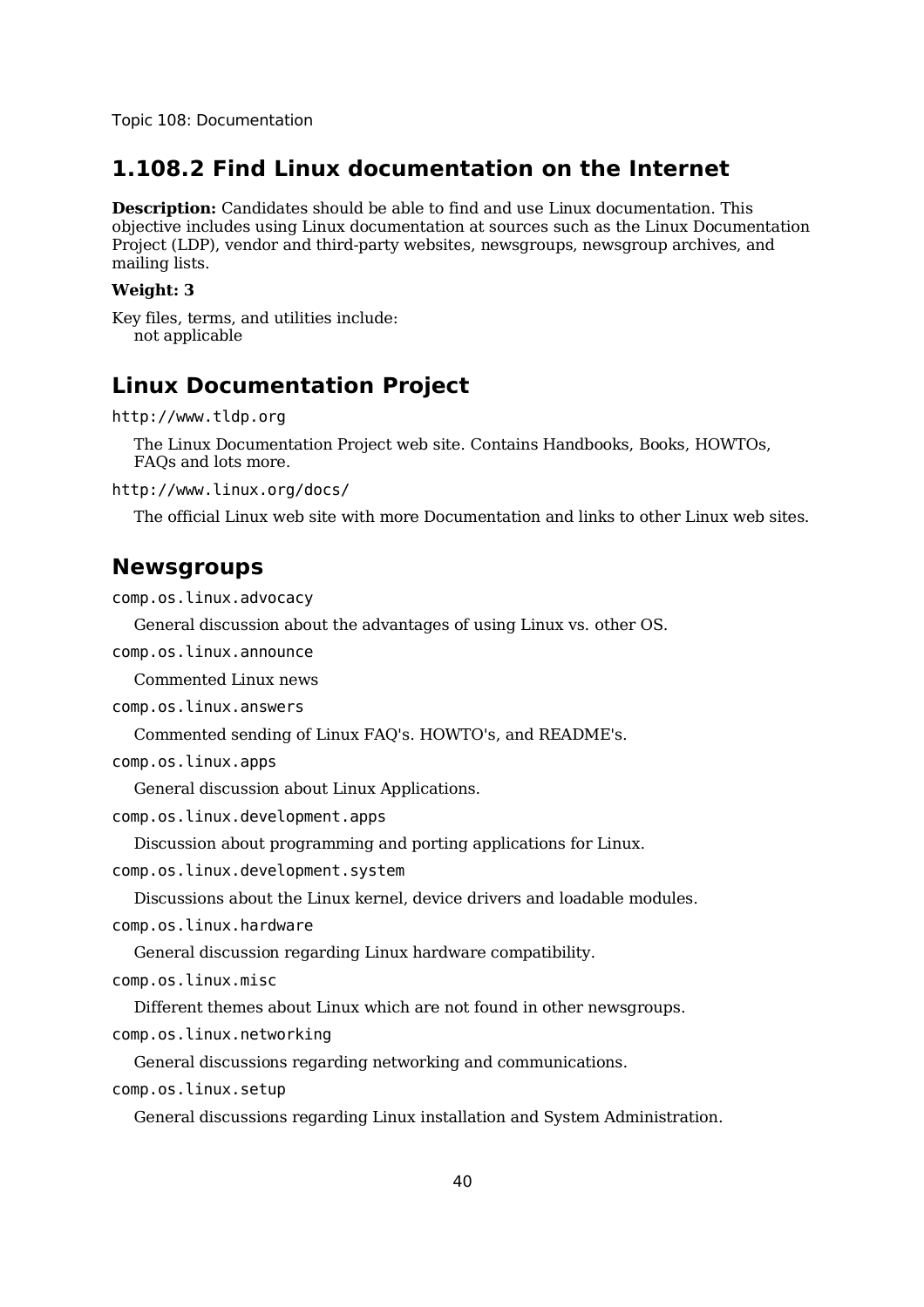## 1.108.2 Find Linux documentation on the Internet

**Description:** Candidates should be able to find and use Linux documentation. This objective includes using Linux documentation at sources such as the Linux Documentation Project (LDP), vendor and third-party websites, newsgroups, newsgroup archives, and mailing lists.

**Weight: 3**

Key files, terms, and utilities include:
  not applicable

## Linux Documentation Project

`http://www.tldp.org`

  The Linux Documentation Project web site. Contains Handbooks, Books, HOWTOs, FAQs and lots more.

`http://www.linux.org/docs/`

  The official Linux web site with more Documentation and links to other Linux web sites.

## Newsgroups

`comp.os.linux.advocacy`

  General discussion about the advantages of using Linux vs. other OS.

`comp.os.linux.announce`

  Commented Linux news

`comp.os.linux.answers`

  Commented sending of Linux FAQ's. HOWTO's, and README's.

`comp.os.linux.apps`

  General discussion about Linux Applications.

`comp.os.linux.development.apps`

  Discussion about programming and porting applications for Linux.

`comp.os.linux.development.system`

  Discussions about the Linux kernel, device drivers and loadable modules.

`comp.os.linux.hardware`

  General discussion regarding Linux hardware compatibility.

`comp.os.linux.misc`

  Different themes about Linux which are not found in other newsgroups.

`comp.os.linux.networking`

  General discussions regarding networking and communications.

`comp.os.linux.setup`

  General discussions regarding Linux installation and System Administration.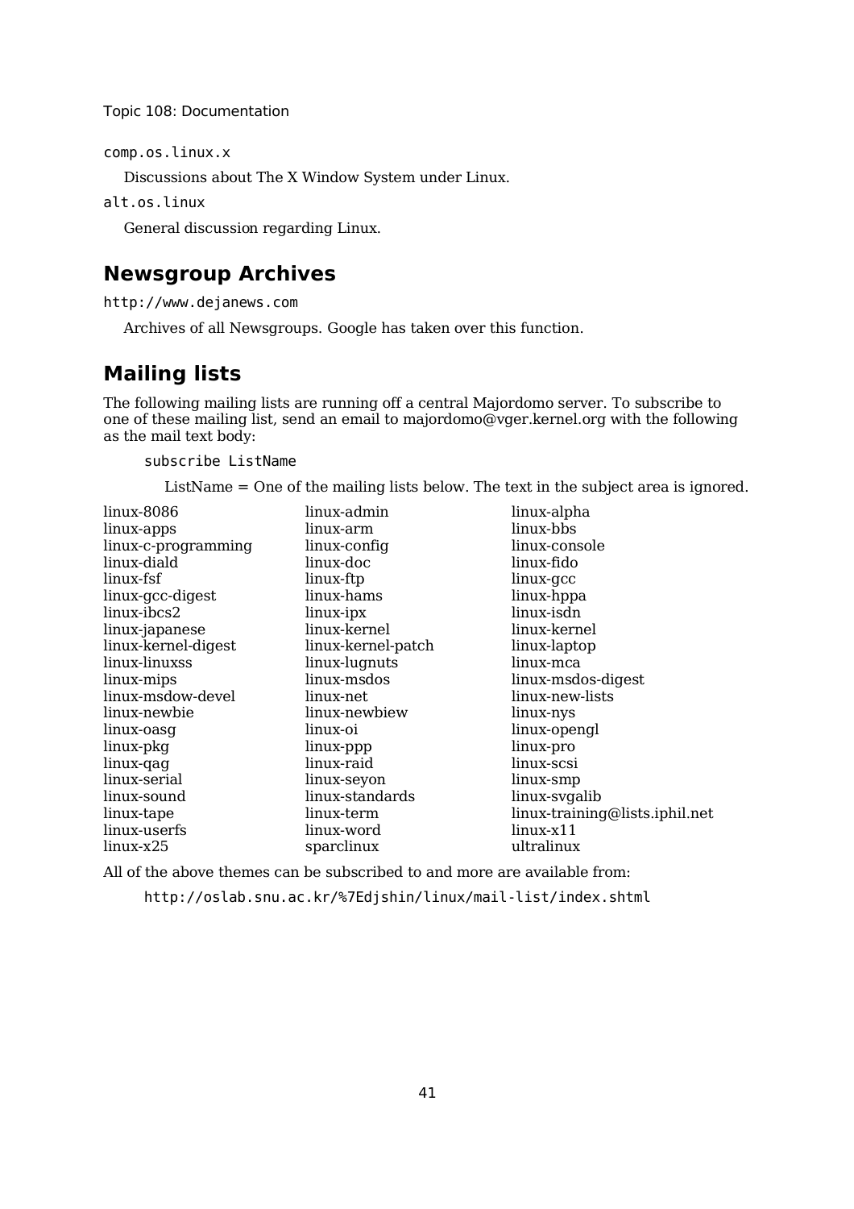`comp.os.linux.x`

Discussions about The X Window System under Linux.

`alt.os.linux`

General discussion regarding Linux.

## Newsgroup Archives

`http://www.dejanews.com`

Archives of all Newsgroups. Google has taken over this function.

## Mailing lists

The following mailing lists are running off a central Majordomo server. To subscribe to one of these mailing list, send an email to majordomo@vger.kernel.org with the following as the mail text body:

```
subscribe ListName
```

ListName = One of the mailing lists below. The text in the subject area is ignored.

| | | |
|---|---|---|
| linux-8086 | linux-admin | linux-alpha |
| linux-apps | linux-arm | linux-bbs |
| linux-c-programming | linux-config | linux-console |
| linux-diald | linux-doc | linux-fido |
| linux-fsf | linux-ftp | linux-gcc |
| linux-gcc-digest | linux-hams | linux-hppa |
| linux-ibcs2 | linux-ipx | linux-isdn |
| linux-japanese | linux-kernel | linux-kernel |
| linux-kernel-digest | linux-kernel-patch | linux-laptop |
| linux-linuxss | linux-lugnuts | linux-mca |
| linux-mips | linux-msdos | linux-msdos-digest |
| linux-msdow-devel | linux-net | linux-new-lists |
| linux-newbie | linux-newbiew | linux-nys |
| linux-oasg | linux-oi | linux-opengl |
| linux-pkg | linux-ppp | linux-pro |
| linux-qag | linux-raid | linux-scsi |
| linux-serial | linux-seyon | linux-smp |
| linux-sound | linux-standards | linux-svgalib |
| linux-tape | linux-term | linux-training@lists.iphil.net |
| linux-userfs | linux-word | linux-x11 |
| linux-x25 | sparclinux | ultralinux |

All of the above themes can be subscribed to and more are available from:

`http://oslab.snu.ac.kr/%7Edjshin/linux/mail-list/index.shtml`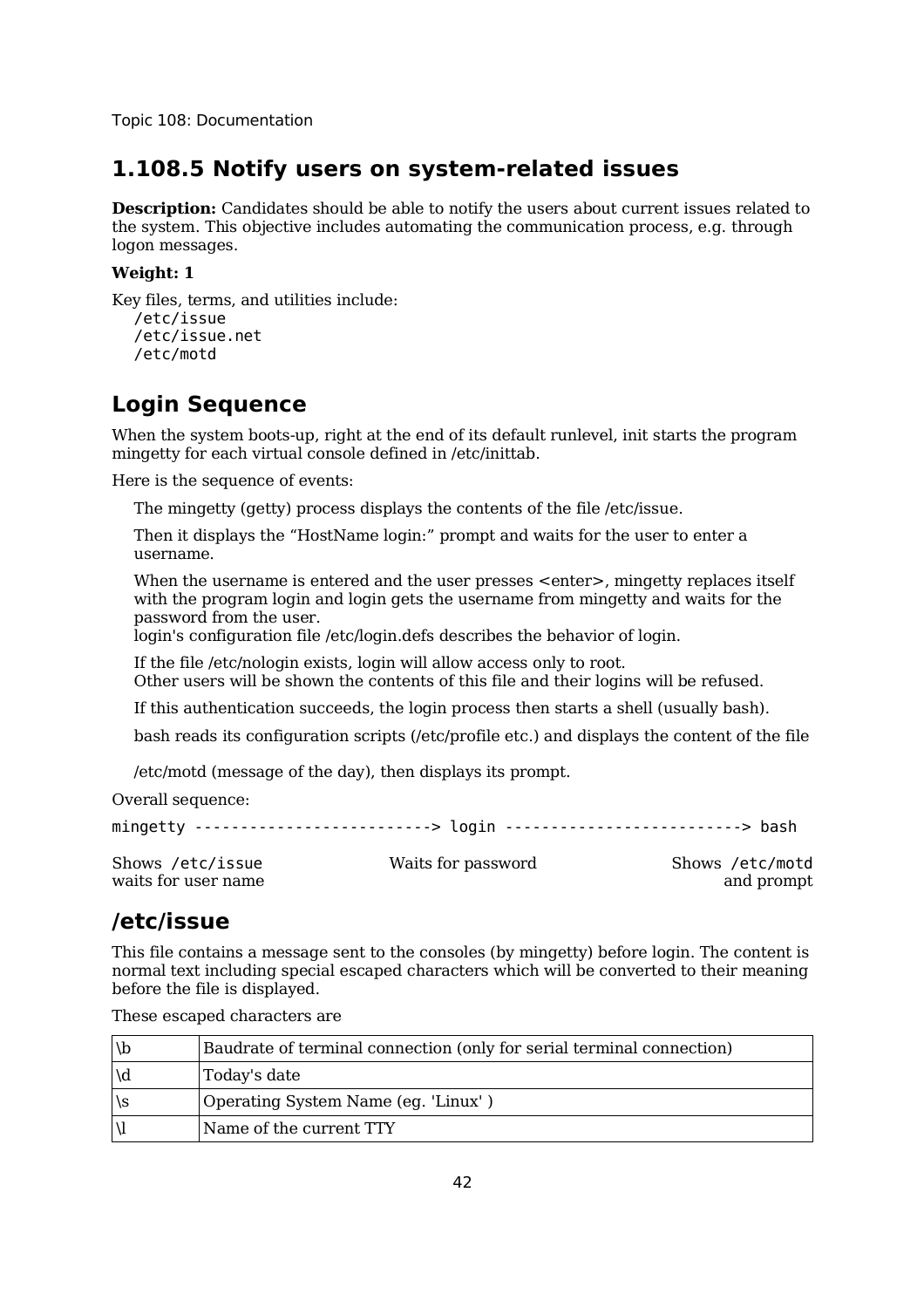## 1.108.5 Notify users on system-related issues

**Description:** Candidates should be able to notify the users about current issues related to the system. This objective includes automating the communication process, e.g. through logon messages.

**Weight: 1**

Key files, terms, and utilities include:

```
/etc/issue
/etc/issue.net
/etc/motd
```

## Login Sequence

When the system boots-up, right at the end of its default runlevel, init starts the program mingetty for each virtual console defined in /etc/inittab.

Here is the sequence of events:

The mingetty (getty) process displays the contents of the file /etc/issue.

Then it displays the "HostName login:" prompt and waits for the user to enter a username.

When the username is entered and the user presses <enter>, mingetty replaces itself with the program login and login gets the username from mingetty and waits for the password from the user.
login's configuration file /etc/login.defs describes the behavior of login.

If the file /etc/nologin exists, login will allow access only to root.
Other users will be shown the contents of this file and their logins will be refused.

If this authentication succeeds, the login process then starts a shell (usually bash).

bash reads its configuration scripts (/etc/profile etc.) and displays the content of the file

/etc/motd (message of the day), then displays its prompt.

Overall sequence:

```
mingetty -------------------------> login -------------------------> bash
```

| Shows `/etc/issue` waits for user name | Waits for password | Shows `/etc/motd` and prompt |
|---|---|---|

## /etc/issue

This file contains a message sent to the consoles (by mingetty) before login. The content is normal text including special escaped characters which will be converted to their meaning before the file is displayed.

These escaped characters are

| | |
|---|---|
| \b | Baudrate of terminal connection (only for serial terminal connection) |
| \d | Today's date |
| \s | Operating System Name (eg. 'Linux' ) |
| \l | Name of the current TTY |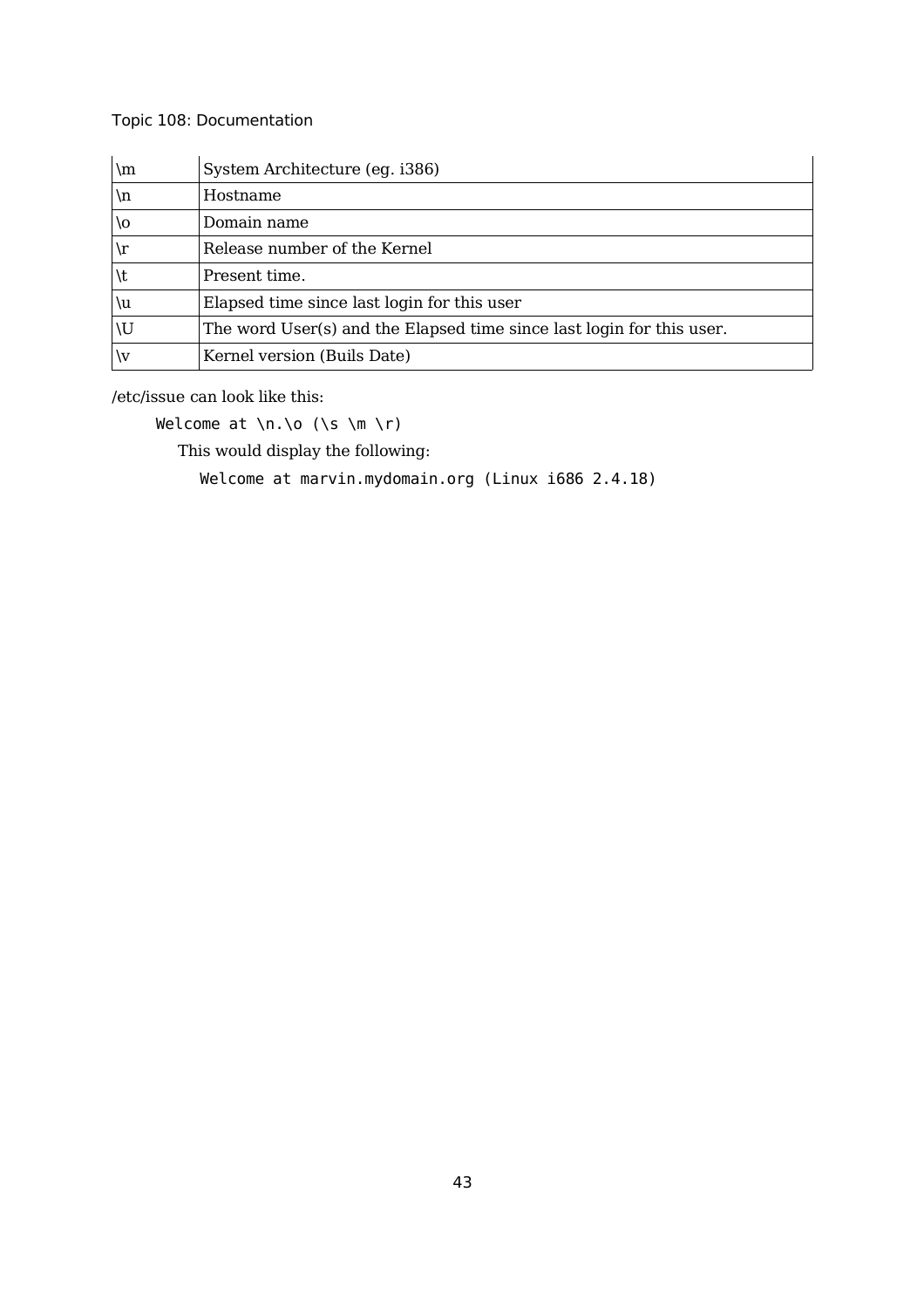| | |
|---|---|
| \m | System Architecture (eg. i386) |
| \n | Hostname |
| \o | Domain name |
| \r | Release number of the Kernel |
| \t | Present time. |
| \u | Elapsed time since last login for this user |
| \U | The word User(s) and the Elapsed time since last login for this user. |
| \v | Kernel version (Buils Date) |

/etc/issue can look like this:

```
Welcome at \n.\o (\s \m \r)
```

This would display the following:

```
Welcome at marvin.mydomain.org (Linux i686 2.4.18)
```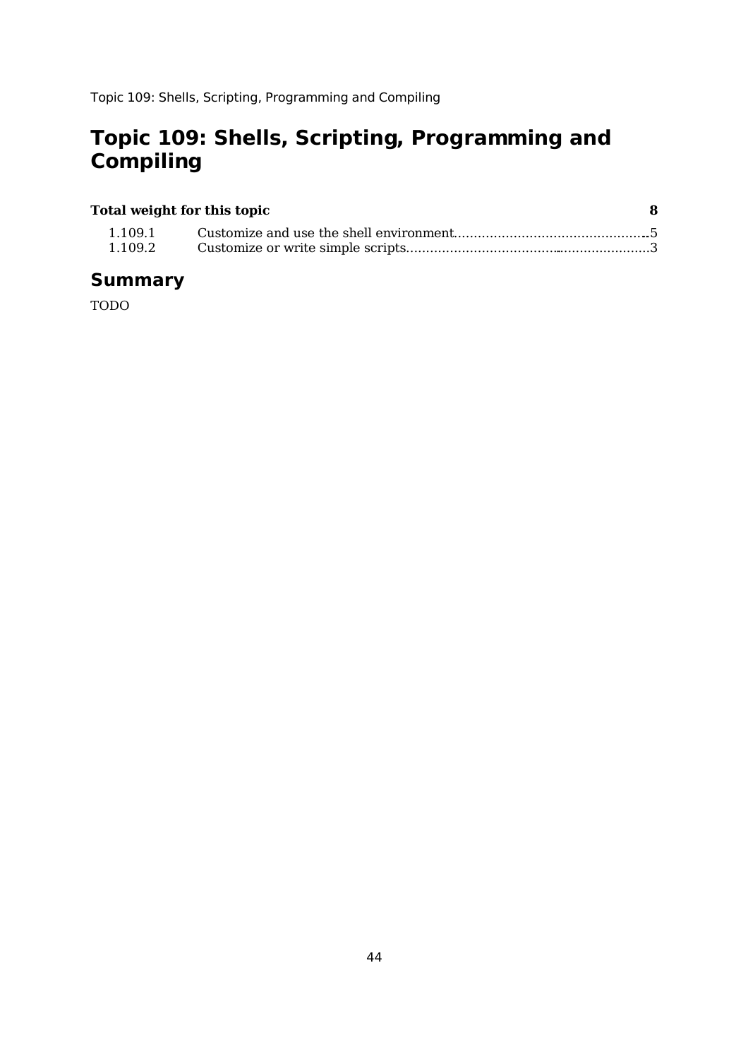# Topic 109: Shells, Scripting, Programming and Compiling

| **Total weight for this topic** | | **8** |
|---|---|---|
| 1.109.1 | Customize and use the shell environment | 5 |
| 1.109.2 | Customize or write simple scripts | 3 |

## Summary

TODO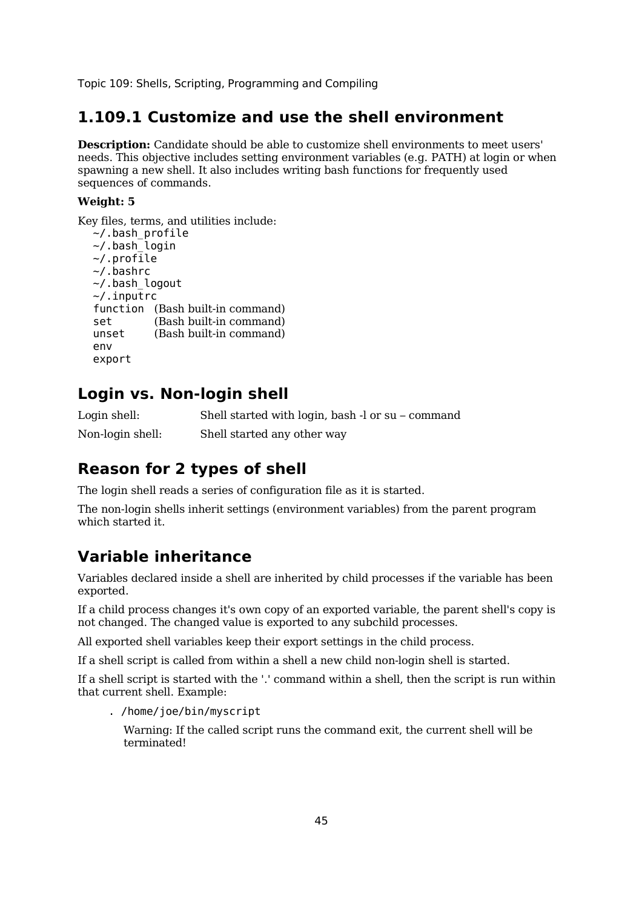Topic 109: Shells, Scripting, Programming and Compiling

## 1.109.1 Customize and use the shell environment

**Description:** Candidate should be able to customize shell environments to meet users' needs. This objective includes setting environment variables (e.g. PATH) at login or when spawning a new shell. It also includes writing bash functions for frequently used sequences of commands.

**Weight: 5**

Key files, terms, and utilities include:

```
~/.bash_profile
~/.bash_login
~/.profile
~/.bashrc
~/.bash_logout
~/.inputrc
function  (Bash built-in command)
set       (Bash built-in command)
unset     (Bash built-in command)
env
export
```

## Login vs. Non-login shell

| | |
|---|---|
| Login shell: | Shell started with login, bash -l or su – command |
| Non-login shell: | Shell started any other way |

## Reason for 2 types of shell

The login shell reads a series of configuration file as it is started.

The non-login shells inherit settings (environment variables) from the parent program which started it.

## Variable inheritance

Variables declared inside a shell are inherited by child processes if the variable has been exported.

If a child process changes it's own copy of an exported variable, the parent shell's copy is not changed. The changed value is exported to any subchild processes.

All exported shell variables keep their export settings in the child process.

If a shell script is called from within a shell a new child non-login shell is started.

If a shell script is started with the '.' command within a shell, then the script is run within that current shell. Example:

```
. /home/joe/bin/myscript
```

Warning: If the called script runs the command exit, the current shell will be terminated!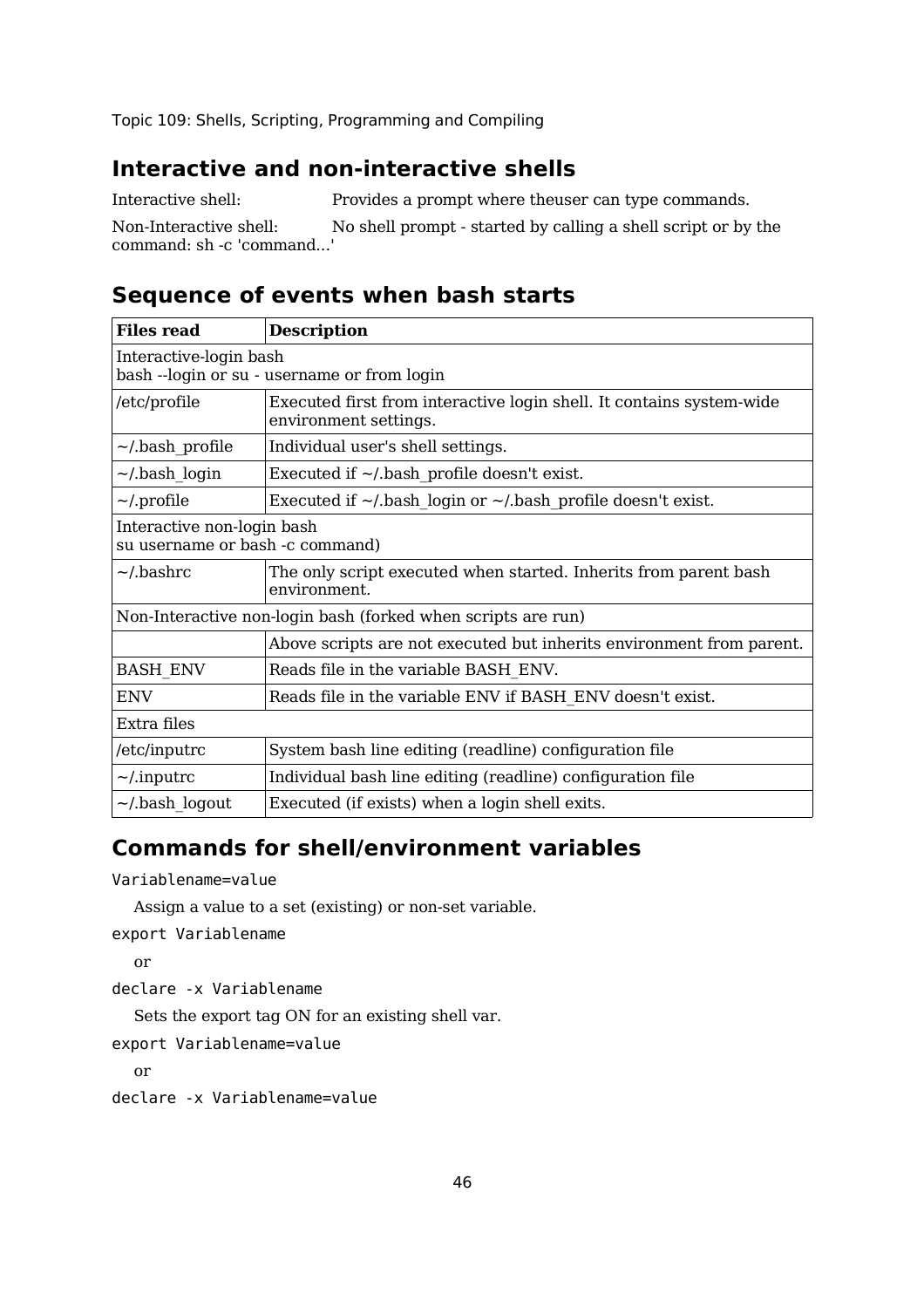Topic 109: Shells, Scripting, Programming and Compiling

## Interactive and non-interactive shells

Interactive shell: Provides a prompt where theuser can type commands.

Non-Interactive shell: No shell prompt - started by calling a shell script or by the command: sh -c 'command...'

## Sequence of events when bash starts

| Files read | Description |
|---|---|
| Interactive-login bash<br>bash --login or su - username or from login | |
| /etc/profile | Executed first from interactive login shell. It contains system-wide environment settings. |
| ~/.bash_profile | Individual user's shell settings. |
| ~/.bash_login | Executed if ~/.bash_profile doesn't exist. |
| ~/.profile | Executed if ~/.bash_login or ~/.bash_profile doesn't exist. |
| Interactive non-login bash<br>su username or bash -c command) | |
| ~/.bashrc | The only script executed when started. Inherits from parent bash environment. |
| Non-Interactive non-login bash (forked when scripts are run) | |
| | Above scripts are not executed but inherits environment from parent. |
| BASH_ENV | Reads file in the variable BASH_ENV. |
| ENV | Reads file in the variable ENV if BASH_ENV doesn't exist. |
| Extra files | |
| /etc/inputrc | System bash line editing (readline) configuration file |
| ~/.inputrc | Individual bash line editing (readline) configuration file |
| ~/.bash_logout | Executed (if exists) when a login shell exits. |

## Commands for shell/environment variables

```
Variablename=value
```

Assign a value to a set (existing) or non-set variable.

```
export Variablename
```

or

```
declare -x Variablename
```

Sets the export tag ON for an existing shell var.

```
export Variablename=value
```

or

```
declare -x Variablename=value
```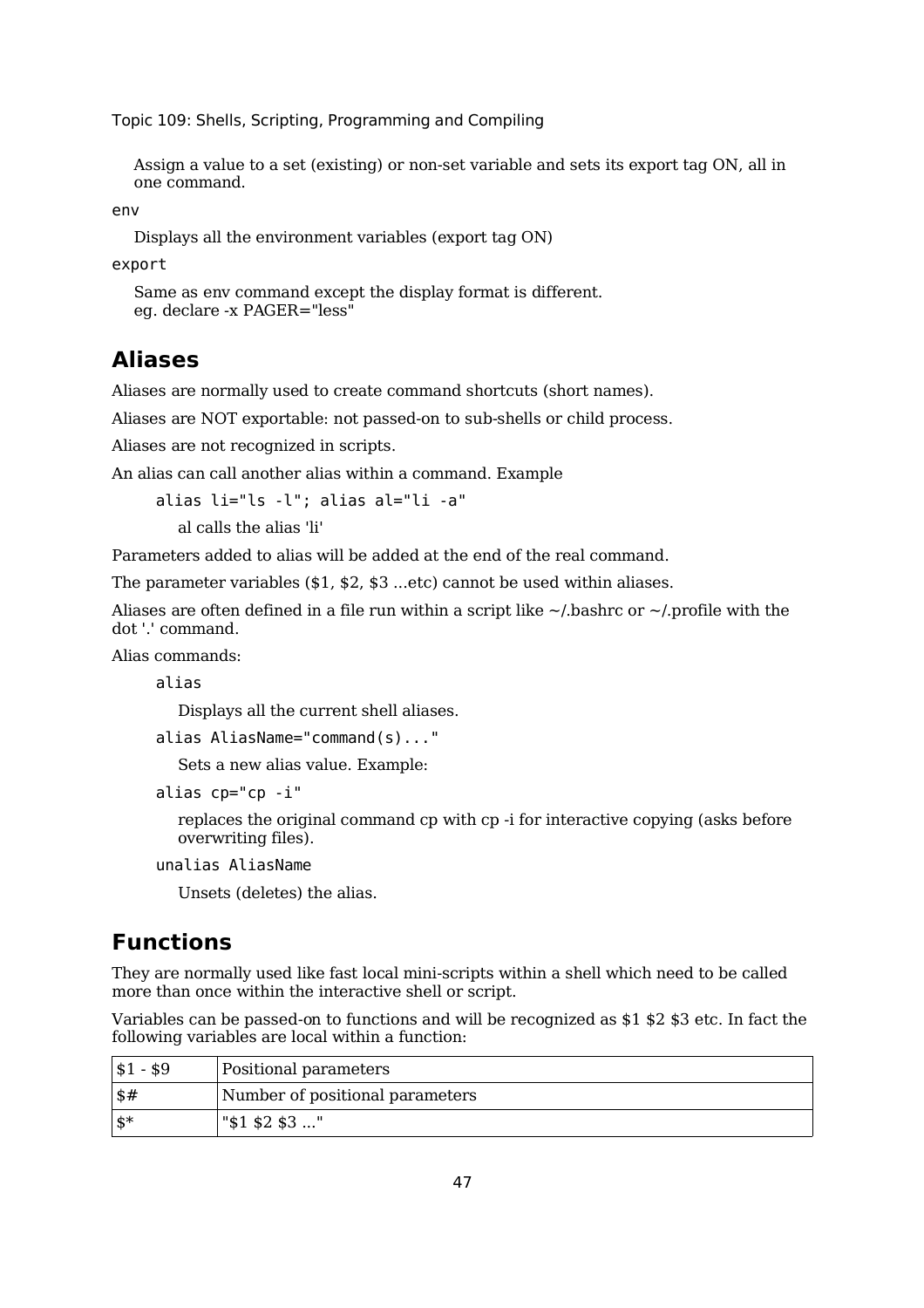Assign a value to a set (existing) or non-set variable and sets its export tag ON, all in one command.

`env`

Displays all the environment variables (export tag ON)

`export`

Same as env command except the display format is different.
eg. declare -x PAGER="less"

## Aliases

Aliases are normally used to create command shortcuts (short names).

Aliases are NOT exportable: not passed-on to sub-shells or child process.

Aliases are not recognized in scripts.

An alias can call another alias within a command. Example

```
alias li="ls -l"; alias al="li -a"
```

al calls the alias 'li'

Parameters added to alias will be added at the end of the real command.

The parameter variables ($1, $2, $3 ...etc) cannot be used within aliases.

Aliases are often defined in a file run within a script like ~/.bashrc or ~/.profile with the dot '.' command.

Alias commands:

`alias`

Displays all the current shell aliases.

`alias AliasName="command(s)..."`

Sets a new alias value. Example:

`alias cp="cp -i"`

replaces the original command cp with cp -i for interactive copying (asks before overwriting files).

`unalias AliasName`

Unsets (deletes) the alias.

## Functions

They are normally used like fast local mini-scripts within a shell which need to be called more than once within the interactive shell or script.

Variables can be passed-on to functions and will be recognized as $1 $2 $3 etc. In fact the following variables are local within a function:

| | |
|---|---|
| $1 - $9 | Positional parameters |
| $# | Number of positional parameters |
| $* | "$1 $2 $3 ..." |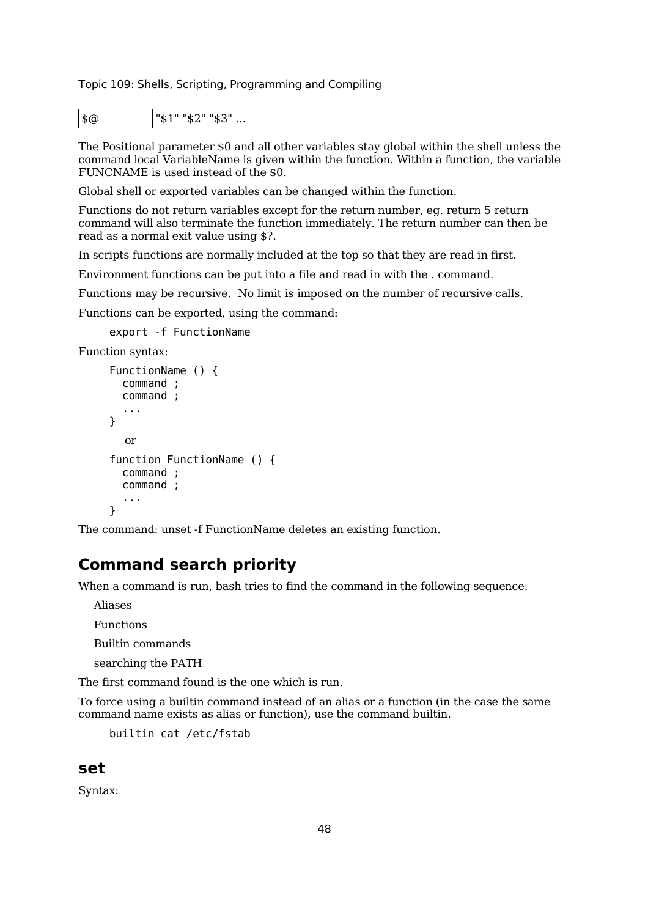| $@ | "$1" "$2" "$3" ... |
|---|---|

The Positional parameter $0 and all other variables stay global within the shell unless the command local VariableName is given within the function. Within a function, the variable FUNCNAME is used instead of the $0.

Global shell or exported variables can be changed within the function.

Functions do not return variables except for the return number, eg. return 5 return command will also terminate the function immediately. The return number can then be read as a normal exit value using $?.

In scripts functions are normally included at the top so that they are read in first.

Environment functions can be put into a file and read in with the . command.

Functions may be recursive. No limit is imposed on the number of recursive calls.

Functions can be exported, using the command:

```
export -f FunctionName
```

Function syntax:

```
FunctionName () {
  command ;
  command ;
  ...
}
```

or

```
function FunctionName () {
  command ;
  command ;
  ...
}
```

The command: unset -f FunctionName deletes an existing function.

## Command search priority

When a command is run, bash tries to find the command in the following sequence:

Aliases

Functions

Builtin commands

searching the PATH

The first command found is the one which is run.

To force using a builtin command instead of an alias or a function (in the case the same command name exists as alias or function), use the command builtin.

```
builtin cat /etc/fstab
```

### set

Syntax: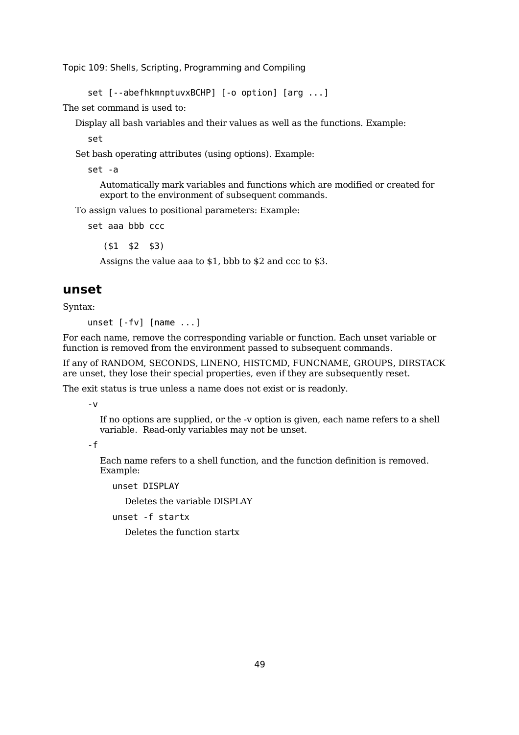```
set [--abefhkmnptuvxBCHP] [-o option] [arg ...]
```

The set command is used to:

Display all bash variables and their values as well as the functions. Example:

```
set
```

Set bash operating attributes (using options). Example:

```
set -a
```

Automatically mark variables and functions which are modified or created for export to the environment of subsequent commands.

To assign values to positional parameters: Example:

```
set aaa bbb ccc
 ($1  $2  $3)
```

Assigns the value aaa to $1, bbb to $2 and ccc to $3.

## unset

Syntax:

```
unset [-fv] [name ...]
```

For each name, remove the corresponding variable or function. Each unset variable or function is removed from the environment passed to subsequent commands.

If any of RANDOM, SECONDS, LINENO, HISTCMD, FUNCNAME, GROUPS, DIRSTACK are unset, they lose their special properties, even if they are subsequently reset.

The exit status is true unless a name does not exist or is readonly.

`-v`

If no options are supplied, or the -v option is given, each name refers to a shell variable. Read-only variables may not be unset.

`-f`

Each name refers to a shell function, and the function definition is removed. Example:

```
unset DISPLAY
```

Deletes the variable DISPLAY

```
unset -f startx
```

Deletes the function startx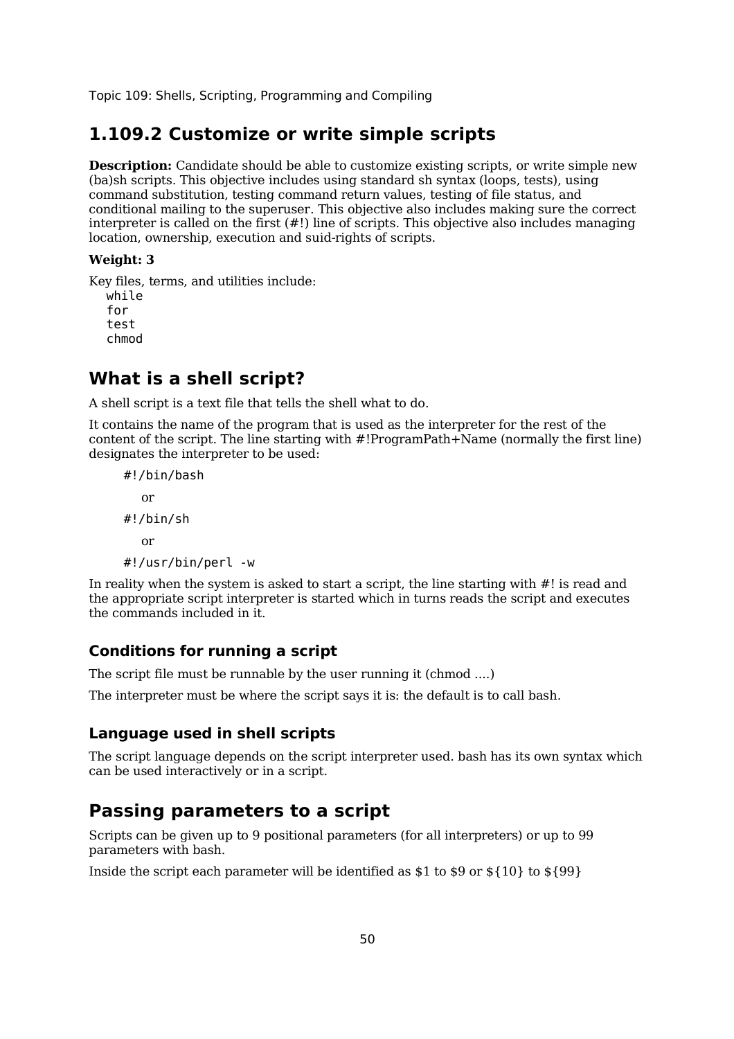## 1.109.2 Customize or write simple scripts

**Description:** Candidate should be able to customize existing scripts, or write simple new (ba)sh scripts. This objective includes using standard sh syntax (loops, tests), using command substitution, testing command return values, testing of file status, and conditional mailing to the superuser. This objective also includes making sure the correct interpreter is called on the first (#!) line of scripts. This objective also includes managing location, ownership, execution and suid-rights of scripts.

**Weight: 3**

Key files, terms, and utilities include:

```
while
for
test
chmod
```

## What is a shell script?

A shell script is a text file that tells the shell what to do.

It contains the name of the program that is used as the interpreter for the rest of the content of the script. The line starting with #!ProgramPath+Name (normally the first line) designates the interpreter to be used:

```
#!/bin/bash
```

or

```
#!/bin/sh
```

or

```
#!/usr/bin/perl -w
```

In reality when the system is asked to start a script, the line starting with #! is read and the appropriate script interpreter is started which in turns reads the script and executes the commands included in it.

### Conditions for running a script

The script file must be runnable by the user running it (chmod ....)

The interpreter must be where the script says it is: the default is to call bash.

### Language used in shell scripts

The script language depends on the script interpreter used. bash has its own syntax which can be used interactively or in a script.

## Passing parameters to a script

Scripts can be given up to 9 positional parameters (for all interpreters) or up to 99 parameters with bash.

Inside the script each parameter will be identified as $1 to $9 or ${10} to ${99}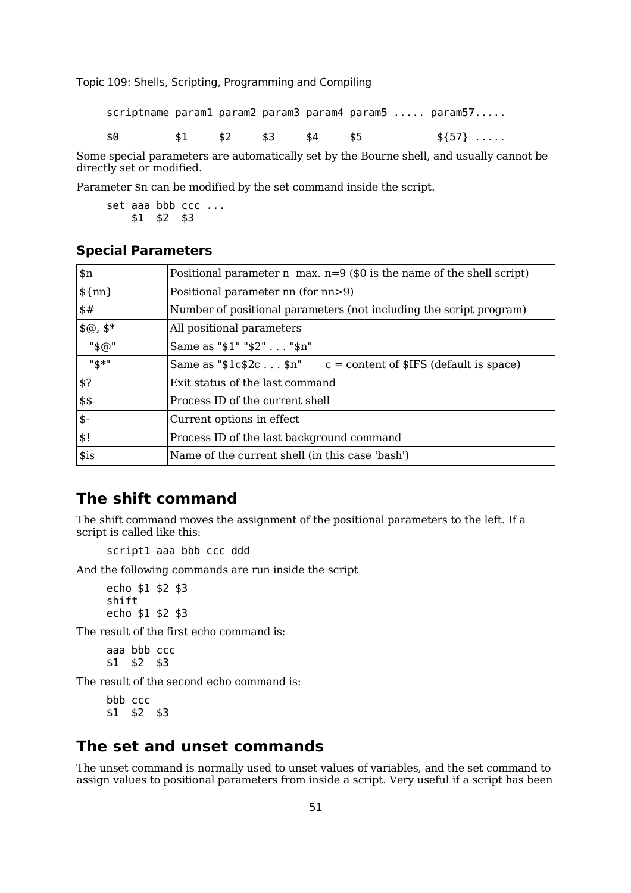```
scriptname param1 param2 param3 param4 param5 ..... param57.....

$0         $1     $2     $3     $4     $5           ${57} .....
```

Some special parameters are automatically set by the Bourne shell, and usually cannot be directly set or modified.

Parameter $n can be modified by the set command inside the script.

```
set aaa bbb ccc ...
    $1  $2  $3
```

### Special Parameters

| | |
|---|---|
| $n | Positional parameter n  max. n=9 ($0 is the name of the shell script) |
| ${nn} | Positional parameter nn (for nn>9) |
| $# | Number of positional parameters (not including the script program) |
| $@, $* | All positional parameters |
| "$@" | Same as "$1" "$2" . . . "$n" |
| "$*" | Same as "$1c$2c . . . $n"    c = content of $IFS (default is space) |
| $? | Exit status of the last command |
| $$ | Process ID of the current shell |
| $- | Current options in effect |
| $! | Process ID of the last background command |
| $is | Name of the current shell (in this case 'bash') |

## The shift command

The shift command moves the assignment of the positional parameters to the left. If a script is called like this:

```
script1 aaa bbb ccc ddd
```

And the following commands are run inside the script

```
echo $1 $2 $3
shift
echo $1 $2 $3
```

The result of the first echo command is:

```
aaa bbb ccc
$1  $2  $3
```

The result of the second echo command is:

```
bbb ccc
$1  $2  $3
```

## The set and unset commands

The unset command is normally used to unset values of variables, and the set command to assign values to positional parameters from inside a script. Very useful if a script has been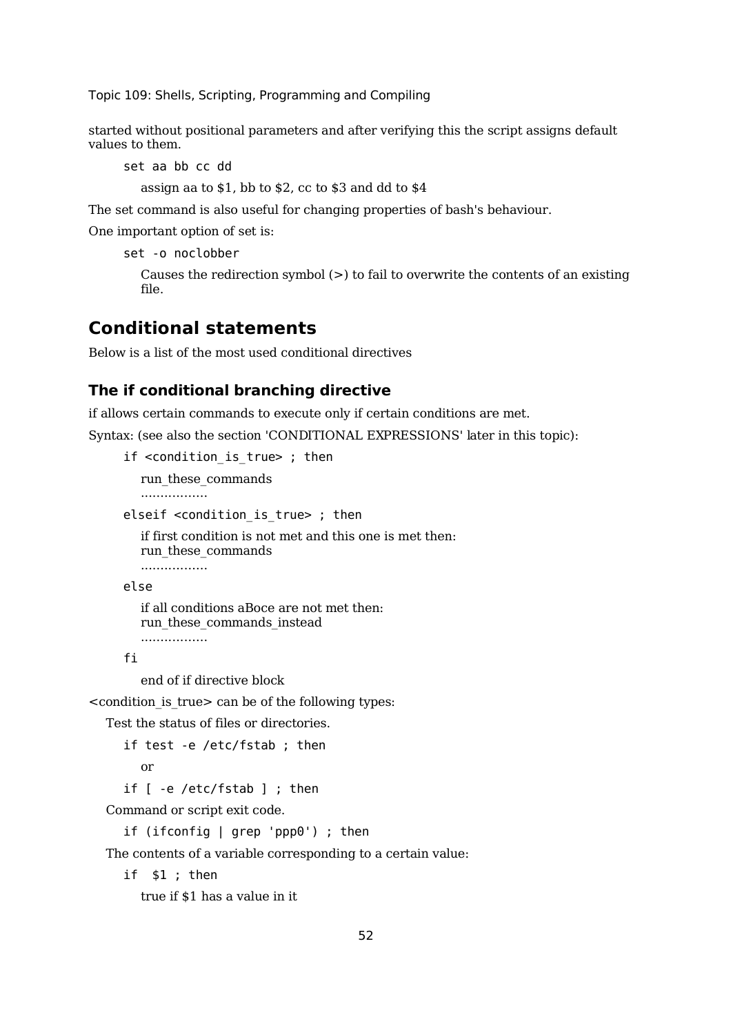started without positional parameters and after verifying this the script assigns default values to them.

```
set aa bb cc dd
```

assign aa to $1, bb to $2, cc to $3 and dd to $4

The set command is also useful for changing properties of bash's behaviour.

One important option of set is:

```
set -o noclobber
```

Causes the redirection symbol (>) to fail to overwrite the contents of an existing file.

## Conditional statements

Below is a list of the most used conditional directives

### The if conditional branching directive

if allows certain commands to execute only if certain conditions are met.

Syntax: (see also the section 'CONDITIONAL EXPRESSIONS' later in this topic):

```
if <condition_is_true> ; then
```

run_these_commands
.................

```
elseif <condition_is_true> ; then
```

if first condition is not met and this one is met then:
run_these_commands
.................

```
else
```

if all conditions aBoce are not met then:
run_these_commands_instead
.................

```
fi
```

end of if directive block

<condition_is_true> can be of the following types:

Test the status of files or directories.

```
if test -e /etc/fstab ; then
```

or

```
if [ -e /etc/fstab ] ; then
```

Command or script exit code.

```
if (ifconfig | grep 'ppp0') ; then
```

The contents of a variable corresponding to a certain value:

```
if  $1 ; then
```

true if $1 has a value in it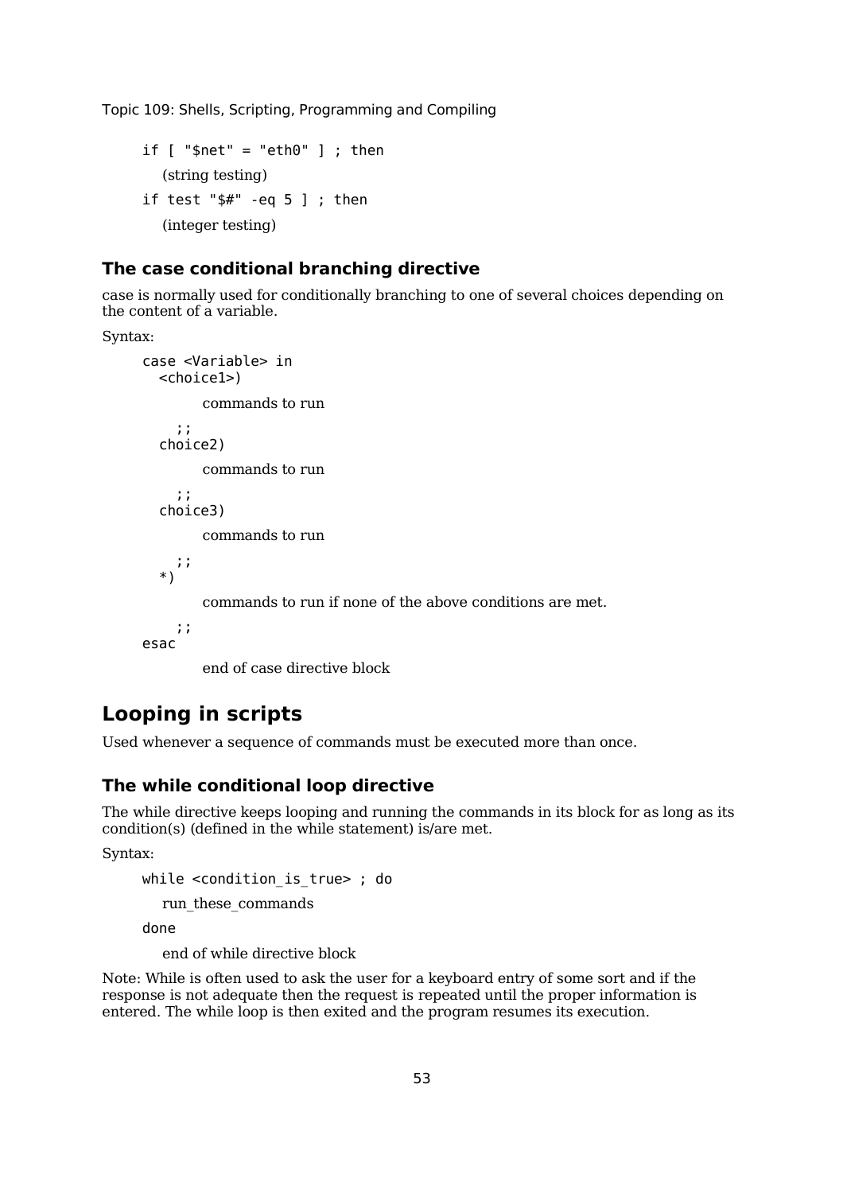```
if [ "$net" = "eth0" ] ; then
```

(string testing)

```
if test "$#" -eq 5 ] ; then
```

(integer testing)

### The case conditional branching directive

case is normally used for conditionally branching to one of several choices depending on the content of a variable.

Syntax:

```
case <Variable> in
  <choice1>)
```

commands to run

```
    ;;
  choice2)
```

commands to run

```
    ;;
  choice3)
```

commands to run

```
    ;;
  *)
```

commands to run if none of the above conditions are met.

```
    ;;
esac
```

end of case directive block

## Looping in scripts

Used whenever a sequence of commands must be executed more than once.

### The while conditional loop directive

The while directive keeps looping and running the commands in its block for as long as its condition(s) (defined in the while statement) is/are met.

Syntax:

```
while <condition_is_true> ; do
```

run_these_commands

```
done
```

end of while directive block

Note: While is often used to ask the user for a keyboard entry of some sort and if the response is not adequate then the request is repeated until the proper information is entered. The while loop is then exited and the program resumes its execution.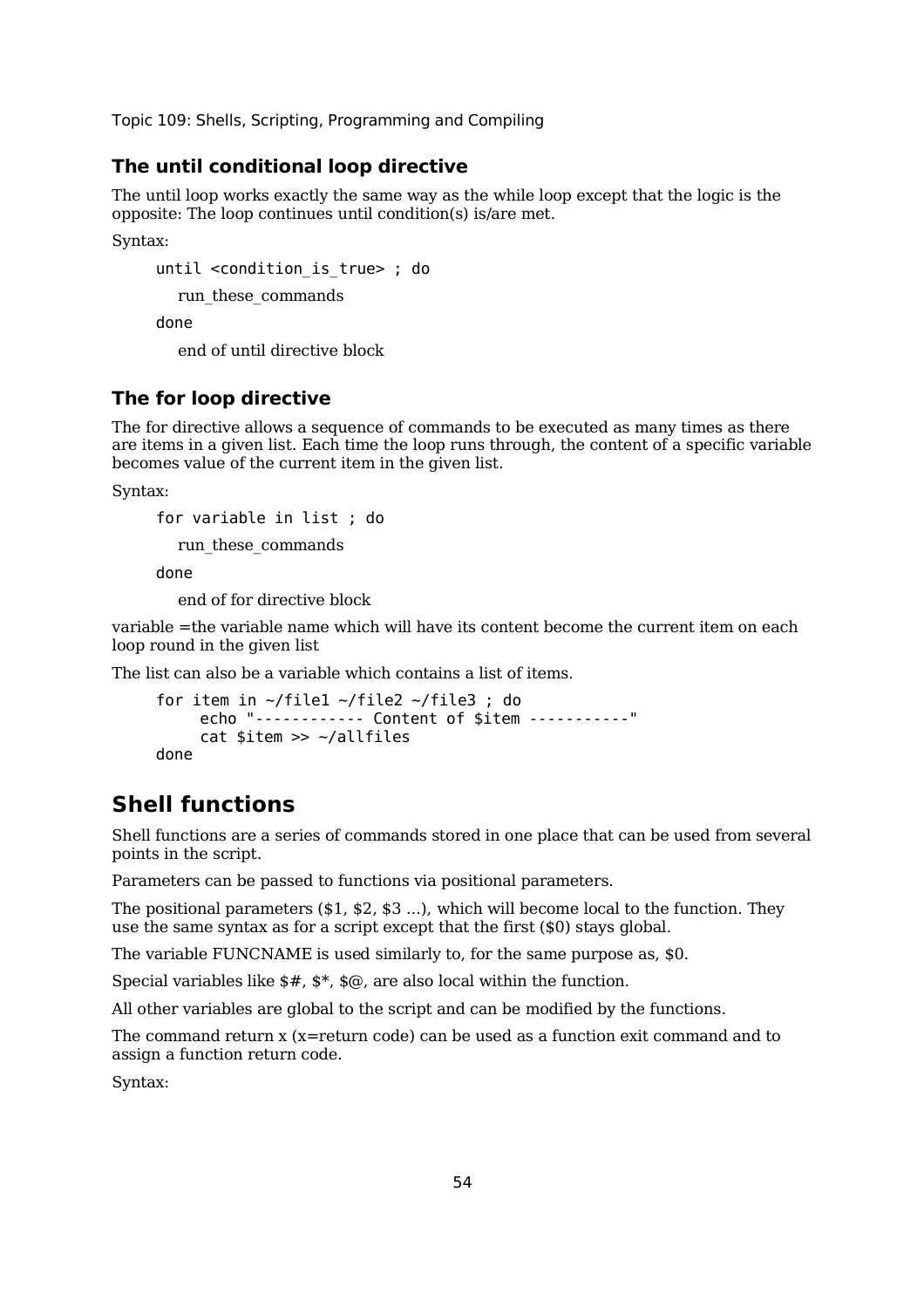### The until conditional loop directive

The until loop works exactly the same way as the while loop except that the logic is the opposite: The loop continues until condition(s) is/are met.

Syntax:

```
until <condition_is_true> ; do
   run_these_commands
done
   end of until directive block
```

### The for loop directive

The for directive allows a sequence of commands to be executed as many times as there are items in a given list. Each time the loop runs through, the content of a specific variable becomes value of the current item in the given list.

Syntax:

```
for variable in list ; do
   run_these_commands
done
   end of for directive block
```

variable =the variable name which will have its content become the current item on each loop round in the given list

The list can also be a variable which contains a list of items.

```
for item in ~/file1 ~/file2 ~/file3 ; do
     echo "------------ Content of $item -----------"
     cat $item >> ~/allfiles
done
```

## Shell functions

Shell functions are a series of commands stored in one place that can be used from several points in the script.

Parameters can be passed to functions via positional parameters.

The positional parameters ($1, $2, $3 ...), which will become local to the function. They use the same syntax as for a script except that the first ($0) stays global.

The variable FUNCNAME is used similarly to, for the same purpose as, $0.

Special variables like $#, $*, $@, are also local within the function.

All other variables are global to the script and can be modified by the functions.

The command return x (x=return code) can be used as a function exit command and to assign a function return code.

Syntax: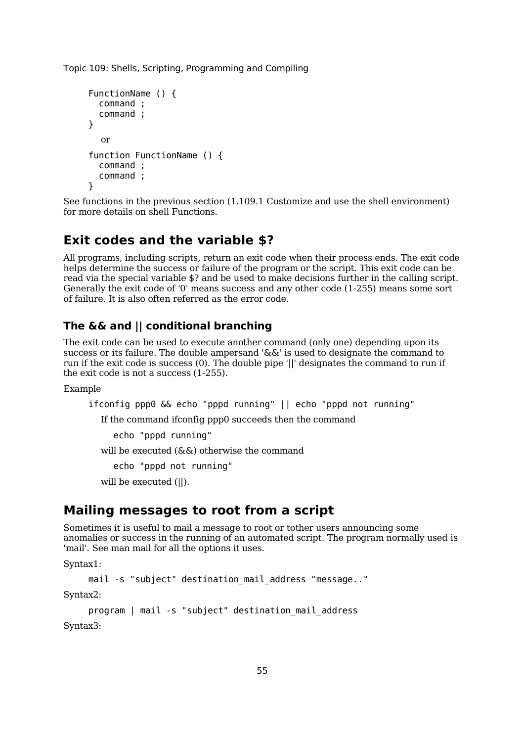```
FunctionName () {
  command ;
  command ;
}
```

or

```
function FunctionName () {
  command ;
  command ;
}
```

See functions in the previous section (1.109.1 Customize and use the shell environment) for more details on shell Functions.

## Exit codes and the variable $?

All programs, including scripts, return an exit code when their process ends. The exit code helps determine the success or failure of the program or the script. This exit code can be read via the special variable $? and be used to make decisions further in the calling script. Generally the exit code of '0' means success and any other code (1-255) means some sort of failure. It is also often referred as the error code.

### The && and || conditional branching

The exit code can be used to execute another command (only one) depending upon its success or its failure. The double ampersand '&&' is used to designate the command to run if the exit code is success (0). The double pipe '||' designates the command to run if the exit code is not a success (1-255).

Example

```
ifconfig ppp0 && echo "pppd running" || echo "pppd not running"
```

If the command ifconfig ppp0 succeeds then the command

```
echo "pppd running"
```

will be executed (&&) otherwise the command

```
echo "pppd not running"
```

will be executed (||).

## Mailing messages to root from a script

Sometimes it is useful to mail a message to root or tother users announcing some anomalies or success in the running of an automated script. The program normally used is 'mail'. See man mail for all the options it uses.

Syntax1:

```
mail -s "subject" destination_mail_address "message.."
```

Syntax2:

```
program | mail -s "subject" destination_mail_address
```

Syntax3: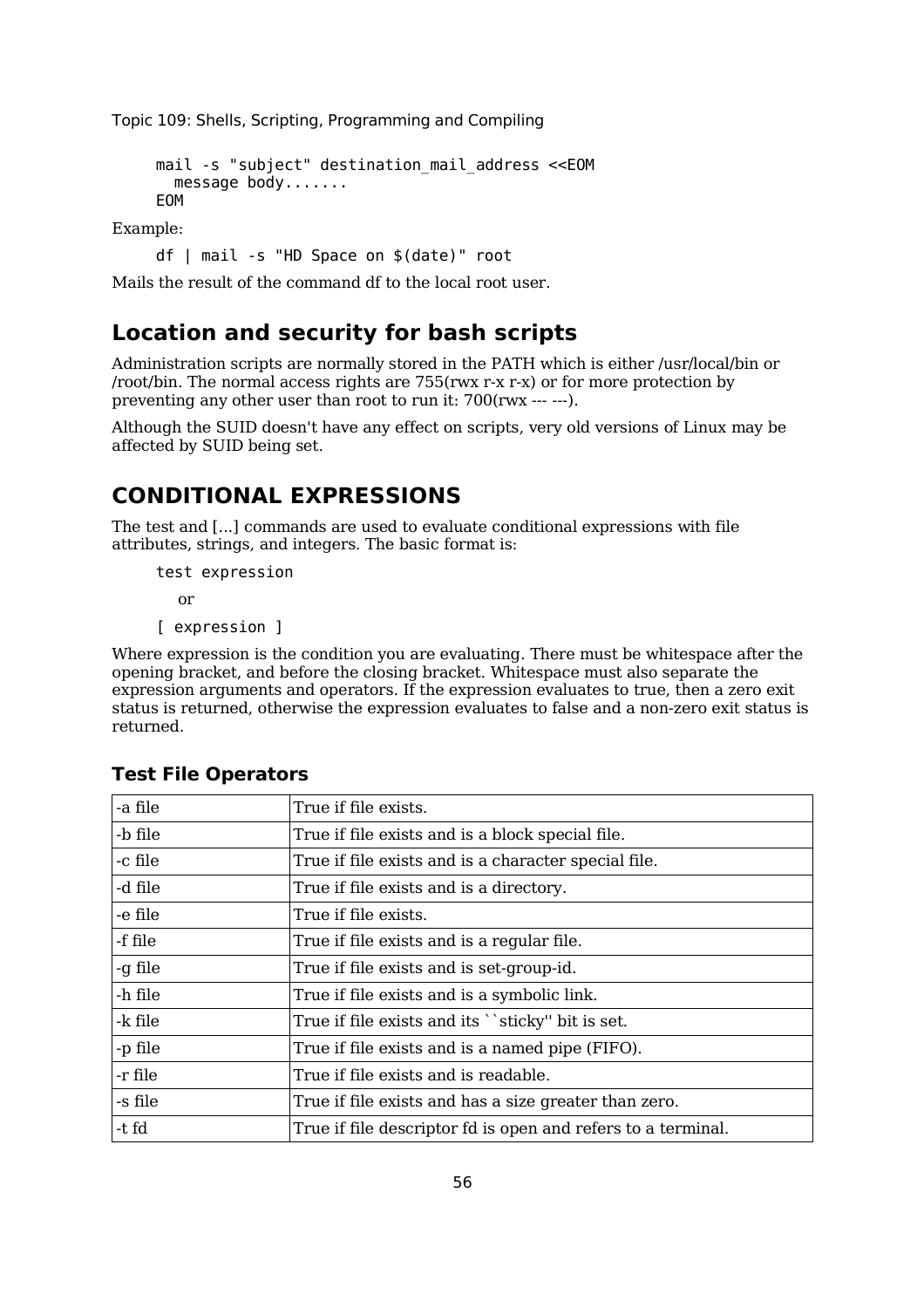```
mail -s "subject" destination_mail_address <<EOM
  message body.......
EOM
```

Example:

```
df | mail -s "HD Space on $(date)" root
```

Mails the result of the command df to the local root user.

## Location and security for bash scripts

Administration scripts are normally stored in the PATH which is either /usr/local/bin or /root/bin. The normal access rights are 755(rwx r-x r-x) or for more protection by preventing any other user than root to run it: 700(rwx --- ---).

Although the SUID doesn't have any effect on scripts, very old versions of Linux may be affected by SUID being set.

## CONDITIONAL EXPRESSIONS

The test and [...] commands are used to evaluate conditional expressions with file attributes, strings, and integers. The basic format is:

```
test expression
```

or

```
[ expression ]
```

Where expression is the condition you are evaluating. There must be whitespace after the opening bracket, and before the closing bracket. Whitespace must also separate the expression arguments and operators. If the expression evaluates to true, then a zero exit status is returned, otherwise the expression evaluates to false and a non-zero exit status is returned.

### Test File Operators

| | |
|---|---|
| -a file | True if file exists. |
| -b file | True if file exists and is a block special file. |
| -c file | True if file exists and is a character special file. |
| -d file | True if file exists and is a directory. |
| -e file | True if file exists. |
| -f file | True if file exists and is a regular file. |
| -g file | True if file exists and is set-group-id. |
| -h file | True if file exists and is a symbolic link. |
| -k file | True if file exists and its ``sticky'' bit is set. |
| -p file | True if file exists and is a named pipe (FIFO). |
| -r file | True if file exists and is readable. |
| -s file | True if file exists and has a size greater than zero. |
| -t fd | True if file descriptor fd is open and refers to a terminal. |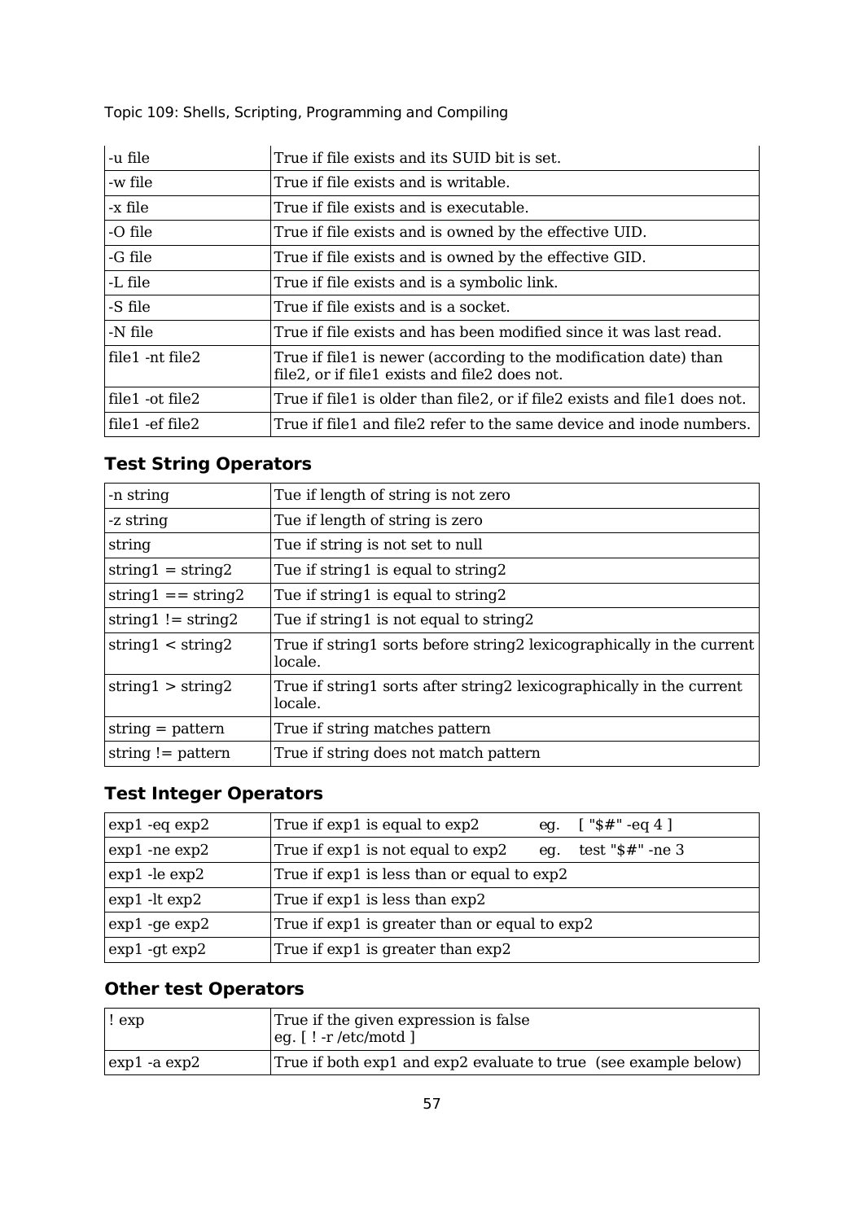| -u file | True if file exists and its SUID bit is set. |
|---|---|
| -w file | True if file exists and is writable. |
| -x file | True if file exists and is executable. |
| -O file | True if file exists and is owned by the effective UID. |
| -G file | True if file exists and is owned by the effective GID. |
| -L file | True if file exists and is a symbolic link. |
| -S file | True if file exists and is a socket. |
| -N file | True if file exists and has been modified since it was last read. |
| file1 -nt file2 | True if file1 is newer (according to the modification date) than file2, or if file1 exists and file2 does not. |
| file1 -ot file2 | True if file1 is older than file2, or if file2 exists and file1 does not. |
| file1 -ef file2 | True if file1 and file2 refer to the same device and inode numbers. |

## Test String Operators

| -n string | Tue if length of string is not zero |
|---|---|
| -z string | Tue if length of string is zero |
| string | Tue if string is not set to null |
| string1 = string2 | Tue if string1 is equal to string2 |
| string1 == string2 | Tue if string1 is equal to string2 |
| string1 != string2 | Tue if string1 is not equal to string2 |
| string1 < string2 | True if string1 sorts before string2 lexicographically in the current locale. |
| string1 > string2 | True if string1 sorts after string2 lexicographically in the current locale. |
| string = pattern | True if string matches pattern |
| string != pattern | True if string does not match pattern |

## Test Integer Operators

| exp1 -eq exp2 | True if exp1 is equal to exp2 eg. [ "$#" -eq 4 ] |
|---|---|
| exp1 -ne exp2 | True if exp1 is not equal to exp2 eg. test "$#" -ne 3 |
| exp1 -le exp2 | True if exp1 is less than or equal to exp2 |
| exp1 -lt exp2 | True if exp1 is less than exp2 |
| exp1 -ge exp2 | True if exp1 is greater than or equal to exp2 |
| exp1 -gt exp2 | True if exp1 is greater than exp2 |

## Other test Operators

| ! exp | True if the given expression is false<br>eg. [ ! -r /etc/motd ] |
|---|---|
| exp1 -a exp2 | True if both exp1 and exp2 evaluate to true (see example below) |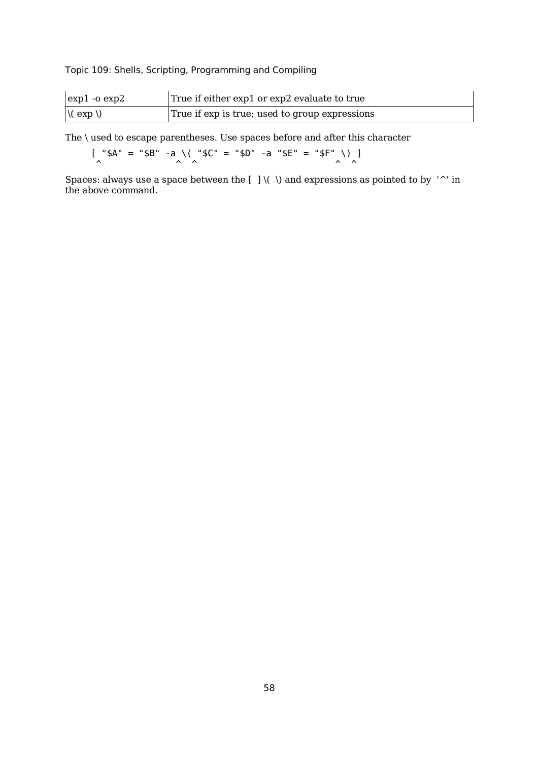| exp1 -o exp2 | True if either exp1 or exp2 evaluate to true |
|---|---|
| \( exp \) | True if exp is true; used to group expressions |

The \ used to escape parentheses. Use spaces before and after this character

```
[ "$A" = "$B" -a \( "$C" = "$D" -a "$E" = "$F" \) ]
 ^              ^  ^                          ^  ^
```

Spaces: always use a space between the [ ] \( \) and expressions as pointed to by '^' in the above command.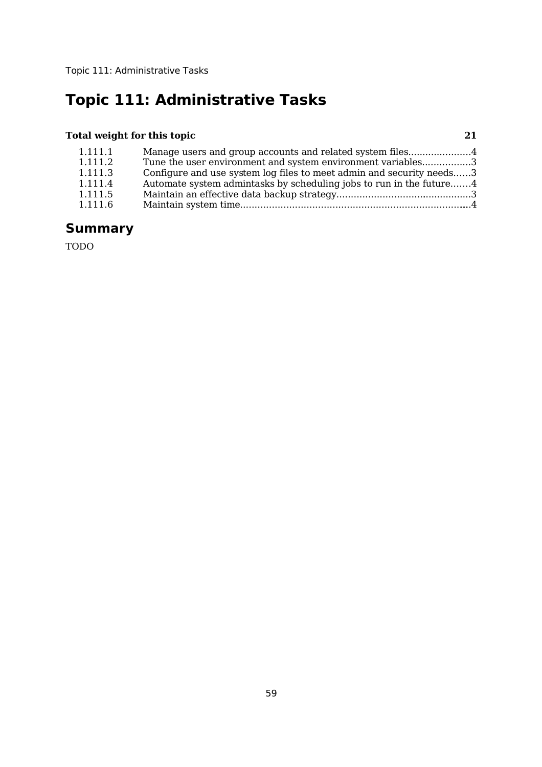# Topic 111: Administrative Tasks

| **Total weight for this topic** | | **21** |
|---|---|---|
| 1.111.1 | Manage users and group accounts and related system files | 4 |
| 1.111.2 | Tune the user environment and system environment variables | 3 |
| 1.111.3 | Configure and use system log files to meet admin and security needs | 3 |
| 1.111.4 | Automate system admintasks by scheduling jobs to run in the future | 4 |
| 1.111.5 | Maintain an effective data backup strategy | 3 |
| 1.111.6 | Maintain system time | 4 |

## Summary

TODO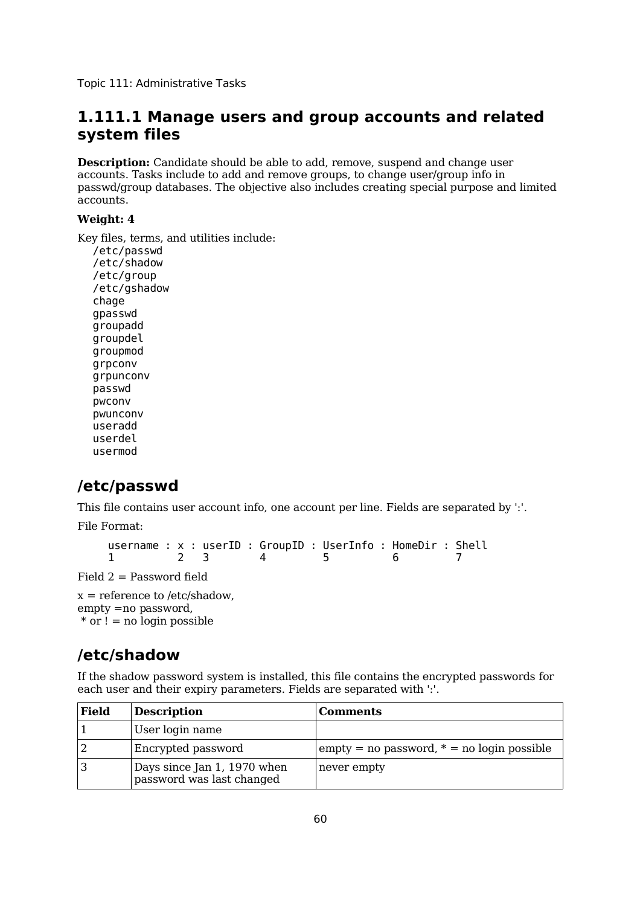## 1.111.1 Manage users and group accounts and related system files

**Description:** Candidate should be able to add, remove, suspend and change user accounts. Tasks include to add and remove groups, to change user/group info in passwd/group databases. The objective also includes creating special purpose and limited accounts.

**Weight: 4**

Key files, terms, and utilities include:

```
/etc/passwd
/etc/shadow
/etc/group
/etc/gshadow
chage
gpasswd
groupadd
groupdel
groupmod
grpconv
grpunconv
passwd
pwconv
pwunconv
useradd
userdel
usermod
```

### /etc/passwd

This file contains user account info, one account per line. Fields are separated by ':'.

File Format:

```
username : x : userID : GroupID : UserInfo : HomeDir : Shell
1          2   3        4         5          6         7
```

Field 2 = Password field

x = reference to /etc/shadow,
empty =no password,
 * or ! = no login possible

### /etc/shadow

If the shadow password system is installed, this file contains the encrypted passwords for each user and their expiry parameters. Fields are separated with ':'.

| Field | Description | Comments |
|---|---|---|
| 1 | User login name | |
| 2 | Encrypted password | empty = no password, * = no login possible |
| 3 | Days since Jan 1, 1970 when password was last changed | never empty |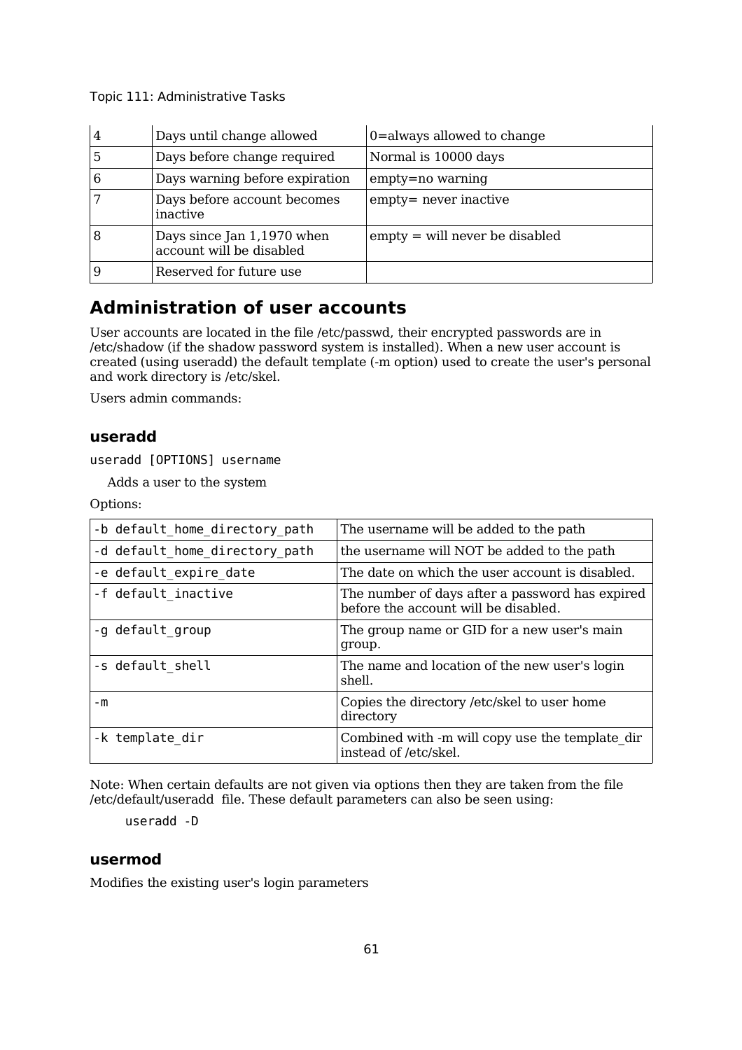| 4 | Days until change allowed | 0=always allowed to change |
|---|---|---|
| 5 | Days before change required | Normal is 10000 days |
| 6 | Days warning before expiration | empty=no warning |
| 7 | Days before account becomes inactive | empty= never inactive |
| 8 | Days since Jan 1,1970 when account will be disabled | empty = will never be disabled |
| 9 | Reserved for future use | |

## Administration of user accounts

User accounts are located in the file /etc/passwd, their encrypted passwords are in /etc/shadow (if the shadow password system is installed). When a new user account is created (using useradd) the default template (-m option) used to create the user's personal and work directory is /etc/skel.

Users admin commands:

### useradd

```
useradd [OPTIONS] username
```

Adds a user to the system

Options:

| -b default_home_directory_path | The username will be added to the path |
|---|---|
| -d default_home_directory_path | the username will NOT be added to the path |
| -e default_expire_date | The date on which the user account is disabled. |
| -f default_inactive | The number of days after a password has expired before the account will be disabled. |
| -g default_group | The group name or GID for a new user's main group. |
| -s default_shell | The name and location of the new user's login shell. |
| -m | Copies the directory /etc/skel to user home directory |
| -k template_dir | Combined with -m will copy use the template_dir instead of /etc/skel. |

Note: When certain defaults are not given via options then they are taken from the file /etc/default/useradd file. These default parameters can also be seen using:

```
useradd -D
```

### usermod

Modifies the existing user's login parameters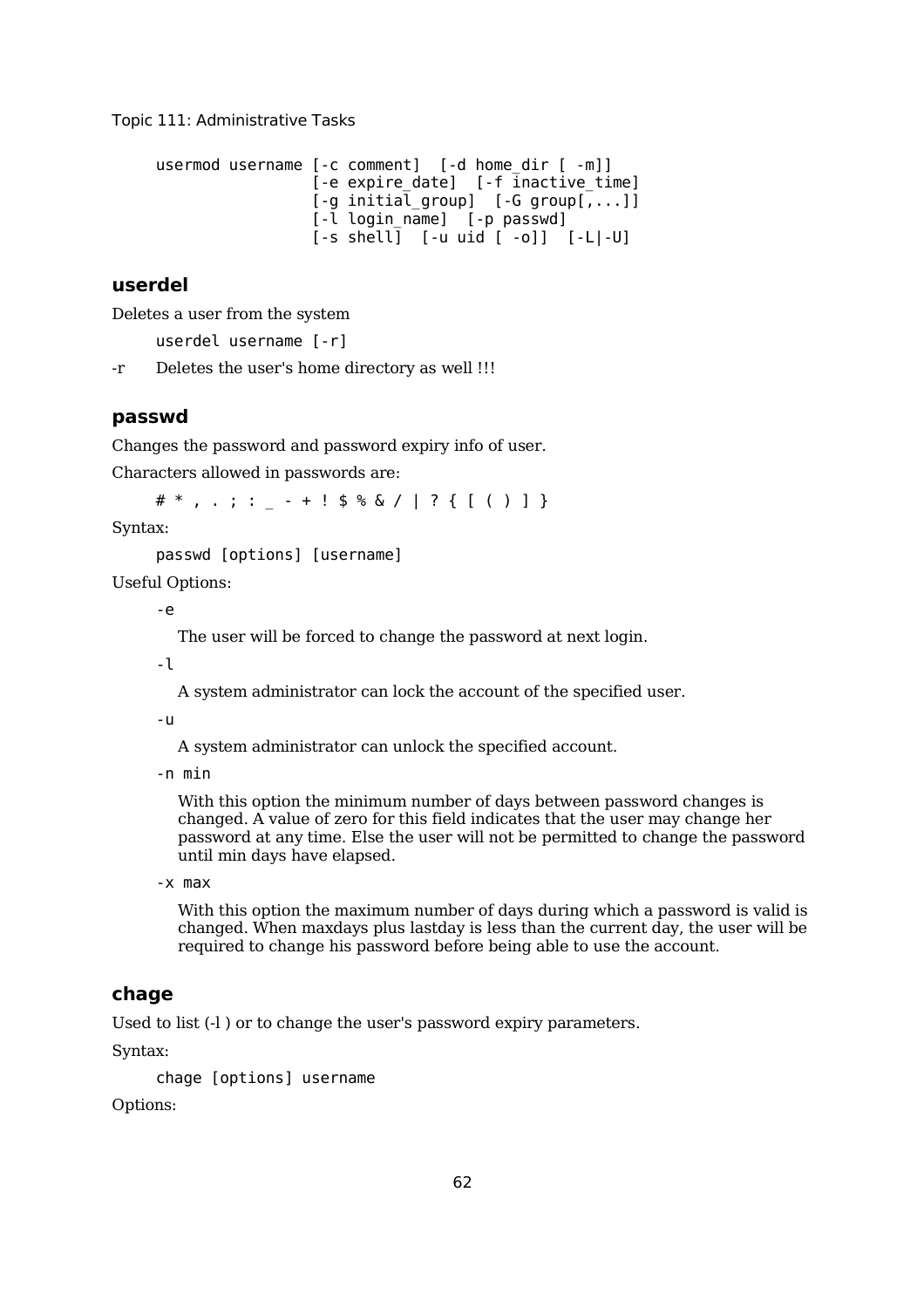```
usermod username [-c comment]  [-d home_dir [ -m]]
                 [-e expire_date]  [-f inactive_time]
                 [-g initial_group]  [-G group[,...]]
                 [-l login_name]  [-p passwd]
                 [-s shell]  [-u uid [ -o]]  [-L|-U]
```

### userdel

Deletes a user from the system

```
userdel username [-r]
```

-r   Deletes the user's home directory as well !!!

### passwd

Changes the password and password expiry info of user.

Characters allowed in passwords are:

```
# * , . ; : _ - + ! $ % & / | ? { [ ( ) ] }
```

Syntax:

```
passwd [options] [username]
```

Useful Options:

`-e`

The user will be forced to change the password at next login.

`-l`

A system administrator can lock the account of the specified user.

`-u`

A system administrator can unlock the specified account.

`-n min`

With this option the minimum number of days between password changes is changed. A value of zero for this field indicates that the user may change her password at any time. Else the user will not be permitted to change the password until min days have elapsed.

`-x max`

With this option the maximum number of days during which a password is valid is changed. When maxdays plus lastday is less than the current day, the user will be required to change his password before being able to use the account.

### chage

Used to list (-l ) or to change the user's password expiry parameters.

Syntax:

```
chage [options] username
```

Options: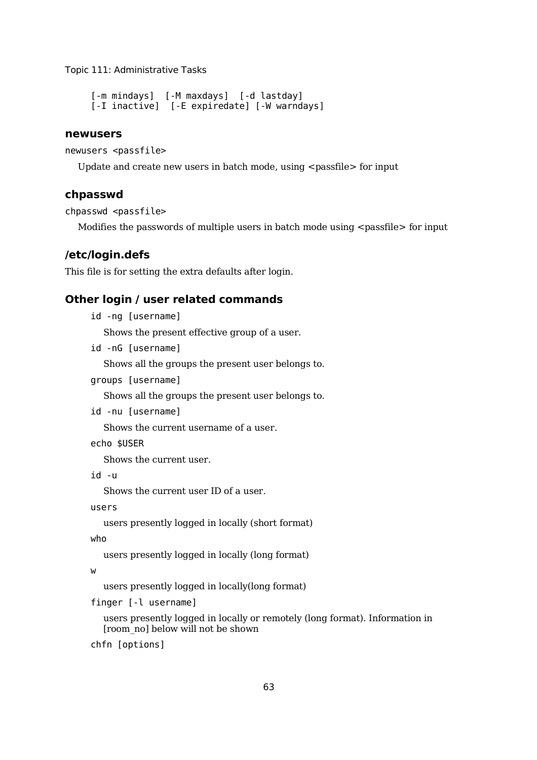```
[-m mindays]  [-M maxdays]  [-d lastday]
[-I inactive]  [-E expiredate] [-W warndays]
```

### newusers

`newusers <passfile>`

Update and create new users in batch mode, using <passfile> for input

### chpasswd

`chpasswd <passfile>`

Modifies the passwords of multiple users in batch mode using <passfile> for input

### /etc/login.defs

This file is for setting the extra defaults after login.

### Other login / user related commands

`id -ng [username]`

Shows the present effective group of a user.

`id -nG [username]`

Shows all the groups the present user belongs to.

`groups [username]`

Shows all the groups the present user belongs to.

`id -nu [username]`

Shows the current username of a user.

`echo $USER`

Shows the current user.

`id -u`

Shows the current user ID of a user.

`users`

users presently logged in locally (short format)

`who`

users presently logged in locally (long format)

`w`

users presently logged in locally(long format)

`finger [-l username]`

users presently logged in locally or remotely (long format). Information in [room_no] below will not be shown

`chfn [options]`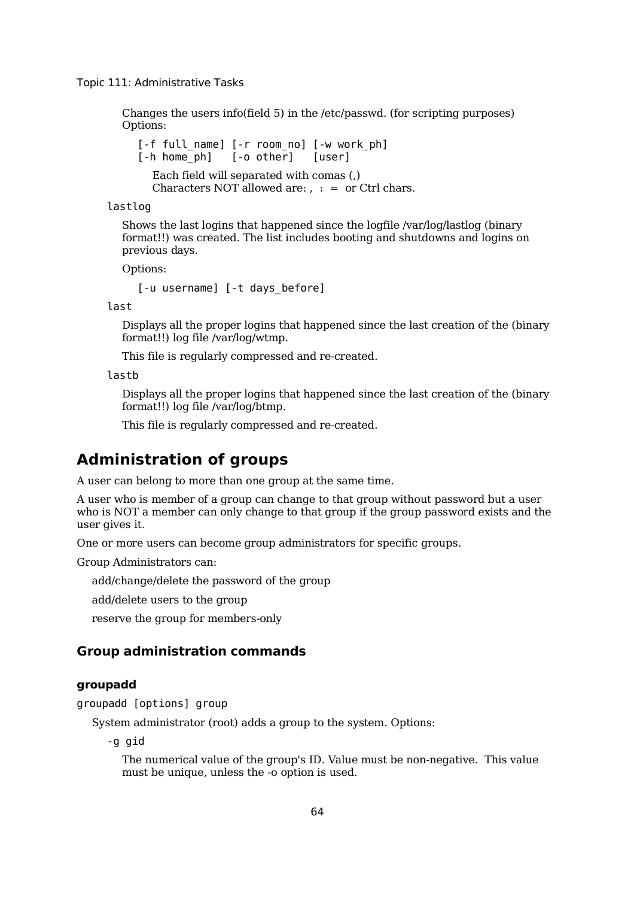Changes the users info(field 5) in the /etc/passwd. (for scripting purposes)
Options:

```
[-f full_name] [-r room_no] [-w work_ph]
[-h home_ph]   [-o other]   [user]
```

Each field will separated with comas (,)
Characters NOT allowed are: , : = or Ctrl chars.

`lastlog`

Shows the last logins that happened since the logfile /var/log/lastlog (binary format!!) was created. The list includes booting and shutdowns and logins on previous days.

Options:

```
[-u username] [-t days_before]
```

`last`

Displays all the proper logins that happened since the last creation of the (binary format!!) log file /var/log/wtmp.

This file is regularly compressed and re-created.

`lastb`

Displays all the proper logins that happened since the last creation of the (binary format!!) log file /var/log/btmp.

This file is regularly compressed and re-created.

## Administration of groups

A user can belong to more than one group at the same time.

A user who is member of a group can change to that group without password but a user who is NOT a member can only change to that group if the group password exists and the user gives it.

One or more users can become group administrators for specific groups.

Group Administrators can:

add/change/delete the password of the group

add/delete users to the group

reserve the group for members-only

### Group administration commands

#### groupadd

`groupadd [options] group`

System administrator (root) adds a group to the system. Options:

`-g gid`

The numerical value of the group's ID. Value must be non-negative. This value must be unique, unless the -o option is used.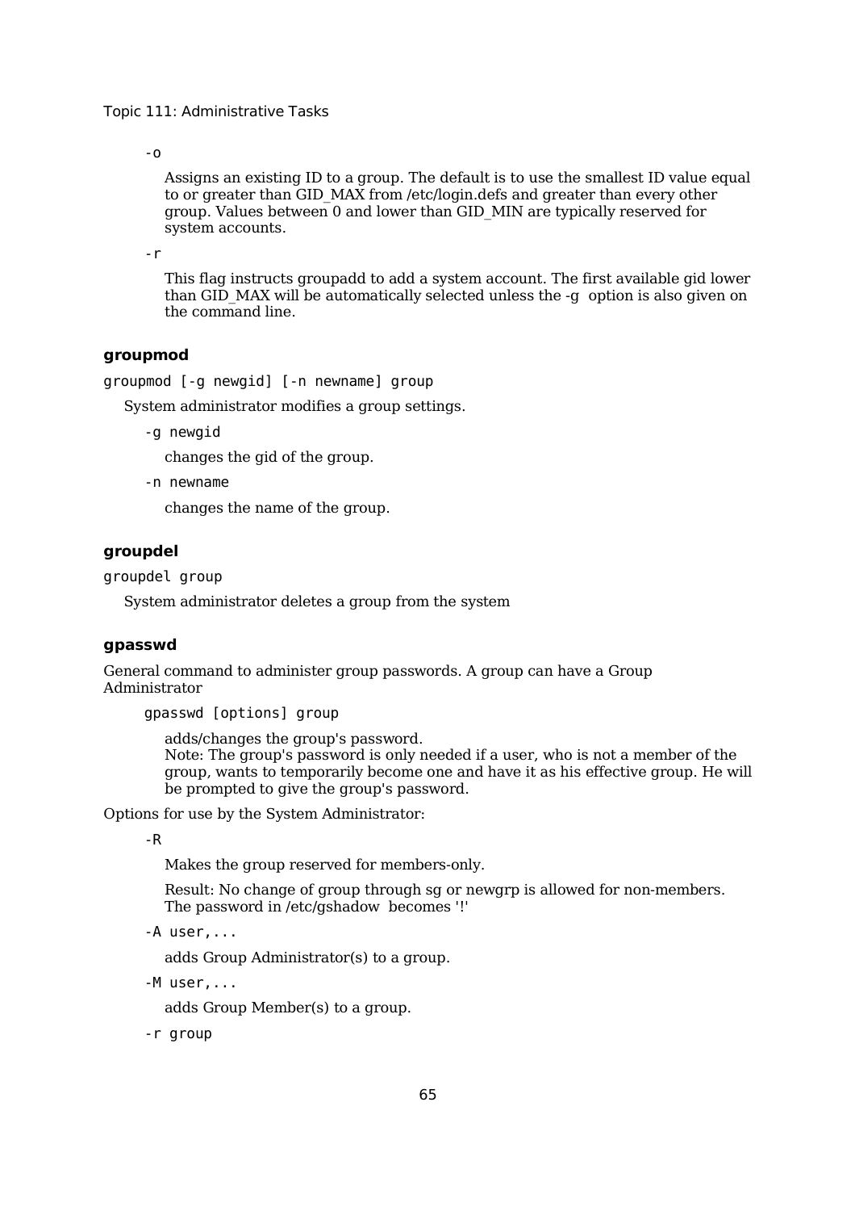`-o`

Assigns an existing ID to a group. The default is to use the smallest ID value equal to or greater than GID_MAX from /etc/login.defs and greater than every other group. Values between 0 and lower than GID_MIN are typically reserved for system accounts.

`-r`

This flag instructs groupadd to add a system account. The first available gid lower than GID_MAX will be automatically selected unless the -g option is also given on the command line.

### groupmod

`groupmod [-g newgid] [-n newname] group`

System administrator modifies a group settings.

`-g newgid`

changes the gid of the group.

`-n newname`

changes the name of the group.

### groupdel

`groupdel group`

System administrator deletes a group from the system

### gpasswd

General command to administer group passwords. A group can have a Group Administrator

`gpasswd [options] group`

adds/changes the group's password.
Note: The group's password is only needed if a user, who is not a member of the group, wants to temporarily become one and have it as his effective group. He will be prompted to give the group's password.

Options for use by the System Administrator:

`-R`

Makes the group reserved for members-only.

Result: No change of group through sg or newgrp is allowed for non-members. The password in /etc/gshadow becomes '!'

`-A user,...`

adds Group Administrator(s) to a group.

`-M user,...`

adds Group Member(s) to a group.

`-r group`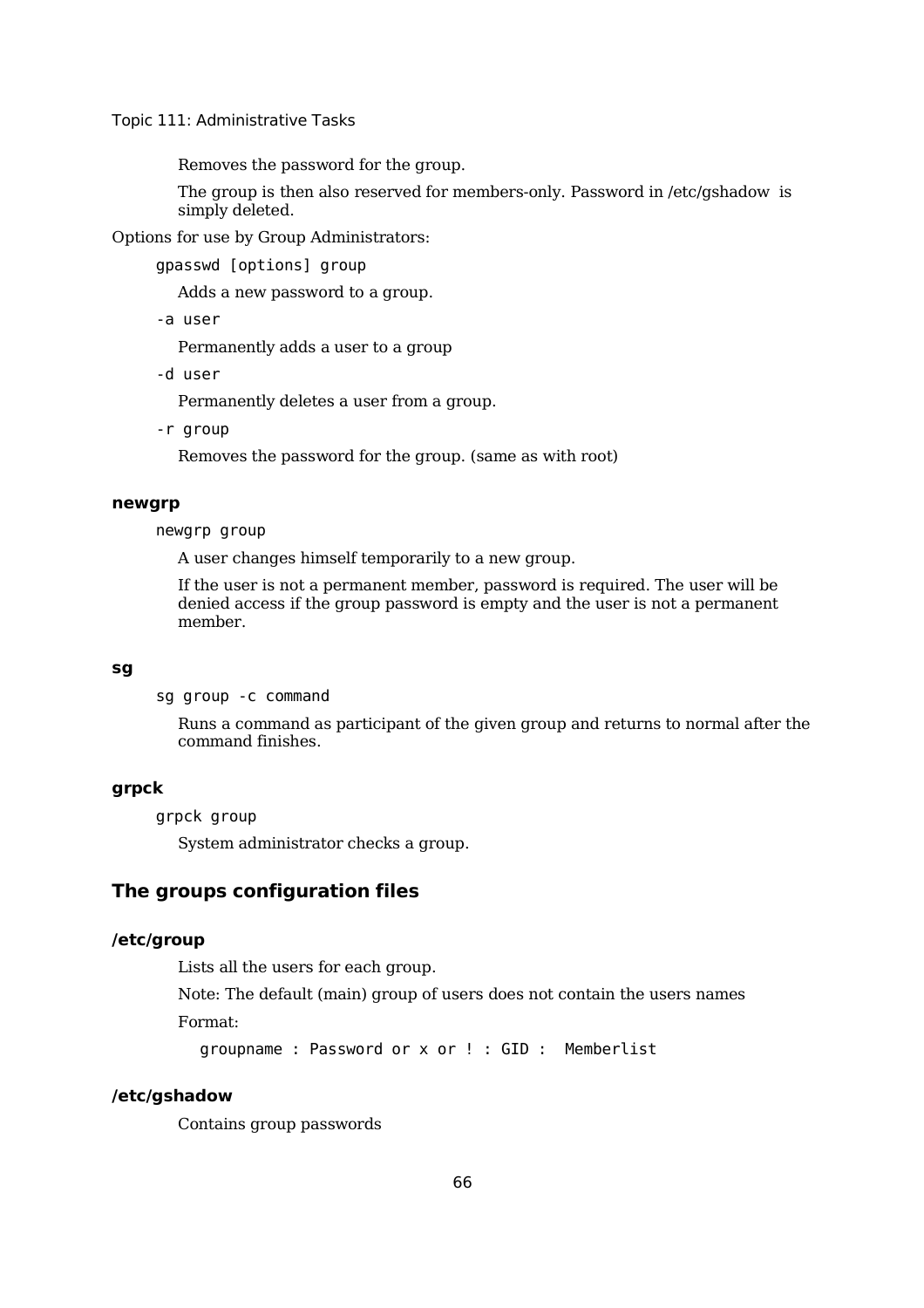Removes the password for the group.

The group is then also reserved for members-only. Password in /etc/gshadow is simply deleted.

Options for use by Group Administrators:

`gpasswd [options] group`

Adds a new password to a group.

`-a user`

Permanently adds a user to a group

`-d user`

Permanently deletes a user from a group.

`-r group`

Removes the password for the group. (same as with root)

#### newgrp

`newgrp group`

A user changes himself temporarily to a new group.

If the user is not a permanent member, password is required. The user will be denied access if the group password is empty and the user is not a permanent member.

#### sg

`sg group -c command`

Runs a command as participant of the given group and returns to normal after the command finishes.

#### grpck

`grpck group`

System administrator checks a group.

### The groups configuration files

#### /etc/group

Lists all the users for each group.

Note: The default (main) group of users does not contain the users names

Format:

```
groupname : Password or x or ! : GID :  Memberlist
```

#### /etc/gshadow

Contains group passwords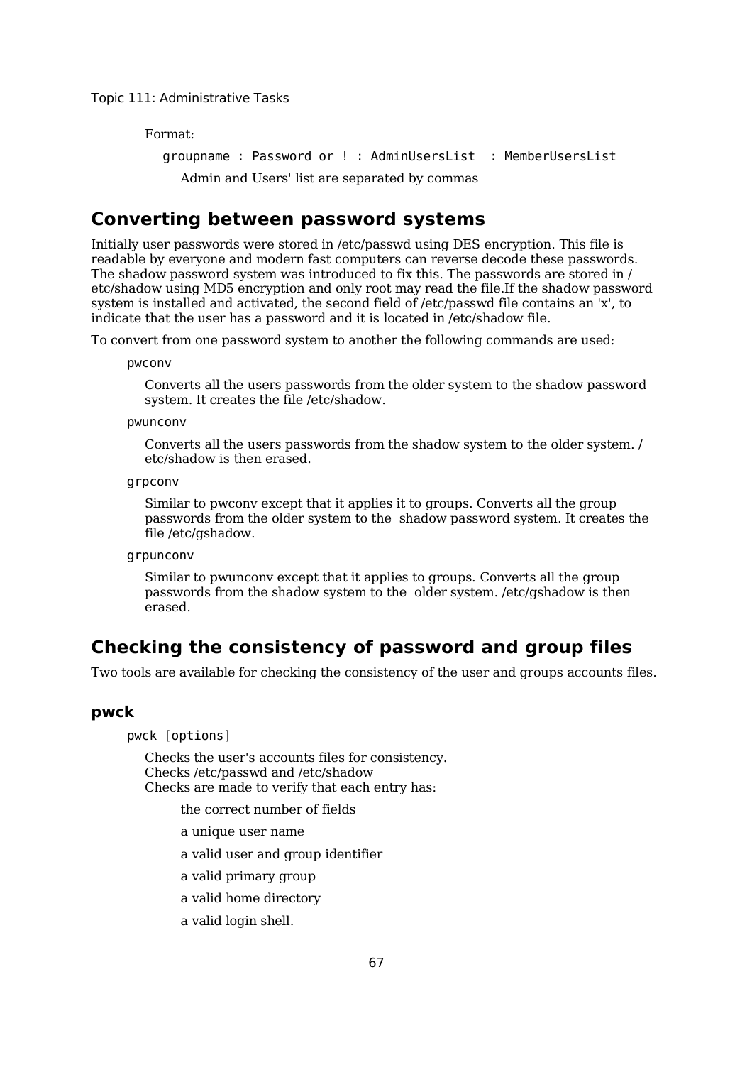Format:

```
groupname : Password or ! : AdminUsersList  : MemberUsersList
```

Admin and Users' list are separated by commas

## Converting between password systems

Initially user passwords were stored in /etc/passwd using DES encryption. This file is readable by everyone and modern fast computers can reverse decode these passwords. The shadow password system was introduced to fix this. The passwords are stored in /etc/shadow using MD5 encryption and only root may read the file.If the shadow password system is installed and activated, the second field of /etc/passwd file contains an 'x', to indicate that the user has a password and it is located in /etc/shadow file.

To convert from one password system to another the following commands are used:

`pwconv`

Converts all the users passwords from the older system to the shadow password system. It creates the file /etc/shadow.

`pwunconv`

Converts all the users passwords from the shadow system to the older system. /etc/shadow is then erased.

`grpconv`

Similar to pwconv except that it applies it to groups. Converts all the group passwords from the older system to the shadow password system. It creates the file /etc/gshadow.

`grpunconv`

Similar to pwunconv except that it applies to groups. Converts all the group passwords from the shadow system to the older system. /etc/gshadow is then erased.

## Checking the consistency of password and group files

Two tools are available for checking the consistency of the user and groups accounts files.

### pwck

`pwck [options]`

Checks the user's accounts files for consistency.
Checks /etc/passwd and /etc/shadow
Checks are made to verify that each entry has:

- the correct number of fields
- a unique user name
- a valid user and group identifier
- a valid primary group
- a valid home directory
- a valid login shell.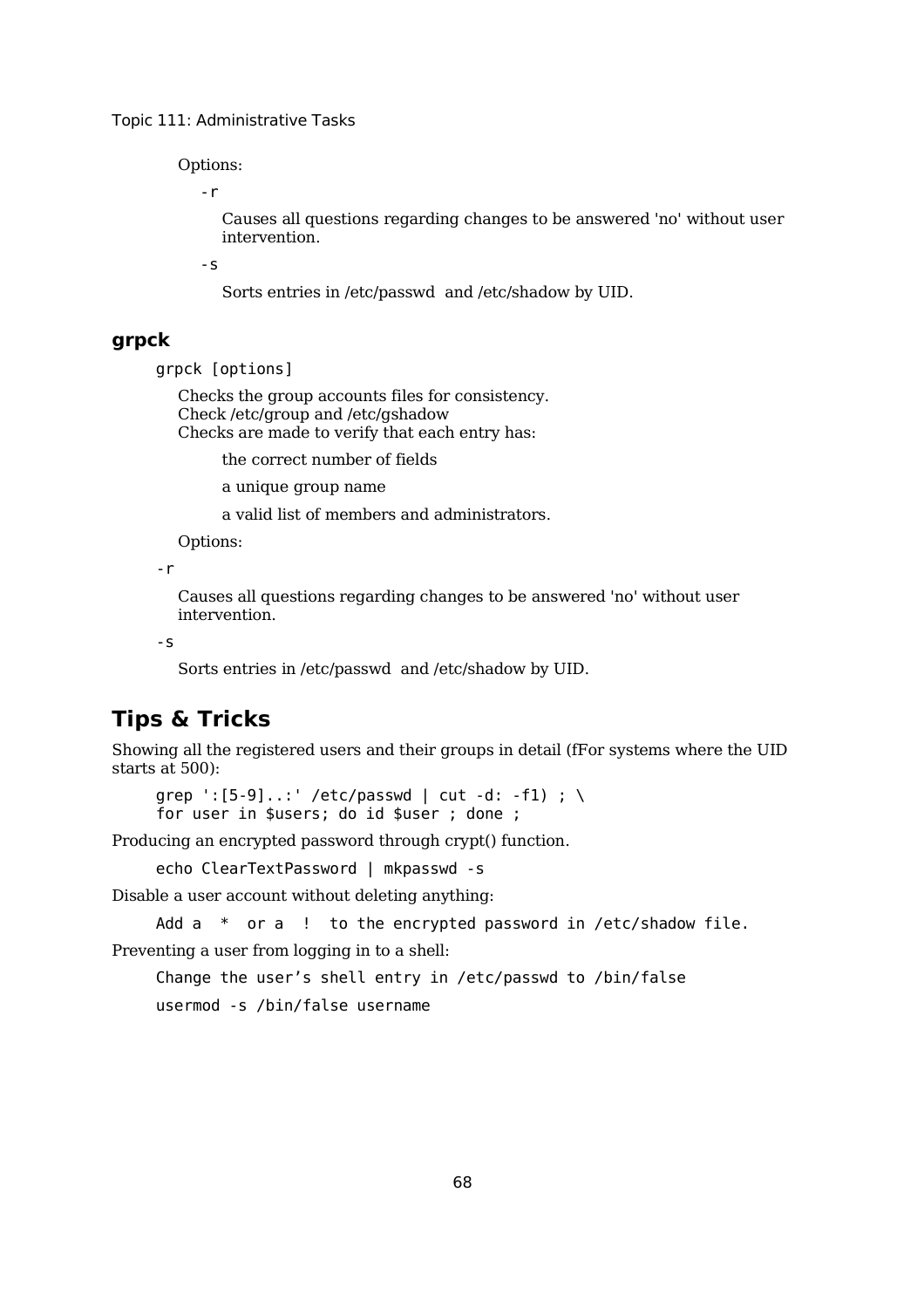Options:

`-r`

Causes all questions regarding changes to be answered 'no' without user intervention.

`-s`

Sorts entries in /etc/passwd  and /etc/shadow by UID.

### grpck

```
grpck [options]
```

Checks the group accounts files for consistency.
Check /etc/group and /etc/gshadow
Checks are made to verify that each entry has:

- the correct number of fields
- a unique group name
- a valid list of members and administrators.

Options:

`-r`

Causes all questions regarding changes to be answered 'no' without user intervention.

`-s`

Sorts entries in /etc/passwd  and /etc/shadow by UID.

## Tips & Tricks

Showing all the registered users and their groups in detail (fFor systems where the UID starts at 500):

```
grep ':[5-9]..:' /etc/passwd | cut -d: -f1) ; \
for user in $users; do id $user ; done ;
```

Producing an encrypted password through crypt() function.

```
echo ClearTextPassword | mkpasswd -s
```

Disable a user account without deleting anything:

```
Add a  *  or a  !  to the encrypted password in /etc/shadow file.
```

Preventing a user from logging in to a shell:

```
Change the user’s shell entry in /etc/passwd to /bin/false
usermod -s /bin/false username
```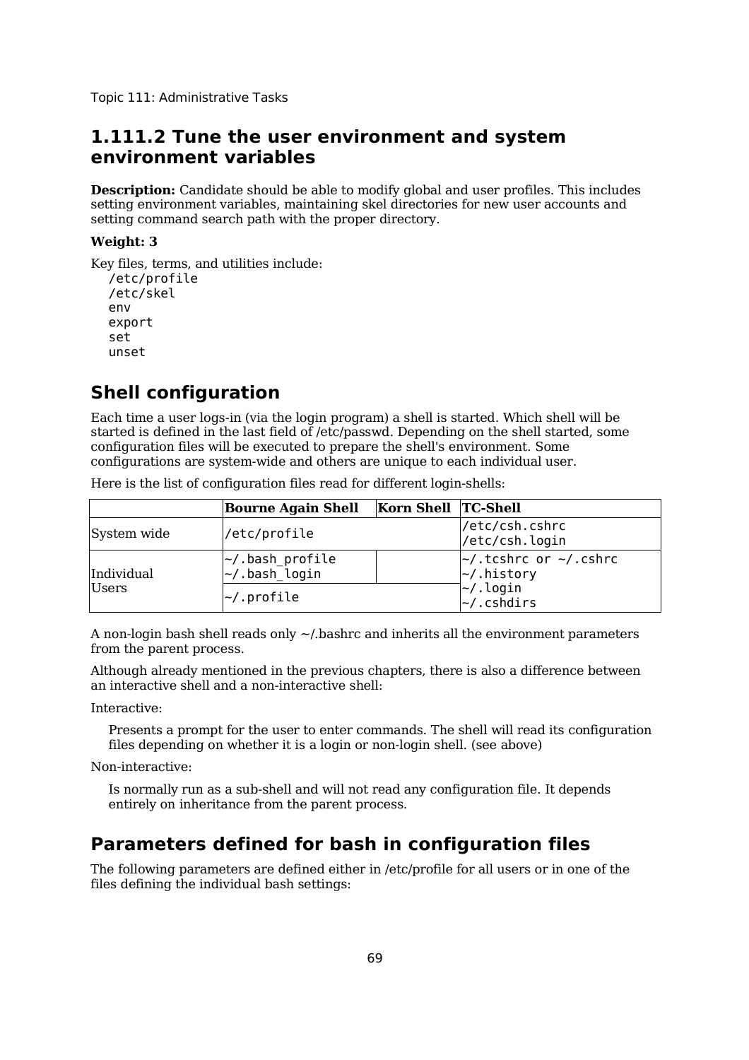## 1.111.2 Tune the user environment and system environment variables

**Description:** Candidate should be able to modify global and user profiles. This includes setting environment variables, maintaining skel directories for new user accounts and setting command search path with the proper directory.

**Weight: 3**

Key files, terms, and utilities include:

```
/etc/profile
/etc/skel
env
export
set
unset
```

## Shell configuration

Each time a user logs-in (via the login program) a shell is started. Which shell will be started is defined in the last field of /etc/passwd. Depending on the shell started, some configuration files will be executed to prepare the shell's environment. Some configurations are system-wide and others are unique to each individual user.

Here is the list of configuration files read for different login-shells:

| | **Bourne Again Shell** | **Korn Shell** | **TC-Shell** |
|---|---|---|---|
| System wide | /etc/profile | | /etc/csh.cshrc /etc/csh.login |
| Individual Users | ~/.bash_profile ~/.bash_login | | ~/.tcshrc or ~/.cshrc ~/.history ~/.login ~/.cshdirs |
| | ~/.profile | | |

A non-login bash shell reads only ~/.bashrc and inherits all the environment parameters from the parent process.

Although already mentioned in the previous chapters, there is also a difference between an interactive shell and a non-interactive shell:

Interactive:

> Presents a prompt for the user to enter commands. The shell will read its configuration files depending on whether it is a login or non-login shell. (see above)

Non-interactive:

> Is normally run as a sub-shell and will not read any configuration file. It depends entirely on inheritance from the parent process.

## Parameters defined for bash in configuration files

The following parameters are defined either in /etc/profile for all users or in one of the files defining the individual bash settings: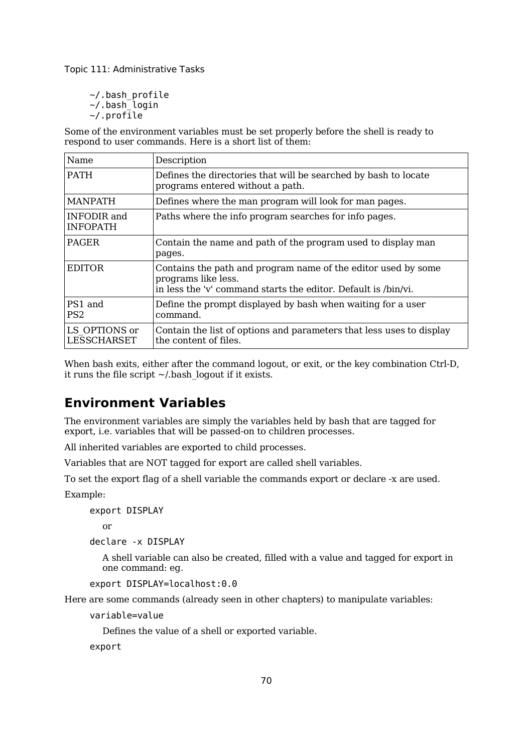```
~/.bash_profile
~/.bash_login
~/.profile
```

Some of the environment variables must be set properly before the shell is ready to respond to user commands. Here is a short list of them:

| Name | Description |
|---|---|
| PATH | Defines the directories that will be searched by bash to locate programs entered without a path. |
| MANPATH | Defines where the man program will look for man pages. |
| INFODIR and INFOPATH | Paths where the info program searches for info pages. |
| PAGER | Contain the name and path of the program used to display man pages. |
| EDITOR | Contains the path and program name of the editor used by some programs like less.<br>in less the 'v' command starts the editor. Default is /bin/vi. |
| PS1 and PS2 | Define the prompt displayed by bash when waiting for a user command. |
| LS_OPTIONS or LESSCHARSET | Contain the list of options and parameters that less uses to display the content of files. |

When bash exits, either after the command logout, or exit, or the key combination Ctrl-D, it runs the file script ~/.bash_logout if it exists.

## Environment Variables

The environment variables are simply the variables held by bash that are tagged for export, i.e. variables that will be passed-on to children processes.

All inherited variables are exported to child processes.

Variables that are NOT tagged for export are called shell variables.

To set the export flag of a shell variable the commands export or declare -x are used.

Example:

```
export DISPLAY
```

or

```
declare -x DISPLAY
```

A shell variable can also be created, filled with a value and tagged for export in one command: eg.

```
export DISPLAY=localhost:0.0
```

Here are some commands (already seen in other chapters) to manipulate variables:

```
variable=value
```

Defines the value of a shell or exported variable.

```
export
```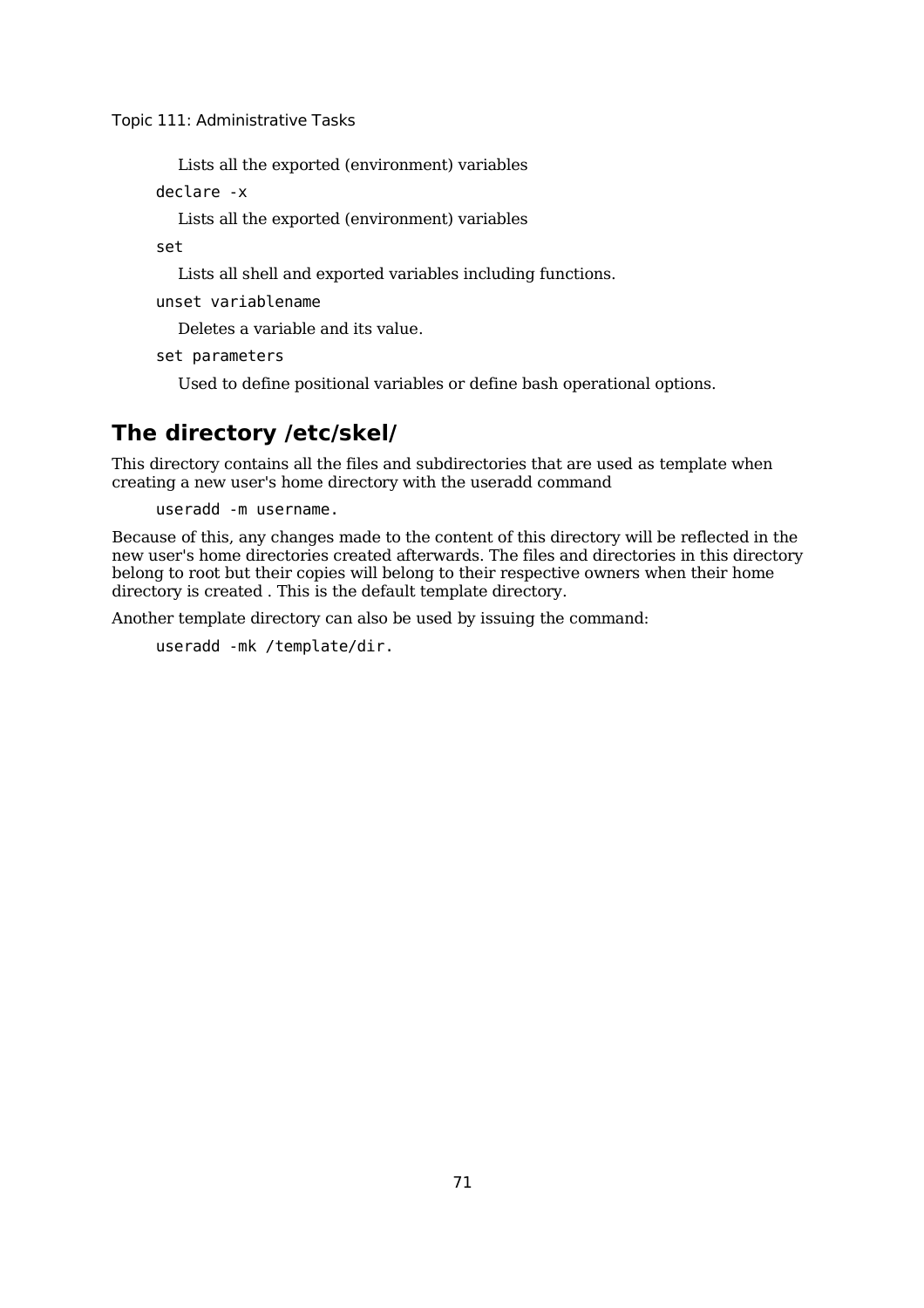Lists all the exported (environment) variables

`declare -x`

Lists all the exported (environment) variables

`set`

Lists all shell and exported variables including functions.

`unset variablename`

Deletes a variable and its value.

`set parameters`

Used to define positional variables or define bash operational options.

## The directory /etc/skel/

This directory contains all the files and subdirectories that are used as template when creating a new user's home directory with the useradd command

```
useradd -m username.
```

Because of this, any changes made to the content of this directory will be reflected in the new user's home directories created afterwards. The files and directories in this directory belong to root but their copies will belong to their respective owners when their home directory is created . This is the default template directory.

Another template directory can also be used by issuing the command:

```
useradd -mk /template/dir.
```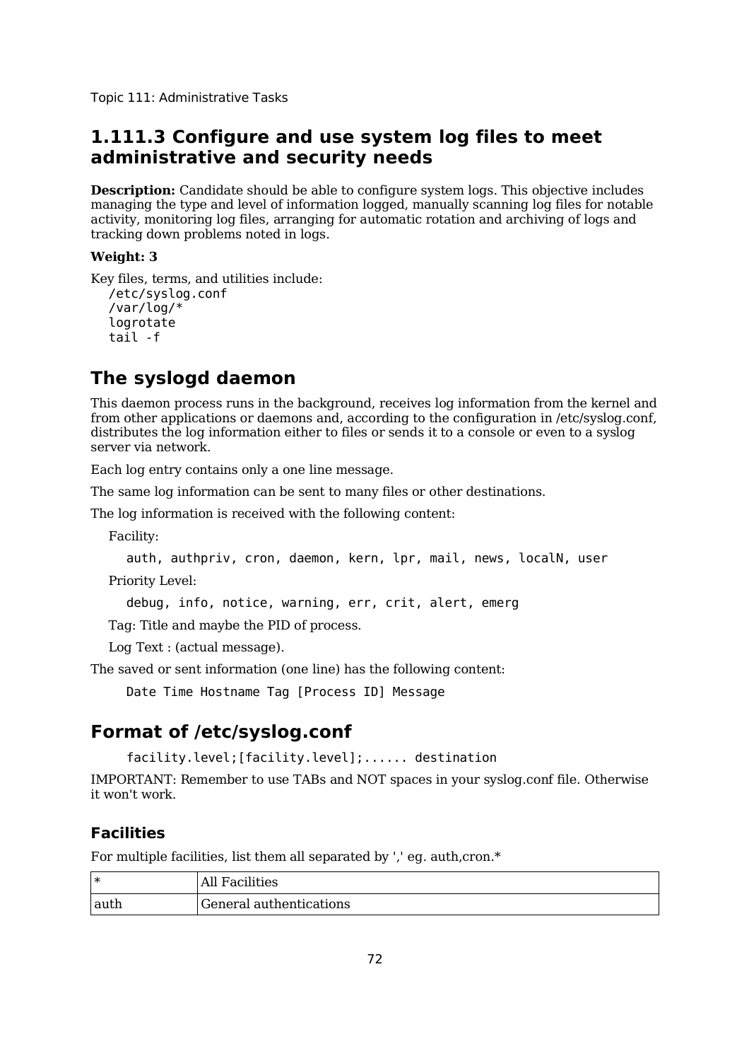# 1.111.3 Configure and use system log files to meet administrative and security needs

**Description:** Candidate should be able to configure system logs. This objective includes managing the type and level of information logged, manually scanning log files for notable activity, monitoring log files, arranging for automatic rotation and archiving of logs and tracking down problems noted in logs.

**Weight: 3**

Key files, terms, and utilities include:

```
/etc/syslog.conf
/var/log/*
logrotate
tail -f
```

## The syslogd daemon

This daemon process runs in the background, receives log information from the kernel and from other applications or daemons and, according to the configuration in /etc/syslog.conf, distributes the log information either to files or sends it to a console or even to a syslog server via network.

Each log entry contains only a one line message.

The same log information can be sent to many files or other destinations.

The log information is received with the following content:

Facility:

`auth, authpriv, cron, daemon, kern, lpr, mail, news, localN, user`

Priority Level:

`debug, info, notice, warning, err, crit, alert, emerg`

Tag: Title and maybe the PID of process.

Log Text : (actual message).

The saved or sent information (one line) has the following content:

```
Date Time Hostname Tag [Process ID] Message
```

## Format of /etc/syslog.conf

```
facility.level;[facility.level];...... destination
```

IMPORTANT: Remember to use TABs and NOT spaces in your syslog.conf file. Otherwise it won't work.

### Facilities

For multiple facilities, list them all separated by ',' eg. auth,cron.*

| * | All Facilities |
|---|---|
| auth | General authentications |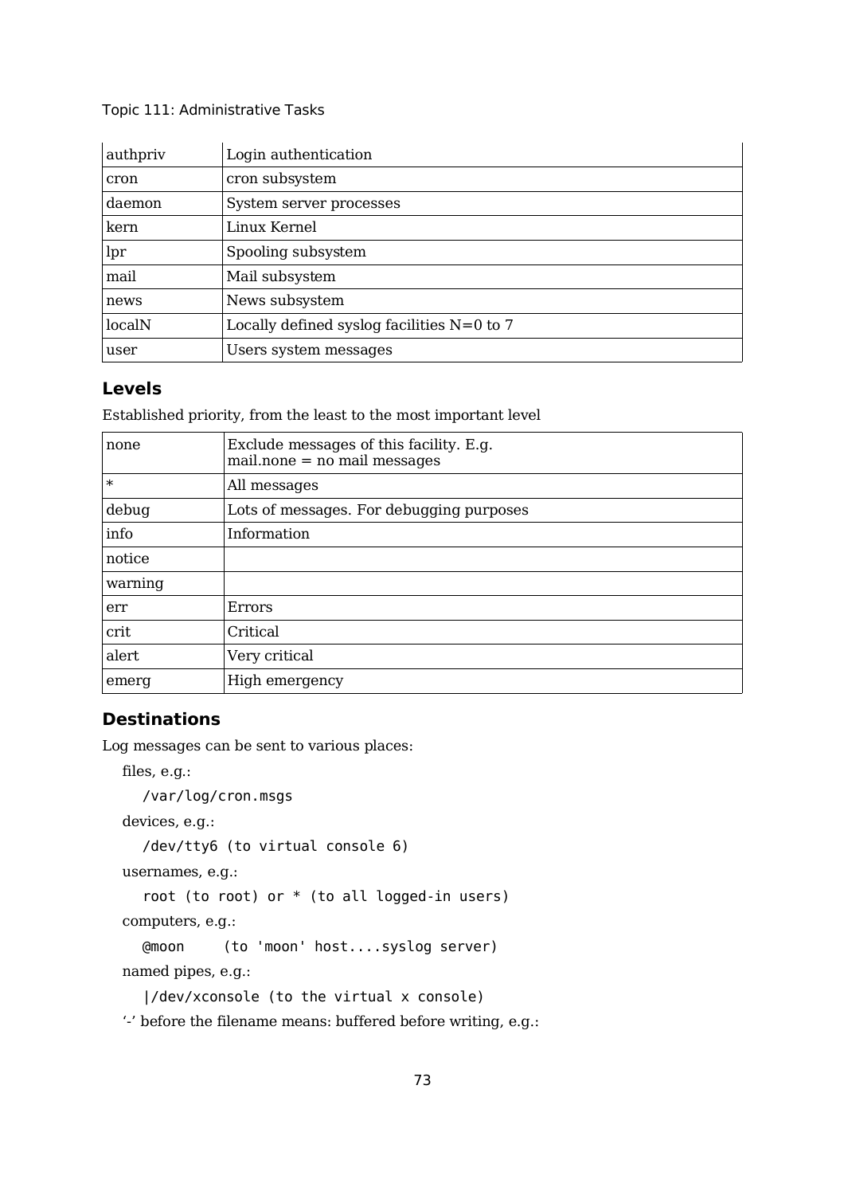| authpriv | Login authentication |
|---|---|
| cron | cron subsystem |
| daemon | System server processes |
| kern | Linux Kernel |
| lpr | Spooling subsystem |
| mail | Mail subsystem |
| news | News subsystem |
| localN | Locally defined syslog facilities N=0 to 7 |
| user | Users system messages |

### Levels

Established priority, from the least to the most important level

| none | Exclude messages of this facility. E.g. mail.none = no mail messages |
|---|---|
| * | All messages |
| debug | Lots of messages. For debugging purposes |
| info | Information |
| notice | |
| warning | |
| err | Errors |
| crit | Critical |
| alert | Very critical |
| emerg | High emergency |

### Destinations

Log messages can be sent to various places:

files, e.g.:

`/var/log/cron.msgs`

devices, e.g.:

`/dev/tty6 (to virtual console 6)`

usernames, e.g.:

`root (to root) or * (to all logged-in users)`

computers, e.g.:

`@moon     (to 'moon' host....syslog server)`

named pipes, e.g.:

`|/dev/xconsole (to the virtual x console)`

'-' before the filename means: buffered before writing, e.g.: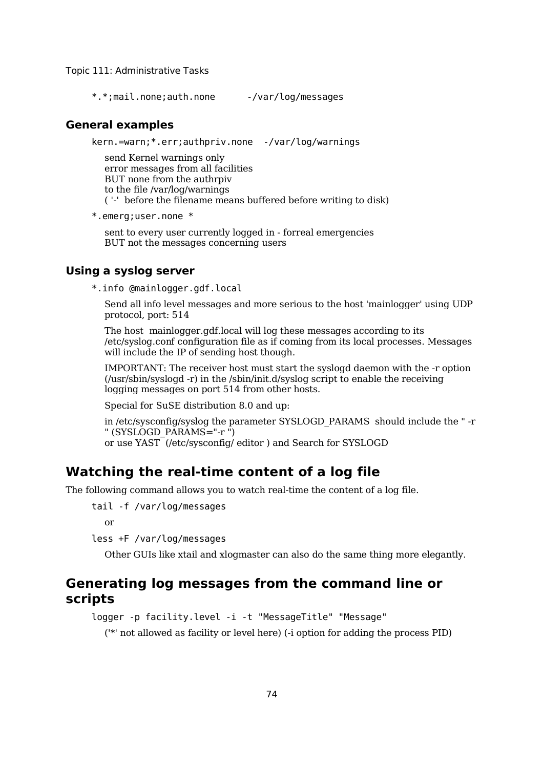```
*.*;mail.none;auth.none       -/var/log/messages
```

### General examples

```
kern.=warn;*.err;authpriv.none  -/var/log/warnings
```

send Kernel warnings only
error messages from all facilities
BUT none from the authrpiv
to the file /var/log/warnings
( '-'  before the filename means buffered before writing to disk)

```
*.emerg;user.none *
```

sent to every user currently logged in - forreal emergencies
BUT not the messages concerning users

### Using a syslog server

```
*.info @mainlogger.gdf.local
```

Send all info level messages and more serious to the host 'mainlogger' using UDP protocol, port: 514

The host  mainlogger.gdf.local will log these messages according to its /etc/syslog.conf configuration file as if coming from its local processes. Messages will include the IP of sending host though.

IMPORTANT: The receiver host must start the syslogd daemon with the -r option (/usr/sbin/syslogd -r) in the /sbin/init.d/syslog script to enable the receiving logging messages on port 514 from other hosts.

Special for SuSE distribution 8.0 and up:

in /etc/sysconfig/syslog the parameter SYSLOGD_PARAMS  should include the " -r " (SYSLOGD_PARAMS="-r ")
or use YAST  (/etc/sysconfig/ editor ) and Search for SYSLOGD

## Watching the real-time content of a log file

The following command allows you to watch real-time the content of a log file.

```
tail -f /var/log/messages
```

or

```
less +F /var/log/messages
```

Other GUIs like xtail and xlogmaster can also do the same thing more elegantly.

## Generating log messages from the command line or scripts

```
logger -p facility.level -i -t "MessageTitle" "Message"
```

('*' not allowed as facility or level here) (-i option for adding the process PID)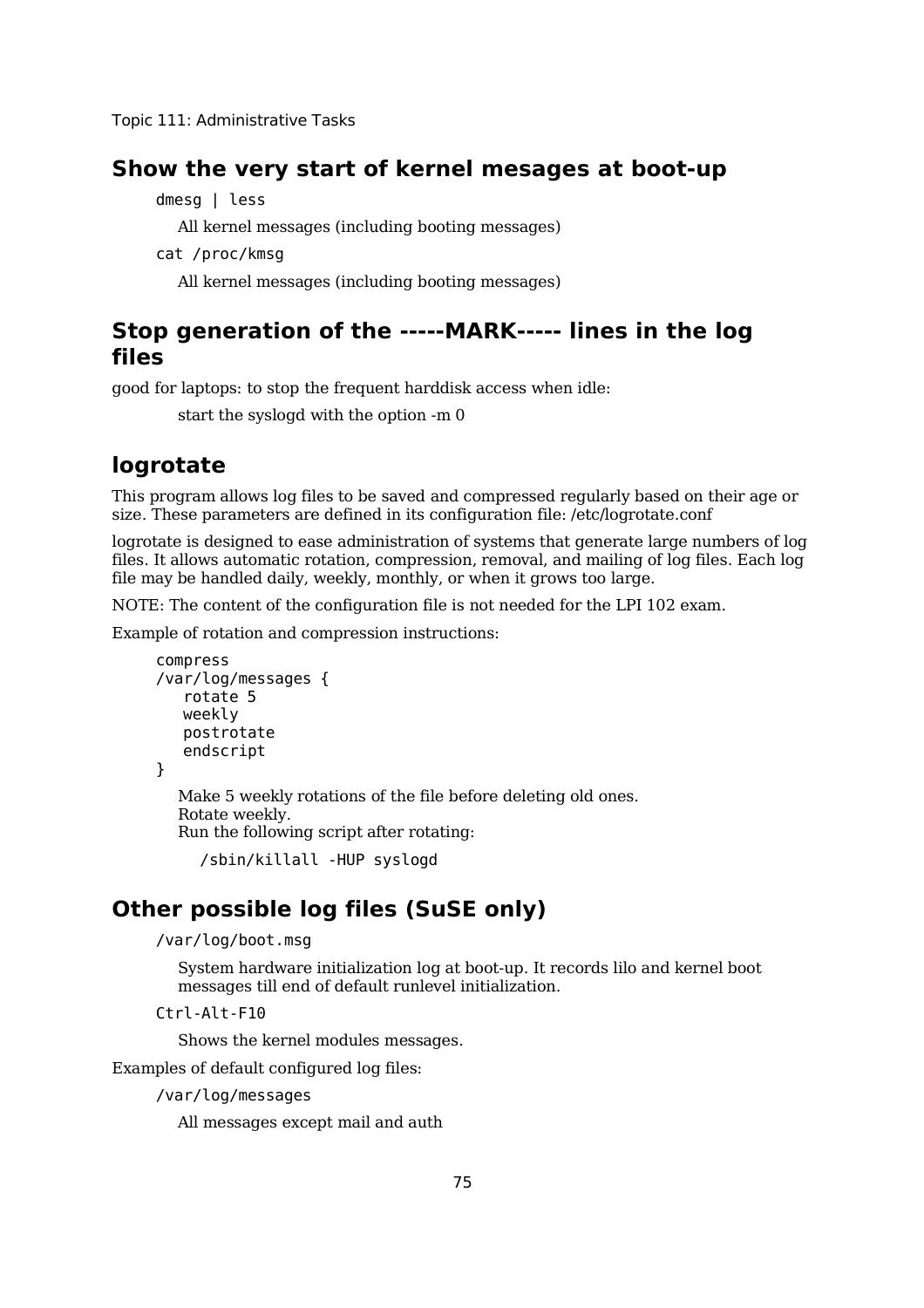## Show the very start of kernel mesages at boot-up

`dmesg | less`

All kernel messages (including booting messages)

`cat /proc/kmsg`

All kernel messages (including booting messages)

## Stop generation of the -----MARK----- lines in the log files

good for laptops: to stop the frequent harddisk access when idle:

start the syslogd with the option -m 0

## logrotate

This program allows log files to be saved and compressed regularly based on their age or size. These parameters are defined in its configuration file: /etc/logrotate.conf

logrotate is designed to ease administration of systems that generate large numbers of log files. It allows automatic rotation, compression, removal, and mailing of log files. Each log file may be handled daily, weekly, monthly, or when it grows too large.

NOTE: The content of the configuration file is not needed for the LPI 102 exam.

Example of rotation and compression instructions:

```
compress
/var/log/messages {
   rotate 5
   weekly
   postrotate
   endscript
}
```

Make 5 weekly rotations of the file before deleting old ones.
Rotate weekly.
Run the following script after rotating:

```
/sbin/killall -HUP syslogd
```

## Other possible log files (SuSE only)

`/var/log/boot.msg`

System hardware initialization log at boot-up. It records lilo and kernel boot messages till end of default runlevel initialization.

`Ctrl-Alt-F10`

Shows the kernel modules messages.

Examples of default configured log files:

`/var/log/messages`

All messages except mail and auth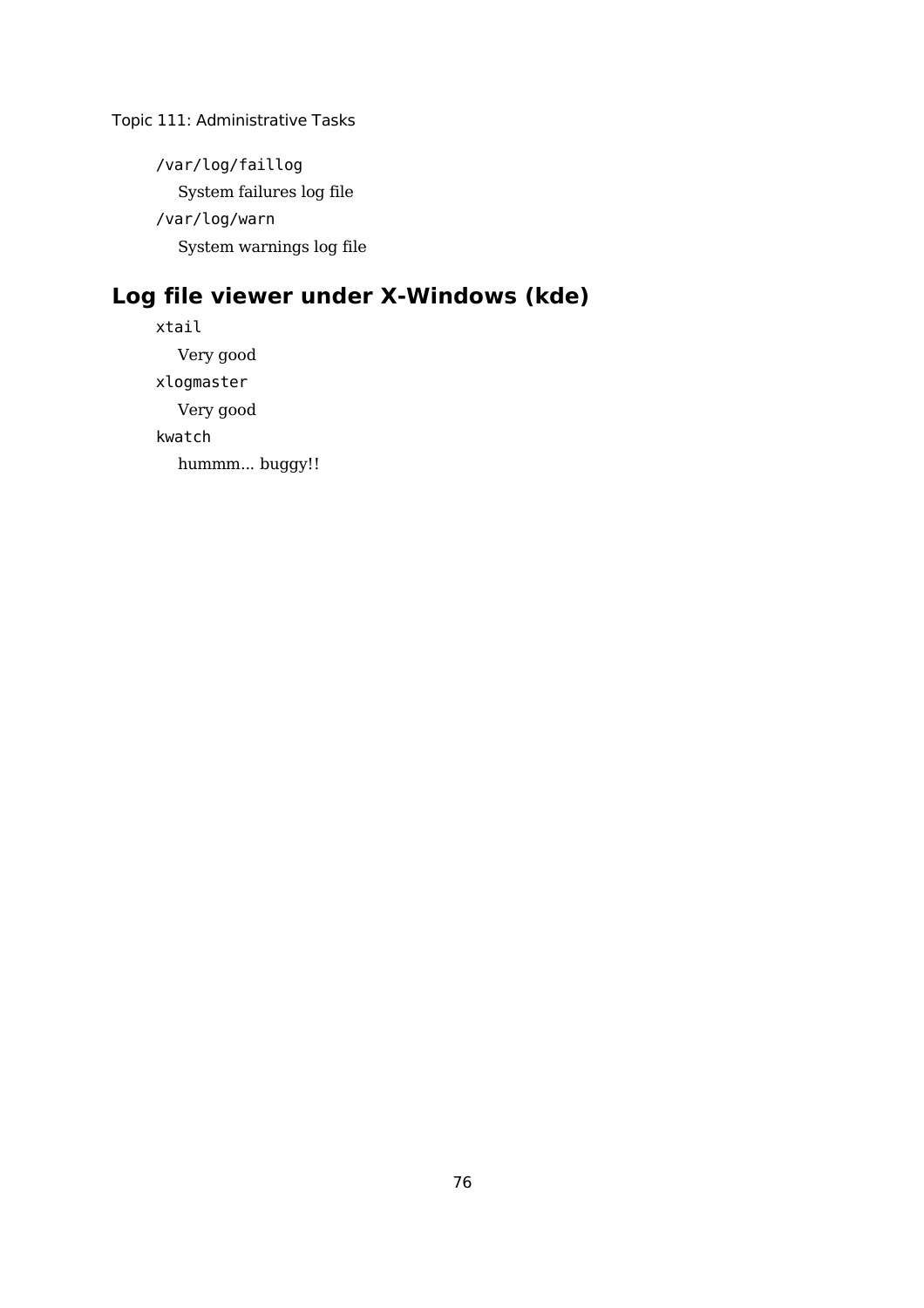`/var/log/faillog`
: System failures log file

`/var/log/warn`
: System warnings log file

## Log file viewer under X-Windows (kde)

`xtail`
: Very good

`xlogmaster`
: Very good

`kwatch`
: hummm... buggy!!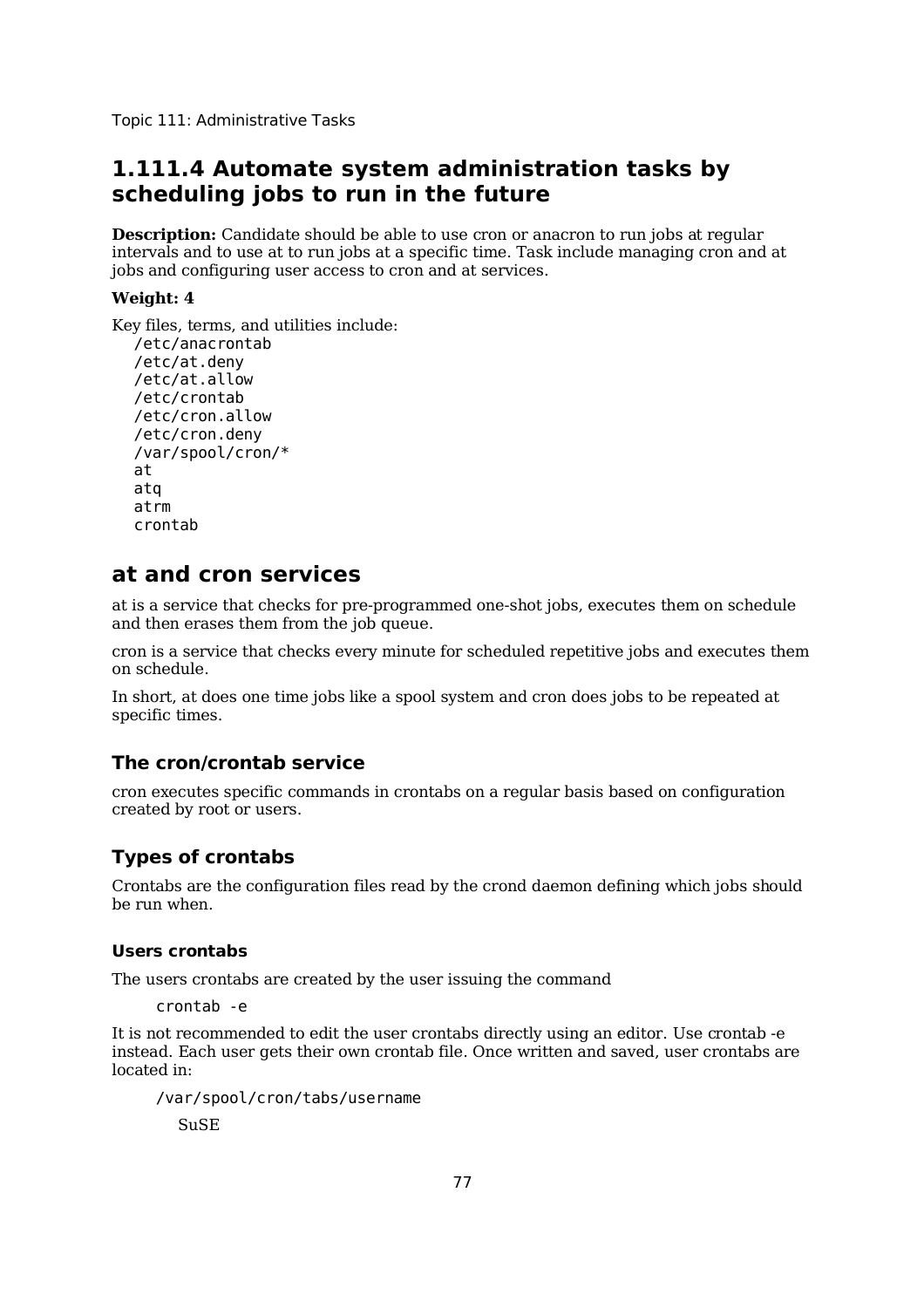Topic 111: Administrative Tasks

## 1.111.4 Automate system administration tasks by scheduling jobs to run in the future

**Description:** Candidate should be able to use cron or anacron to run jobs at regular intervals and to use at to run jobs at a specific time. Task include managing cron and at jobs and configuring user access to cron and at services.

**Weight: 4**

Key files, terms, and utilities include:

```
/etc/anacrontab
/etc/at.deny
/etc/at.allow
/etc/crontab
/etc/cron.allow
/etc/cron.deny
/var/spool/cron/*
at
atq
atrm
crontab
```

## at and cron services

at is a service that checks for pre-programmed one-shot jobs, executes them on schedule and then erases them from the job queue.

cron is a service that checks every minute for scheduled repetitive jobs and executes them on schedule.

In short, at does one time jobs like a spool system and cron does jobs to be repeated at specific times.

### The cron/crontab service

cron executes specific commands in crontabs on a regular basis based on configuration created by root or users.

### Types of crontabs

Crontabs are the configuration files read by the crond daemon defining which jobs should be run when.

#### Users crontabs

The users crontabs are created by the user issuing the command

```
crontab -e
```

It is not recommended to edit the user crontabs directly using an editor. Use crontab -e instead. Each user gets their own crontab file. Once written and saved, user crontabs are located in:

```
/var/spool/cron/tabs/username
```

SuSE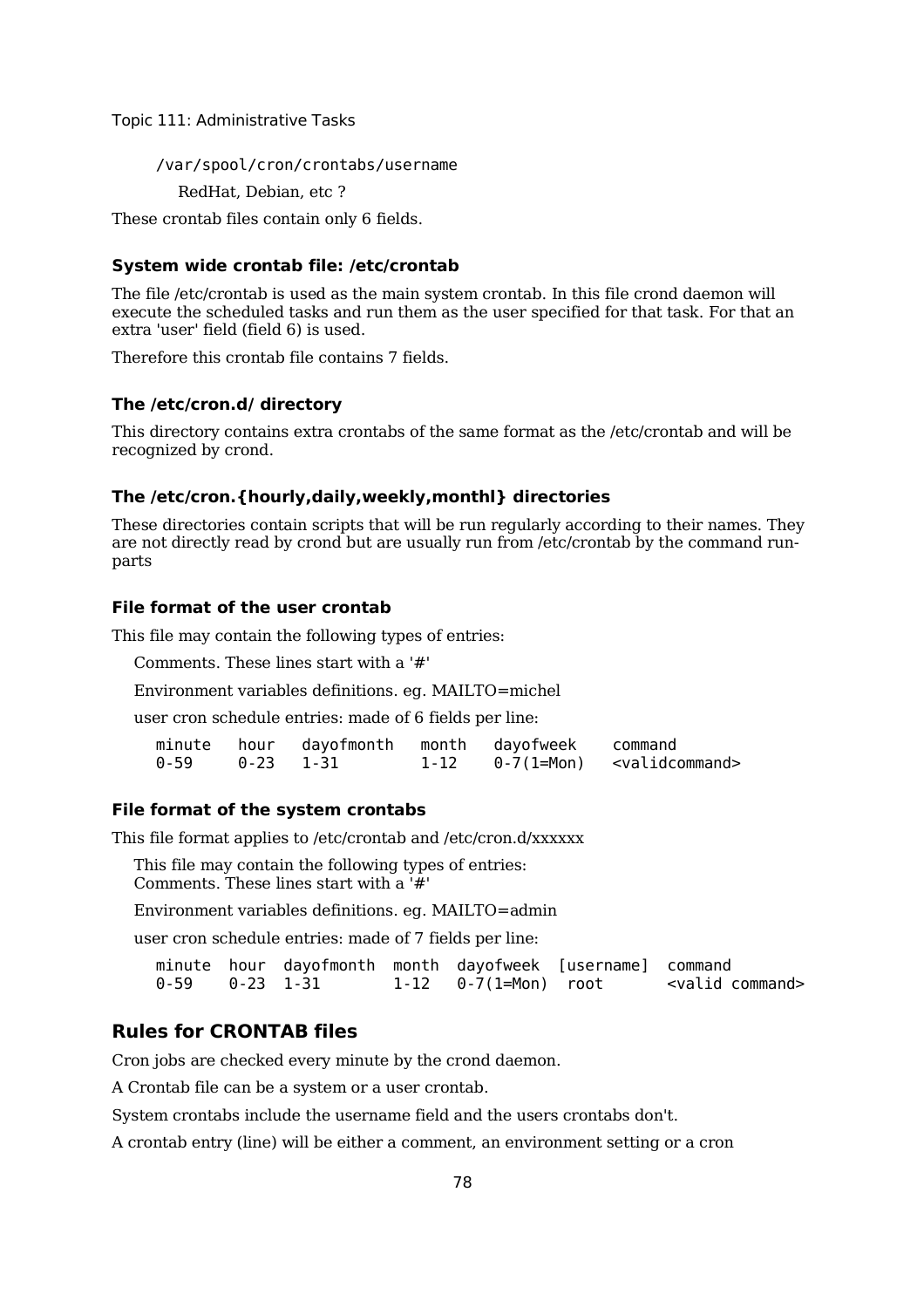/var/spool/cron/crontabs/username

RedHat, Debian, etc ?

These crontab files contain only 6 fields.

### System wide crontab file: /etc/crontab

The file /etc/crontab is used as the main system crontab. In this file crond daemon will execute the scheduled tasks and run them as the user specified for that task. For that an extra 'user' field (field 6) is used.

Therefore this crontab file contains 7 fields.

### The /etc/cron.d/ directory

This directory contains extra crontabs of the same format as the /etc/crontab and will be recognized by crond.

### The /etc/cron.{hourly,daily,weekly,monthl} directories

These directories contain scripts that will be run regularly according to their names. They are not directly read by crond but are usually run from /etc/crontab by the command run-parts

### File format of the user crontab

This file may contain the following types of entries:

Comments. These lines start with a '#'

Environment variables definitions. eg. MAILTO=michel

user cron schedule entries: made of 6 fields per line:

```
minute   hour   dayofmonth   month   dayofweek    command
0-59     0-23   1-31         1-12    0-7(1=Mon)   <validcommand>
```

### File format of the system crontabs

This file format applies to /etc/crontab and /etc/cron.d/xxxxxx

This file may contain the following types of entries:
Comments. These lines start with a '#'

Environment variables definitions. eg. MAILTO=admin

user cron schedule entries: made of 7 fields per line:

```
minute  hour  dayofmonth  month  dayofweek  [username]  command
0-59    0-23  1-31        1-12   0-7(1=Mon)  root       <valid command>
```

## Rules for CRONTAB files

Cron jobs are checked every minute by the crond daemon.

A Crontab file can be a system or a user crontab.

System crontabs include the username field and the users crontabs don't.

A crontab entry (line) will be either a comment, an environment setting or a cron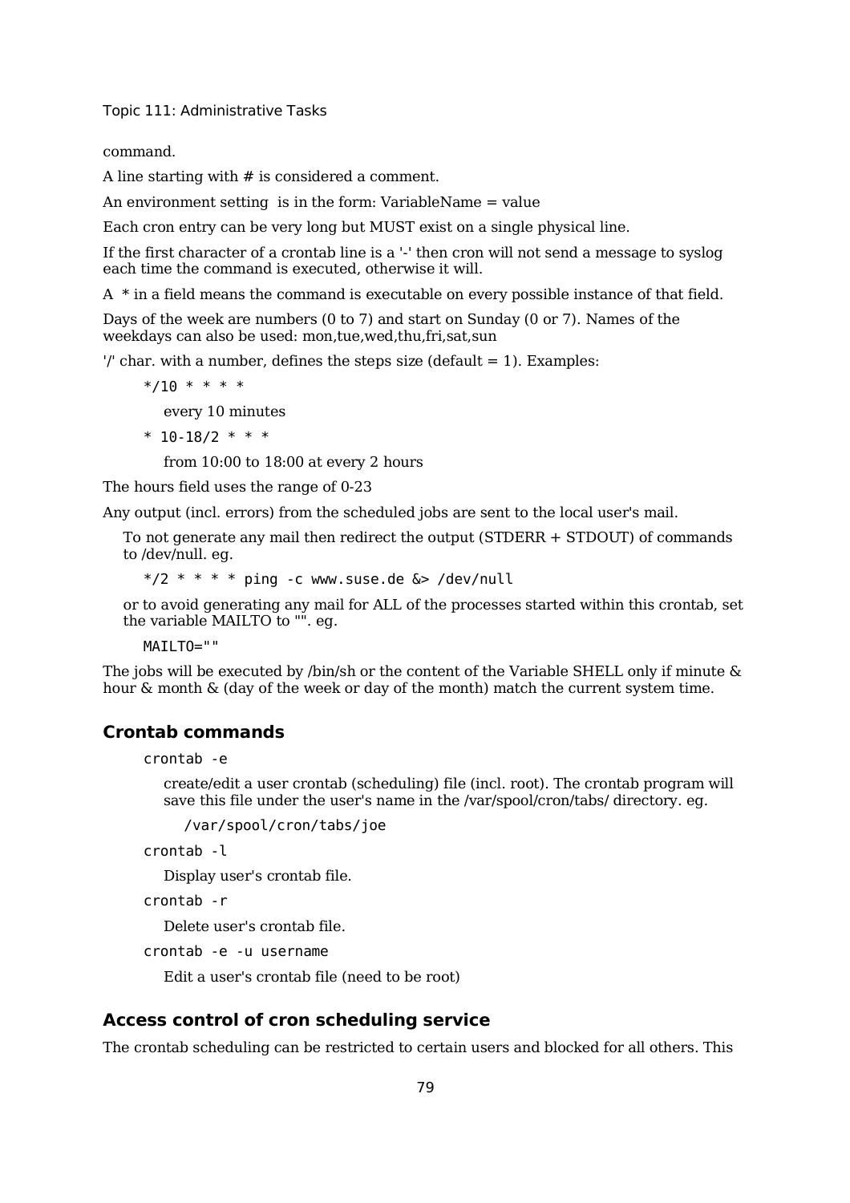command.

A line starting with # is considered a comment.

An environment setting is in the form: VariableName = value

Each cron entry can be very long but MUST exist on a single physical line.

If the first character of a crontab line is a '-' then cron will not send a message to syslog each time the command is executed, otherwise it will.

A * in a field means the command is executable on every possible instance of that field.

Days of the week are numbers (0 to 7) and start on Sunday (0 or 7). Names of the weekdays can also be used: mon,tue,wed,thu,fri,sat,sun

'/' char. with a number, defines the steps size (default = 1). Examples:

```
*/10 * * * *
```

every 10 minutes

```
* 10-18/2 * * *
```

from 10:00 to 18:00 at every 2 hours

The hours field uses the range of 0-23

Any output (incl. errors) from the scheduled jobs are sent to the local user's mail.

To not generate any mail then redirect the output (STDERR + STDOUT) of commands to /dev/null. eg.

```
*/2 * * * * ping -c www.suse.de &> /dev/null
```

or to avoid generating any mail for ALL of the processes started within this crontab, set the variable MAILTO to "". eg.

```
MAILTO=""
```

The jobs will be executed by /bin/sh or the content of the Variable SHELL only if minute & hour & month & (day of the week or day of the month) match the current system time.

## Crontab commands

```
crontab -e
```

create/edit a user crontab (scheduling) file (incl. root). The crontab program will save this file under the user's name in the /var/spool/cron/tabs/ directory. eg.

```
/var/spool/cron/tabs/joe
```

```
crontab -l
```

Display user's crontab file.

```
crontab -r
```

Delete user's crontab file.

```
crontab -e -u username
```

Edit a user's crontab file (need to be root)

## Access control of cron scheduling service

The crontab scheduling can be restricted to certain users and blocked for all others. This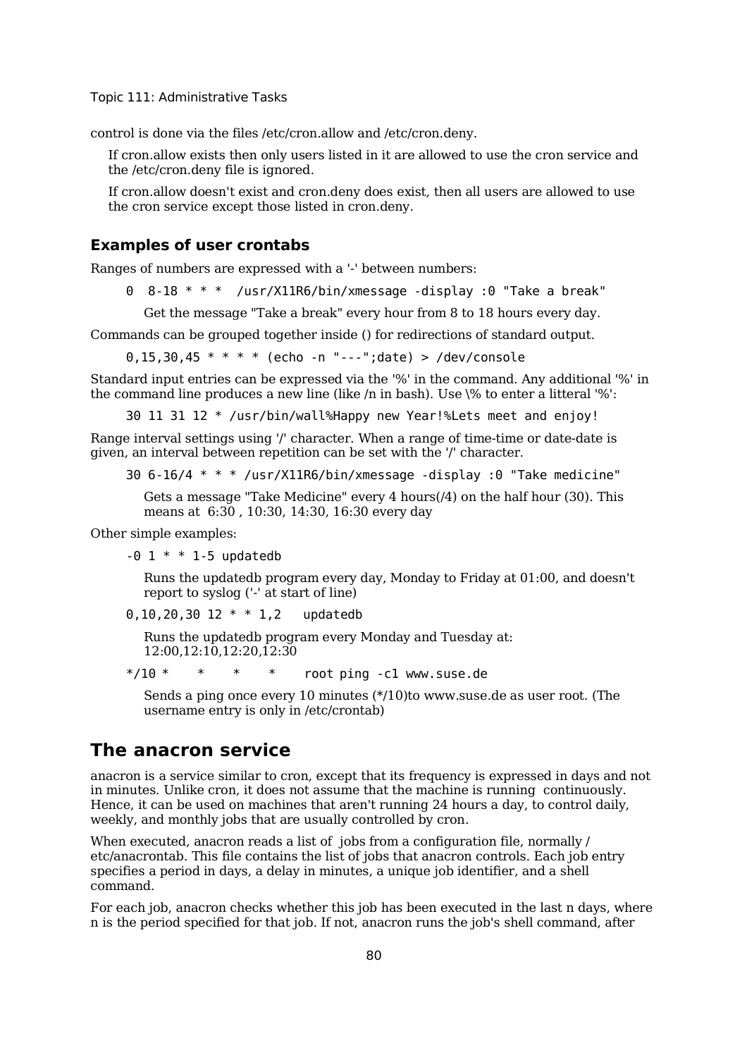control is done via the files /etc/cron.allow and /etc/cron.deny.

If cron.allow exists then only users listed in it are allowed to use the cron service and the /etc/cron.deny file is ignored.

If cron.allow doesn't exist and cron.deny does exist, then all users are allowed to use the cron service except those listed in cron.deny.

### Examples of user crontabs

Ranges of numbers are expressed with a '-' between numbers:

```
0  8-18 * * *  /usr/X11R6/bin/xmessage -display :0 "Take a break"
```

Get the message "Take a break" every hour from 8 to 18 hours every day.

Commands can be grouped together inside () for redirections of standard output.

```
0,15,30,45 * * * * (echo -n "---";date) > /dev/console
```

Standard input entries can be expressed via the '%' in the command. Any additional '%' in the command line produces a new line (like /n in bash). Use \% to enter a litteral '%':

```
30 11 31 12 * /usr/bin/wall%Happy new Year!%Lets meet and enjoy!
```

Range interval settings using '/' character. When a range of time-time or date-date is given, an interval between repetition can be set with the '/' character.

```
30 6-16/4 * * * /usr/X11R6/bin/xmessage -display :0 "Take medicine"
```

Gets a message "Take Medicine" every 4 hours(/4) on the half hour (30). This means at 6:30 , 10:30, 14:30, 16:30 every day

Other simple examples:

```
-0 1 * * 1-5 updatedb
```

Runs the updatedb program every day, Monday to Friday at 01:00, and doesn't report to syslog ('-' at start of line)

```
0,10,20,30 12 * * 1,2   updatedb
```

Runs the updatedb program every Monday and Tuesday at: 12:00,12:10,12:20,12:30

```
*/10 *    *    *    *    root ping -c1 www.suse.de
```

Sends a ping once every 10 minutes (*/10)to www.suse.de as user root. (The username entry is only in /etc/crontab)

## The anacron service

anacron is a service similar to cron, except that its frequency is expressed in days and not in minutes. Unlike cron, it does not assume that the machine is running continuously. Hence, it can be used on machines that aren't running 24 hours a day, to control daily, weekly, and monthly jobs that are usually controlled by cron.

When executed, anacron reads a list of jobs from a configuration file, normally /etc/anacrontab. This file contains the list of jobs that anacron controls. Each job entry specifies a period in days, a delay in minutes, a unique job identifier, and a shell command.

For each job, anacron checks whether this job has been executed in the last n days, where n is the period specified for that job. If not, anacron runs the job's shell command, after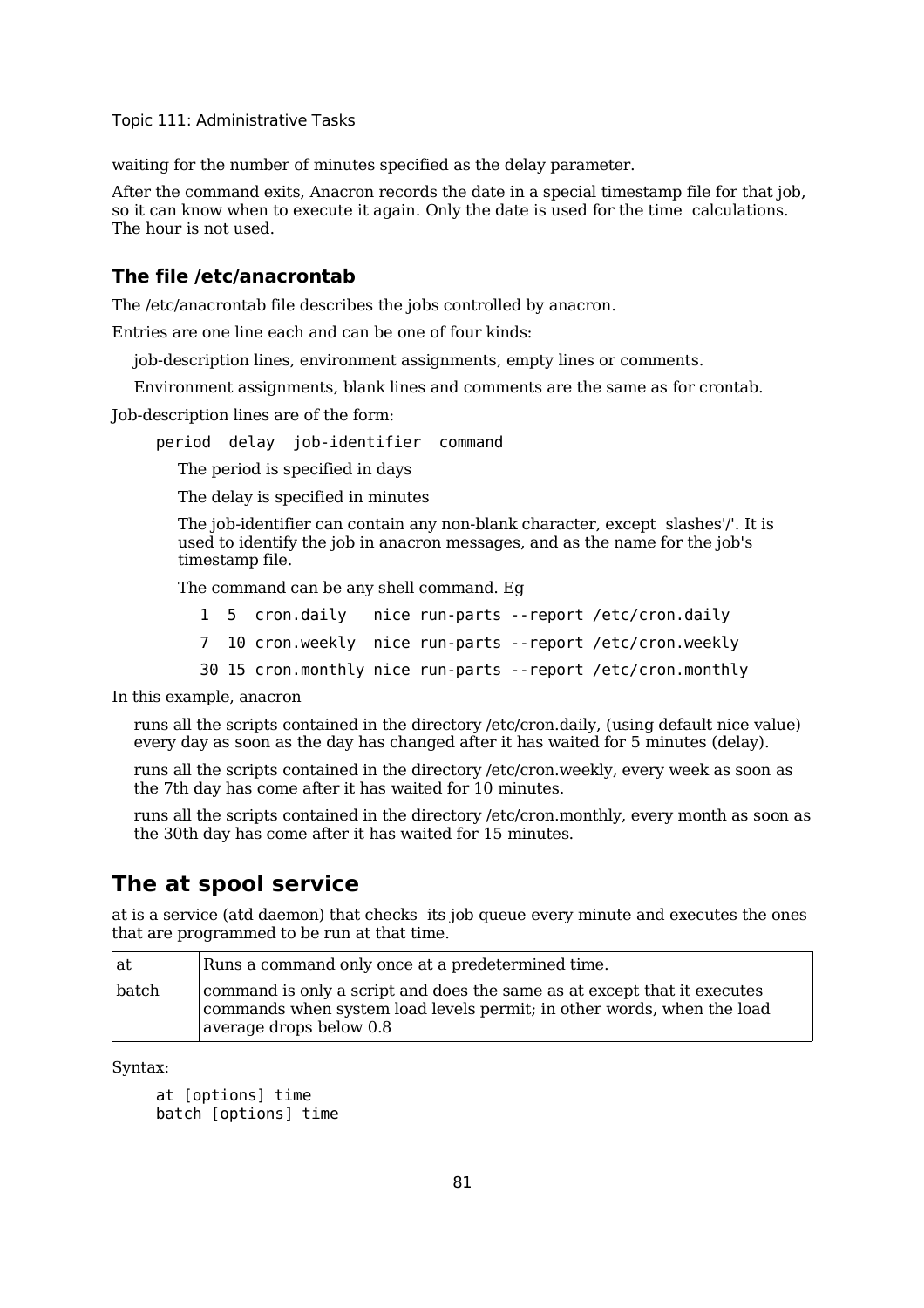waiting for the number of minutes specified as the delay parameter.

After the command exits, Anacron records the date in a special timestamp file for that job, so it can know when to execute it again. Only the date is used for the time calculations. The hour is not used.

### The file /etc/anacrontab

The /etc/anacrontab file describes the jobs controlled by anacron.

Entries are one line each and can be one of four kinds:

job-description lines, environment assignments, empty lines or comments.

Environment assignments, blank lines and comments are the same as for crontab.

Job-description lines are of the form:

```
period  delay  job-identifier  command
```

The period is specified in days

The delay is specified in minutes

The job-identifier can contain any non-blank character, except slashes'/'. It is used to identify the job in anacron messages, and as the name for the job's timestamp file.

The command can be any shell command. Eg

```
1  5  cron.daily   nice run-parts --report /etc/cron.daily
7  10 cron.weekly  nice run-parts --report /etc/cron.weekly
30 15 cron.monthly nice run-parts --report /etc/cron.monthly
```

In this example, anacron

runs all the scripts contained in the directory /etc/cron.daily, (using default nice value) every day as soon as the day has changed after it has waited for 5 minutes (delay).

runs all the scripts contained in the directory /etc/cron.weekly, every week as soon as the 7th day has come after it has waited for 10 minutes.

runs all the scripts contained in the directory /etc/cron.monthly, every month as soon as the 30th day has come after it has waited for 15 minutes.

## The at spool service

at is a service (atd daemon) that checks its job queue every minute and executes the ones that are programmed to be run at that time.

| at | Runs a command only once at a predetermined time. |
|---|---|
| batch | command is only a script and does the same as at except that it executes commands when system load levels permit; in other words, when the load average drops below 0.8 |

Syntax:

```
at [options] time
batch [options] time
```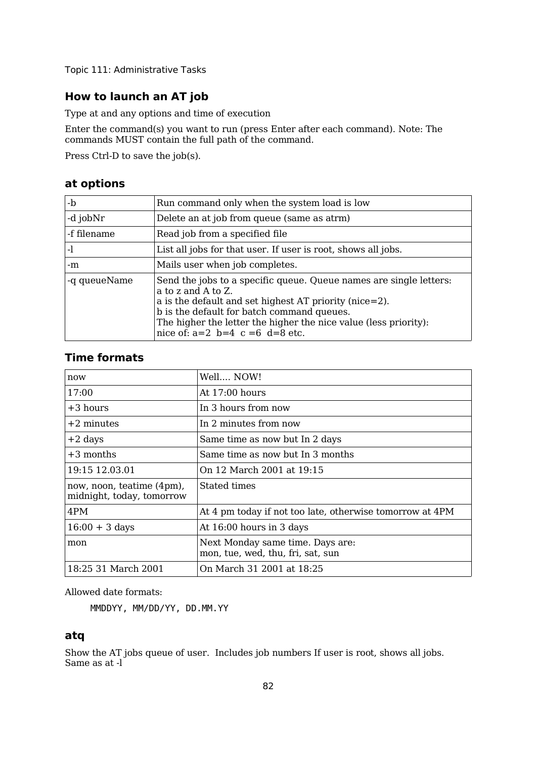## How to launch an AT job

Type at and any options and time of execution

Enter the command(s) you want to run (press Enter after each command). Note: The commands MUST contain the full path of the command.

Press Ctrl-D to save the job(s).

## at options

| | |
|---|---|
| -b | Run command only when the system load is low |
| -d jobNr | Delete an at job from queue (same as atrm) |
| -f filename | Read job from a specified file |
| -l | List all jobs for that user. If user is root, shows all jobs. |
| -m | Mails user when job completes. |
| -q queueName | Send the jobs to a specific queue. Queue names are single letters: a to z and A to Z.<br>a is the default and set highest AT priority (nice=2).<br>b is the default for batch command queues.<br>The higher the letter the higher the nice value (less priority):<br>nice of: a=2 b=4 c =6 d=8 etc. |

## Time formats

| | |
|---|---|
| now | Well.... NOW! |
| 17:00 | At 17:00 hours |
| +3 hours | In 3 hours from now |
| +2 minutes | In 2 minutes from now |
| +2 days | Same time as now but In 2 days |
| +3 months | Same time as now but In 3 months |
| 19:15 12.03.01 | On 12 March 2001 at 19:15 |
| now, noon, teatime (4pm), midnight, today, tomorrow | Stated times |
| 4PM | At 4 pm today if not too late, otherwise tomorrow at 4PM |
| 16:00 + 3 days | At 16:00 hours in 3 days |
| mon | Next Monday same time. Days are:<br>mon, tue, wed, thu, fri, sat, sun |
| 18:25 31 March 2001 | On March 31 2001 at 18:25 |

Allowed date formats:

```
MMDDYY, MM/DD/YY, DD.MM.YY
```

## atq

Show the AT jobs queue of user. Includes job numbers If user is root, shows all jobs. Same as at -l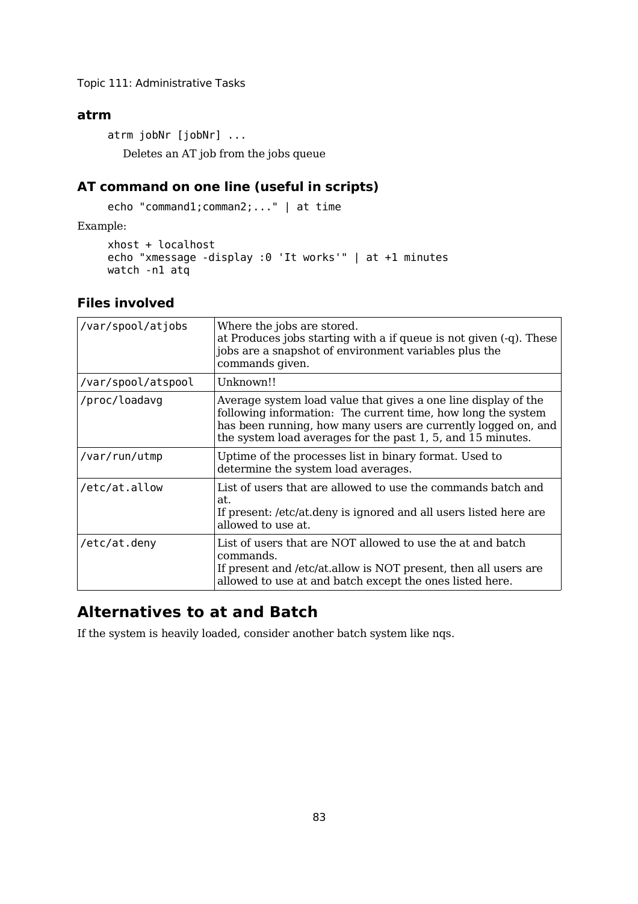### atrm

```
atrm jobNr [jobNr] ...
```

Deletes an AT job from the jobs queue

### AT command on one line (useful in scripts)

```
echo "command1;comman2;..." | at time
```

Example:

```
xhost + localhost
echo "xmessage -display :0 'It works'" | at +1 minutes
watch -n1 atq
```

### Files involved

| | |
|---|---|
| /var/spool/atjobs | Where the jobs are stored.<br>at Produces jobs starting with a if queue is not given (-q). These jobs are a snapshot of environment variables plus the commands given. |
| /var/spool/atspool | Unknown!! |
| /proc/loadavg | Average system load value that gives a one line display of the following information: The current time, how long the system has been running, how many users are currently logged on, and the system load averages for the past 1, 5, and 15 minutes. |
| /var/run/utmp | Uptime of the processes list in binary format. Used to determine the system load averages. |
| /etc/at.allow | List of users that are allowed to use the commands batch and at.<br>If present: /etc/at.deny is ignored and all users listed here are allowed to use at. |
| /etc/at.deny | List of users that are NOT allowed to use the at and batch commands.<br>If present and /etc/at.allow is NOT present, then all users are allowed to use at and batch except the ones listed here. |

## Alternatives to at and Batch

If the system is heavily loaded, consider another batch system like nqs.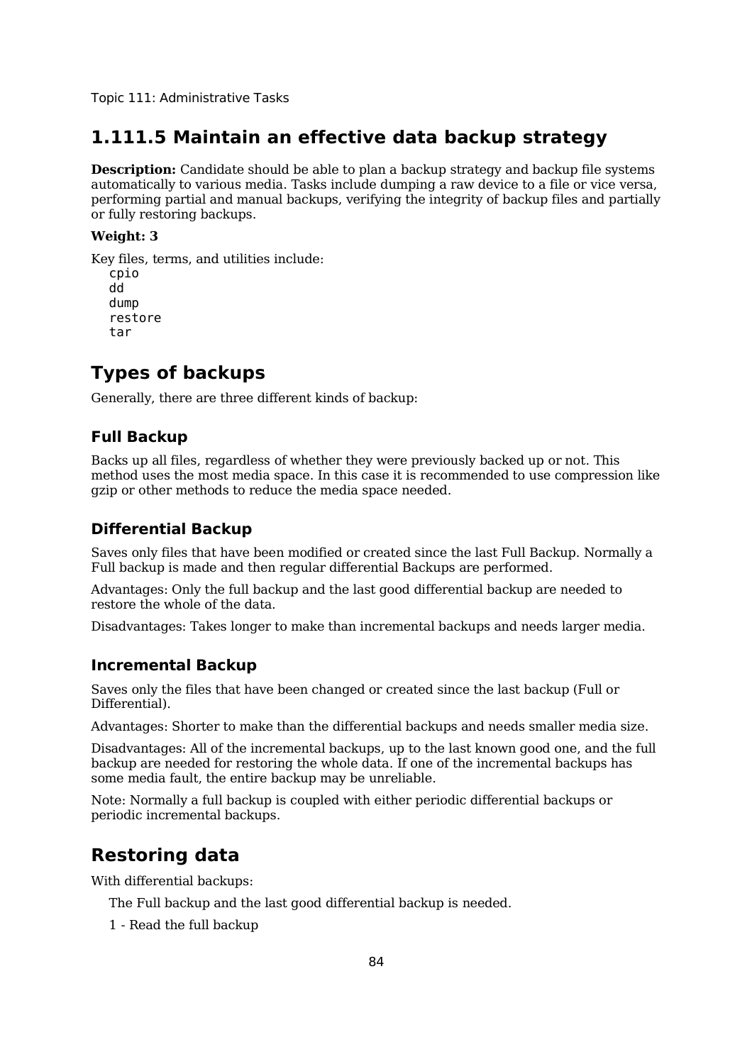## 1.111.5 Maintain an effective data backup strategy

**Description:** Candidate should be able to plan a backup strategy and backup file systems automatically to various media. Tasks include dumping a raw device to a file or vice versa, performing partial and manual backups, verifying the integrity of backup files and partially or fully restoring backups.

**Weight: 3**

Key files, terms, and utilities include:

```
cpio
dd
dump
restore
tar
```

## Types of backups

Generally, there are three different kinds of backup:

### Full Backup

Backs up all files, regardless of whether they were previously backed up or not. This method uses the most media space. In this case it is recommended to use compression like gzip or other methods to reduce the media space needed.

### Differential Backup

Saves only files that have been modified or created since the last Full Backup. Normally a Full backup is made and then regular differential Backups are performed.

Advantages: Only the full backup and the last good differential backup are needed to restore the whole of the data.

Disadvantages: Takes longer to make than incremental backups and needs larger media.

### Incremental Backup

Saves only the files that have been changed or created since the last backup (Full or Differential).

Advantages: Shorter to make than the differential backups and needs smaller media size.

Disadvantages: All of the incremental backups, up to the last known good one, and the full backup are needed for restoring the whole data. If one of the incremental backups has some media fault, the entire backup may be unreliable.

Note: Normally a full backup is coupled with either periodic differential backups or periodic incremental backups.

## Restoring data

With differential backups:

The Full backup and the last good differential backup is needed.

1 - Read the full backup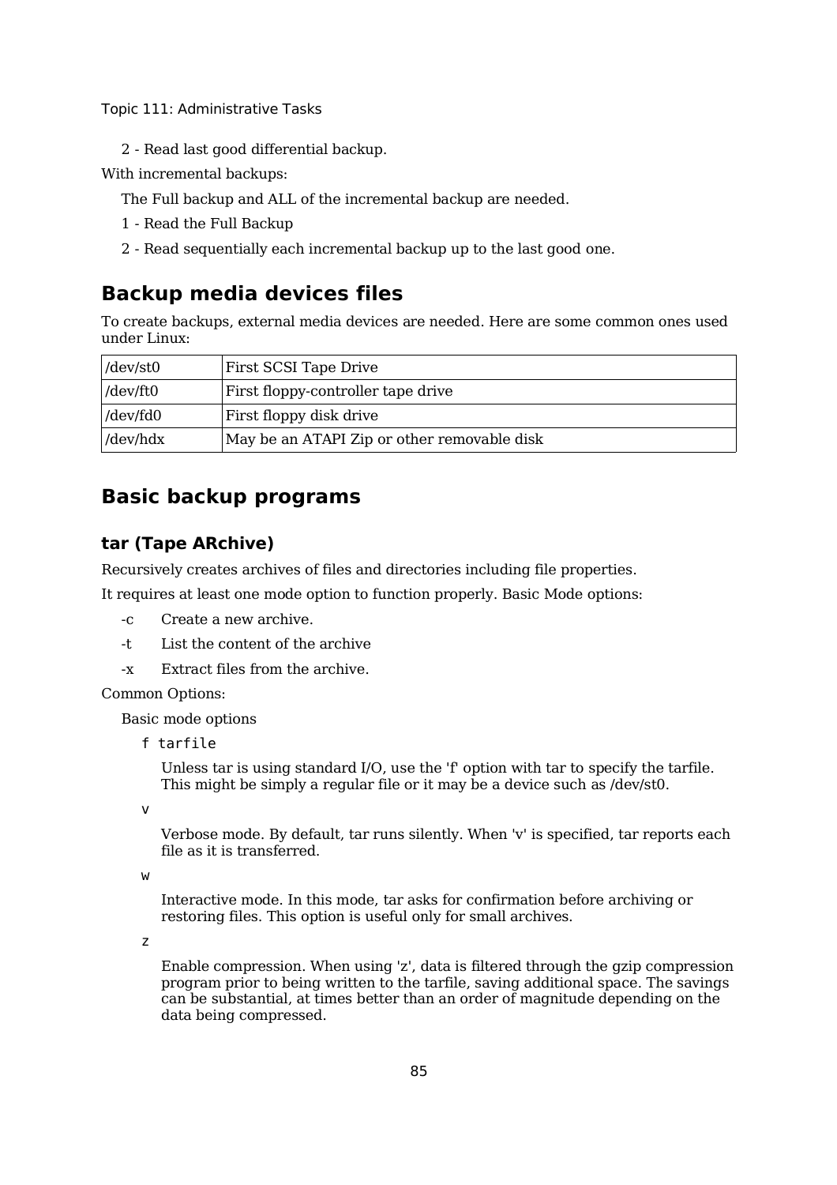2 - Read last good differential backup.

With incremental backups:

The Full backup and ALL of the incremental backup are needed.

1 - Read the Full Backup

2 - Read sequentially each incremental backup up to the last good one.

## Backup media devices files

To create backups, external media devices are needed. Here are some common ones used under Linux:

| /dev/st0 | First SCSI Tape Drive |
|---|---|
| /dev/ft0 | First floppy-controller tape drive |
| /dev/fd0 | First floppy disk drive |
| /dev/hdx | May be an ATAPI Zip or other removable disk |

## Basic backup programs

### tar (Tape ARchive)

Recursively creates archives of files and directories including file properties.

It requires at least one mode option to function properly. Basic Mode options:

- -c Create a new archive.
- -t List the content of the archive
- -x Extract files from the archive.

Common Options:

Basic mode options

`f tarfile`

Unless tar is using standard I/O, use the 'f' option with tar to specify the tarfile. This might be simply a regular file or it may be a device such as /dev/st0.

`v`

Verbose mode. By default, tar runs silently. When 'v' is specified, tar reports each file as it is transferred.

`w`

Interactive mode. In this mode, tar asks for confirmation before archiving or restoring files. This option is useful only for small archives.

`z`

Enable compression. When using 'z', data is filtered through the gzip compression program prior to being written to the tarfile, saving additional space. The savings can be substantial, at times better than an order of magnitude depending on the data being compressed.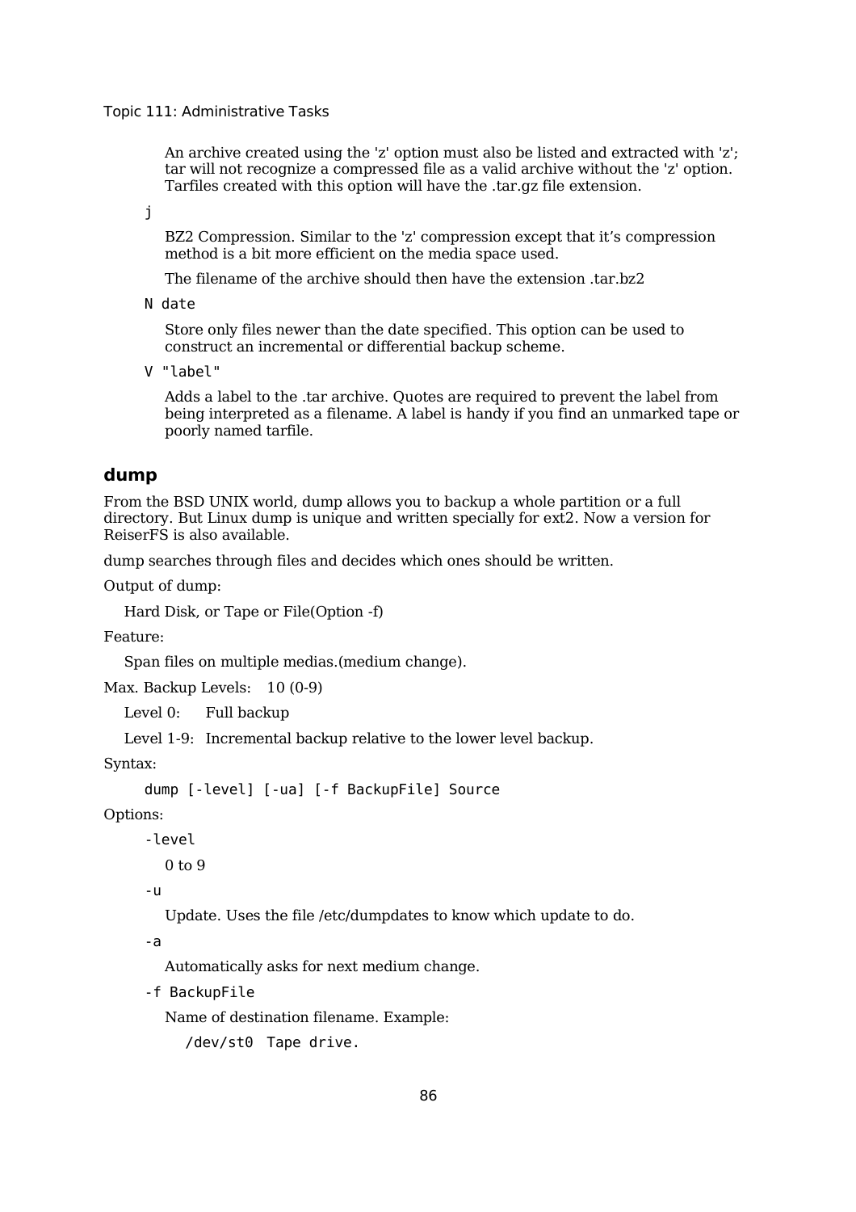An archive created using the 'z' option must also be listed and extracted with 'z'; tar will not recognize a compressed file as a valid archive without the 'z' option. Tarfiles created with this option will have the .tar.gz file extension.

`j`

BZ2 Compression. Similar to the 'z' compression except that it's compression method is a bit more efficient on the media space used.

The filename of the archive should then have the extension .tar.bz2

`N date`

Store only files newer than the date specified. This option can be used to construct an incremental or differential backup scheme.

`V "label"`

Adds a label to the .tar archive. Quotes are required to prevent the label from being interpreted as a filename. A label is handy if you find an unmarked tape or poorly named tarfile.

### dump

From the BSD UNIX world, dump allows you to backup a whole partition or a full directory. But Linux dump is unique and written specially for ext2. Now a version for ReiserFS is also available.

dump searches through files and decides which ones should be written.

Output of dump:

Hard Disk, or Tape or File(Option -f)

Feature:

Span files on multiple medias.(medium change).

Max. Backup Levels: 10 (0-9)

Level 0: Full backup

Level 1-9: Incremental backup relative to the lower level backup.

Syntax:

```
dump [-level] [-ua] [-f BackupFile] Source
```

Options:

`-level`

0 to 9

`-u`

Update. Uses the file /etc/dumpdates to know which update to do.

`-a`

Automatically asks for next medium change.

`-f BackupFile`

Name of destination filename. Example:

`/dev/st0` Tape drive.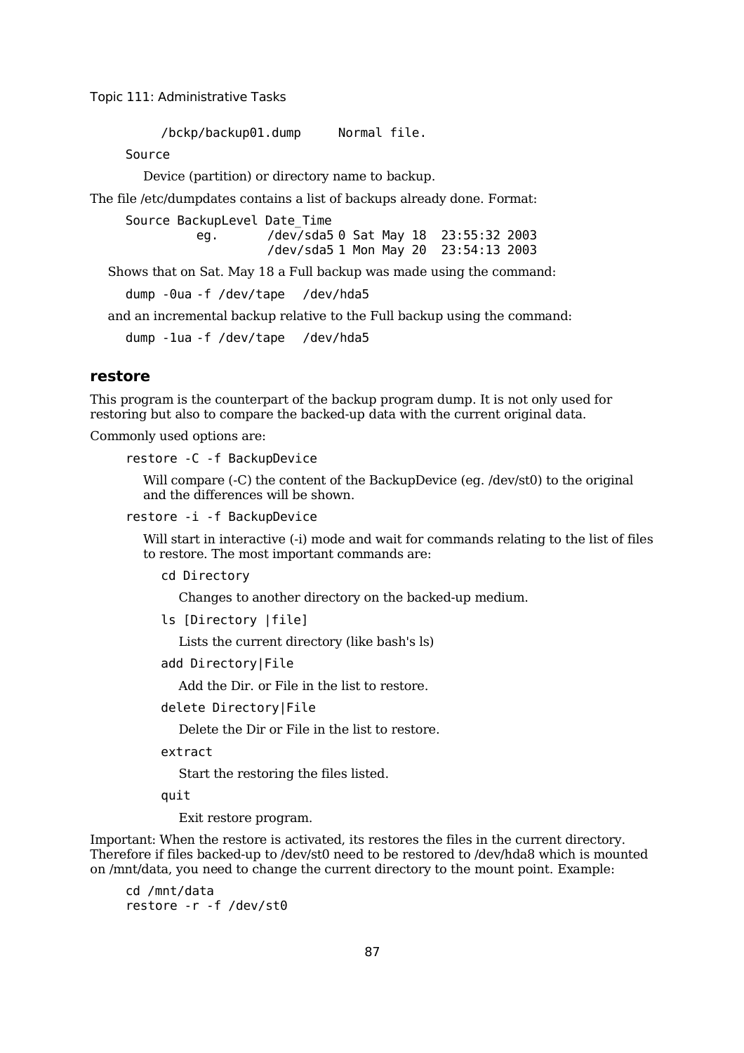```
/bckp/backup01.dump     Normal file.
```

`Source`

Device (partition) or directory name to backup.

The file /etc/dumpdates contains a list of backups already done. Format:

```
Source BackupLevel Date_Time
        eg.      /dev/sda5 0 Sat May 18  23:55:32 2003
                 /dev/sda5 1 Mon May 20  23:54:13 2003
```

Shows that on Sat. May 18 a Full backup was made using the command:

```
dump -0ua -f /dev/tape  /dev/hda5
```

and an incremental backup relative to the Full backup using the command:

```
dump -1ua -f /dev/tape  /dev/hda5
```

### restore

This program is the counterpart of the backup program dump. It is not only used for restoring but also to compare the backed-up data with the current original data.

Commonly used options are:

`restore -C -f BackupDevice`

Will compare (-C) the content of the BackupDevice (eg. /dev/st0) to the original and the differences will be shown.

`restore -i -f BackupDevice`

Will start in interactive (-i) mode and wait for commands relating to the list of files to restore. The most important commands are:

`cd Directory`

Changes to another directory on the backed-up medium.

`ls [Directory |file]`

Lists the current directory (like bash's ls)

`add Directory|File`

Add the Dir. or File in the list to restore.

`delete Directory|File`

Delete the Dir or File in the list to restore.

`extract`

Start the restoring the files listed.

`quit`

Exit restore program.

Important: When the restore is activated, its restores the files in the current directory. Therefore if files backed-up to /dev/st0 need to be restored to /dev/hda8 which is mounted on /mnt/data, you need to change the current directory to the mount point. Example:

```
cd /mnt/data
restore -r -f /dev/st0
```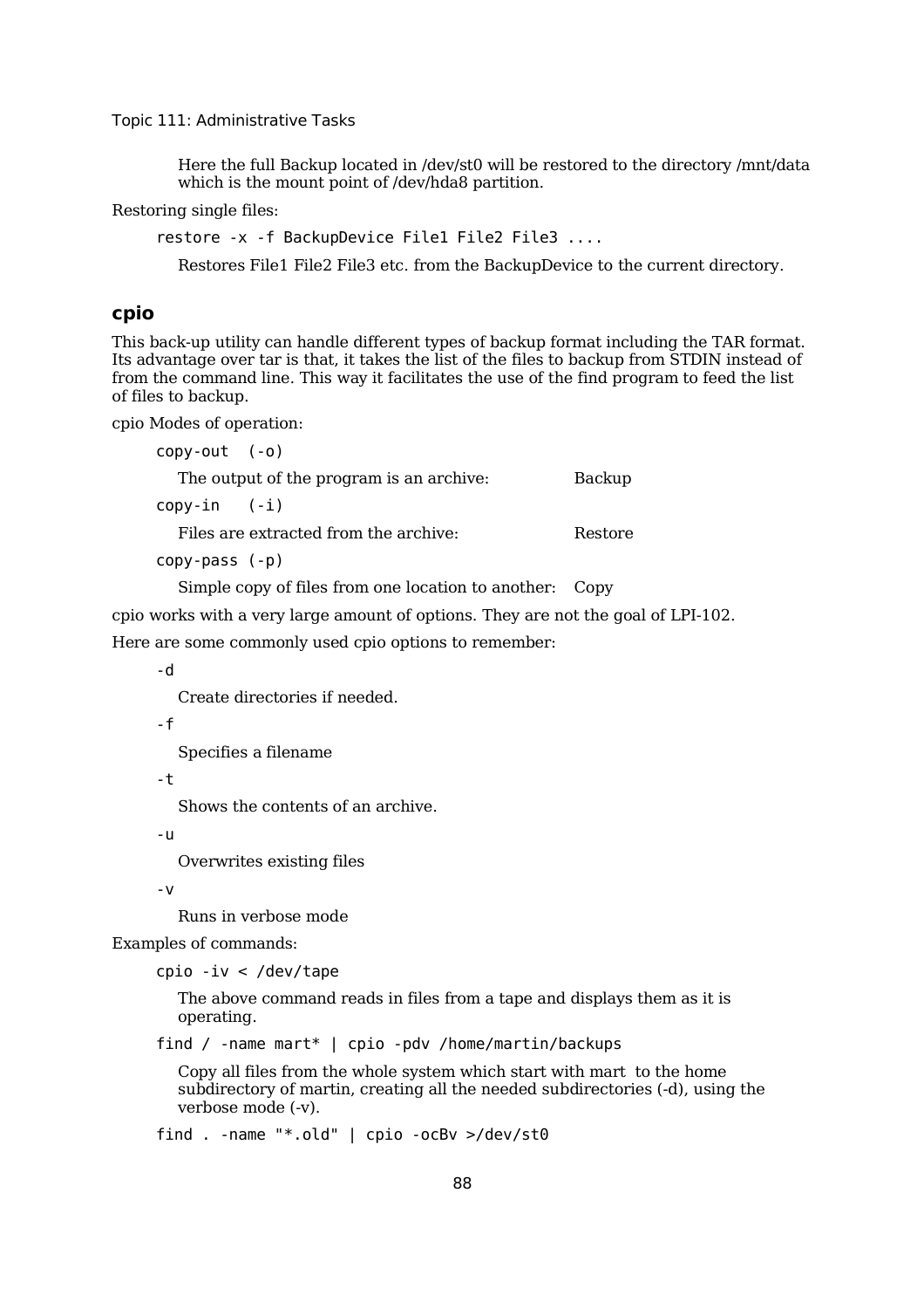Here the full Backup located in /dev/st0 will be restored to the directory /mnt/data which is the mount point of /dev/hda8 partition.

Restoring single files:

```
restore -x -f BackupDevice File1 File2 File3 ....
```

Restores File1 File2 File3 etc. from the BackupDevice to the current directory.

## cpio

This back-up utility can handle different types of backup format including the TAR format. Its advantage over tar is that, it takes the list of the files to backup from STDIN instead of from the command line. This way it facilitates the use of the find program to feed the list of files to backup.

cpio Modes of operation:

`copy-out  (-o)`

The output of the program is an archive: Backup

`copy-in   (-i)`

Files are extracted from the archive: Restore

`copy-pass (-p)`

Simple copy of files from one location to another: Copy

cpio works with a very large amount of options. They are not the goal of LPI-102.

Here are some commonly used cpio options to remember:

`-d`

Create directories if needed.

`-f`

Specifies a filename

`-t`

Shows the contents of an archive.

`-u`

Overwrites existing files

`-v`

Runs in verbose mode

Examples of commands:

```
cpio -iv < /dev/tape
```

The above command reads in files from a tape and displays them as it is operating.

```
find / -name mart* | cpio -pdv /home/martin/backups
```

Copy all files from the whole system which start with mart to the home subdirectory of martin, creating all the needed subdirectories (-d), using the verbose mode (-v).

```
find . -name "*.old" | cpio -ocBv >/dev/st0
```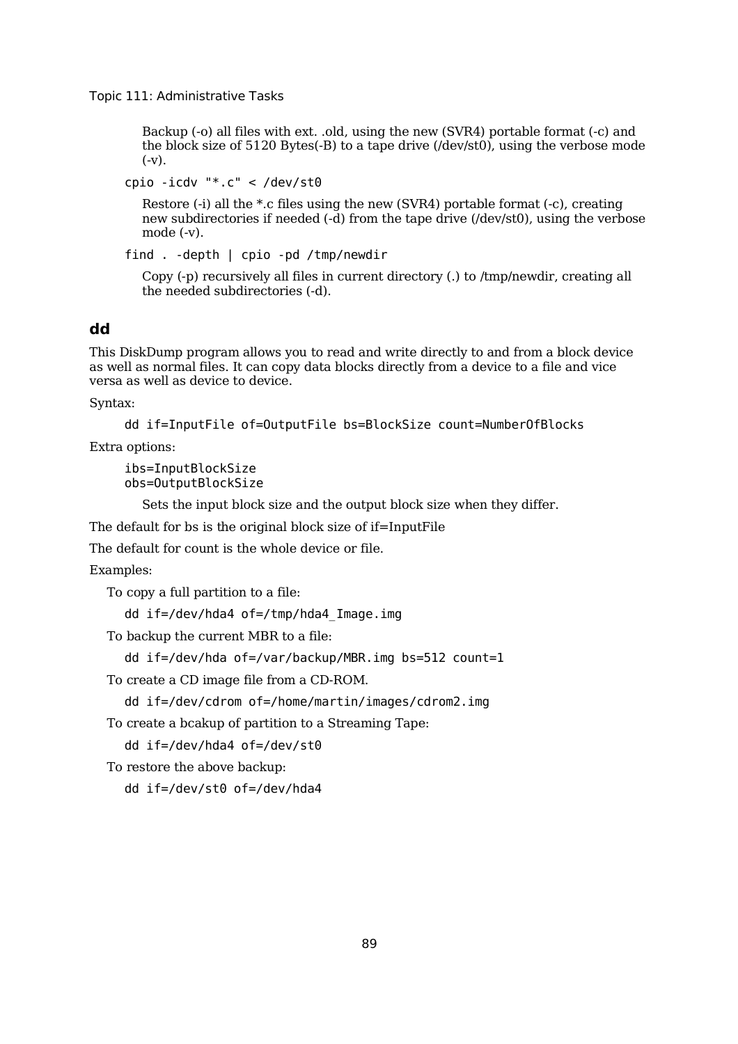Backup (-o) all files with ext. .old, using the new (SVR4) portable format (-c) and the block size of 5120 Bytes(-B) to a tape drive (/dev/st0), using the verbose mode (-v).

```
cpio -icdv "*.c" < /dev/st0
```

Restore (-i) all the *.c files using the new (SVR4) portable format (-c), creating new subdirectories if needed (-d) from the tape drive (/dev/st0), using the verbose mode (-v).

```
find . -depth | cpio -pd /tmp/newdir
```

Copy (-p) recursively all files in current directory (.) to /tmp/newdir, creating all the needed subdirectories (-d).

### dd

This DiskDump program allows you to read and write directly to and from a block device as well as normal files. It can copy data blocks directly from a device to a file and vice versa as well as device to device.

Syntax:

```
dd if=InputFile of=OutputFile bs=BlockSize count=NumberOfBlocks
```

Extra options:

```
ibs=InputBlockSize
obs=OutputBlockSize
```

Sets the input block size and the output block size when they differ.

The default for bs is the original block size of if=InputFile

The default for count is the whole device or file.

Examples:

To copy a full partition to a file:

```
dd if=/dev/hda4 of=/tmp/hda4_Image.img
```

To backup the current MBR to a file:

```
dd if=/dev/hda of=/var/backup/MBR.img bs=512 count=1
```

To create a CD image file from a CD-ROM.

```
dd if=/dev/cdrom of=/home/martin/images/cdrom2.img
```

To create a bcakup of partition to a Streaming Tape:

```
dd if=/dev/hda4 of=/dev/st0
```

To restore the above backup:

```
dd if=/dev/st0 of=/dev/hda4
```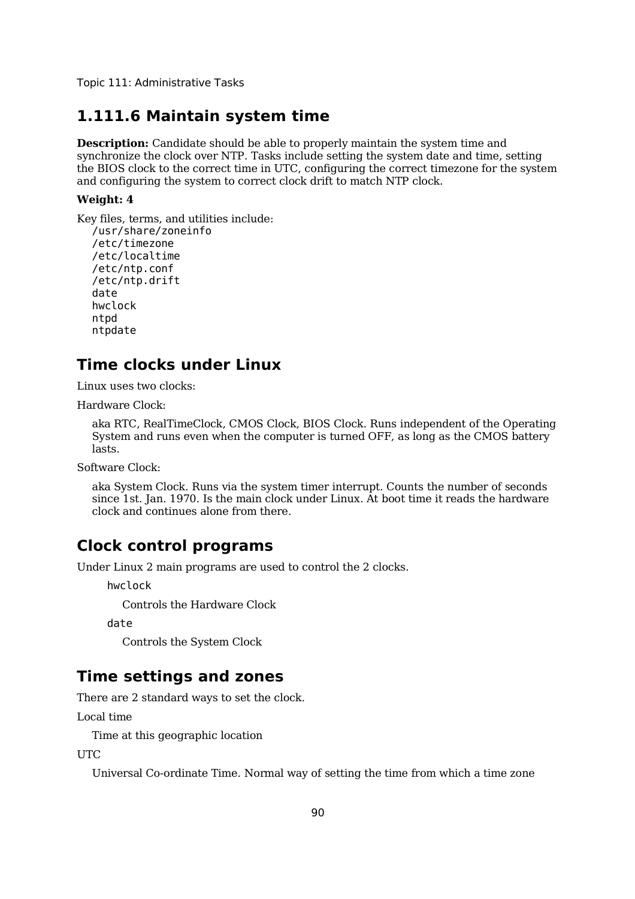Topic 111: Administrative Tasks

## 1.111.6 Maintain system time

**Description:** Candidate should be able to properly maintain the system time and synchronize the clock over NTP. Tasks include setting the system date and time, setting the BIOS clock to the correct time in UTC, configuring the correct timezone for the system and configuring the system to correct clock drift to match NTP clock.

**Weight: 4**

Key files, terms, and utilities include:

```
/usr/share/zoneinfo
/etc/timezone
/etc/localtime
/etc/ntp.conf
/etc/ntp.drift
date
hwclock
ntpd
ntpdate
```

## Time clocks under Linux

Linux uses two clocks:

Hardware Clock:

> aka RTC, RealTimeClock, CMOS Clock, BIOS Clock. Runs independent of the Operating System and runs even when the computer is turned OFF, as long as the CMOS battery lasts.

Software Clock:

> aka System Clock. Runs via the system timer interrupt. Counts the number of seconds since 1st. Jan. 1970. Is the main clock under Linux. At boot time it reads the hardware clock and continues alone from there.

## Clock control programs

Under Linux 2 main programs are used to control the 2 clocks.

`hwclock`

> Controls the Hardware Clock

`date`

> Controls the System Clock

## Time settings and zones

There are 2 standard ways to set the clock.

Local time

> Time at this geographic location

UTC

> Universal Co-ordinate Time. Normal way of setting the time from which a time zone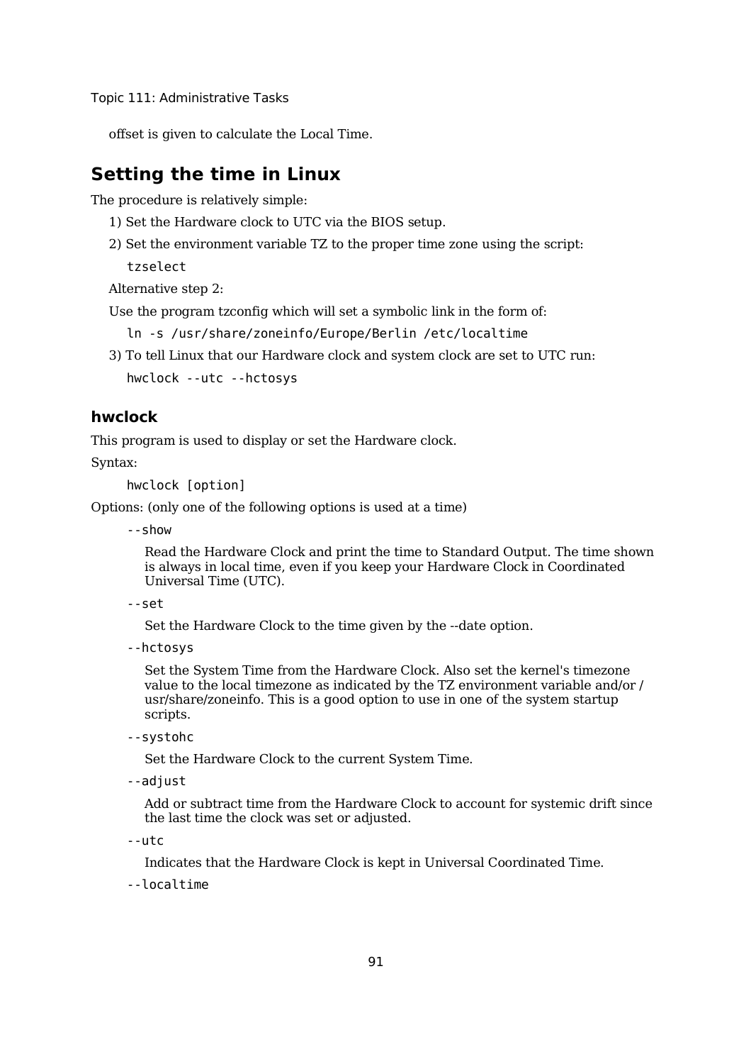offset is given to calculate the Local Time.

## Setting the time in Linux

The procedure is relatively simple:

1) Set the Hardware clock to UTC via the BIOS setup.

2) Set the environment variable TZ to the proper time zone using the script:

```
tzselect
```

Alternative step 2:

Use the program tzconfig which will set a symbolic link in the form of:

```
ln -s /usr/share/zoneinfo/Europe/Berlin /etc/localtime
```

3) To tell Linux that our Hardware clock and system clock are set to UTC run:

```
hwclock --utc --hctosys
```

### hwclock

This program is used to display or set the Hardware clock.

Syntax:

```
hwclock [option]
```

Options: (only one of the following options is used at a time)

`--show`

Read the Hardware Clock and print the time to Standard Output. The time shown is always in local time, even if you keep your Hardware Clock in Coordinated Universal Time (UTC).

`--set`

Set the Hardware Clock to the time given by the --date option.

`--hctosys`

Set the System Time from the Hardware Clock. Also set the kernel's timezone value to the local timezone as indicated by the TZ environment variable and/or /usr/share/zoneinfo. This is a good option to use in one of the system startup scripts.

`--systohc`

Set the Hardware Clock to the current System Time.

`--adjust`

Add or subtract time from the Hardware Clock to account for systemic drift since the last time the clock was set or adjusted.

`--utc`

Indicates that the Hardware Clock is kept in Universal Coordinated Time.

`--localtime`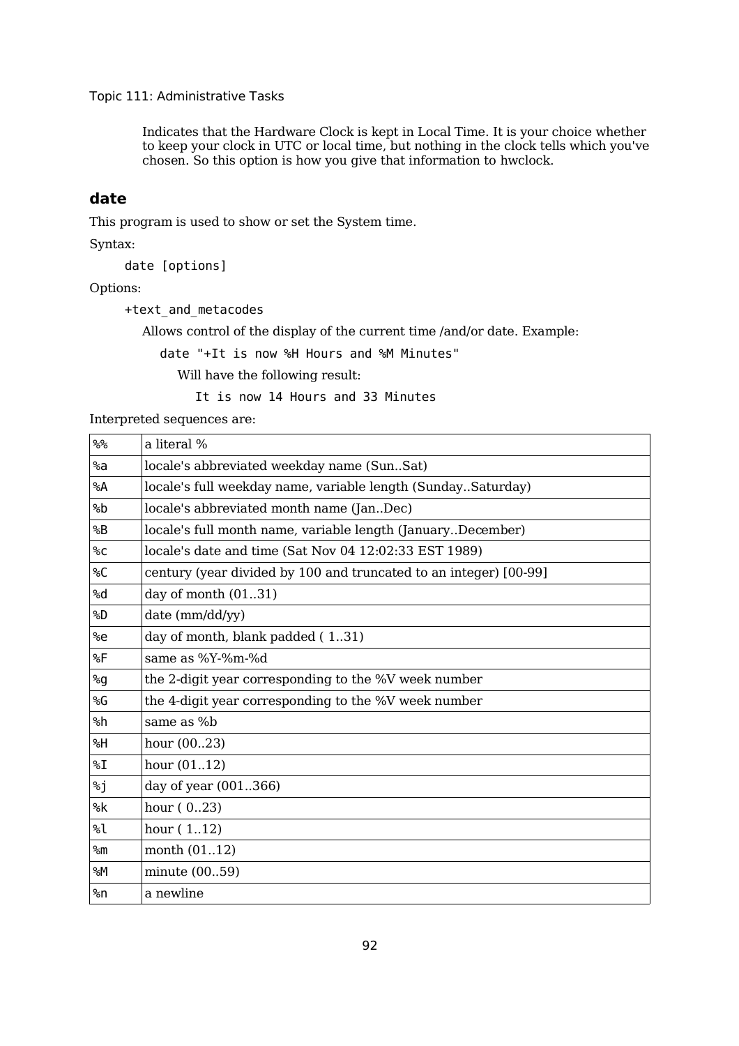Indicates that the Hardware Clock is kept in Local Time. It is your choice whether to keep your clock in UTC or local time, but nothing in the clock tells which you've chosen. So this option is how you give that information to hwclock.

### date

This program is used to show or set the System time.

Syntax:

```
date [options]
```

Options:

`+text_and_metacodes`

Allows control of the display of the current time /and/or date. Example:

```
date "+It is now %H Hours and %M Minutes"
```

Will have the following result:

```
It is now 14 Hours and 33 Minutes
```

Interpreted sequences are:

| | |
|---|---|
| `%%` | a literal % |
| `%a` | locale's abbreviated weekday name (Sun..Sat) |
| `%A` | locale's full weekday name, variable length (Sunday..Saturday) |
| `%b` | locale's abbreviated month name (Jan..Dec) |
| `%B` | locale's full month name, variable length (January..December) |
| `%c` | locale's date and time (Sat Nov 04 12:02:33 EST 1989) |
| `%C` | century (year divided by 100 and truncated to an integer) [00-99] |
| `%d` | day of month (01..31) |
| `%D` | date (mm/dd/yy) |
| `%e` | day of month, blank padded ( 1..31) |
| `%F` | same as %Y-%m-%d |
| `%g` | the 2-digit year corresponding to the %V week number |
| `%G` | the 4-digit year corresponding to the %V week number |
| `%h` | same as %b |
| `%H` | hour (00..23) |
| `%I` | hour (01..12) |
| `%j` | day of year (001..366) |
| `%k` | hour ( 0..23) |
| `%l` | hour ( 1..12) |
| `%m` | month (01..12) |
| `%M` | minute (00..59) |
| `%n` | a newline |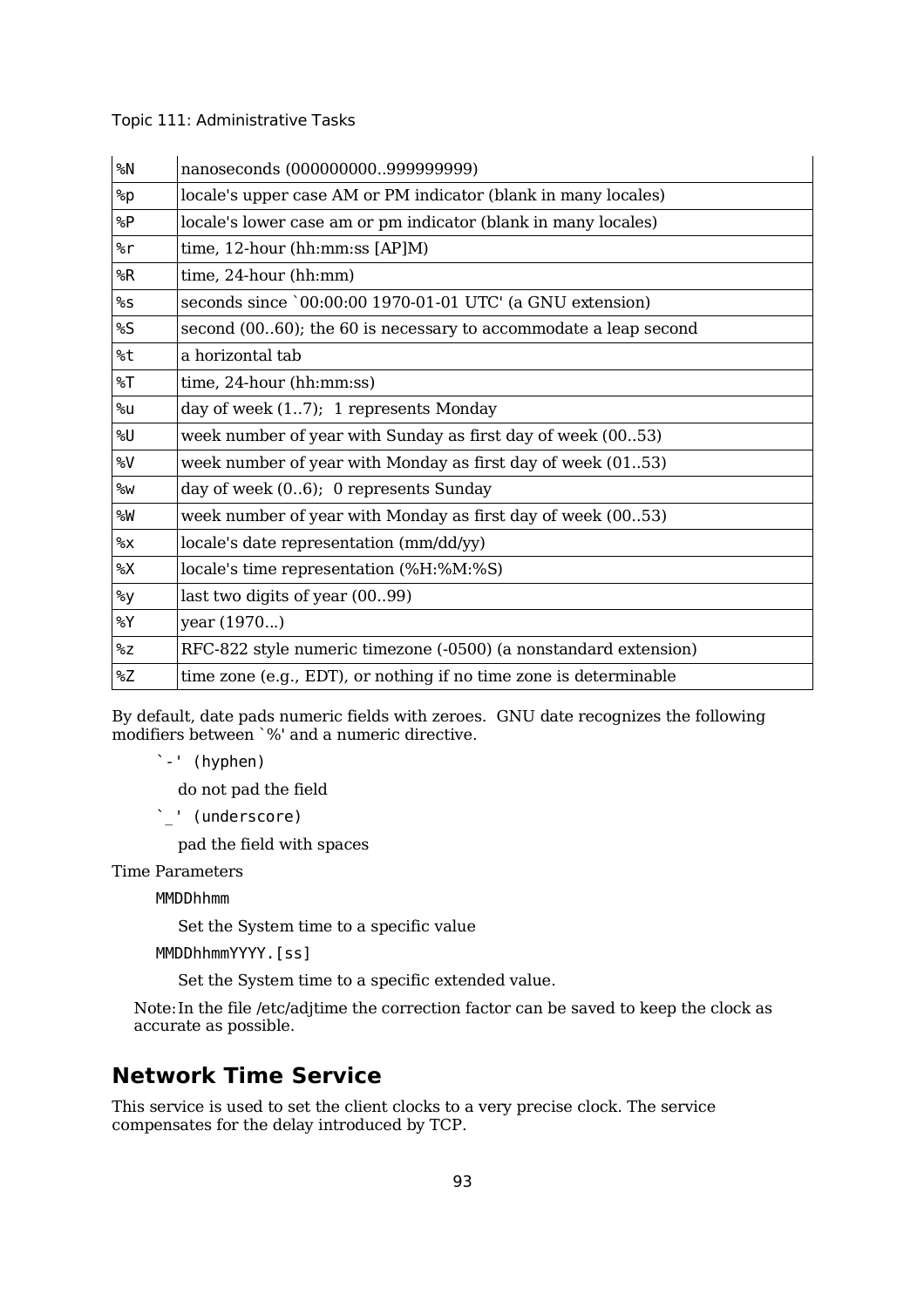| | |
|---|---|
| %N | nanoseconds (000000000..999999999) |
| %p | locale's upper case AM or PM indicator (blank in many locales) |
| %P | locale's lower case am or pm indicator (blank in many locales) |
| %r | time, 12-hour (hh:mm:ss [AP]M) |
| %R | time, 24-hour (hh:mm) |
| %s | seconds since `00:00:00 1970-01-01 UTC' (a GNU extension) |
| %S | second (00..60); the 60 is necessary to accommodate a leap second |
| %t | a horizontal tab |
| %T | time, 24-hour (hh:mm:ss) |
| %u | day of week (1..7); 1 represents Monday |
| %U | week number of year with Sunday as first day of week (00..53) |
| %V | week number of year with Monday as first day of week (01..53) |
| %w | day of week (0..6); 0 represents Sunday |
| %W | week number of year with Monday as first day of week (00..53) |
| %x | locale's date representation (mm/dd/yy) |
| %X | locale's time representation (%H:%M:%S) |
| %y | last two digits of year (00..99) |
| %Y | year (1970...) |
| %z | RFC-822 style numeric timezone (-0500) (a nonstandard extension) |
| %Z | time zone (e.g., EDT), or nothing if no time zone is determinable |

By default, date pads numeric fields with zeroes. GNU date recognizes the following modifiers between `%' and a numeric directive.

`-' (hyphen)

do not pad the field

`_' (underscore)

pad the field with spaces

Time Parameters

MMDDhhmm

Set the System time to a specific value

MMDDhhmmYYYY.[ss]

Set the System time to a specific extended value.

Note: In the file /etc/adjtime the correction factor can be saved to keep the clock as accurate as possible.

## Network Time Service

This service is used to set the client clocks to a very precise clock. The service compensates for the delay introduced by TCP.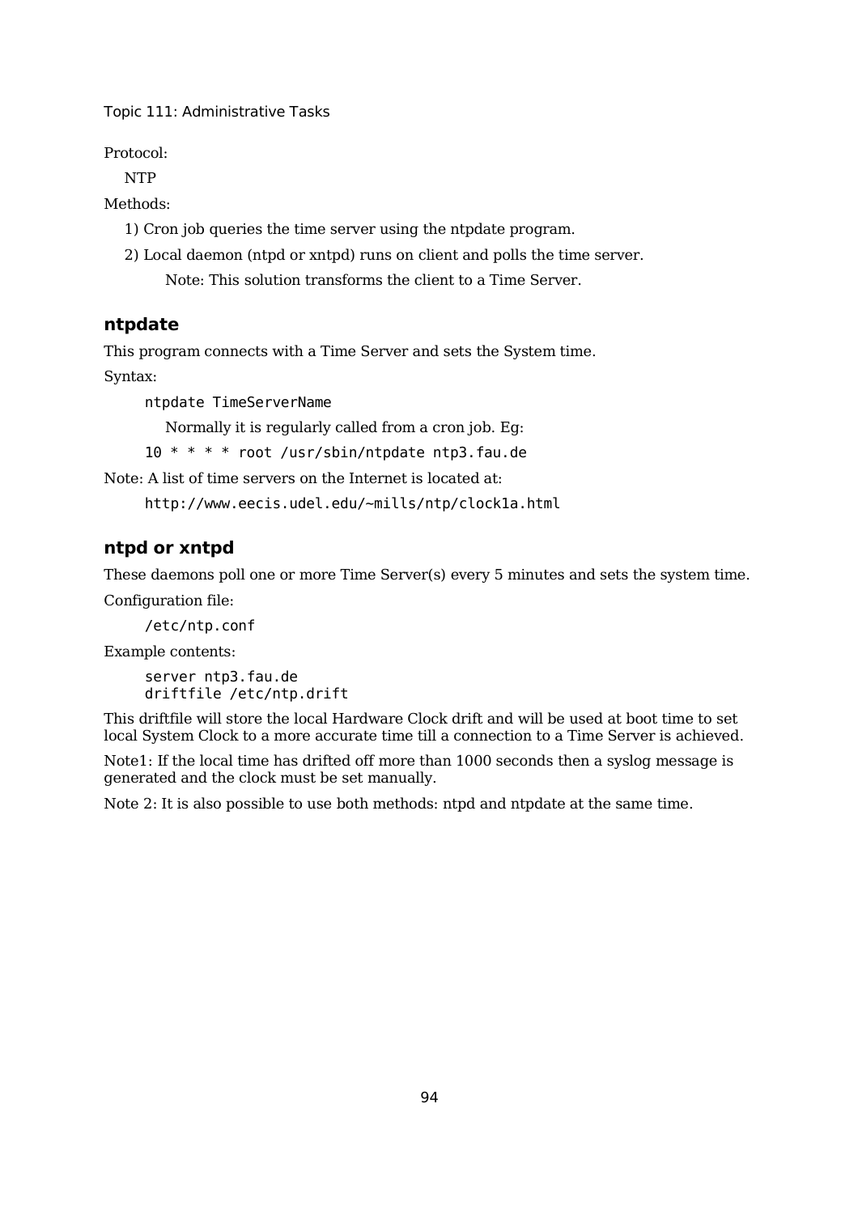Protocol:

NTP

Methods:

1) Cron job queries the time server using the ntpdate program.

2) Local daemon (ntpd or xntpd) runs on client and polls the time server.

Note: This solution transforms the client to a Time Server.

### ntpdate

This program connects with a Time Server and sets the System time.

Syntax:

```
ntpdate TimeServerName
```

Normally it is regularly called from a cron job. Eg:

```
10 * * * * root /usr/sbin/ntpdate ntp3.fau.de
```

Note: A list of time servers on the Internet is located at:

```
http://www.eecis.udel.edu/~mills/ntp/clock1a.html
```

### ntpd or xntpd

These daemons poll one or more Time Server(s) every 5 minutes and sets the system time.

Configuration file:

```
/etc/ntp.conf
```

Example contents:

```
server ntp3.fau.de
driftfile /etc/ntp.drift
```

This driftfile will store the local Hardware Clock drift and will be used at boot time to set local System Clock to a more accurate time till a connection to a Time Server is achieved.

Note1: If the local time has drifted off more than 1000 seconds then a syslog message is generated and the clock must be set manually.

Note 2: It is also possible to use both methods: ntpd and ntpdate at the same time.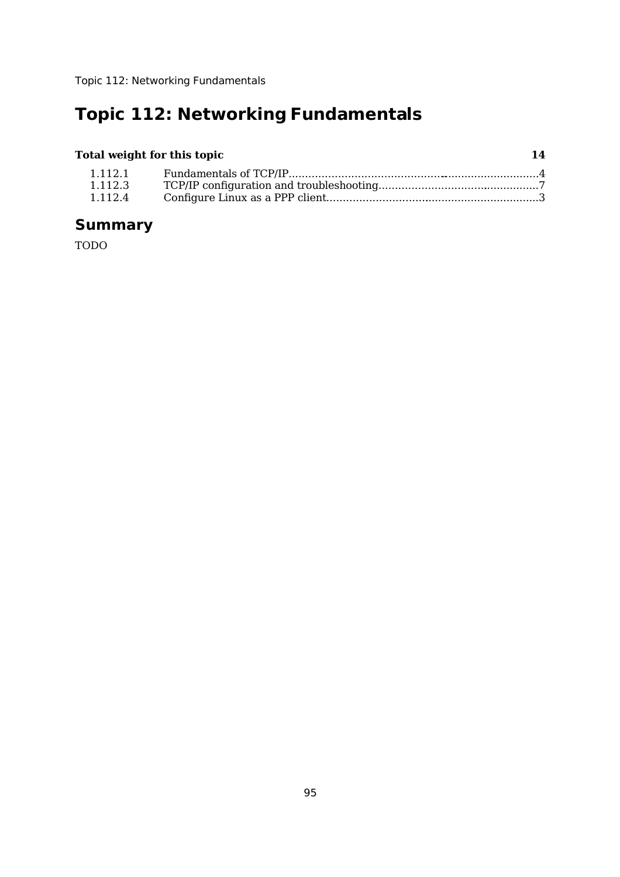# Topic 112: Networking Fundamentals

| **Total weight for this topic** | | **14** |
|---|---|---|
| 1.112.1 | Fundamentals of TCP/IP | 4 |
| 1.112.3 | TCP/IP configuration and troubleshooting | 7 |
| 1.112.4 | Configure Linux as a PPP client | 3 |

## Summary

TODO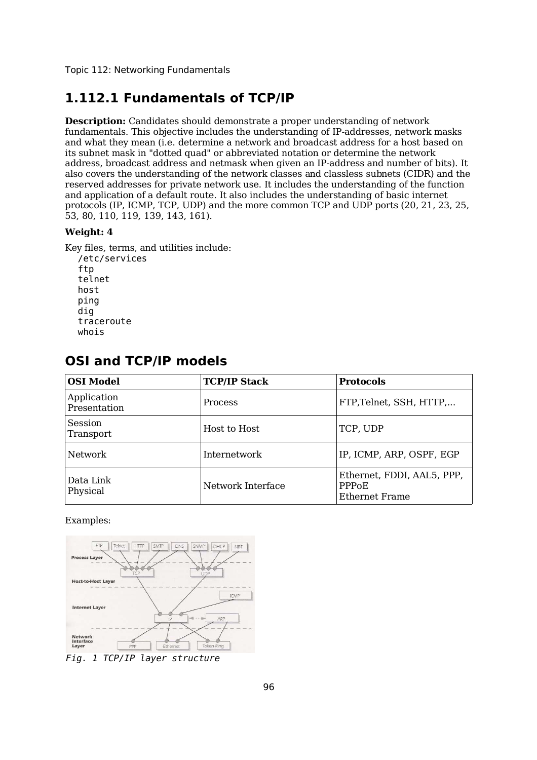# 1.112.1 Fundamentals of TCP/IP

**Description:** Candidates should demonstrate a proper understanding of network fundamentals. This objective includes the understanding of IP-addresses, network masks and what they mean (i.e. determine a network and broadcast address for a host based on its subnet mask in "dotted quad" or abbreviated notation or determine the network address, broadcast address and netmask when given an IP-address and number of bits). It also covers the understanding of the network classes and classless subnets (CIDR) and the reserved addresses for private network use. It includes the understanding of the function and application of a default route. It also includes the understanding of basic internet protocols (IP, ICMP, TCP, UDP) and the more common TCP and UDP ports (20, 21, 23, 25, 53, 80, 110, 119, 139, 143, 161).

**Weight: 4**

Key files, terms, and utilities include:

```
/etc/services
ftp
telnet
host
ping
dig
traceroute
whois
```

## OSI and TCP/IP models

| OSI Model | TCP/IP Stack | Protocols |
|---|---|---|
| Application<br>Presentation | Process | FTP,Telnet, SSH, HTTP,... |
| Session<br>Transport | Host to Host | TCP, UDP |
| Network | Internetwork | IP, ICMP, ARP, OSPF, EGP |
| Data Link<br>Physical | Network Interface | Ethernet, FDDI, AAL5, PPP, PPPoE<br>Ethernet Frame |

Examples:

*Fig. 1 TCP/IP layer structure*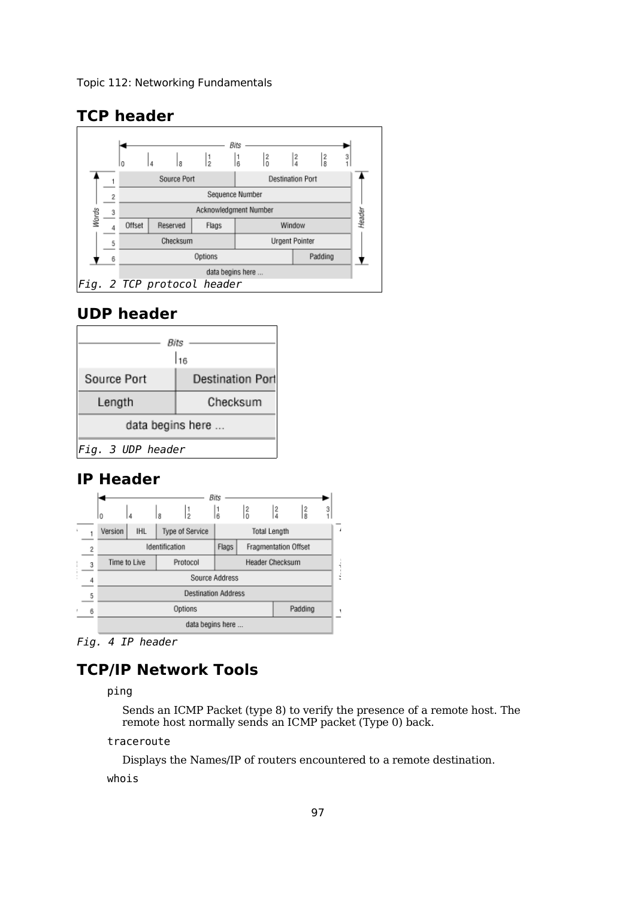## TCP header

Fig. 2 TCP protocol header

## UDP header

Fig. 3 UDP header

## IP Header

Fig. 4 IP header

## TCP/IP Network Tools

`ping`

Sends an ICMP Packet (type 8) to verify the presence of a remote host. The remote host normally sends an ICMP packet (Type 0) back.

`traceroute`

Displays the Names/IP of routers encountered to a remote destination.

`whois`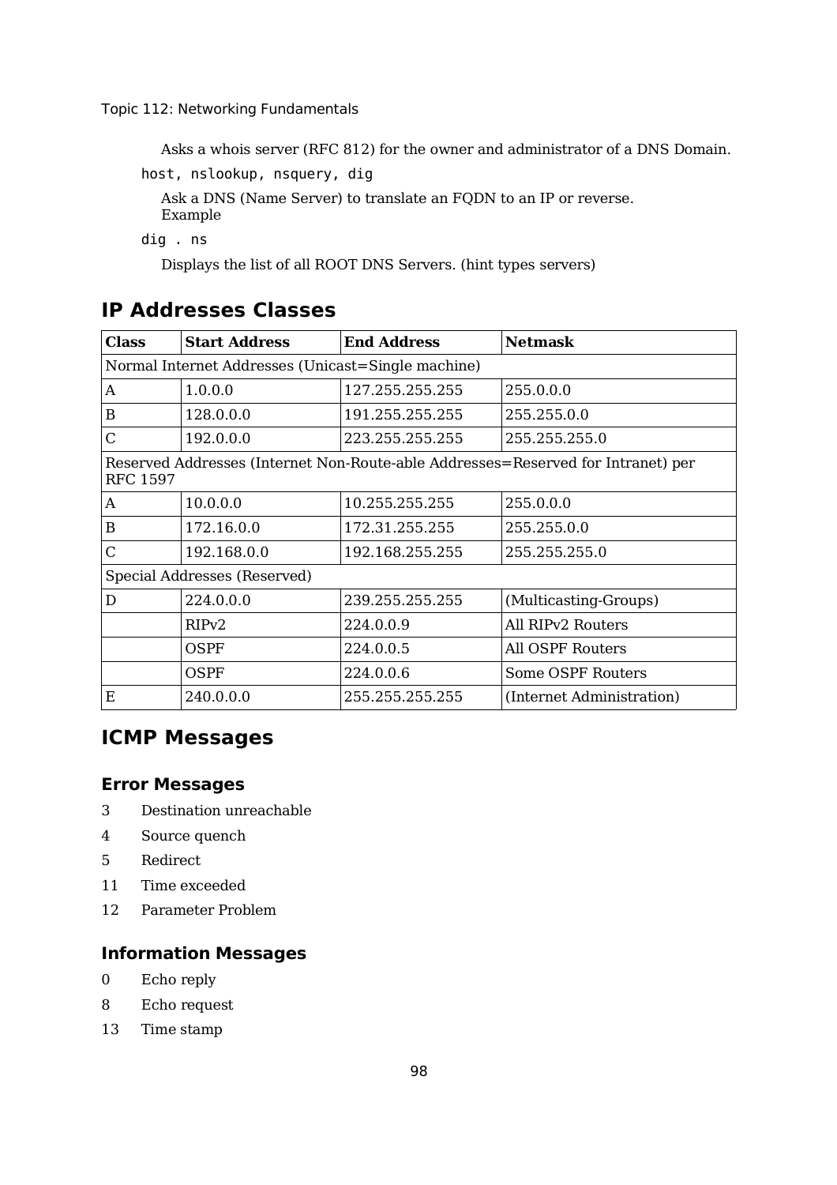Asks a whois server (RFC 812) for the owner and administrator of a DNS Domain.

`host, nslookup, nsquery, dig`

Ask a DNS (Name Server) to translate an FQDN to an IP or reverse.
Example

`dig . ns`

Displays the list of all ROOT DNS Servers. (hint types servers)

## IP Addresses Classes

| **Class** | **Start Address** | **End Address** | **Netmask** |
|---|---|---|---|
| Normal Internet Addresses (Unicast=Single machine) | | | |
| A | 1.0.0.0 | 127.255.255.255 | 255.0.0.0 |
| B | 128.0.0.0 | 191.255.255.255 | 255.255.0.0 |
| C | 192.0.0.0 | 223.255.255.255 | 255.255.255.0 |
| Reserved Addresses (Internet Non-Route-able Addresses=Reserved for Intranet) per RFC 1597 | | | |
| A | 10.0.0.0 | 10.255.255.255 | 255.0.0.0 |
| B | 172.16.0.0 | 172.31.255.255 | 255.255.0.0 |
| C | 192.168.0.0 | 192.168.255.255 | 255.255.255.0 |
| Special Addresses (Reserved) | | | |
| D | 224.0.0.0 | 239.255.255.255 | (Multicasting-Groups) |
| | RIPv2 | 224.0.0.9 | All RIPv2 Routers |
| | OSPF | 224.0.0.5 | All OSPF Routers |
| | OSPF | 224.0.0.6 | Some OSPF Routers |
| E | 240.0.0.0 | 255.255.255.255 | (Internet Administration) |

## ICMP Messages

### Error Messages

- 3 Destination unreachable
- 4 Source quench
- 5 Redirect
- 11 Time exceeded
- 12 Parameter Problem

### Information Messages

- 0 Echo reply
- 8 Echo request
- 13 Time stamp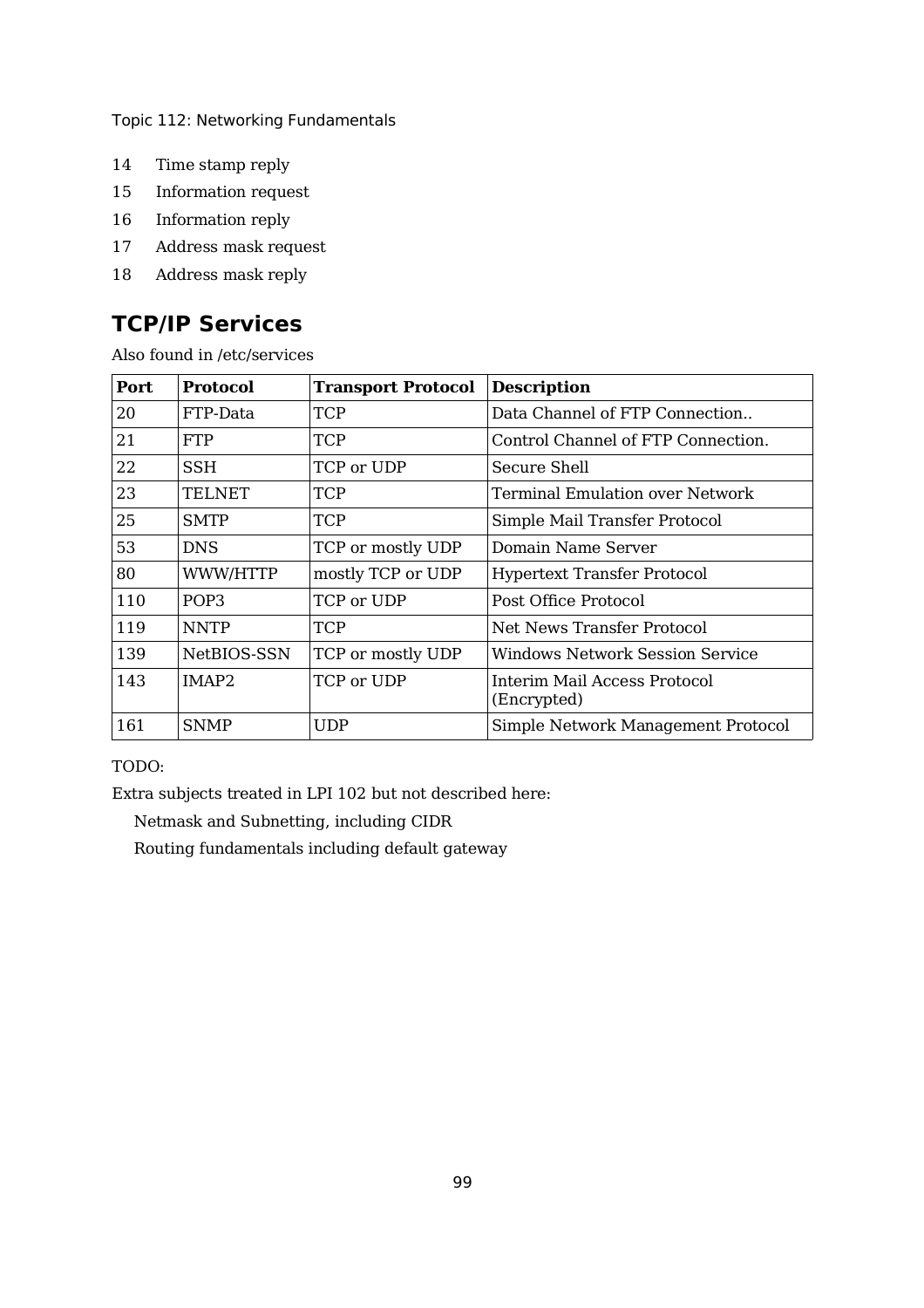14 Time stamp reply

15 Information request

16 Information reply

17 Address mask request

18 Address mask reply

## TCP/IP Services

Also found in /etc/services

| Port | Protocol | Transport Protocol | Description |
|---|---|---|---|
| 20 | FTP-Data | TCP | Data Channel of FTP Connection.. |
| 21 | FTP | TCP | Control Channel of FTP Connection. |
| 22 | SSH | TCP or UDP | Secure Shell |
| 23 | TELNET | TCP | Terminal Emulation over Network |
| 25 | SMTP | TCP | Simple Mail Transfer Protocol |
| 53 | DNS | TCP or mostly UDP | Domain Name Server |
| 80 | WWW/HTTP | mostly TCP or UDP | Hypertext Transfer Protocol |
| 110 | POP3 | TCP or UDP | Post Office Protocol |
| 119 | NNTP | TCP | Net News Transfer Protocol |
| 139 | NetBIOS-SSN | TCP or mostly UDP | Windows Network Session Service |
| 143 | IMAP2 | TCP or UDP | Interim Mail Access Protocol (Encrypted) |
| 161 | SNMP | UDP | Simple Network Management Protocol |

TODO:

Extra subjects treated in LPI 102 but not described here:

Netmask and Subnetting, including CIDR

Routing fundamentals including default gateway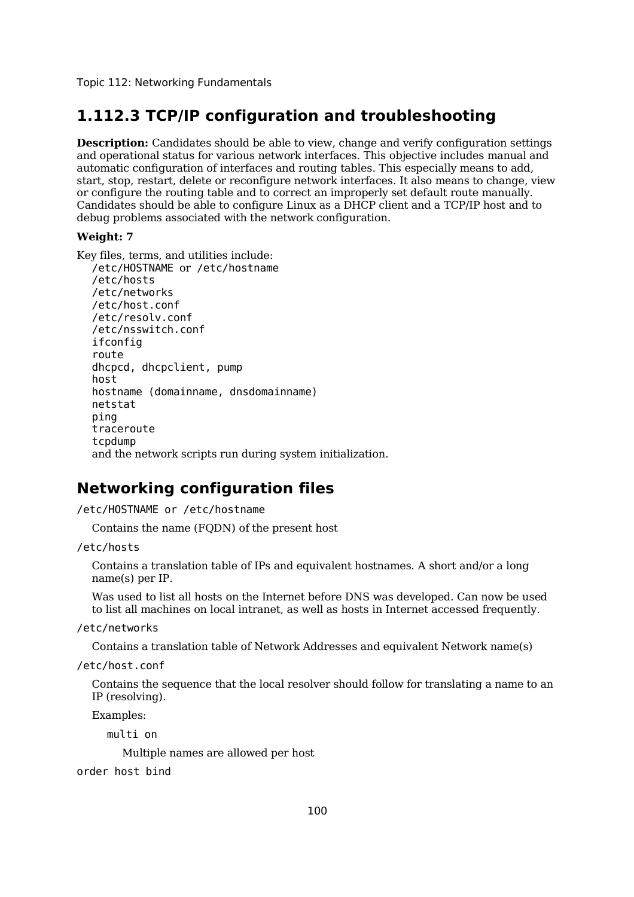Topic 112: Networking Fundamentals

## 1.112.3 TCP/IP configuration and troubleshooting

**Description:** Candidates should be able to view, change and verify configuration settings and operational status for various network interfaces. This objective includes manual and automatic configuration of interfaces and routing tables. This especially means to add, start, stop, restart, delete or reconfigure network interfaces. It also means to change, view or configure the routing table and to correct an improperly set default route manually. Candidates should be able to configure Linux as a DHCP client and a TCP/IP host and to debug problems associated with the network configuration.

**Weight: 7**

Key files, terms, and utilities include:

- `/etc/HOSTNAME` or `/etc/hostname`
- `/etc/hosts`
- `/etc/networks`
- `/etc/host.conf`
- `/etc/resolv.conf`
- `/etc/nsswitch.conf`
- `ifconfig`
- `route`
- `dhcpcd, dhcpclient, pump`
- `host`
- `hostname (domainname, dnsdomainname)`
- `netstat`
- `ping`
- `traceroute`
- `tcpdump`
- and the network scripts run during system initialization.

## Networking configuration files

`/etc/HOSTNAME or /etc/hostname`

Contains the name (FQDN) of the present host

`/etc/hosts`

Contains a translation table of IPs and equivalent hostnames. A short and/or a long name(s) per IP.

Was used to list all hosts on the Internet before DNS was developed. Can now be used to list all machines on local intranet, as well as hosts in Internet accessed frequently.

`/etc/networks`

Contains a translation table of Network Addresses and equivalent Network name(s)

`/etc/host.conf`

Contains the sequence that the local resolver should follow for translating a name to an IP (resolving).

Examples:

`multi on`

Multiple names are allowed per host

`order host bind`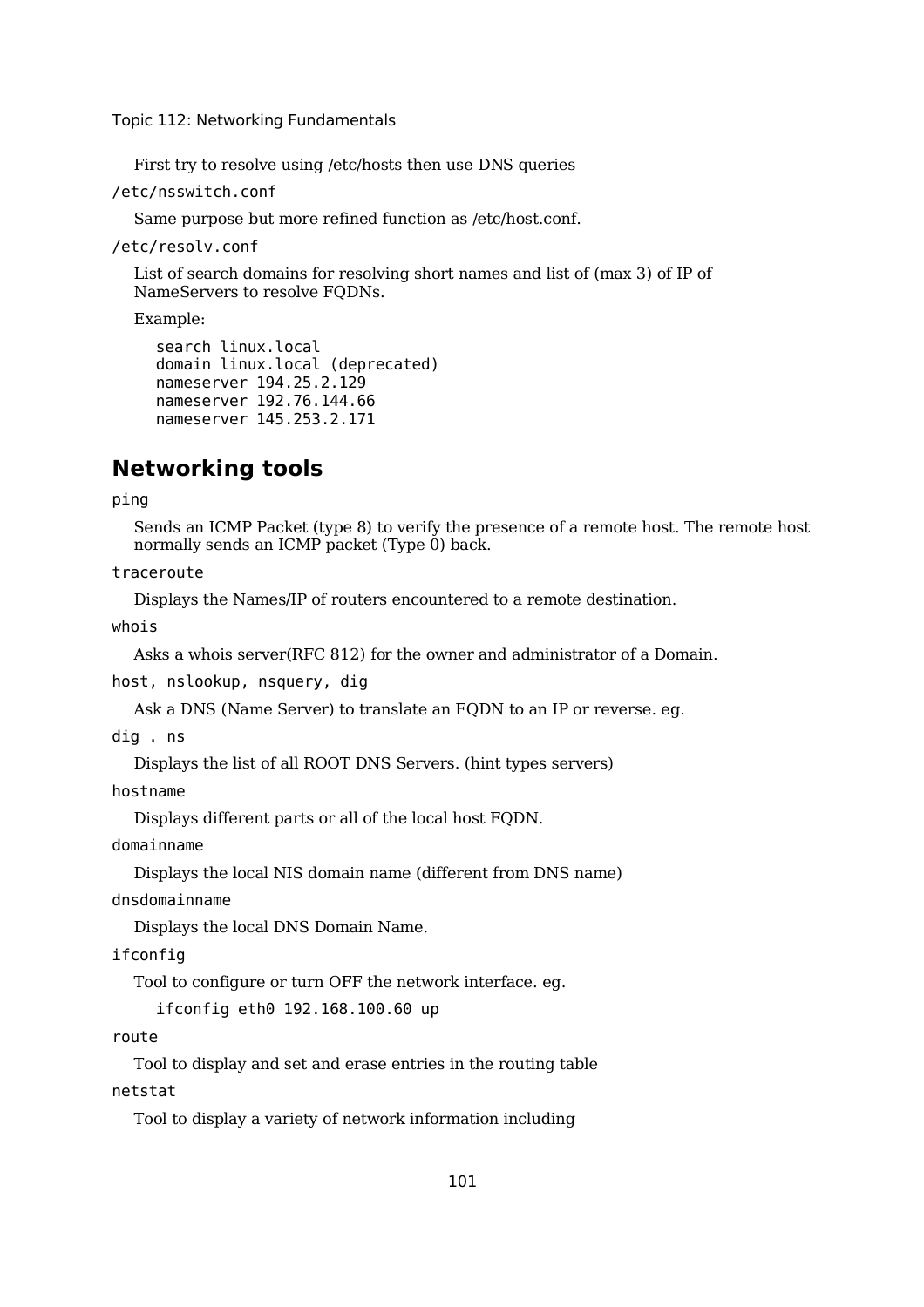First try to resolve using /etc/hosts then use DNS queries

`/etc/nsswitch.conf`

Same purpose but more refined function as /etc/host.conf.

`/etc/resolv.conf`

List of search domains for resolving short names and list of (max 3) of IP of NameServers to resolve FQDNs.

Example:

```
search linux.local
domain linux.local (deprecated)
nameserver 194.25.2.129
nameserver 192.76.144.66
nameserver 145.253.2.171
```

## Networking tools

`ping`

Sends an ICMP Packet (type 8) to verify the presence of a remote host. The remote host normally sends an ICMP packet (Type 0) back.

`traceroute`

Displays the Names/IP of routers encountered to a remote destination.

`whois`

Asks a whois server(RFC 812) for the owner and administrator of a Domain.

`host, nslookup, nsquery, dig`

Ask a DNS (Name Server) to translate an FQDN to an IP or reverse. eg.

`dig . ns`

Displays the list of all ROOT DNS Servers. (hint types servers)

`hostname`

Displays different parts or all of the local host FQDN.

`domainname`

Displays the local NIS domain name (different from DNS name)

`dnsdomainname`

Displays the local DNS Domain Name.

`ifconfig`

Tool to configure or turn OFF the network interface. eg.

```
ifconfig eth0 192.168.100.60 up
```

`route`

Tool to display and set and erase entries in the routing table

`netstat`

Tool to display a variety of network information including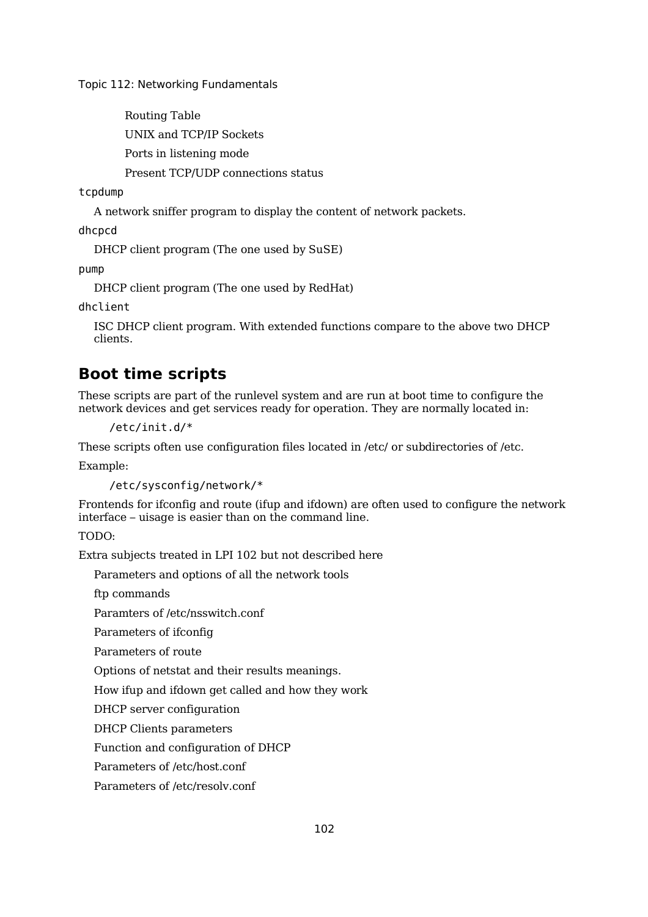Routing Table

UNIX and TCP/IP Sockets

Ports in listening mode

Present TCP/UDP connections status

`tcpdump`

A network sniffer program to display the content of network packets.

`dhcpcd`

DHCP client program (The one used by SuSE)

`pump`

DHCP client program (The one used by RedHat)

`dhclient`

ISC DHCP client program. With extended functions compare to the above two DHCP clients.

## Boot time scripts

These scripts are part of the runlevel system and are run at boot time to configure the network devices and get services ready for operation. They are normally located in:

```
/etc/init.d/*
```

These scripts often use configuration files located in /etc/ or subdirectories of /etc.

Example:

```
/etc/sysconfig/network/*
```

Frontends for ifconfig and route (ifup and ifdown) are often used to configure the network interface – uisage is easier than on the command line.

TODO:

Extra subjects treated in LPI 102 but not described here

Parameters and options of all the network tools

ftp commands

Paramters of /etc/nsswitch.conf

Parameters of ifconfig

Parameters of route

Options of netstat and their results meanings.

How ifup and ifdown get called and how they work

DHCP server configuration

DHCP Clients parameters

Function and configuration of DHCP

Parameters of /etc/host.conf

Parameters of /etc/resolv.conf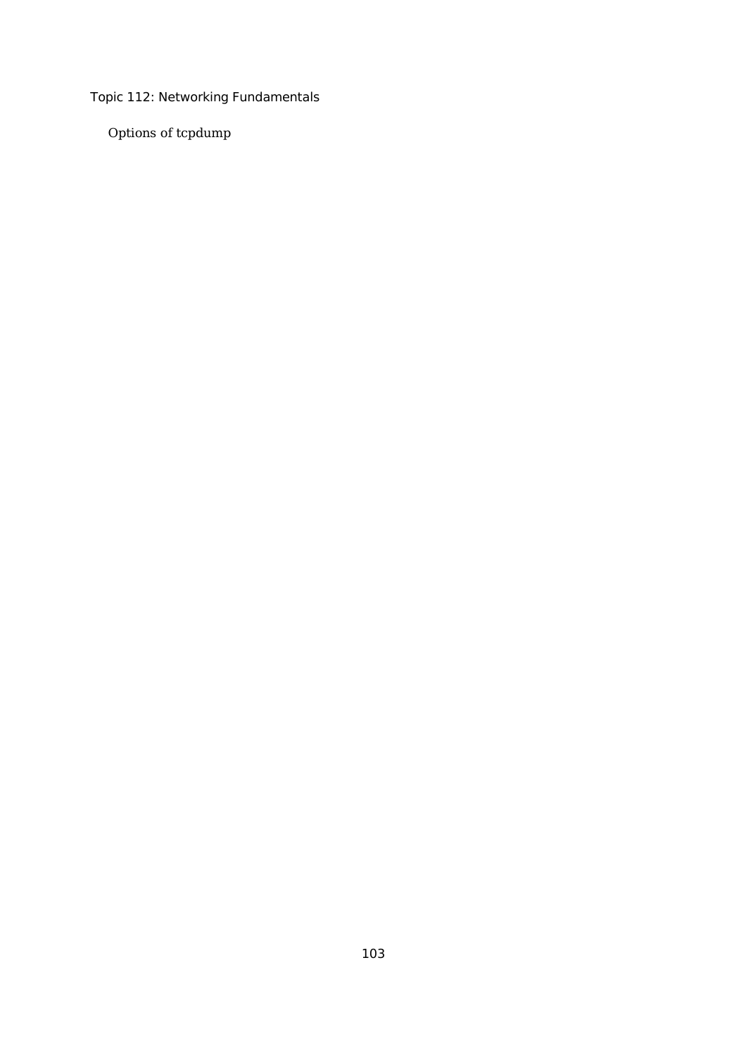Topic 112: Networking Fundamentals

Options of tcpdump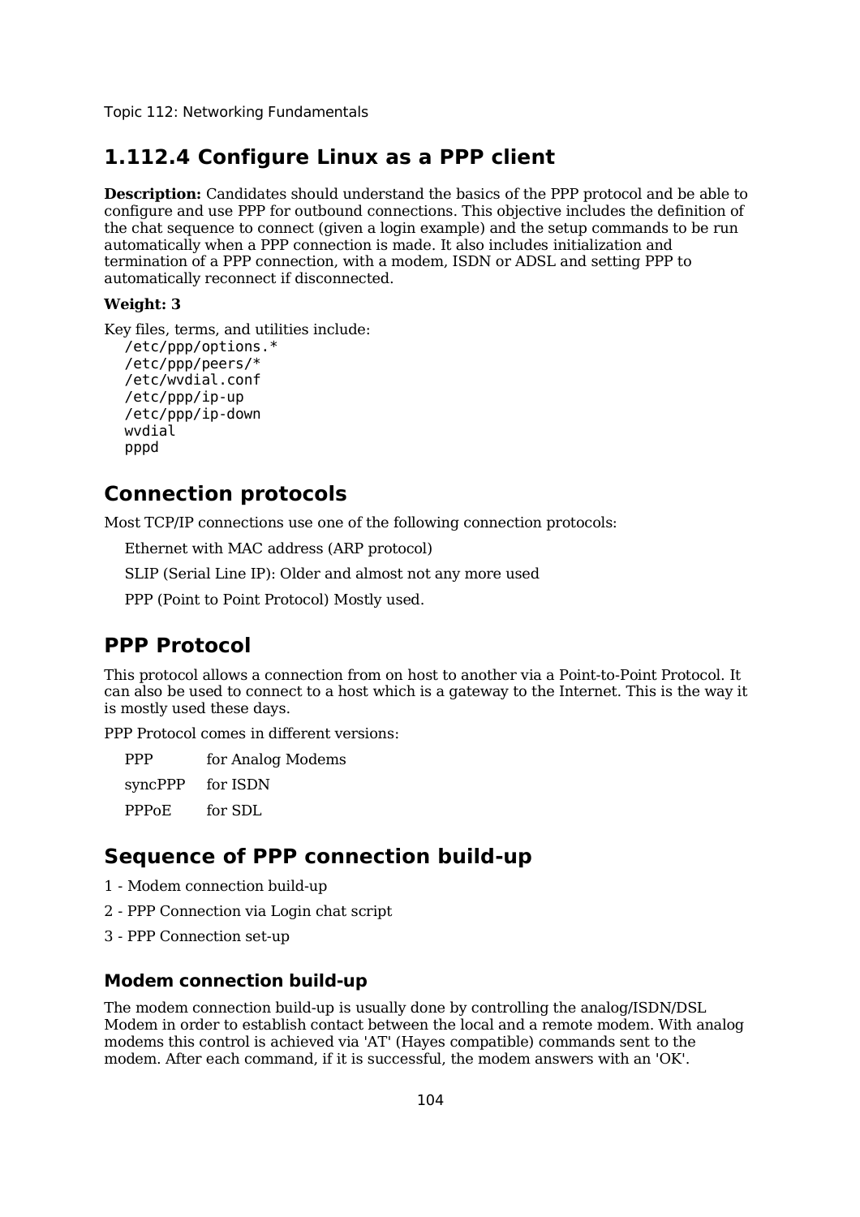# 1.112.4 Configure Linux as a PPP client

**Description:** Candidates should understand the basics of the PPP protocol and be able to configure and use PPP for outbound connections. This objective includes the definition of the chat sequence to connect (given a login example) and the setup commands to be run automatically when a PPP connection is made. It also includes initialization and termination of a PPP connection, with a modem, ISDN or ADSL and setting PPP to automatically reconnect if disconnected.

**Weight: 3**

Key files, terms, and utilities include:

```
/etc/ppp/options.*
/etc/ppp/peers/*
/etc/wvdial.conf
/etc/ppp/ip-up
/etc/ppp/ip-down
wvdial
pppd
```

## Connection protocols

Most TCP/IP connections use one of the following connection protocols:

Ethernet with MAC address (ARP protocol)

SLIP (Serial Line IP): Older and almost not any more used

PPP (Point to Point Protocol) Mostly used.

## PPP Protocol

This protocol allows a connection from on host to another via a Point-to-Point Protocol. It can also be used to connect to a host which is a gateway to the Internet. This is the way it is mostly used these days.

PPP Protocol comes in different versions:

| | |
|---|---|
| PPP | for Analog Modems |
| syncPPP | for ISDN |
| PPPoE | for SDL |

## Sequence of PPP connection build-up

1 - Modem connection build-up

2 - PPP Connection via Login chat script

3 - PPP Connection set-up

### Modem connection build-up

The modem connection build-up is usually done by controlling the analog/ISDN/DSL Modem in order to establish contact between the local and a remote modem. With analog modems this control is achieved via 'AT' (Hayes compatible) commands sent to the modem. After each command, if it is successful, the modem answers with an 'OK'.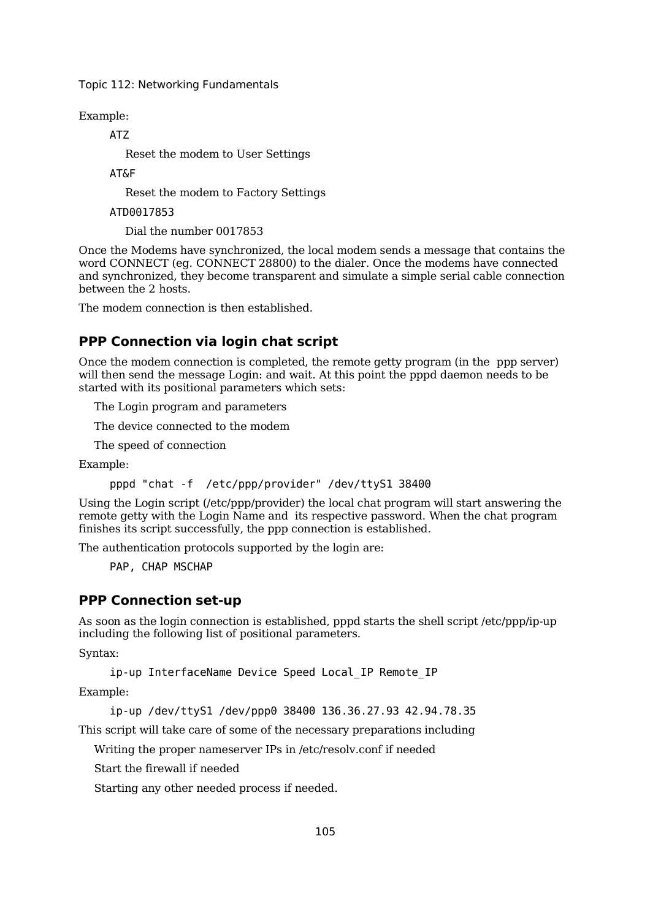Example:

```
ATZ
```

Reset the modem to User Settings

```
AT&F
```

Reset the modem to Factory Settings

```
ATD0017853
```

Dial the number 0017853

Once the Modems have synchronized, the local modem sends a message that contains the word CONNECT (eg. CONNECT 28800) to the dialer. Once the modems have connected and synchronized, they become transparent and simulate a simple serial cable connection between the 2 hosts.

The modem connection is then established.

### PPP Connection via login chat script

Once the modem connection is completed, the remote getty program (in the ppp server) will then send the message Login: and wait. At this point the pppd daemon needs to be started with its positional parameters which sets:

The Login program and parameters

The device connected to the modem

The speed of connection

Example:

```
pppd "chat -f  /etc/ppp/provider" /dev/ttyS1 38400
```

Using the Login script (/etc/ppp/provider) the local chat program will start answering the remote getty with the Login Name and its respective password. When the chat program finishes its script successfully, the ppp connection is established.

The authentication protocols supported by the login are:

```
PAP, CHAP MSCHAP
```

### PPP Connection set-up

As soon as the login connection is established, pppd starts the shell script /etc/ppp/ip-up including the following list of positional parameters.

Syntax:

```
ip-up InterfaceName Device Speed Local_IP Remote_IP
```

Example:

```
ip-up /dev/ttyS1 /dev/ppp0 38400 136.36.27.93 42.94.78.35
```

This script will take care of some of the necessary preparations including

Writing the proper nameserver IPs in /etc/resolv.conf if needed

Start the firewall if needed

Starting any other needed process if needed.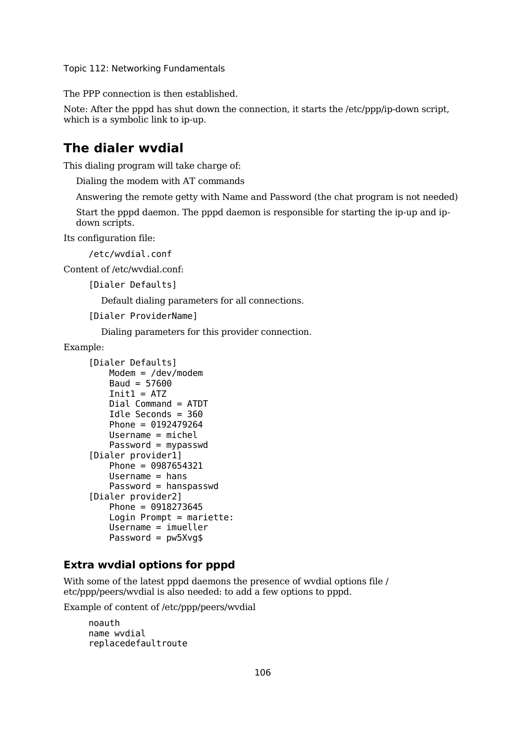The PPP connection is then established.

Note: After the pppd has shut down the connection, it starts the /etc/ppp/ip-down script, which is a symbolic link to ip-up.

## The dialer wvdial

This dialing program will take charge of:

- Dialing the modem with AT commands
- Answering the remote getty with Name and Password (the chat program is not needed)
- Start the pppd daemon. The pppd daemon is responsible for starting the ip-up and ip-down scripts.

Its configuration file:

```
/etc/wvdial.conf
```

Content of /etc/wvdial.conf:

`[Dialer Defaults]`

Default dialing parameters for all connections.

`[Dialer ProviderName]`

Dialing parameters for this provider connection.

Example:

```
[Dialer Defaults]
    Modem = /dev/modem
    Baud = 57600
    Init1 = ATZ
    Dial Command = ATDT
    Idle Seconds = 360
    Phone = 0192479264
    Username = michel
    Password = mypasswd
[Dialer provider1]
    Phone = 0987654321
    Username = hans
    Password = hanspasswd
[Dialer provider2]
    Phone = 0918273645
    Login Prompt = mariette:
    Username = imueller
    Password = pw5Xvg$
```

### Extra wvdial options for pppd

With some of the latest pppd daemons the presence of wvdial options file /etc/ppp/peers/wvdial is also needed: to add a few options to pppd.

Example of content of /etc/ppp/peers/wvdial

```
noauth
name wvdial
replacedefaultroute
```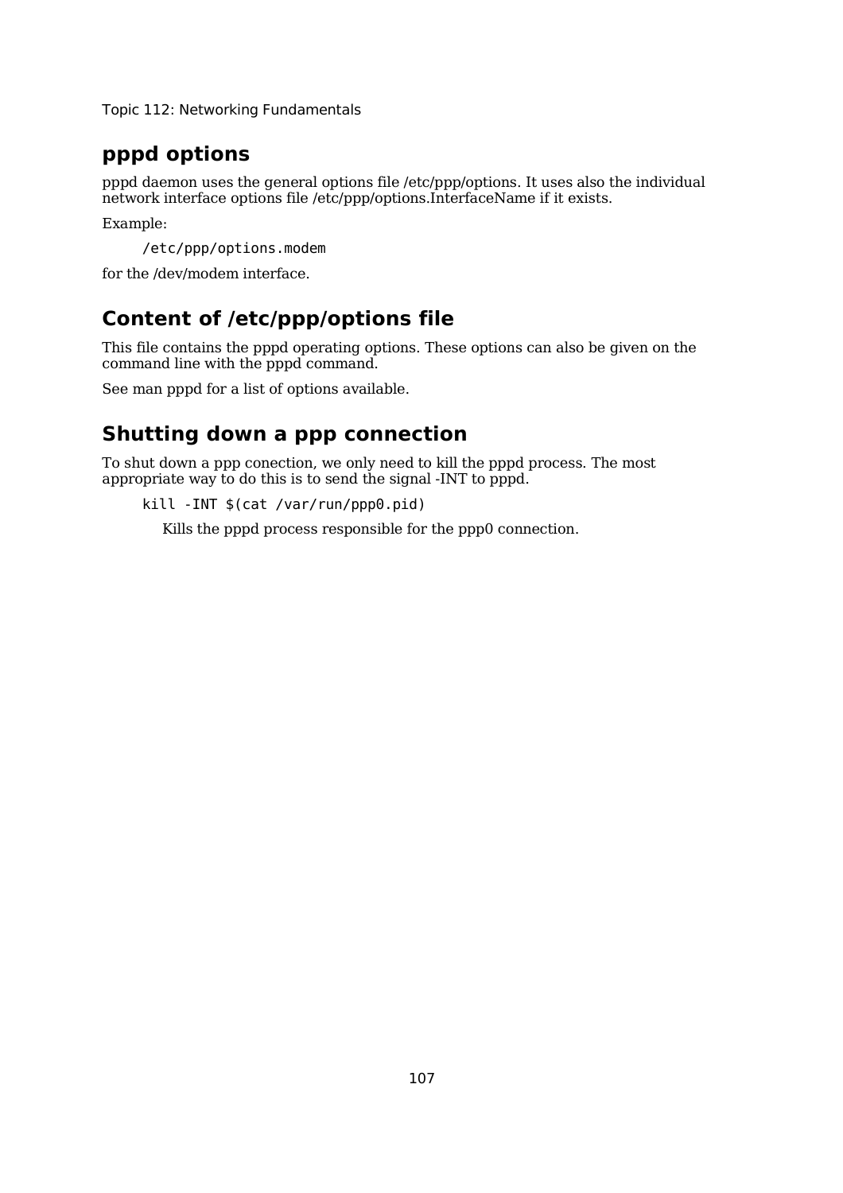## pppd options

pppd daemon uses the general options file /etc/ppp/options. It uses also the individual network interface options file /etc/ppp/options.InterfaceName if it exists.

Example:

```
/etc/ppp/options.modem
```

for the /dev/modem interface.

## Content of /etc/ppp/options file

This file contains the pppd operating options. These options can also be given on the command line with the pppd command.

See man pppd for a list of options available.

## Shutting down a ppp connection

To shut down a ppp conection, we only need to kill the pppd process. The most appropriate way to do this is to send the signal -INT to pppd.

```
kill -INT $(cat /var/run/ppp0.pid)
```

Kills the pppd process responsible for the ppp0 connection.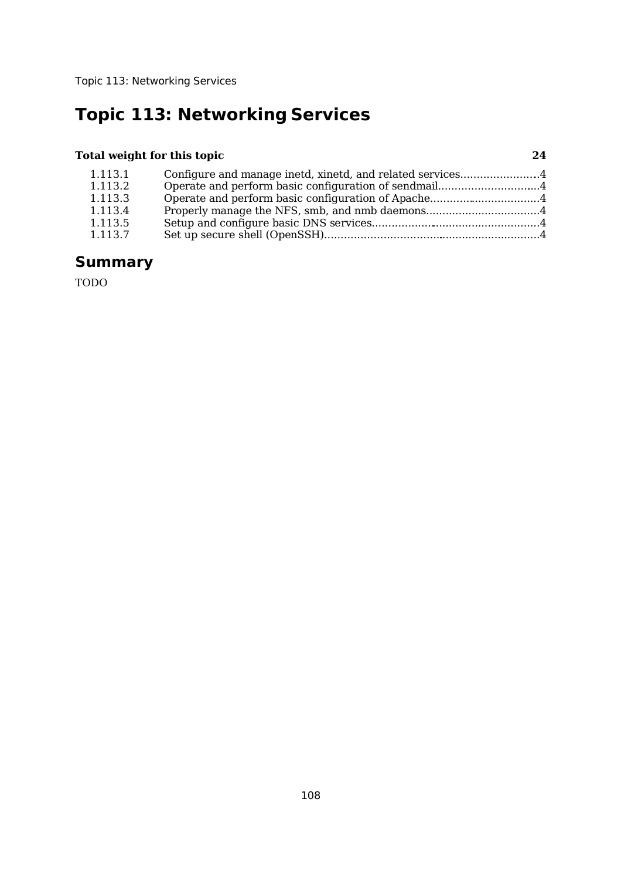# Topic 113: Networking Services

| Total weight for this topic | | 24 |
|---|---|---|
| 1.113.1 | Configure and manage inetd, xinetd, and related services | 4 |
| 1.113.2 | Operate and perform basic configuration of sendmail | 4 |
| 1.113.3 | Operate and perform basic configuration of Apache | 4 |
| 1.113.4 | Properly manage the NFS, smb, and nmb daemons | 4 |
| 1.113.5 | Setup and configure basic DNS services | 4 |
| 1.113.7 | Set up secure shell (OpenSSH) | 4 |

## Summary

TODO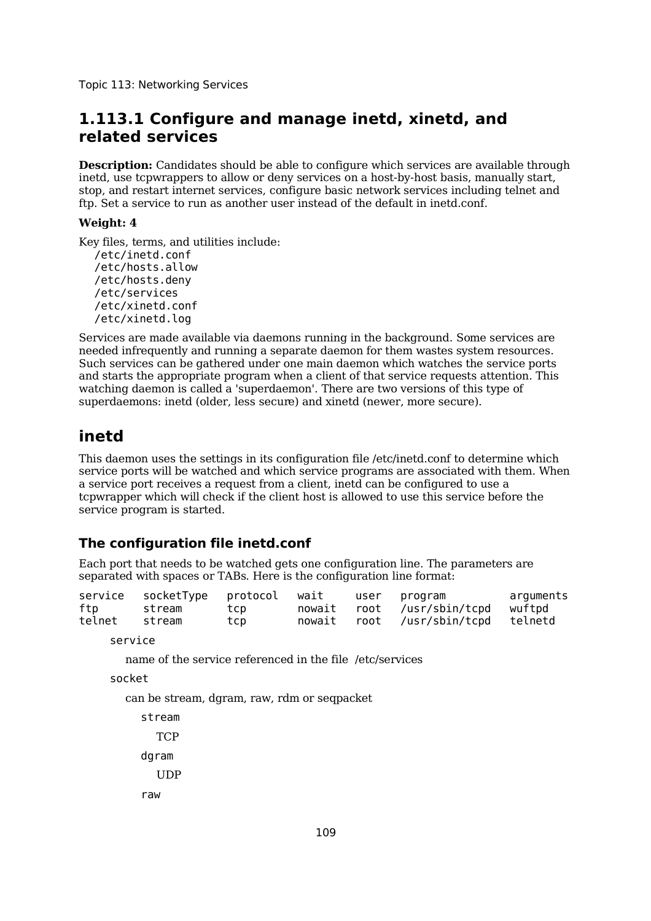## 1.113.1 Configure and manage inetd, xinetd, and related services

**Description:** Candidates should be able to configure which services are available through inetd, use tcpwrappers to allow or deny services on a host-by-host basis, manually start, stop, and restart internet services, configure basic network services including telnet and ftp. Set a service to run as another user instead of the default in inetd.conf.

**Weight: 4**

Key files, terms, and utilities include:

```
/etc/inetd.conf
/etc/hosts.allow
/etc/hosts.deny
/etc/services
/etc/xinetd.conf
/etc/xinetd.log
```

Services are made available via daemons running in the background. Some services are needed infrequently and running a separate daemon for them wastes system resources. Such services can be gathered under one main daemon which watches the service ports and starts the appropriate program when a client of that service requests attention. This watching daemon is called a 'superdaemon'. There are two versions of this type of superdaemons: inetd (older, less secure) and xinetd (newer, more secure).

## inetd

This daemon uses the settings in its configuration file /etc/inetd.conf to determine which service ports will be watched and which service programs are associated with them. When a service port receives a request from a client, inetd can be configured to use a tcpwrapper which will check if the client host is allowed to use this service before the service program is started.

### The configuration file inetd.conf

Each port that needs to be watched gets one configuration line. The parameters are separated with spaces or TABs. Here is the configuration line format:

```
service   socketType   protocol   wait     user   program          arguments
ftp       stream       tcp        nowait   root   /usr/sbin/tcpd   wuftpd
telnet    stream       tcp        nowait   root   /usr/sbin/tcpd   telnetd
```

`service`

name of the service referenced in the file /etc/services

`socket`

can be stream, dgram, raw, rdm or seqpacket

`stream`

TCP

`dgram`

UDP

`raw`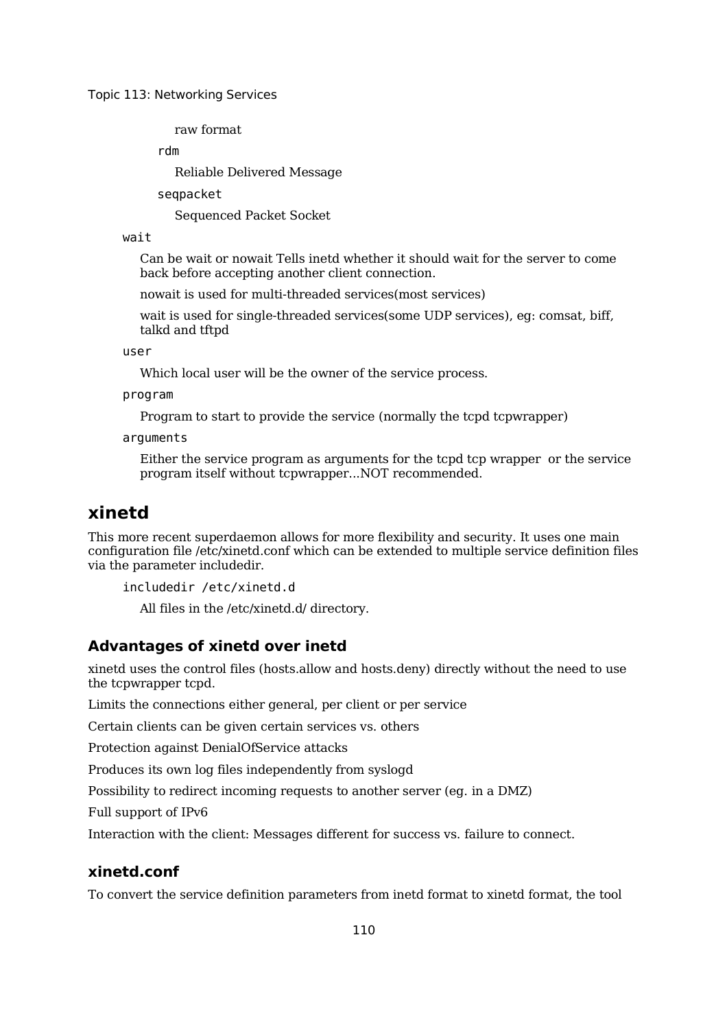raw format

`rdm`

Reliable Delivered Message

`seqpacket`

Sequenced Packet Socket

`wait`

Can be wait or nowait Tells inetd whether it should wait for the server to come back before accepting another client connection.

nowait is used for multi-threaded services(most services)

wait is used for single-threaded services(some UDP services), eg: comsat, biff, talkd and tftpd

`user`

Which local user will be the owner of the service process.

`program`

Program to start to provide the service (normally the tcpd tcpwrapper)

`arguments`

Either the service program as arguments for the tcpd tcp wrapper  or the service program itself without tcpwrapper...NOT recommended.

## xinetd

This more recent superdaemon allows for more flexibility and security. It uses one main configuration file /etc/xinetd.conf which can be extended to multiple service definition files via the parameter includedir.

`includedir /etc/xinetd.d`

All files in the /etc/xinetd.d/ directory.

### Advantages of xinetd over inetd

xinetd uses the control files (hosts.allow and hosts.deny) directly without the need to use the tcpwrapper tcpd.

Limits the connections either general, per client or per service

Certain clients can be given certain services vs. others

Protection against DenialOfService attacks

Produces its own log files independently from syslogd

Possibility to redirect incoming requests to another server (eg. in a DMZ)

Full support of IPv6

Interaction with the client: Messages different for success vs. failure to connect.

### xinetd.conf

To convert the service definition parameters from inetd format to xinetd format, the tool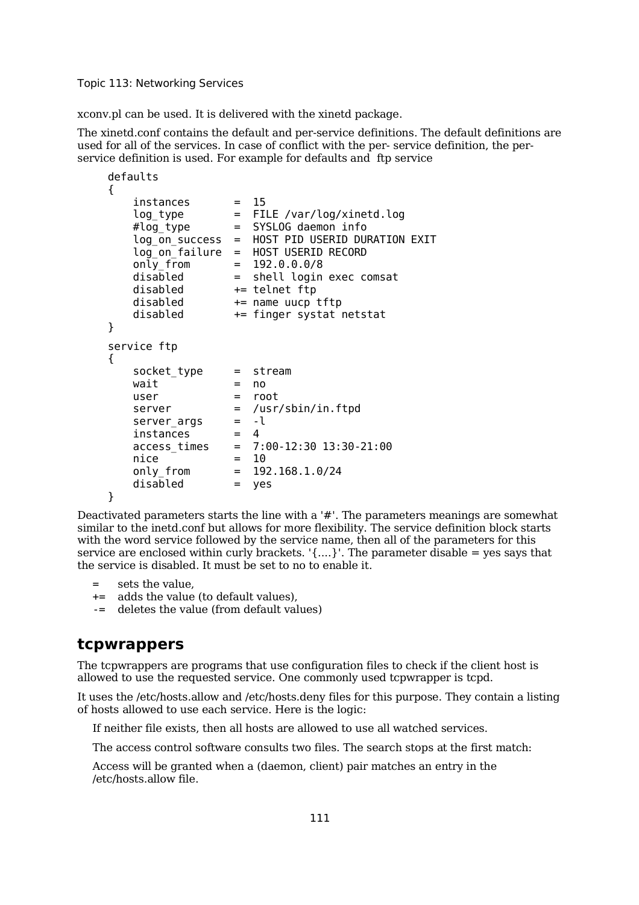xconv.pl can be used. It is delivered with the xinetd package.

The xinetd.conf contains the default and per-service definitions. The default definitions are used for all of the services. In case of conflict with the per- service definition, the per-service definition is used. For example for defaults and  ftp service

```
defaults
{
    instances       =  15
    log_type        =  FILE /var/log/xinetd.log
    #log_type       =  SYSLOG daemon info
    log_on_success  =  HOST PID USERID DURATION EXIT
    log_on_failure  =  HOST USERID RECORD
    only_from       =  192.0.0.0/8
    disabled        =  shell login exec comsat
    disabled        += telnet ftp
    disabled        += name uucp tftp
    disabled        += finger systat netstat
}

service ftp
{
    socket_type     =  stream
    wait            =  no
    user            =  root
    server          =  /usr/sbin/in.ftpd
    server_args     =  -l
    instances       =  4
    access_times    =  7:00-12:30 13:30-21:00
    nice            =  10
    only_from       =  192.168.1.0/24
    disabled        =  yes
}
```

Deactivated parameters starts the line with a '#'. The parameters meanings are somewhat similar to the inetd.conf but allows for more flexibility. The service definition block starts with the word service followed by the service name, then all of the parameters for this service are enclosed within curly brackets. '{....}'. The parameter disable = yes says that the service is disabled. It must be set to no to enable it.

- = sets the value,
- += adds the value (to default values),
- -= deletes the value (from default values)

## tcpwrappers

The tcpwrappers are programs that use configuration files to check if the client host is allowed to use the requested service. One commonly used tcpwrapper is tcpd.

It uses the /etc/hosts.allow and /etc/hosts.deny files for this purpose. They contain a listing of hosts allowed to use each service. Here is the logic:

If neither file exists, then all hosts are allowed to use all watched services.

The access control software consults two files. The search stops at the first match:

Access will be granted when a (daemon, client) pair matches an entry in the /etc/hosts.allow file.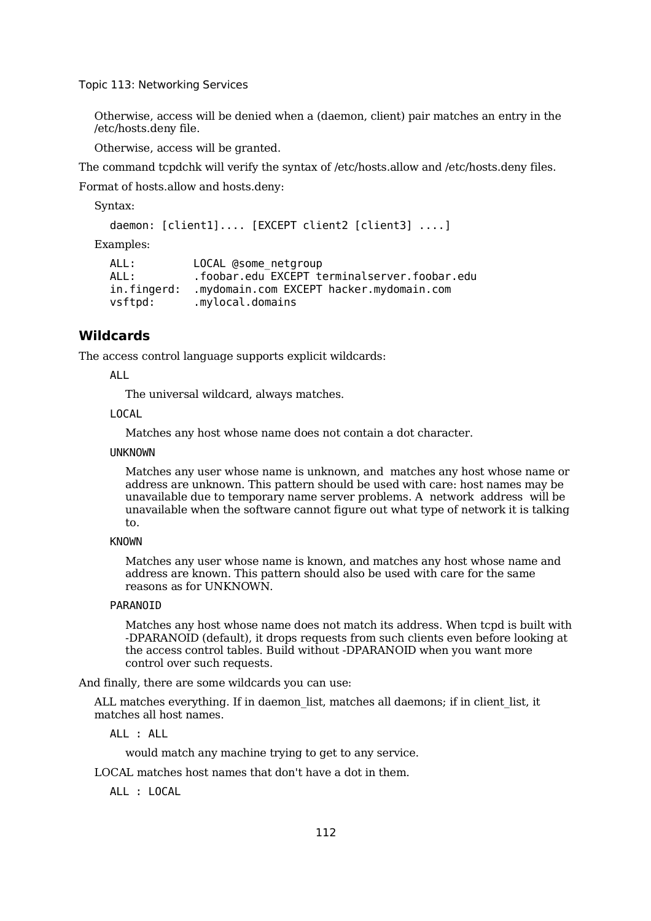Otherwise, access will be denied when a (daemon, client) pair matches an entry in the /etc/hosts.deny file.

Otherwise, access will be granted.

The command tcpdchk will verify the syntax of /etc/hosts.allow and /etc/hosts.deny files.

Format of hosts.allow and hosts.deny:

Syntax:

```
daemon: [client1].... [EXCEPT client2 [client3] ....]
```

Examples:

```
ALL:        LOCAL @some_netgroup
ALL:        .foobar.edu EXCEPT terminalserver.foobar.edu
in.fingerd: .mydomain.com EXCEPT hacker.mydomain.com
vsftpd:     .mylocal.domains
```

## Wildcards

The access control language supports explicit wildcards:

`ALL`

The universal wildcard, always matches.

`LOCAL`

Matches any host whose name does not contain a dot character.

`UNKNOWN`

Matches any user whose name is unknown, and matches any host whose name or address are unknown. This pattern should be used with care: host names may be unavailable due to temporary name server problems. A network address will be unavailable when the software cannot figure out what type of network it is talking to.

`KNOWN`

Matches any user whose name is known, and matches any host whose name and address are known. This pattern should also be used with care for the same reasons as for UNKNOWN.

`PARANOID`

Matches any host whose name does not match its address. When tcpd is built with -DPARANOID (default), it drops requests from such clients even before looking at the access control tables. Build without -DPARANOID when you want more control over such requests.

And finally, there are some wildcards you can use:

ALL matches everything. If in daemon_list, matches all daemons; if in client_list, it matches all host names.

```
ALL : ALL
```

would match any machine trying to get to any service.

LOCAL matches host names that don't have a dot in them.

```
ALL : LOCAL
```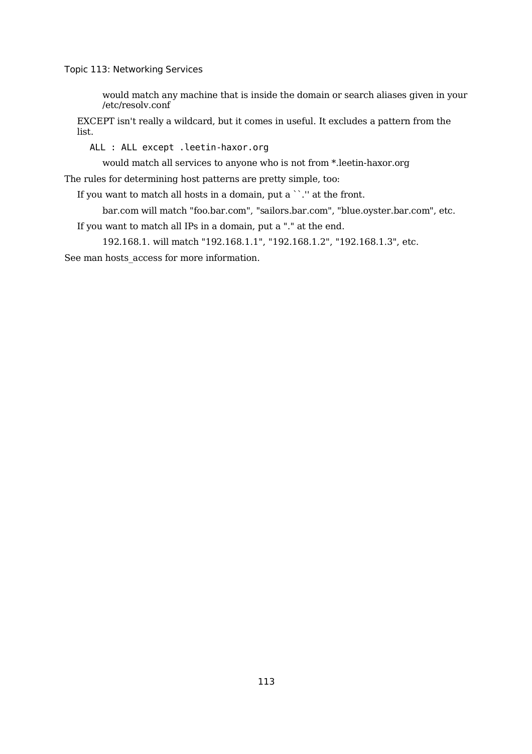would match any machine that is inside the domain or search aliases given in your /etc/resolv.conf

EXCEPT isn't really a wildcard, but it comes in useful. It excludes a pattern from the list.

```
ALL : ALL except .leetin-haxor.org
```

would match all services to anyone who is not from *.leetin-haxor.org

The rules for determining host patterns are pretty simple, too:

If you want to match all hosts in a domain, put a ``.'' at the front.

bar.com will match "foo.bar.com", "sailors.bar.com", "blue.oyster.bar.com", etc.

If you want to match all IPs in a domain, put a "." at the end.

192.168.1. will match "192.168.1.1", "192.168.1.2", "192.168.1.3", etc.

See man hosts_access for more information.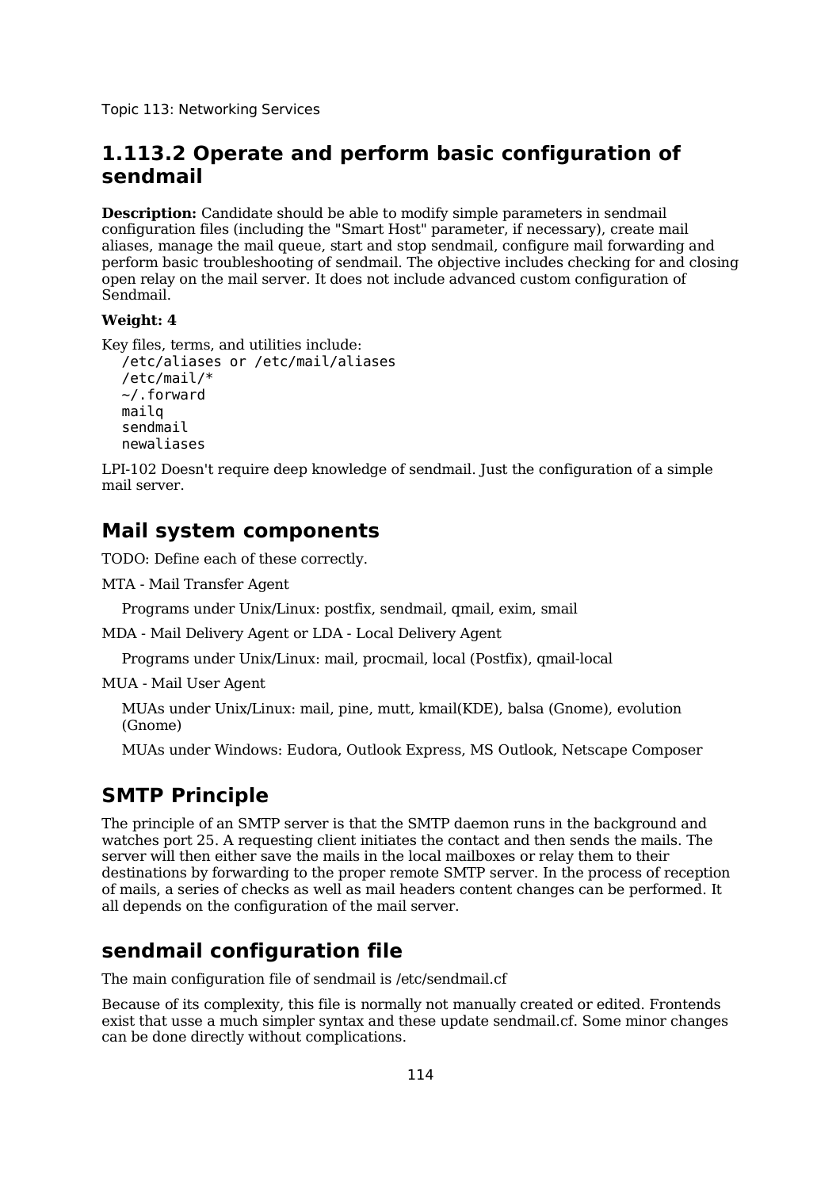## 1.113.2 Operate and perform basic configuration of sendmail

**Description:** Candidate should be able to modify simple parameters in sendmail configuration files (including the "Smart Host" parameter, if necessary), create mail aliases, manage the mail queue, start and stop sendmail, configure mail forwarding and perform basic troubleshooting of sendmail. The objective includes checking for and closing open relay on the mail server. It does not include advanced custom configuration of Sendmail.

**Weight: 4**

Key files, terms, and utilities include:

```
/etc/aliases or /etc/mail/aliases
/etc/mail/*
~/.forward
mailq
sendmail
newaliases
```

LPI-102 Doesn't require deep knowledge of sendmail. Just the configuration of a simple mail server.

## Mail system components

TODO: Define each of these correctly.

MTA - Mail Transfer Agent

Programs under Unix/Linux: postfix, sendmail, qmail, exim, smail

MDA - Mail Delivery Agent or LDA - Local Delivery Agent

Programs under Unix/Linux: mail, procmail, local (Postfix), qmail-local

MUA - Mail User Agent

MUAs under Unix/Linux: mail, pine, mutt, kmail(KDE), balsa (Gnome), evolution (Gnome)

MUAs under Windows: Eudora, Outlook Express, MS Outlook, Netscape Composer

## SMTP Principle

The principle of an SMTP server is that the SMTP daemon runs in the background and watches port 25. A requesting client initiates the contact and then sends the mails. The server will then either save the mails in the local mailboxes or relay them to their destinations by forwarding to the proper remote SMTP server. In the process of reception of mails, a series of checks as well as mail headers content changes can be performed. It all depends on the configuration of the mail server.

## sendmail configuration file

The main configuration file of sendmail is /etc/sendmail.cf

Because of its complexity, this file is normally not manually created or edited. Frontends exist that usse a much simpler syntax and these update sendmail.cf. Some minor changes can be done directly without complications.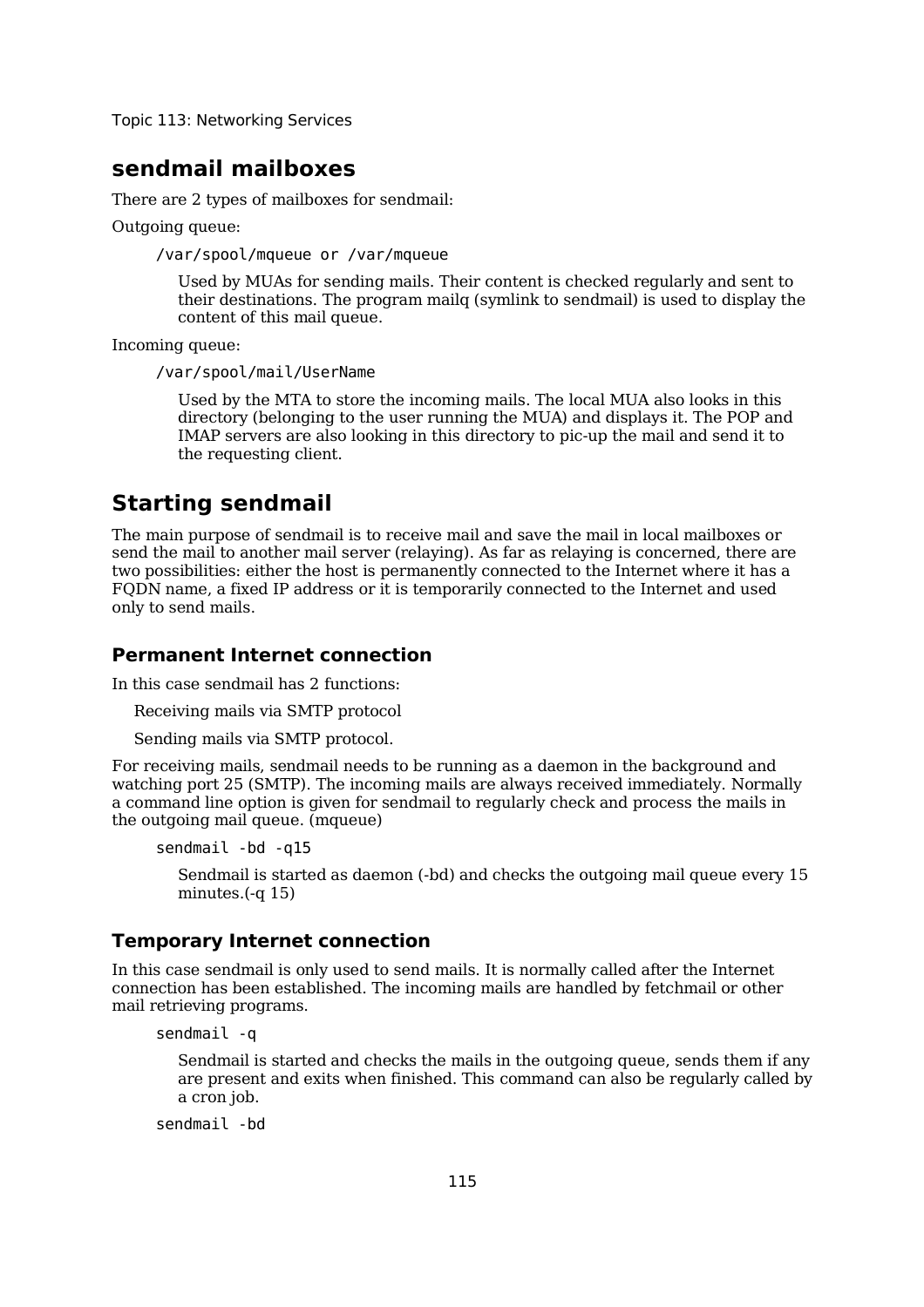## sendmail mailboxes

There are 2 types of mailboxes for sendmail:

Outgoing queue:

```
/var/spool/mqueue or /var/mqueue
```

Used by MUAs for sending mails. Their content is checked regularly and sent to their destinations. The program mailq (symlink to sendmail) is used to display the content of this mail queue.

Incoming queue:

```
/var/spool/mail/UserName
```

Used by the MTA to store the incoming mails. The local MUA also looks in this directory (belonging to the user running the MUA) and displays it. The POP and IMAP servers are also looking in this directory to pic-up the mail and send it to the requesting client.

## Starting sendmail

The main purpose of sendmail is to receive mail and save the mail in local mailboxes or send the mail to another mail server (relaying). As far as relaying is concerned, there are two possibilities: either the host is permanently connected to the Internet where it has a FQDN name, a fixed IP address or it is temporarily connected to the Internet and used only to send mails.

### Permanent Internet connection

In this case sendmail has 2 functions:

Receiving mails via SMTP protocol

Sending mails via SMTP protocol.

For receiving mails, sendmail needs to be running as a daemon in the background and watching port 25 (SMTP). The incoming mails are always received immediately. Normally a command line option is given for sendmail to regularly check and process the mails in the outgoing mail queue. (mqueue)

```
sendmail -bd -q15
```

Sendmail is started as daemon (-bd) and checks the outgoing mail queue every 15 minutes.(-q 15)

### Temporary Internet connection

In this case sendmail is only used to send mails. It is normally called after the Internet connection has been established. The incoming mails are handled by fetchmail or other mail retrieving programs.

```
sendmail -q
```

Sendmail is started and checks the mails in the outgoing queue, sends them if any are present and exits when finished. This command can also be regularly called by a cron job.

```
sendmail -bd
```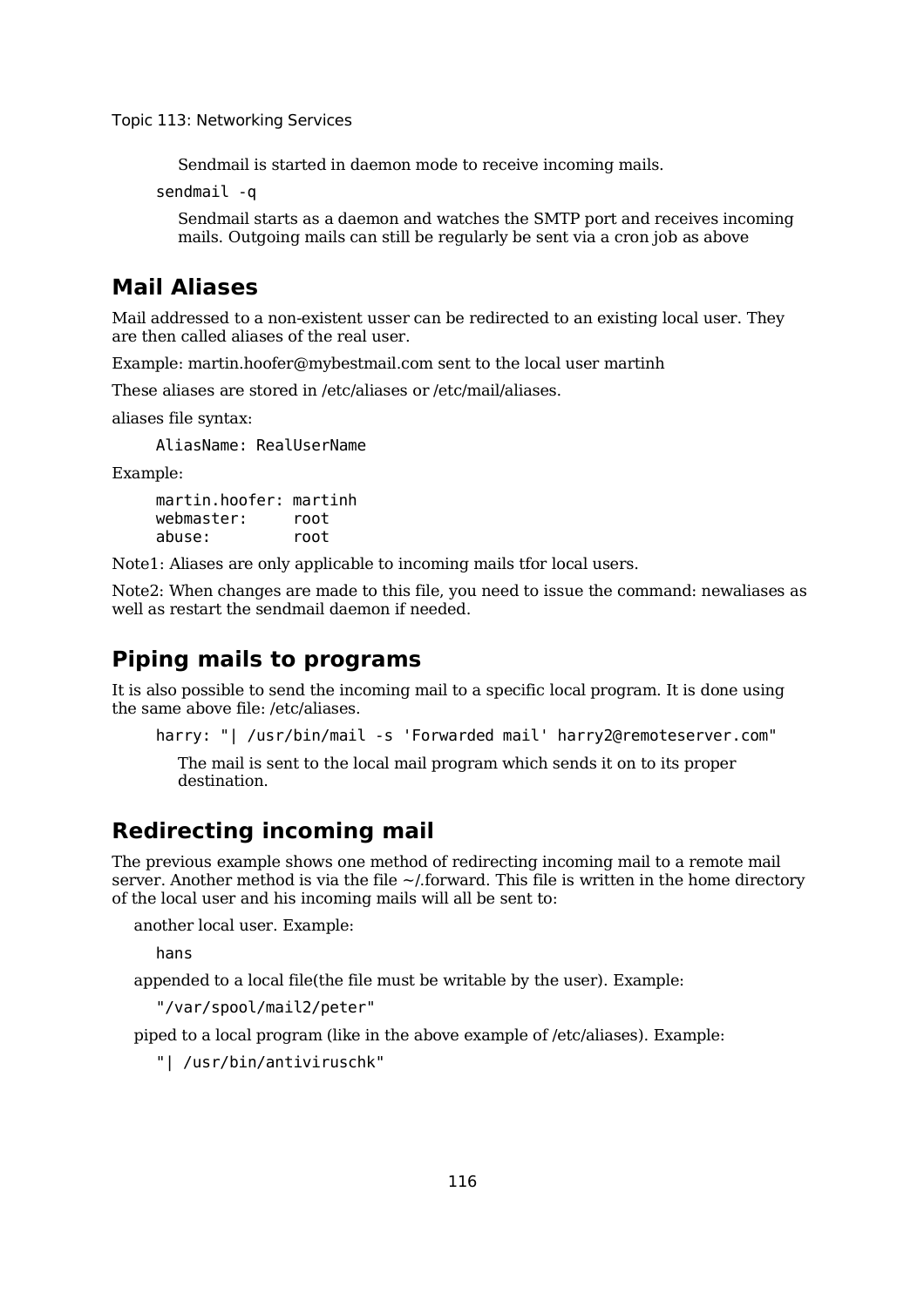Sendmail is started in daemon mode to receive incoming mails.

```
sendmail -q
```

Sendmail starts as a daemon and watches the SMTP port and receives incoming mails. Outgoing mails can still be regularly be sent via a cron job as above

## Mail Aliases

Mail addressed to a non-existent usser can be redirected to an existing local user. They are then called aliases of the real user.

Example: martin.hoofer@mybestmail.com sent to the local user martinh

These aliases are stored in /etc/aliases or /etc/mail/aliases.

aliases file syntax:

```
AliasName: RealUserName
```

Example:

```
martin.hoofer: martinh
webmaster:     root
abuse:         root
```

Note1: Aliases are only applicable to incoming mails tfor local users.

Note2: When changes are made to this file, you need to issue the command: newaliases as well as restart the sendmail daemon if needed.

## Piping mails to programs

It is also possible to send the incoming mail to a specific local program. It is done using the same above file: /etc/aliases.

```
harry: "| /usr/bin/mail -s 'Forwarded mail' harry2@remoteserver.com"
```

The mail is sent to the local mail program which sends it on to its proper destination.

## Redirecting incoming mail

The previous example shows one method of redirecting incoming mail to a remote mail server. Another method is via the file ~/.forward. This file is written in the home directory of the local user and his incoming mails will all be sent to:

another local user. Example:

```
hans
```

appended to a local file(the file must be writable by the user). Example:

```
"/var/spool/mail2/peter"
```

piped to a local program (like in the above example of /etc/aliases). Example:

```
"| /usr/bin/antiviruschk"
```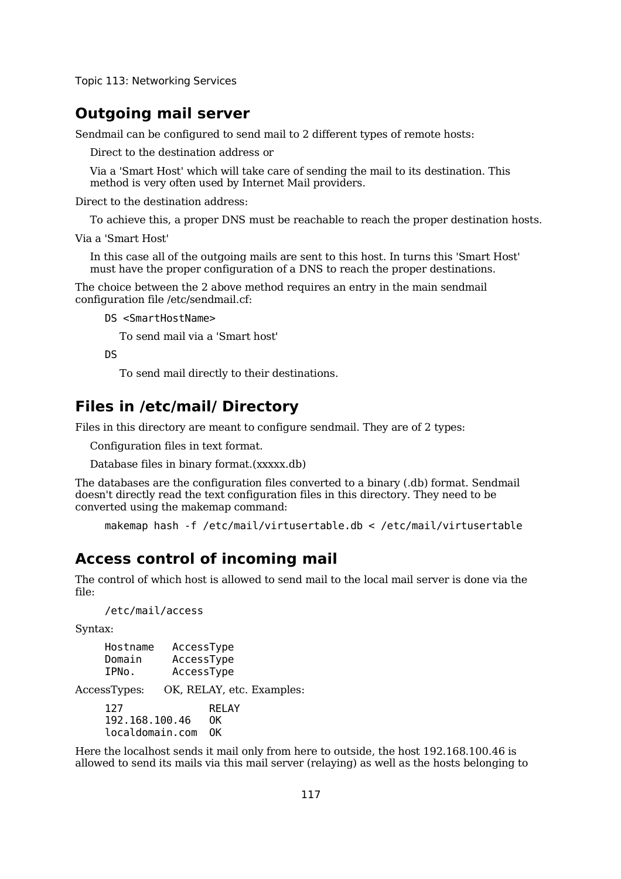## Outgoing mail server

Sendmail can be configured to send mail to 2 different types of remote hosts:

Direct to the destination address or

Via a 'Smart Host' which will take care of sending the mail to its destination. This method is very often used by Internet Mail providers.

Direct to the destination address:

To achieve this, a proper DNS must be reachable to reach the proper destination hosts.

Via a 'Smart Host'

In this case all of the outgoing mails are sent to this host. In turns this 'Smart Host' must have the proper configuration of a DNS to reach the proper destinations.

The choice between the 2 above method requires an entry in the main sendmail configuration file /etc/sendmail.cf:

```
DS <SmartHostName>
```

To send mail via a 'Smart host'

```
DS
```

To send mail directly to their destinations.

## Files in /etc/mail/ Directory

Files in this directory are meant to configure sendmail. They are of 2 types:

Configuration files in text format.

Database files in binary format.(xxxxx.db)

The databases are the configuration files converted to a binary (.db) format. Sendmail doesn't directly read the text configuration files in this directory. They need to be converted using the makemap command:

```
makemap hash -f /etc/mail/virtusertable.db < /etc/mail/virtusertable
```

## Access control of incoming mail

The control of which host is allowed to send mail to the local mail server is done via the file:

```
/etc/mail/access
```

Syntax:

```
Hostname   AccessType
Domain     AccessType
IPNo.      AccessType
```

AccessTypes: OK, RELAY, etc. Examples:

```
127              RELAY
192.168.100.46   OK
localdomain.com  OK
```

Here the localhost sends it mail only from here to outside, the host 192.168.100.46 is allowed to send its mails via this mail server (relaying) as well as the hosts belonging to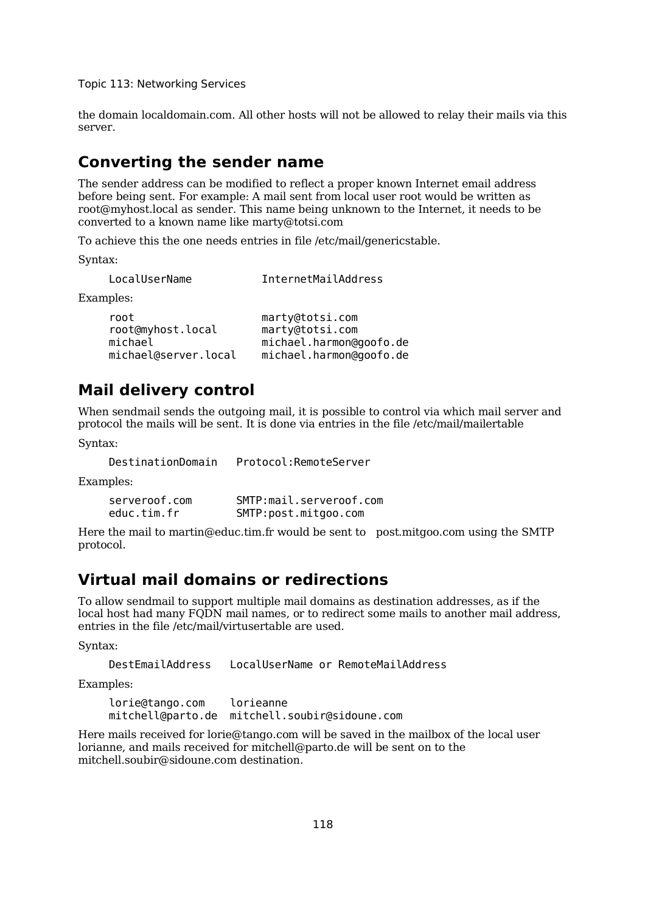the domain localdomain.com. All other hosts will not be allowed to relay their mails via this server.

## Converting the sender name

The sender address can be modified to reflect a proper known Internet email address before being sent. For example: A mail sent from local user root would be written as root@myhost.local as sender. This name being unknown to the Internet, it needs to be converted to a known name like marty@totsi.com

To achieve this the one needs entries in file /etc/mail/genericstable.

Syntax:

```
LocalUserName          InternetMailAddress
```

Examples:

```
root                   marty@totsi.com
root@myhost.local      marty@totsi.com
michael                michael.harmon@goofo.de
michael@server.local   michael.harmon@goofo.de
```

## Mail delivery control

When sendmail sends the outgoing mail, it is possible to control via which mail server and protocol the mails will be sent. It is done via entries in the file /etc/mail/mailertable

Syntax:

```
DestinationDomain   Protocol:RemoteServer
```

Examples:

```
serveroof.com       SMTP:mail.serveroof.com
educ.tim.fr         SMTP:post.mitgoo.com
```

Here the mail to martin@educ.tim.fr would be sent to post.mitgoo.com using the SMTP protocol.

## Virtual mail domains or redirections

To allow sendmail to support multiple mail domains as destination addresses, as if the local host had many FQDN mail names, or to redirect some mails to another mail address, entries in the file /etc/mail/virtusertable are used.

Syntax:

```
DestEmailAddress   LocalUserName or RemoteMailAddress
```

Examples:

```
lorie@tango.com    lorieanne
mitchell@parto.de  mitchell.soubir@sidoune.com
```

Here mails received for lorie@tango.com will be saved in the mailbox of the local user lorianne, and mails received for mitchell@parto.de will be sent on to the mitchell.soubir@sidoune.com destination.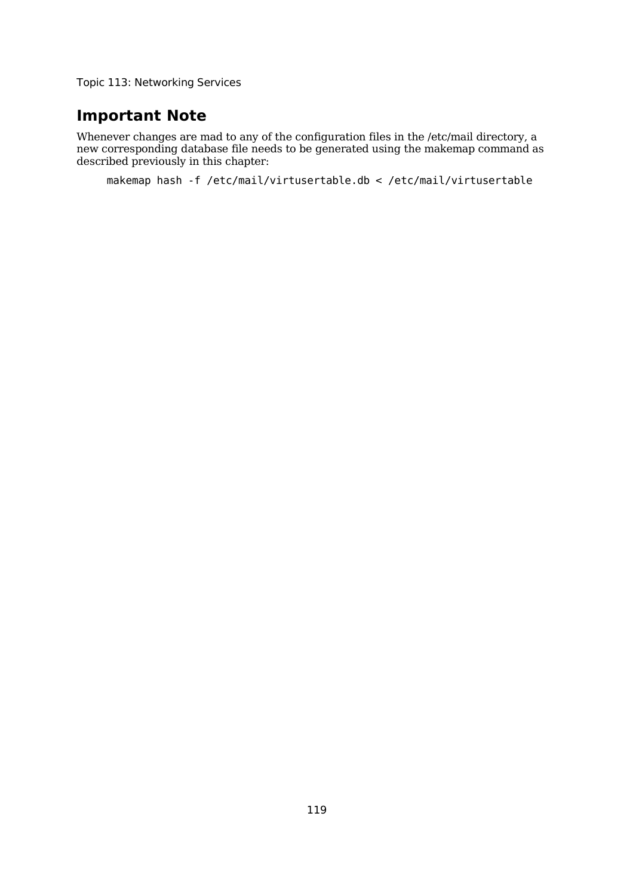## Important Note

Whenever changes are mad to any of the configuration files in the /etc/mail directory, a new corresponding database file needs to be generated using the makemap command as described previously in this chapter:

```
makemap hash -f /etc/mail/virtusertable.db < /etc/mail/virtusertable
```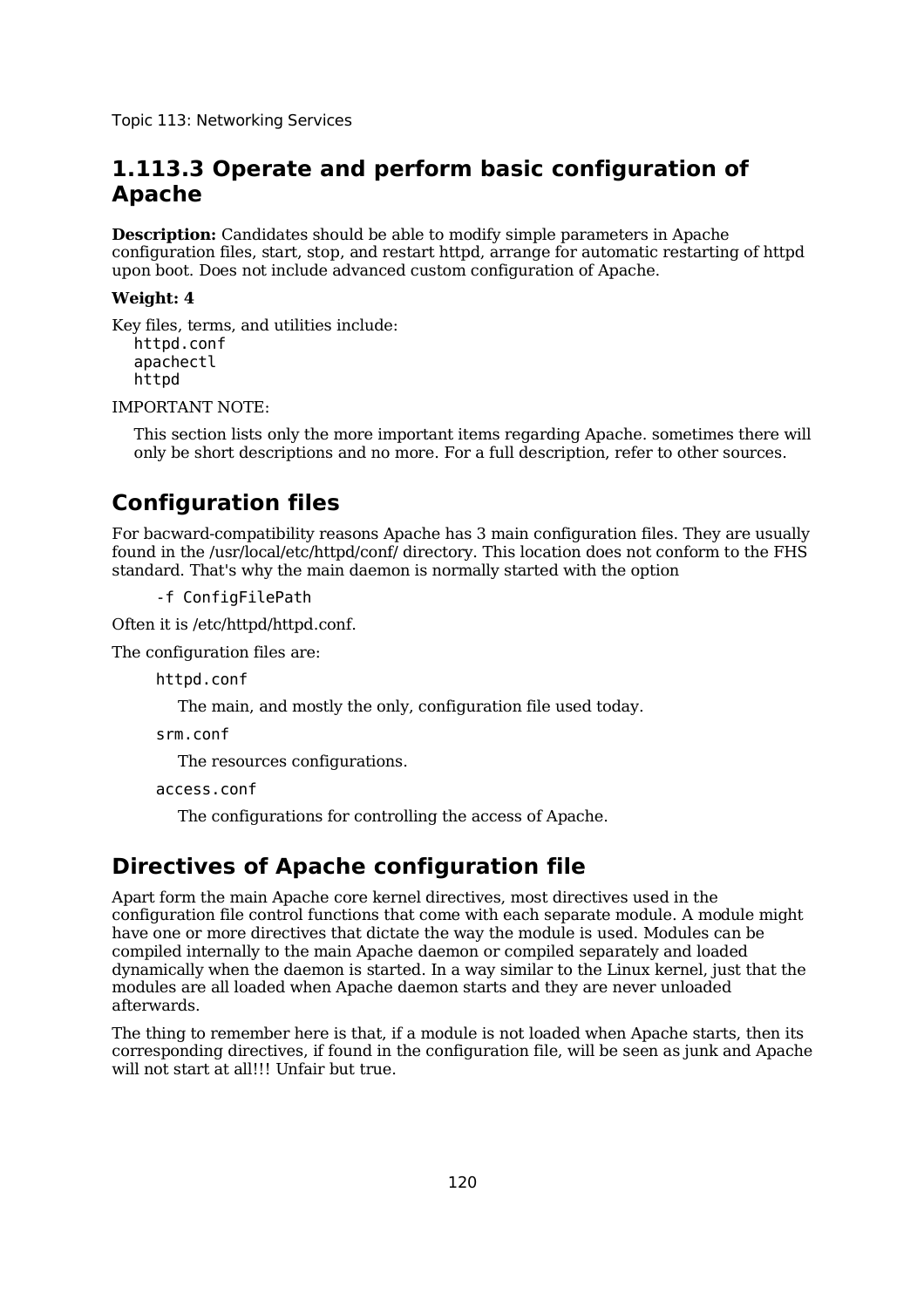## 1.113.3 Operate and perform basic configuration of Apache

**Description:** Candidates should be able to modify simple parameters in Apache configuration files, start, stop, and restart httpd, arrange for automatic restarting of httpd upon boot. Does not include advanced custom configuration of Apache.

**Weight: 4**

Key files, terms, and utilities include:

```
httpd.conf
apachectl
httpd
```

IMPORTANT NOTE:

> This section lists only the more important items regarding Apache. sometimes there will only be short descriptions and no more. For a full description, refer to other sources.

## Configuration files

For bacward-compatibility reasons Apache has 3 main configuration files. They are usually found in the /usr/local/etc/httpd/conf/ directory. This location does not conform to the FHS standard. That's why the main daemon is normally started with the option

```
-f ConfigFilePath
```

Often it is /etc/httpd/httpd.conf.

The configuration files are:

`httpd.conf`

The main, and mostly the only, configuration file used today.

`srm.conf`

The resources configurations.

`access.conf`

The configurations for controlling the access of Apache.

## Directives of Apache configuration file

Apart form the main Apache core kernel directives, most directives used in the configuration file control functions that come with each separate module. A module might have one or more directives that dictate the way the module is used. Modules can be compiled internally to the main Apache daemon or compiled separately and loaded dynamically when the daemon is started. In a way similar to the Linux kernel, just that the modules are all loaded when Apache daemon starts and they are never unloaded afterwards.

The thing to remember here is that, if a module is not loaded when Apache starts, then its corresponding directives, if found in the configuration file, will be seen as junk and Apache will not start at all!!! Unfair but true.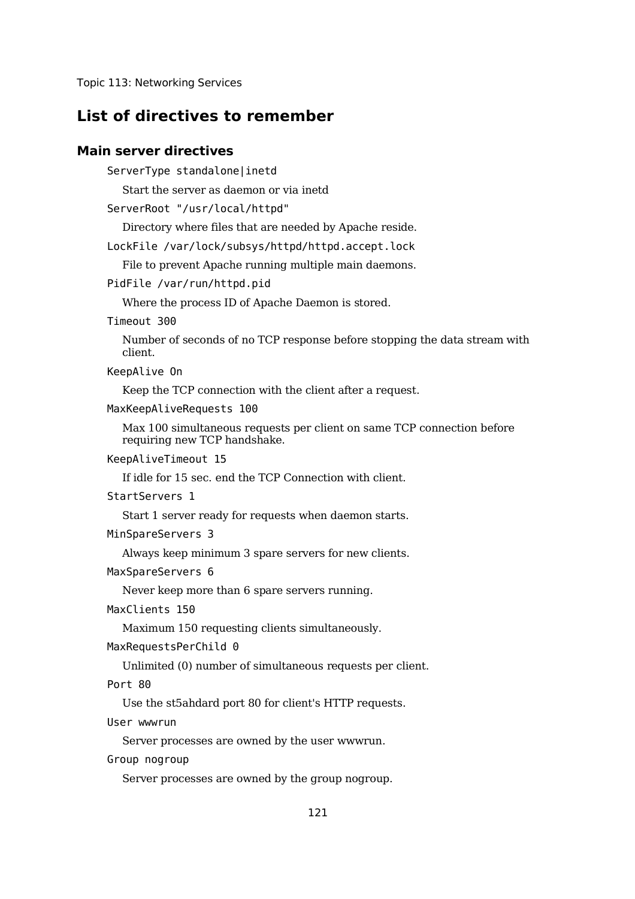## List of directives to remember

### Main server directives

`ServerType standalone|inetd`

Start the server as daemon or via inetd

`ServerRoot "/usr/local/httpd"`

Directory where files that are needed by Apache reside.

`LockFile /var/lock/subsys/httpd/httpd.accept.lock`

File to prevent Apache running multiple main daemons.

`PidFile /var/run/httpd.pid`

Where the process ID of Apache Daemon is stored.

`Timeout 300`

Number of seconds of no TCP response before stopping the data stream with client.

`KeepAlive On`

Keep the TCP connection with the client after a request.

`MaxKeepAliveRequests 100`

Max 100 simultaneous requests per client on same TCP connection before requiring new TCP handshake.

`KeepAliveTimeout 15`

If idle for 15 sec. end the TCP Connection with client.

`StartServers 1`

Start 1 server ready for requests when daemon starts.

`MinSpareServers 3`

Always keep minimum 3 spare servers for new clients.

`MaxSpareServers 6`

Never keep more than 6 spare servers running.

`MaxClients 150`

Maximum 150 requesting clients simultaneously.

`MaxRequestsPerChild 0`

Unlimited (0) number of simultaneous requests per client.

`Port 80`

Use the st5ahdard port 80 for client's HTTP requests.

`User wwwrun`

Server processes are owned by the user wwwrun.

`Group nogroup`

Server processes are owned by the group nogroup.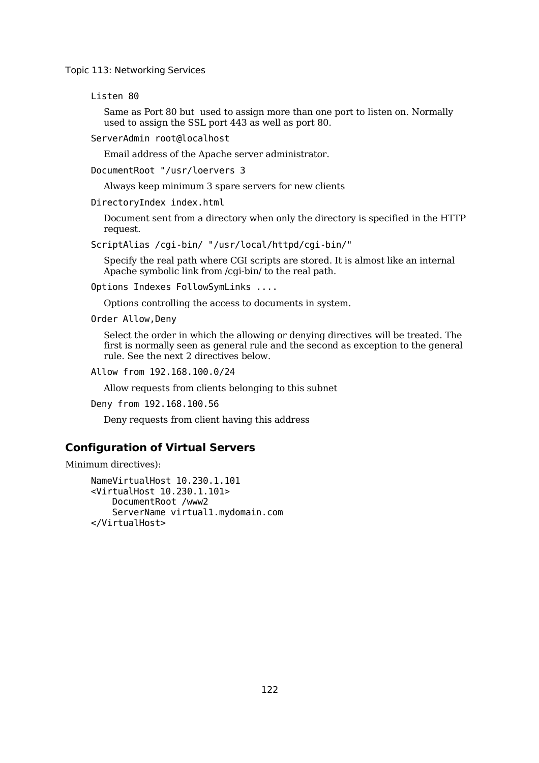`Listen 80`

Same as Port 80 but  used to assign more than one port to listen on. Normally used to assign the SSL port 443 as well as port 80.

`ServerAdmin root@localhost`

Email address of the Apache server administrator.

`DocumentRoot "/usr/loervers 3`

Always keep minimum 3 spare servers for new clients

`DirectoryIndex index.html`

Document sent from a directory when only the directory is specified in the HTTP request.

`ScriptAlias /cgi-bin/ "/usr/local/httpd/cgi-bin/"`

Specify the real path where CGI scripts are stored. It is almost like an internal Apache symbolic link from /cgi-bin/ to the real path.

`Options Indexes FollowSymLinks ....`

Options controlling the access to documents in system.

`Order Allow,Deny`

Select the order in which the allowing or denying directives will be treated. The first is normally seen as general rule and the second as exception to the general rule. See the next 2 directives below.

`Allow from 192.168.100.0/24`

Allow requests from clients belonging to this subnet

`Deny from 192.168.100.56`

Deny requests from client having this address

## Configuration of Virtual Servers

Minimum directives):

```
NameVirtualHost 10.230.1.101
<VirtualHost 10.230.1.101>
    DocumentRoot /www2
    ServerName virtual1.mydomain.com
</VirtualHost>
```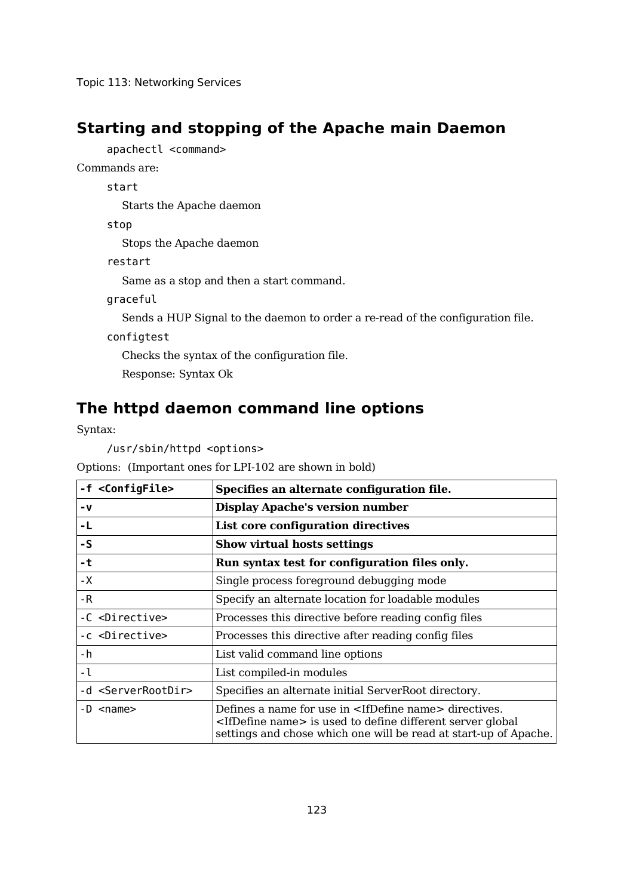## Starting and stopping of the Apache main Daemon

```
apachectl <command>
```

Commands are:

`start`
: Starts the Apache daemon

`stop`
: Stops the Apache daemon

`restart`
: Same as a stop and then a start command.

`graceful`
: Sends a HUP Signal to the daemon to order a re-read of the configuration file.

`configtest`
: Checks the syntax of the configuration file.
: Response: Syntax Ok

## The httpd daemon command line options

Syntax:

```
/usr/sbin/httpd <options>
```

Options: (Important ones for LPI-102 are shown in bold)

| | |
|---|---|
| **`-f <ConfigFile>`** | **Specifies an alternate configuration file.** |
| **`-v`** | **Display Apache's version number** |
| **`-L`** | **List core configuration directives** |
| **`-S`** | **Show virtual hosts settings** |
| **`-t`** | **Run syntax test for configuration files only.** |
| `-X` | Single process foreground debugging mode |
| `-R` | Specify an alternate location for loadable modules |
| `-C <Directive>` | Processes this directive before reading config files |
| `-c <Directive>` | Processes this directive after reading config files |
| `-h` | List valid command line options |
| `-l` | List compiled-in modules |
| `-d <ServerRootDir>` | Specifies an alternate initial ServerRoot directory. |
| `-D <name>` | Defines a name for use in <IfDefine name> directives. <IfDefine name> is used to define different server global settings and chose which one will be read at start-up of Apache. |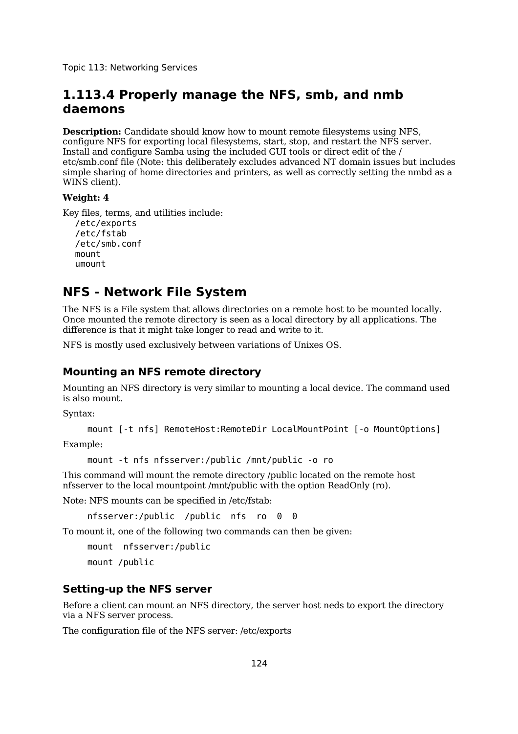## 1.113.4 Properly manage the NFS, smb, and nmb daemons

**Description:** Candidate should know how to mount remote filesystems using NFS, configure NFS for exporting local filesystems, start, stop, and restart the NFS server. Install and configure Samba using the included GUI tools or direct edit of the /etc/smb.conf file (Note: this deliberately excludes advanced NT domain issues but includes simple sharing of home directories and printers, as well as correctly setting the nmbd as a WINS client).

**Weight: 4**

Key files, terms, and utilities include:

```
/etc/exports
/etc/fstab
/etc/smb.conf
mount
umount
```

## NFS - Network File System

The NFS is a File system that allows directories on a remote host to be mounted locally. Once mounted the remote directory is seen as a local directory by all applications. The difference is that it might take longer to read and write to it.

NFS is mostly used exclusively between variations of Unixes OS.

### Mounting an NFS remote directory

Mounting an NFS directory is very similar to mounting a local device. The command used is also mount.

Syntax:

```
mount [-t nfs] RemoteHost:RemoteDir LocalMountPoint [-o MountOptions]
```

Example:

```
mount -t nfs nfsserver:/public /mnt/public -o ro
```

This command will mount the remote directory /public located on the remote host nfsserver to the local mountpoint /mnt/public with the option ReadOnly (ro).

Note: NFS mounts can be specified in /etc/fstab:

```
nfsserver:/public  /public  nfs  ro  0  0
```

To mount it, one of the following two commands can then be given:

```
mount  nfsserver:/public
```

```
mount /public
```

### Setting-up the NFS server

Before a client can mount an NFS directory, the server host neds to export the directory via a NFS server process.

The configuration file of the NFS server: /etc/exports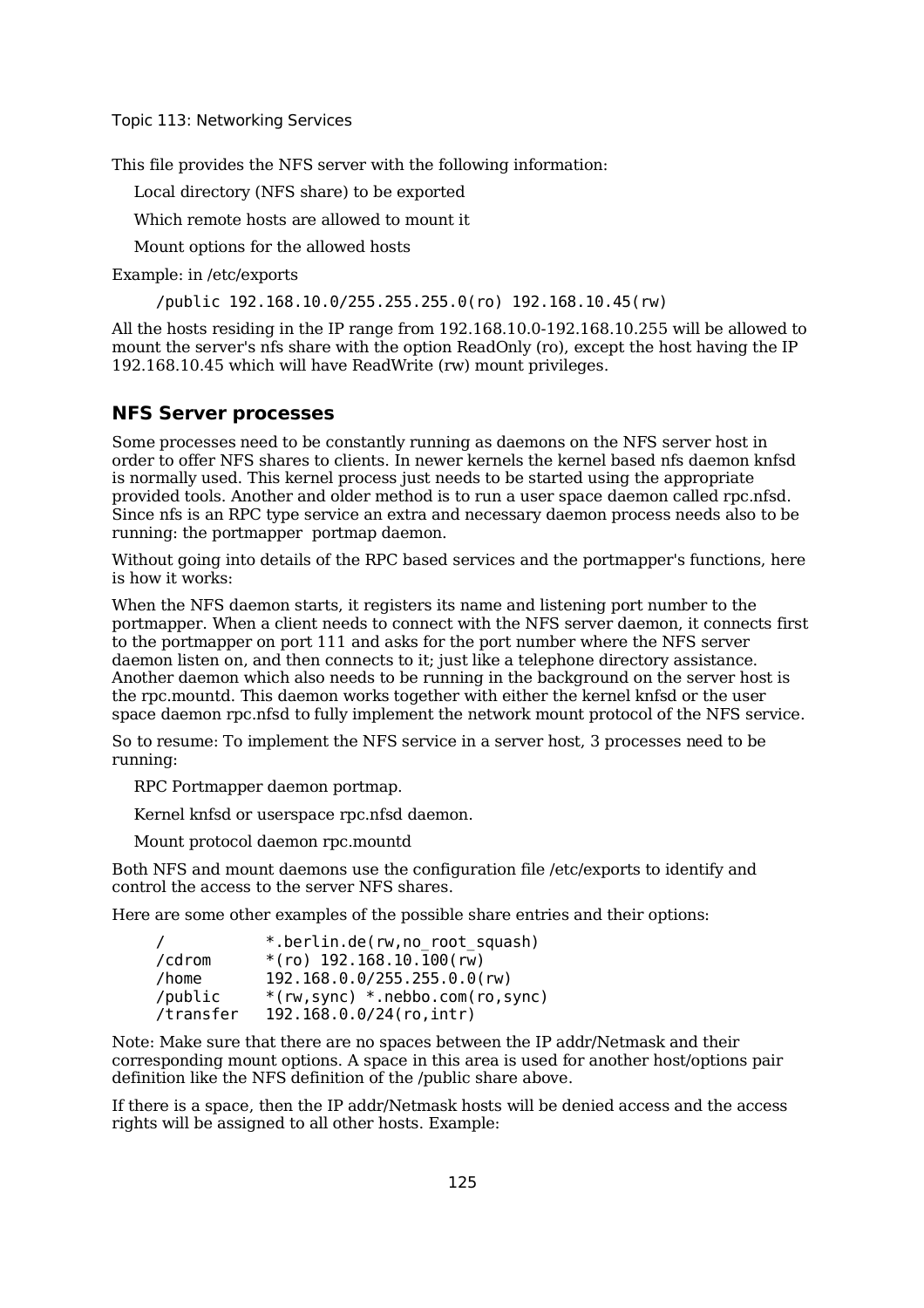This file provides the NFS server with the following information:

Local directory (NFS share) to be exported

Which remote hosts are allowed to mount it

Mount options for the allowed hosts

Example: in /etc/exports

```
/public 192.168.10.0/255.255.255.0(ro) 192.168.10.45(rw)
```

All the hosts residing in the IP range from 192.168.10.0-192.168.10.255 will be allowed to mount the server's nfs share with the option ReadOnly (ro), except the host having the IP 192.168.10.45 which will have ReadWrite (rw) mount privileges.

## NFS Server processes

Some processes need to be constantly running as daemons on the NFS server host in order to offer NFS shares to clients. In newer kernels the kernel based nfs daemon knfsd is normally used. This kernel process just needs to be started using the appropriate provided tools. Another and older method is to run a user space daemon called rpc.nfsd. Since nfs is an RPC type service an extra and necessary daemon process needs also to be running: the portmapper portmap daemon.

Without going into details of the RPC based services and the portmapper's functions, here is how it works:

When the NFS daemon starts, it registers its name and listening port number to the portmapper. When a client needs to connect with the NFS server daemon, it connects first to the portmapper on port 111 and asks for the port number where the NFS server daemon listen on, and then connects to it; just like a telephone directory assistance. Another daemon which also needs to be running in the background on the server host is the rpc.mountd. This daemon works together with either the kernel knfsd or the user space daemon rpc.nfsd to fully implement the network mount protocol of the NFS service.

So to resume: To implement the NFS service in a server host, 3 processes need to be running:

RPC Portmapper daemon portmap.

Kernel knfsd or userspace rpc.nfsd daemon.

Mount protocol daemon rpc.mountd

Both NFS and mount daemons use the configuration file /etc/exports to identify and control the access to the server NFS shares.

Here are some other examples of the possible share entries and their options:

```
/           *.berlin.de(rw,no_root_squash)
/cdrom      *(ro) 192.168.10.100(rw)
/home       192.168.0.0/255.255.0.0(rw)
/public     *(rw,sync) *.nebbo.com(ro,sync)
/transfer   192.168.0.0/24(ro,intr)
```

Note: Make sure that there are no spaces between the IP addr/Netmask and their corresponding mount options. A space in this area is used for another host/options pair definition like the NFS definition of the /public share above.

If there is a space, then the IP addr/Netmask hosts will be denied access and the access rights will be assigned to all other hosts. Example: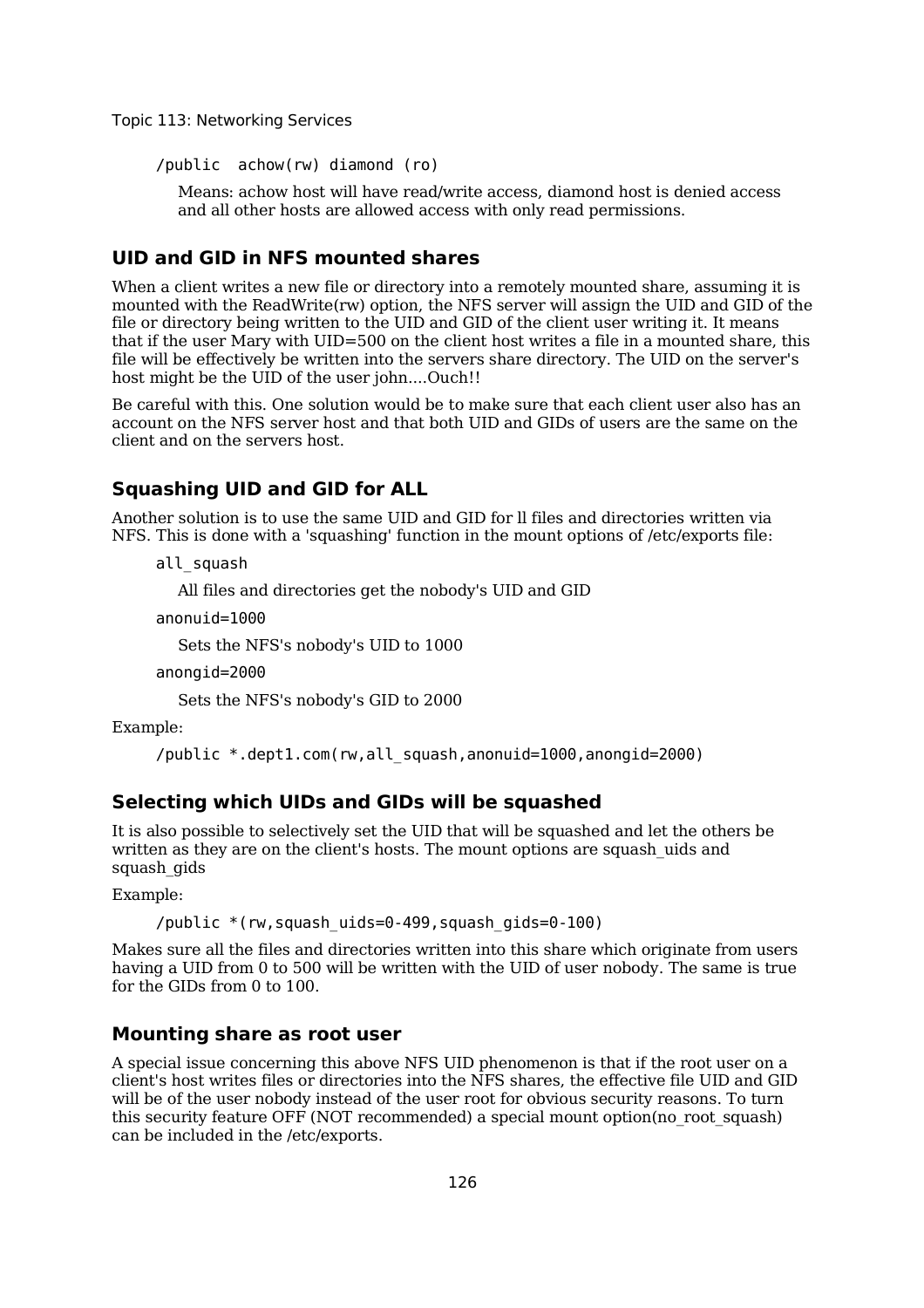```
/public  achow(rw) diamond (ro)
```

Means: achow host will have read/write access, diamond host is denied access and all other hosts are allowed access with only read permissions.

## UID and GID in NFS mounted shares

When a client writes a new file or directory into a remotely mounted share, assuming it is mounted with the ReadWrite(rw) option, the NFS server will assign the UID and GID of the file or directory being written to the UID and GID of the client user writing it. It means that if the user Mary with UID=500 on the client host writes a file in a mounted share, this file will be effectively be written into the servers share directory. The UID on the server's host might be the UID of the user john....Ouch!!

Be careful with this. One solution would be to make sure that each client user also has an account on the NFS server host and that both UID and GIDs of users are the same on the client and on the servers host.

## Squashing UID and GID for ALL

Another solution is to use the same UID and GID for ll files and directories written via NFS. This is done with a 'squashing' function in the mount options of /etc/exports file:

`all_squash`

All files and directories get the nobody's UID and GID

`anonuid=1000`

Sets the NFS's nobody's UID to 1000

`anongid=2000`

Sets the NFS's nobody's GID to 2000

Example:

```
/public *.dept1.com(rw,all_squash,anonuid=1000,anongid=2000)
```

## Selecting which UIDs and GIDs will be squashed

It is also possible to selectively set the UID that will be squashed and let the others be written as they are on the client's hosts. The mount options are squash_uids and squash_gids

Example:

```
/public *(rw,squash_uids=0-499,squash_gids=0-100)
```

Makes sure all the files and directories written into this share which originate from users having a UID from 0 to 500 will be written with the UID of user nobody. The same is true for the GIDs from 0 to 100.

## Mounting share as root user

A special issue concerning this above NFS UID phenomenon is that if the root user on a client's host writes files or directories into the NFS shares, the effective file UID and GID will be of the user nobody instead of the user root for obvious security reasons. To turn this security feature OFF (NOT recommended) a special mount option(no_root_squash) can be included in the /etc/exports.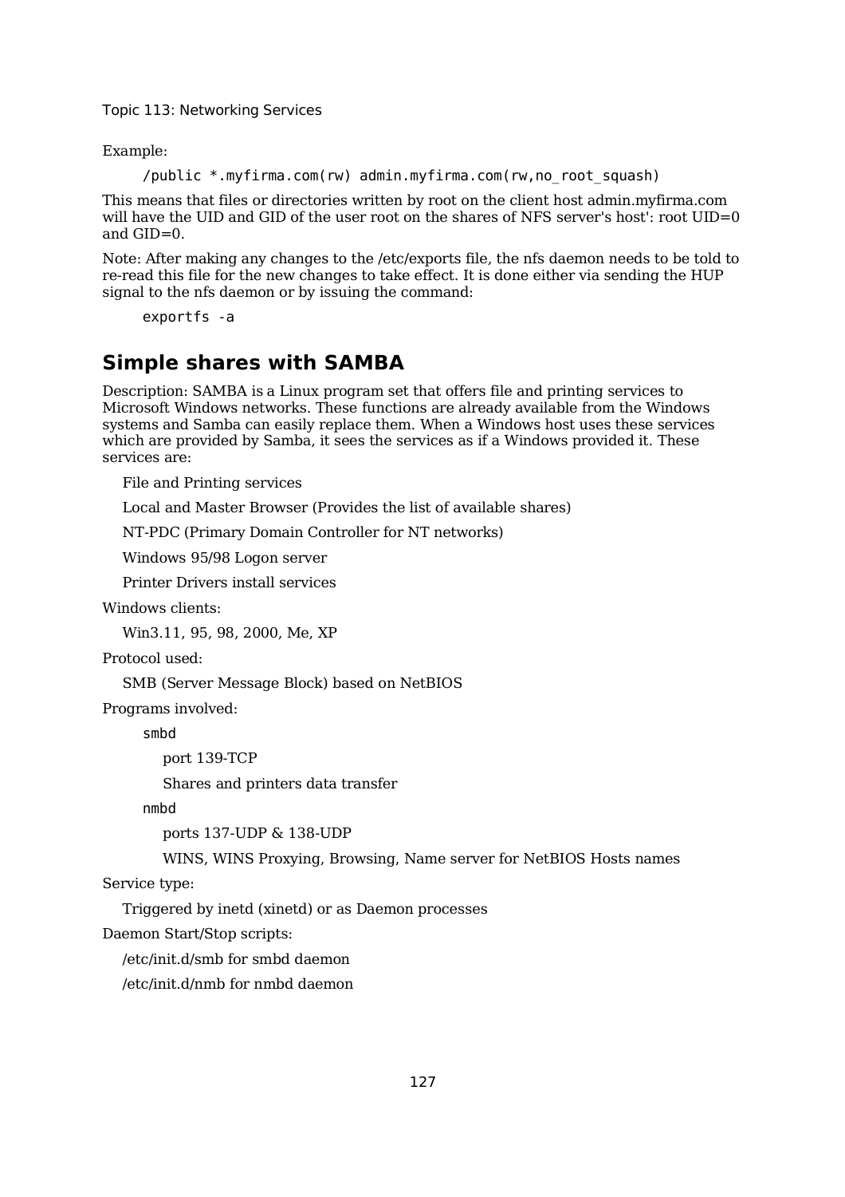Example:

```
/public *.myfirma.com(rw) admin.myfirma.com(rw,no_root_squash)
```

This means that files or directories written by root on the client host admin.myfirma.com will have the UID and GID of the user root on the shares of NFS server's host': root UID=0 and GID=0.

Note: After making any changes to the /etc/exports file, the nfs daemon needs to be told to re-read this file for the new changes to take effect. It is done either via sending the HUP signal to the nfs daemon or by issuing the command:

```
exportfs -a
```

## Simple shares with SAMBA

Description: SAMBA is a Linux program set that offers file and printing services to Microsoft Windows networks. These functions are already available from the Windows systems and Samba can easily replace them. When a Windows host uses these services which are provided by Samba, it sees the services as if a Windows provided it. These services are:

File and Printing services

Local and Master Browser (Provides the list of available shares)

NT-PDC (Primary Domain Controller for NT networks)

Windows 95/98 Logon server

Printer Drivers install services

Windows clients:

Win3.11, 95, 98, 2000, Me, XP

Protocol used:

SMB (Server Message Block) based on NetBIOS

Programs involved:

`smbd`

port 139-TCP

Shares and printers data transfer

`nmbd`

ports 137-UDP & 138-UDP

WINS, WINS Proxying, Browsing, Name server for NetBIOS Hosts names

Service type:

Triggered by inetd (xinetd) or as Daemon processes

Daemon Start/Stop scripts:

/etc/init.d/smb for smbd daemon

/etc/init.d/nmb for nmbd daemon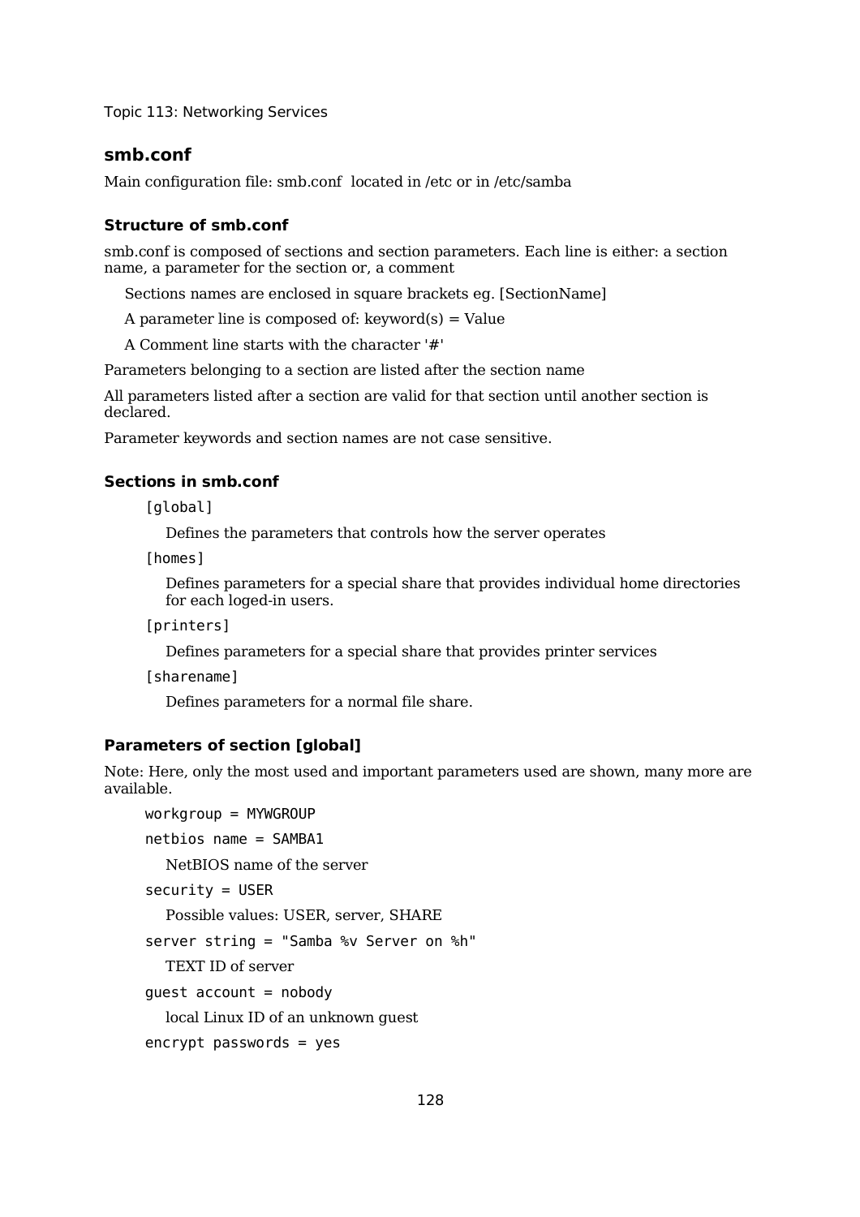## smb.conf

Main configuration file: smb.conf located in /etc or in /etc/samba

### Structure of smb.conf

smb.conf is composed of sections and section parameters. Each line is either: a section name, a parameter for the section or, a comment

Sections names are enclosed in square brackets eg. [SectionName]

A parameter line is composed of: keyword(s) = Value

A Comment line starts with the character '#'

Parameters belonging to a section are listed after the section name

All parameters listed after a section are valid for that section until another section is declared.

Parameter keywords and section names are not case sensitive.

### Sections in smb.conf

`[global]`

Defines the parameters that controls how the server operates

`[homes]`

Defines parameters for a special share that provides individual home directories for each loged-in users.

`[printers]`

Defines parameters for a special share that provides printer services

`[sharename]`

Defines parameters for a normal file share.

### Parameters of section [global]

Note: Here, only the most used and important parameters used are shown, many more are available.

`workgroup = MYWGROUP`

`netbios name = SAMBA1`

NetBIOS name of the server

`security = USER`

Possible values: USER, server, SHARE

`server string = "Samba %v Server on %h"`

TEXT ID of server

`guest account = nobody`

local Linux ID of an unknown guest

`encrypt passwords = yes`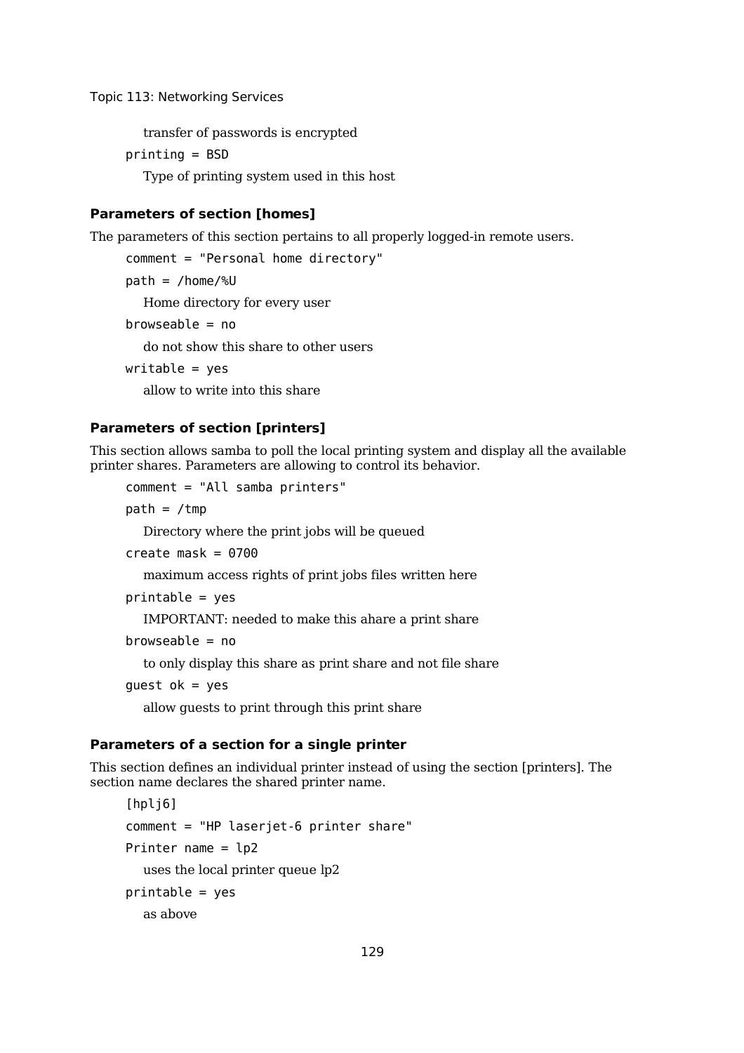transfer of passwords is encrypted

`printing = BSD`

Type of printing system used in this host

### Parameters of section [homes]

The parameters of this section pertains to all properly logged-in remote users.

`comment = "Personal home directory"`

`path = /home/%U`

Home directory for every user

`browseable = no`

do not show this share to other users

`writable = yes`

allow to write into this share

### Parameters of section [printers]

This section allows samba to poll the local printing system and display all the available printer shares. Parameters are allowing to control its behavior.

`comment = "All samba printers"`

`path = /tmp`

Directory where the print jobs will be queued

`create mask = 0700`

maximum access rights of print jobs files written here

`printable = yes`

IMPORTANT: needed to make this ahare a print share

`browseable = no`

to only display this share as print share and not file share

`guest ok = yes`

allow guests to print through this print share

### Parameters of a section for a single printer

This section defines an individual printer instead of using the section [printers]. The section name declares the shared printer name.

`[hplj6]`

`comment = "HP laserjet-6 printer share"`

`Printer name = lp2`

uses the local printer queue lp2

`printable = yes`

as above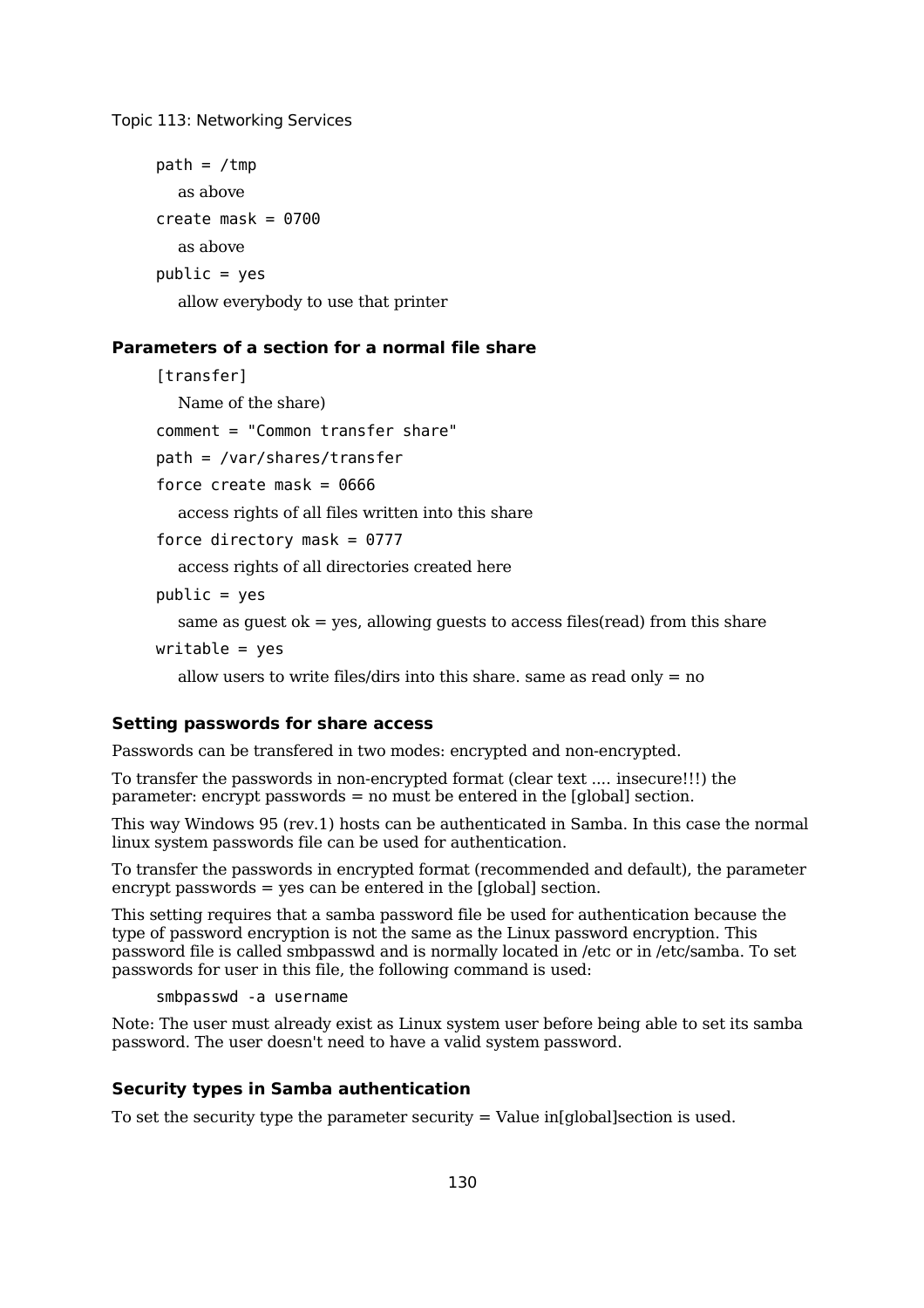`path = /tmp`

as above

`create mask = 0700`

as above

`public = yes`

allow everybody to use that printer

### Parameters of a section for a normal file share

`[transfer]`

Name of the share)

`comment = "Common transfer share"`

`path = /var/shares/transfer`

`force create mask = 0666`

access rights of all files written into this share

`force directory mask = 0777`

access rights of all directories created here

`public = yes`

same as guest ok = yes, allowing guests to access files(read) from this share

`writable = yes`

allow users to write files/dirs into this share. same as read only = no

### Setting passwords for share access

Passwords can be transfered in two modes: encrypted and non-encrypted.

To transfer the passwords in non-encrypted format (clear text .... insecure!!!) the parameter: encrypt passwords = no must be entered in the [global] section.

This way Windows 95 (rev.1) hosts can be authenticated in Samba. In this case the normal linux system passwords file can be used for authentication.

To transfer the passwords in encrypted format (recommended and default), the parameter encrypt passwords = yes can be entered in the [global] section.

This setting requires that a samba password file be used for authentication because the type of password encryption is not the same as the Linux password encryption. This password file is called smbpasswd and is normally located in /etc or in /etc/samba. To set passwords for user in this file, the following command is used:

```
smbpasswd -a username
```

Note: The user must already exist as Linux system user before being able to set its samba password. The user doesn't need to have a valid system password.

### Security types in Samba authentication

To set the security type the parameter security = Value in[global]section is used.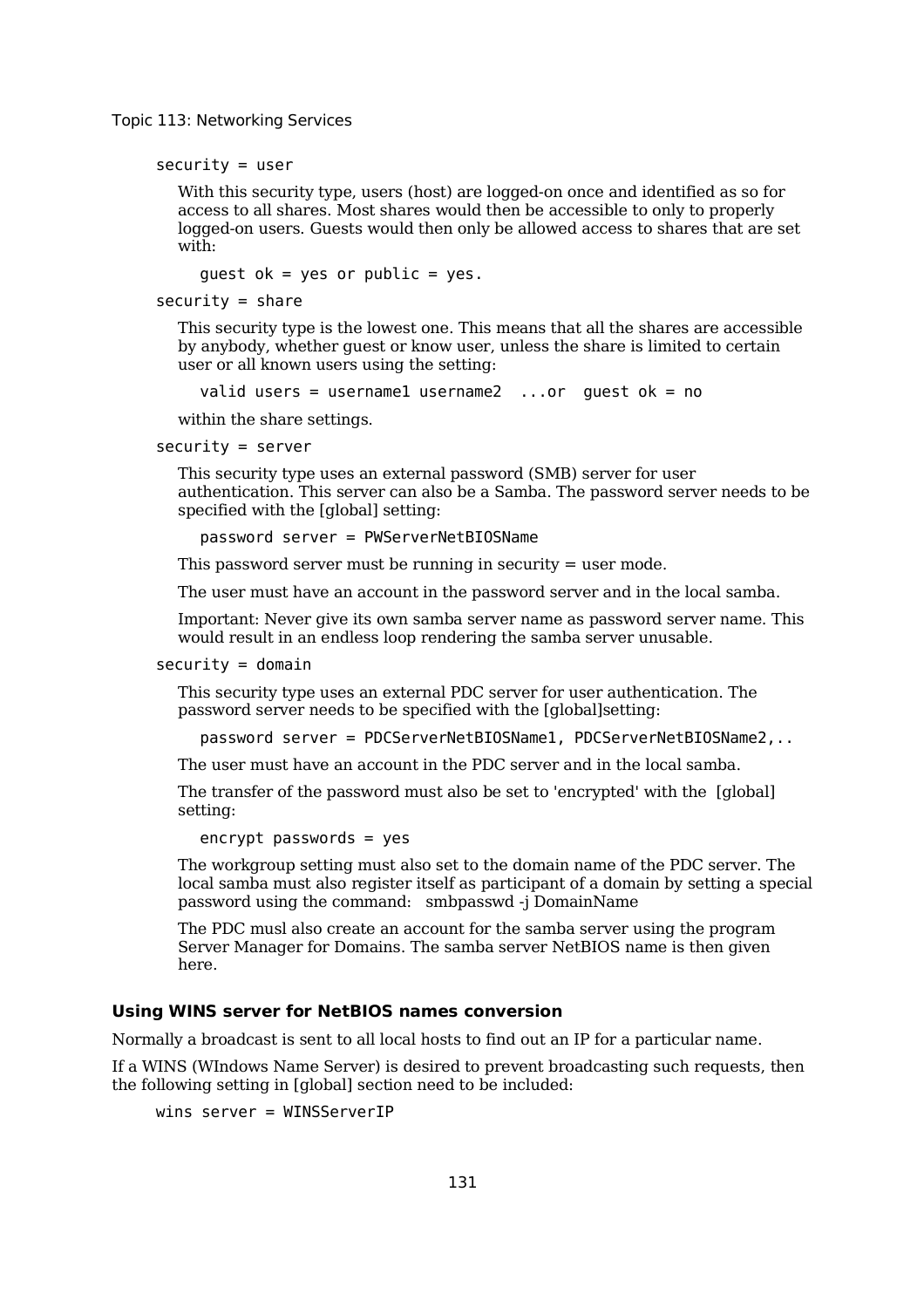security = user

With this security type, users (host) are logged-on once and identified as so for access to all shares. Most shares would then be accessible to only to properly logged-on users. Guests would then only be allowed access to shares that are set with:

```
guest ok = yes or public = yes.
```

security = share

This security type is the lowest one. This means that all the shares are accessible by anybody, whether guest or know user, unless the share is limited to certain user or all known users using the setting:

```
valid users = username1 username2  ...or  guest ok = no
```

within the share settings.

security = server

This security type uses an external password (SMB) server for user authentication. This server can also be a Samba. The password server needs to be specified with the [global] setting:

```
password server = PWServerNetBIOSName
```

This password server must be running in security = user mode.

The user must have an account in the password server and in the local samba.

Important: Never give its own samba server name as password server name. This would result in an endless loop rendering the samba server unusable.

security = domain

This security type uses an external PDC server for user authentication. The password server needs to be specified with the [global]setting:

```
password server = PDCServerNetBIOSName1, PDCServerNetBIOSName2,..
```

The user must have an account in the PDC server and in the local samba.

The transfer of the password must also be set to 'encrypted' with the  [global] setting:

```
encrypt passwords = yes
```

The workgroup setting must also set to the domain name of the PDC server. The local samba must also register itself as participant of a domain by setting a special password using the command:   smbpasswd -j DomainName

The PDC musl also create an account for the samba server using the program Server Manager for Domains. The samba server NetBIOS name is then given here.

### Using WINS server for NetBIOS names conversion

Normally a broadcast is sent to all local hosts to find out an IP for a particular name.

If a WINS (WIndows Name Server) is desired to prevent broadcasting such requests, then the following setting in [global] section need to be included:

```
wins server = WINSServerIP
```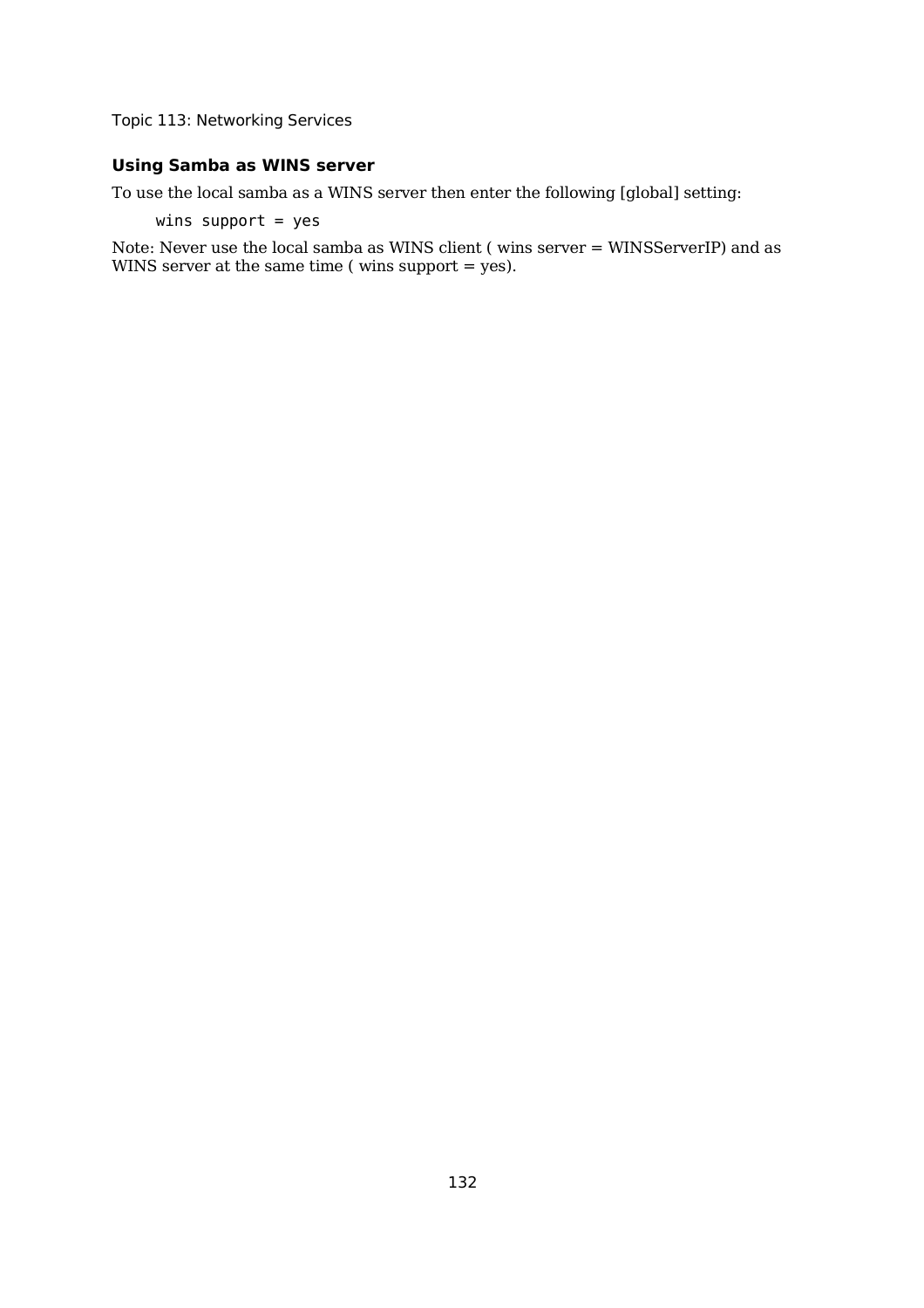### Using Samba as WINS server

To use the local samba as a WINS server then enter the following [global] setting:

```
wins support = yes
```

Note: Never use the local samba as WINS client ( wins server = WINSServerIP) and as WINS server at the same time ( wins support = yes).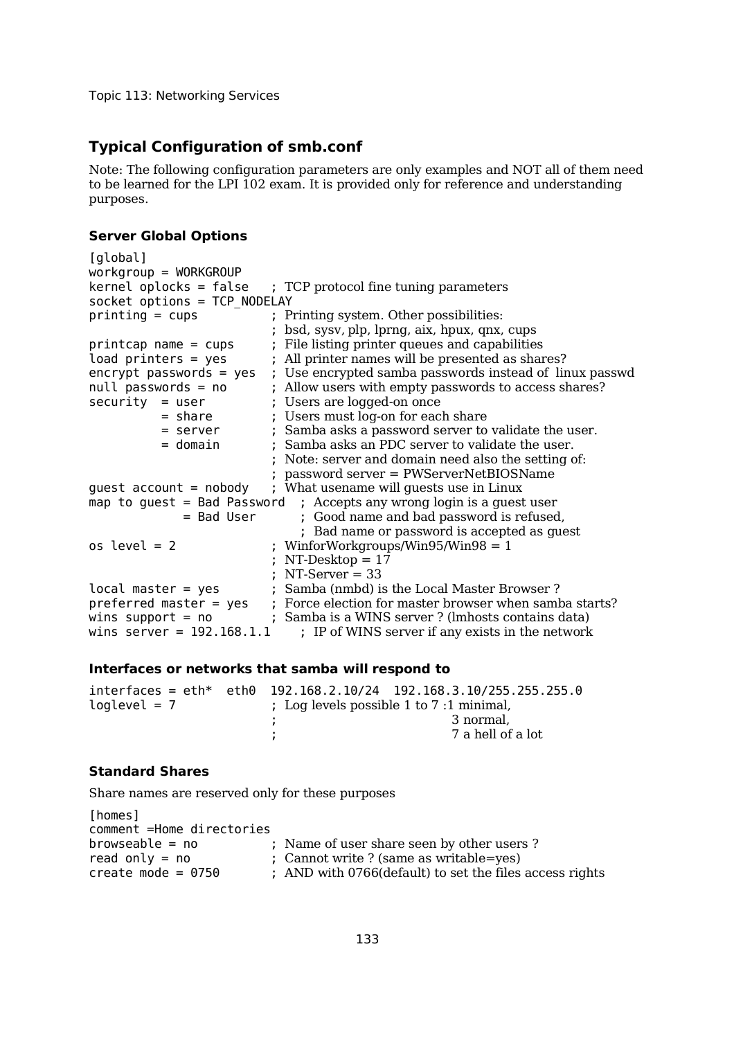## Typical Configuration of smb.conf

Note: The following configuration parameters are only examples and NOT all of them need to be learned for the LPI 102 exam. It is provided only for reference and understanding purposes.

### Server Global Options

```
[global]
workgroup = WORKGROUP
kernel oplocks = false    ; TCP protocol fine tuning parameters
socket options = TCP_NODELAY
printing = cups           ; Printing system. Other possibilities:
                          ; bsd, sysv, plp, lprng, aix, hpux, qnx, cups
printcap name = cups      ; File listing printer queues and capabilities
load printers = yes       ; All printer names will be presented as shares?
encrypt passwords = yes   ; Use encrypted samba passwords instead of  linux passwd
null passwords = no       ; Allow users with empty passwords to access shares?
security  = user          ; Users are logged-on once
          = share         ; Users must log-on for each share
          = server        ; Samba asks a password server to validate the user.
          = domain        ; Samba asks an PDC server to validate the user.
                          ; Note: server and domain need also the setting of:
                          ; password server = PWServerNetBIOSName
guest account = nobody    ; What usename will guests use in Linux
map to guest = Bad Password  ; Accepts any wrong login is a guest user
             = Bad User      ; Good name and bad password is refused,
                             ; Bad name or password is accepted as guest
os level = 2              ; WinforWorkgroups/Win95/Win98 = 1
                          ; NT-Desktop = 17
                          ; NT-Server = 33
local master = yes        ; Samba (nmbd) is the Local Master Browser ?
preferred master = yes    ; Force election for master browser when samba starts?
wins support = no         ; Samba is a WINS server ? (lmhosts contains data)
wins server = 192.168.1.1    ; IP of WINS server if any exists in the network
```

### Interfaces or networks that samba will respond to

```
interfaces = eth*  eth0  192.168.2.10/24  192.168.3.10/255.255.255.0
loglevel = 7              ; Log levels possible 1 to 7 :1 minimal,
                          ;                              3 normal,
                          ;                              7 a hell of a lot
```

### Standard Shares

Share names are reserved only for these purposes

```
[homes]
comment =Home directories
browseable = no           ; Name of user share seen by other users ?
read only = no            ; Cannot write ? (same as writable=yes)
create mode = 0750        ; AND with 0766(default) to set the files access rights
```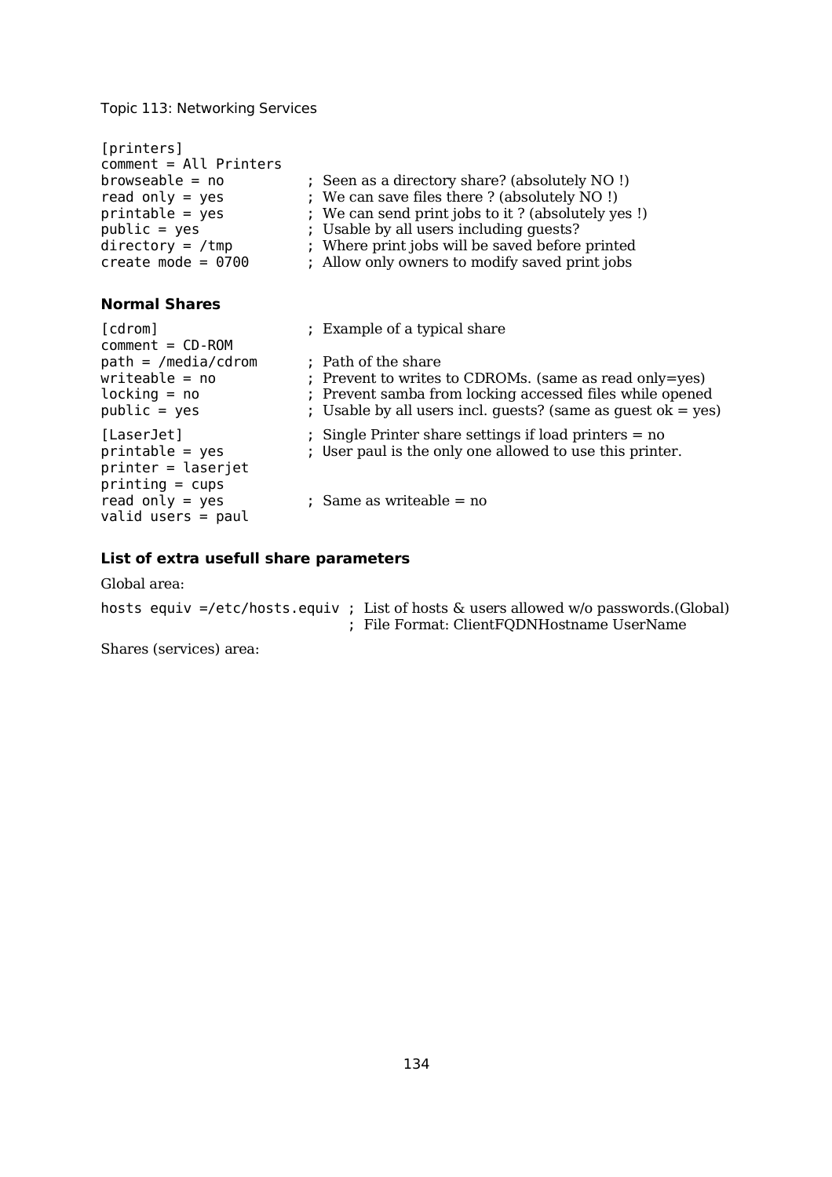```
[printers]
comment = All Printers
browseable = no          ; Seen as a directory share? (absolutely NO !)
read only = yes          ; We can save files there ? (absolutely NO !)
printable = yes          ; We can send print jobs to it ? (absolutely yes !)
public = yes             ; Usable by all users including guests?
directory = /tmp         ; Where print jobs will be saved before printed
create mode = 0700       ; Allow only owners to modify saved print jobs
```

#### Normal Shares

```
[cdrom]                  ; Example of a typical share
comment = CD-ROM
path = /media/cdrom      ; Path of the share
writeable = no           ; Prevent to writes to CDROMs. (same as read only=yes)
locking = no             ; Prevent samba from locking accessed files while opened
public = yes             ; Usable by all users incl. guests? (same as guest ok = yes)

[LaserJet]               ; Single Printer share settings if load printers = no
printable = yes          ; User paul is the only one allowed to use this printer.
printer = laserjet
printing = cups
read only = yes          ; Same as writeable = no
valid users = paul
```

#### List of extra usefull share parameters

Global area:

```
hosts equiv =/etc/hosts.equiv ; List of hosts & users allowed w/o passwords.(Global)
                              ; File Format: ClientFQDNHostname UserName
```

Shares (services) area: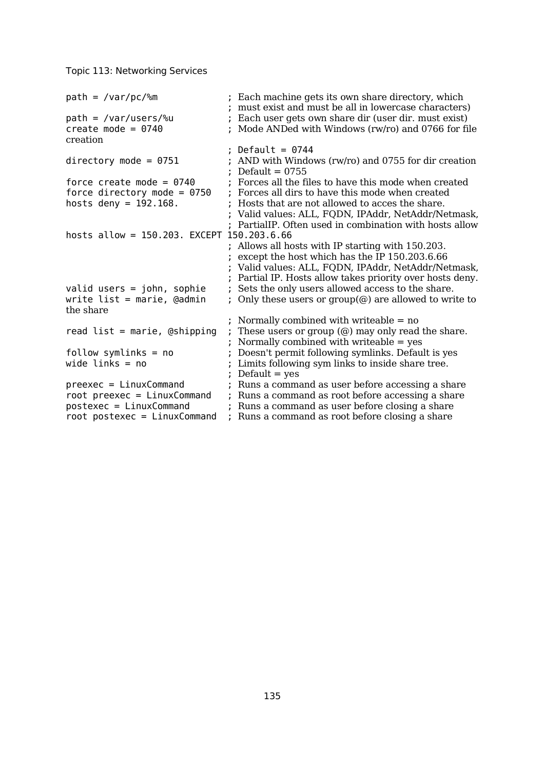```
path = /var/pc/%m               ; Each machine gets its own share directory, which
                                ; must exist and must be all in lowercase characters)
path = /var/users/%u            ; Each user gets own share dir (user dir. must exist)
create mode = 0740              ; Mode ANDed with Windows (rw/ro) and 0766 for file
creation
                                ; Default = 0744
directory mode = 0751           ; AND with Windows (rw/ro) and 0755 for dir creation
                                ; Default = 0755
force create mode = 0740        ; Forces all the files to have this mode when created
force directory mode = 0750     ; Forces all dirs to have this mode when created
hosts deny = 192.168.           ; Hosts that are not allowed to acces the share.
                                ; Valid values: ALL, FQDN, IPAddr, NetAddr/Netmask,
                                ; PartialIP. Often used in combination with hosts allow
hosts allow = 150.203. EXCEPT 150.203.6.66
                                ; Allows all hosts with IP starting with 150.203.
                                ; except the host which has the IP 150.203.6.66
                                ; Valid values: ALL, FQDN, IPAddr, NetAddr/Netmask,
                                ; Partial IP. Hosts allow takes priority over hosts deny.
valid users = john, sophie      ; Sets the only users allowed access to the share.
write list = marie, @admin      ; Only these users or group(@) are allowed to write to
the share
                                ; Normally combined with writeable = no
read list = marie, @shipping    ; These users or group (@) may only read the share.
                                ; Normally combined with writeable = yes
follow symlinks = no            ; Doesn't permit following symlinks. Default is yes
wide links = no                 ; Limits following sym links to inside share tree.
                                ; Default = yes
preexec = LinuxCommand          ; Runs a command as user before accessing a share
root preexec = LinuxCommand     ; Runs a command as root before accessing a share
postexec = LinuxCommand         ; Runs a command as user before closing a share
root postexec = LinuxCommand    ; Runs a command as root before closing a share
```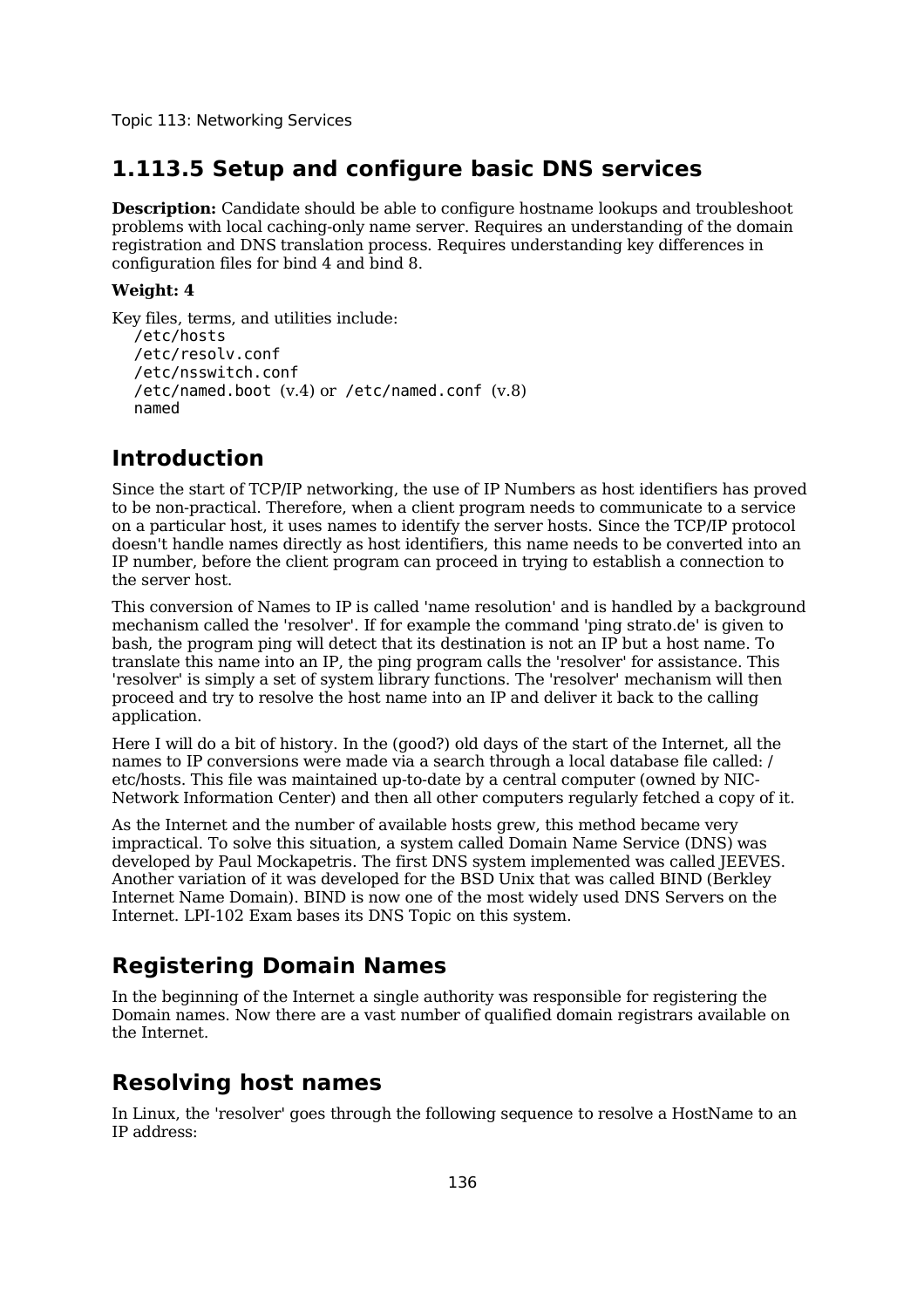## 1.113.5 Setup and configure basic DNS services

**Description:** Candidate should be able to configure hostname lookups and troubleshoot problems with local caching-only name server. Requires an understanding of the domain registration and DNS translation process. Requires understanding key differences in configuration files for bind 4 and bind 8.

**Weight: 4**

Key files, terms, and utilities include:

```
/etc/hosts
/etc/resolv.conf
/etc/nsswitch.conf
/etc/named.boot (v.4) or /etc/named.conf (v.8)
named
```

## Introduction

Since the start of TCP/IP networking, the use of IP Numbers as host identifiers has proved to be non-practical. Therefore, when a client program needs to communicate to a service on a particular host, it uses names to identify the server hosts. Since the TCP/IP protocol doesn't handle names directly as host identifiers, this name needs to be converted into an IP number, before the client program can proceed in trying to establish a connection to the server host.

This conversion of Names to IP is called 'name resolution' and is handled by a background mechanism called the 'resolver'. If for example the command 'ping strato.de' is given to bash, the program ping will detect that its destination is not an IP but a host name. To translate this name into an IP, the ping program calls the 'resolver' for assistance. This 'resolver' is simply a set of system library functions. The 'resolver' mechanism will then proceed and try to resolve the host name into an IP and deliver it back to the calling application.

Here I will do a bit of history. In the (good?) old days of the start of the Internet, all the names to IP conversions were made via a search through a local database file called: /etc/hosts. This file was maintained up-to-date by a central computer (owned by NIC-Network Information Center) and then all other computers regularly fetched a copy of it.

As the Internet and the number of available hosts grew, this method became very impractical. To solve this situation, a system called Domain Name Service (DNS) was developed by Paul Mockapetris. The first DNS system implemented was called JEEVES. Another variation of it was developed for the BSD Unix that was called BIND (Berkley Internet Name Domain). BIND is now one of the most widely used DNS Servers on the Internet. LPI-102 Exam bases its DNS Topic on this system.

## Registering Domain Names

In the beginning of the Internet a single authority was responsible for registering the Domain names. Now there are a vast number of qualified domain registrars available on the Internet.

## Resolving host names

In Linux, the 'resolver' goes through the following sequence to resolve a HostName to an IP address: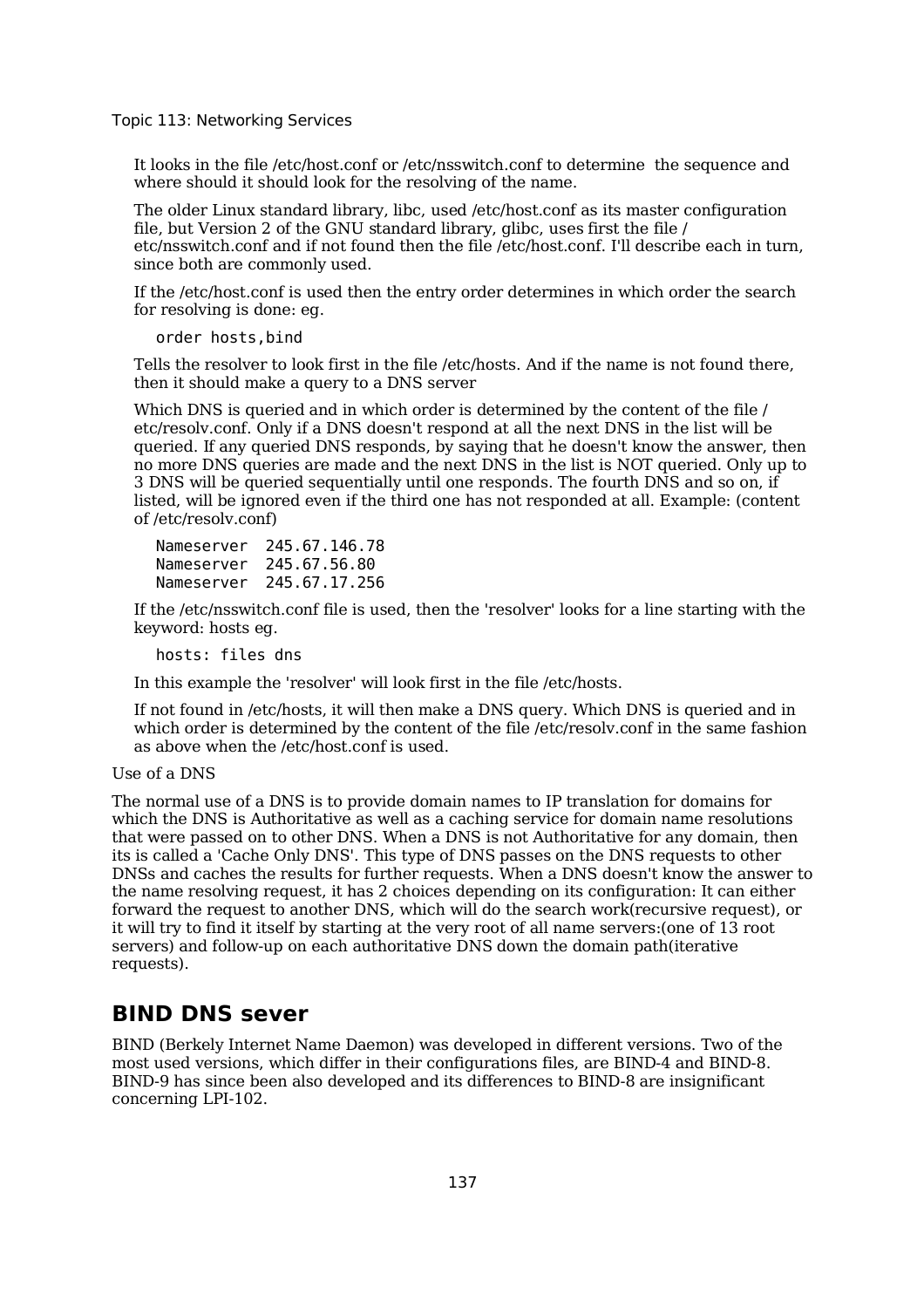It looks in the file /etc/host.conf or /etc/nsswitch.conf to determine the sequence and where should it should look for the resolving of the name.

The older Linux standard library, libc, used /etc/host.conf as its master configuration file, but Version 2 of the GNU standard library, glibc, uses first the file /etc/nsswitch.conf and if not found then the file /etc/host.conf. I'll describe each in turn, since both are commonly used.

If the /etc/host.conf is used then the entry order determines in which order the search for resolving is done: eg.

```
order hosts,bind
```

Tells the resolver to look first in the file /etc/hosts. And if the name is not found there, then it should make a query to a DNS server

Which DNS is queried and in which order is determined by the content of the file /etc/resolv.conf. Only if a DNS doesn't respond at all the next DNS in the list will be queried. If any queried DNS responds, by saying that he doesn't know the answer, then no more DNS queries are made and the next DNS in the list is NOT queried. Only up to 3 DNS will be queried sequentially until one responds. The fourth DNS and so on, if listed, will be ignored even if the third one has not responded at all. Example: (content of /etc/resolv.conf)

```
Nameserver  245.67.146.78
Nameserver  245.67.56.80
Nameserver  245.67.17.256
```

If the /etc/nsswitch.conf file is used, then the 'resolver' looks for a line starting with the keyword: hosts eg.

```
hosts: files dns
```

In this example the 'resolver' will look first in the file /etc/hosts.

If not found in /etc/hosts, it will then make a DNS query. Which DNS is queried and in which order is determined by the content of the file /etc/resolv.conf in the same fashion as above when the /etc/host.conf is used.

Use of a DNS

The normal use of a DNS is to provide domain names to IP translation for domains for which the DNS is Authoritative as well as a caching service for domain name resolutions that were passed on to other DNS. When a DNS is not Authoritative for any domain, then its is called a 'Cache Only DNS'. This type of DNS passes on the DNS requests to other DNSs and caches the results for further requests. When a DNS doesn't know the answer to the name resolving request, it has 2 choices depending on its configuration: It can either forward the request to another DNS, which will do the search work(recursive request), or it will try to find it itself by starting at the very root of all name servers:(one of 13 root servers) and follow-up on each authoritative DNS down the domain path(iterative requests).

## BIND DNS sever

BIND (Berkely Internet Name Daemon) was developed in different versions. Two of the most used versions, which differ in their configurations files, are BIND-4 and BIND-8. BIND-9 has since been also developed and its differences to BIND-8 are insignificant concerning LPI-102.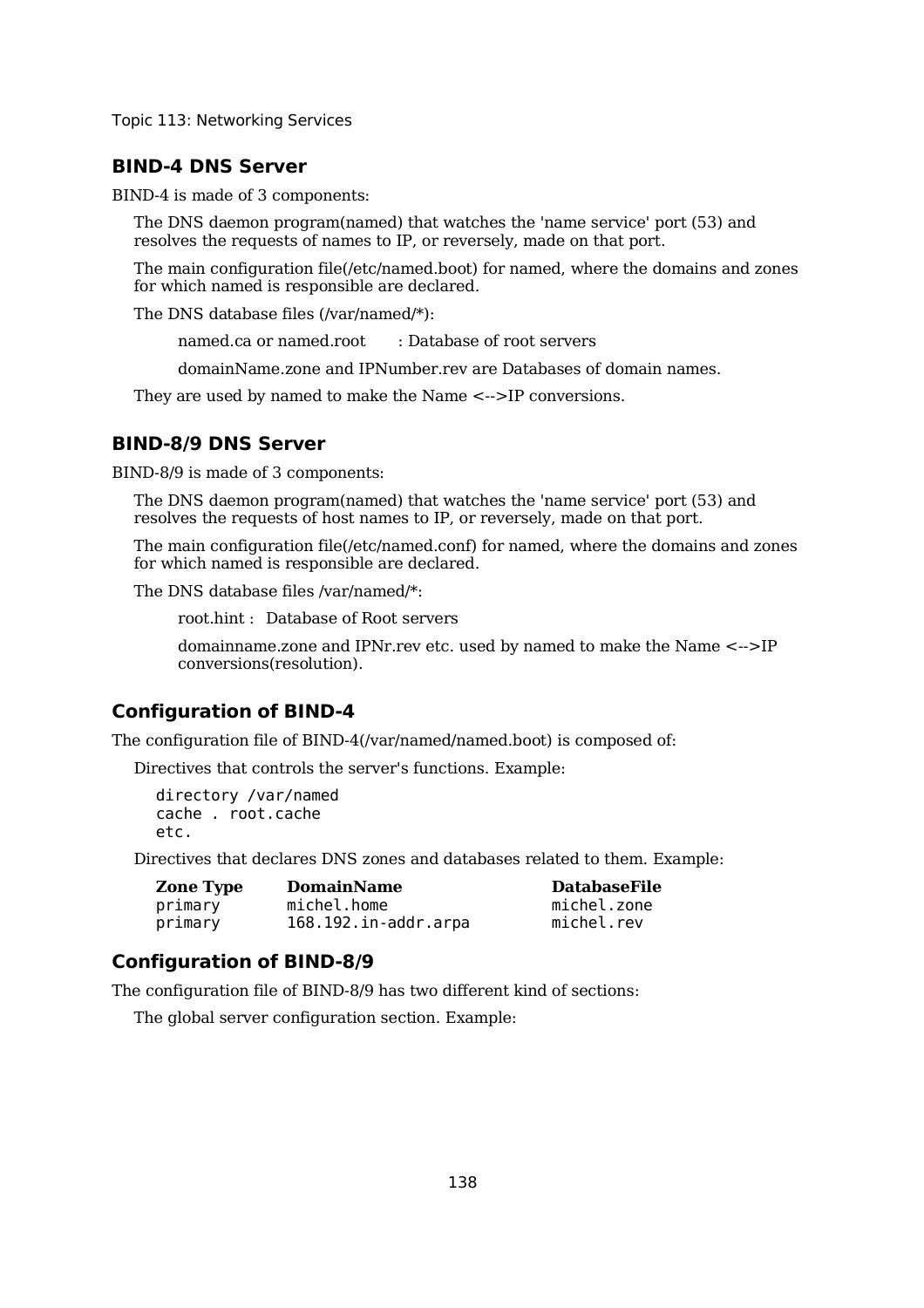## BIND-4 DNS Server

BIND-4 is made of 3 components:

The DNS daemon program(named) that watches the 'name service' port (53) and resolves the requests of names to IP, or reversely, made on that port.

The main configuration file(/etc/named.boot) for named, where the domains and zones for which named is responsible are declared.

The DNS database files (/var/named/*):

named.ca or named.root : Database of root servers

domainName.zone and IPNumber.rev are Databases of domain names.

They are used by named to make the Name <-->IP conversions.

## BIND-8/9 DNS Server

BIND-8/9 is made of 3 components:

The DNS daemon program(named) that watches the 'name service' port (53) and resolves the requests of host names to IP, or reversely, made on that port.

The main configuration file(/etc/named.conf) for named, where the domains and zones for which named is responsible are declared.

The DNS database files /var/named/*:

root.hint : Database of Root servers

domainname.zone and IPNr.rev etc. used by named to make the Name <-->IP conversions(resolution).

## Configuration of BIND-4

The configuration file of BIND-4(/var/named/named.boot) is composed of:

Directives that controls the server's functions. Example:

```
directory /var/named
cache . root.cache
etc.
```

Directives that declares DNS zones and databases related to them. Example:

| Zone Type | DomainName | DatabaseFile |
|---|---|---|
| primary | michel.home | michel.zone |
| primary | 168.192.in-addr.arpa | michel.rev |

## Configuration of BIND-8/9

The configuration file of BIND-8/9 has two different kind of sections:

The global server configuration section. Example: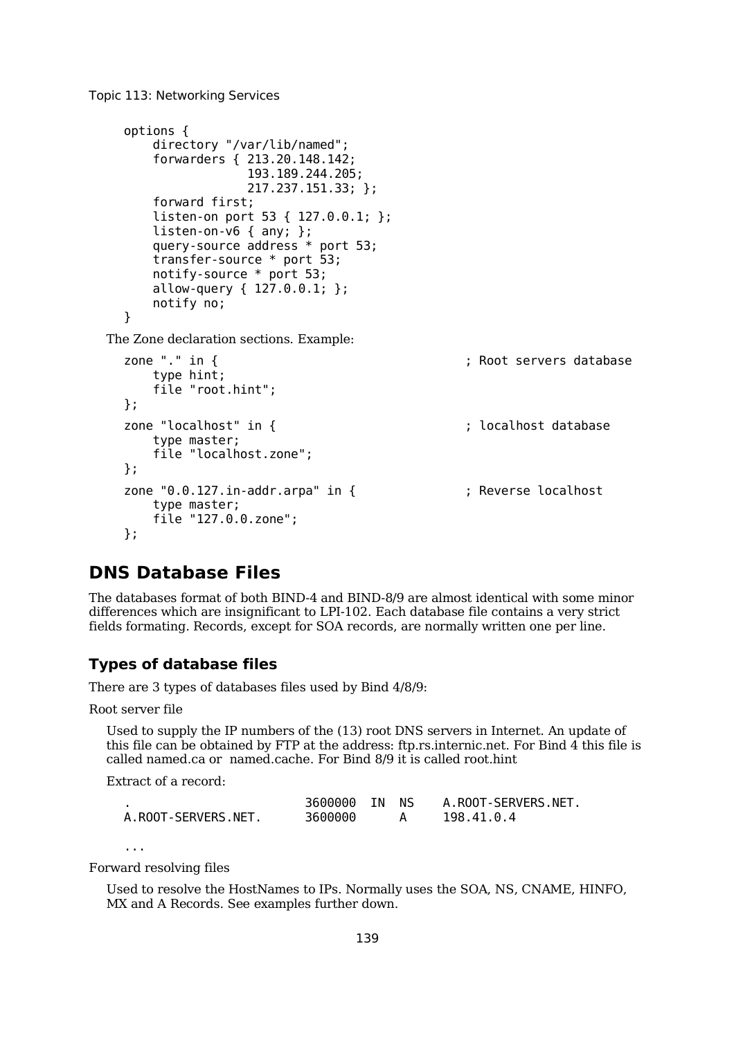```
options {
    directory "/var/lib/named";
    forwarders { 213.20.148.142;
                 193.189.244.205;
                 217.237.151.33; };
    forward first;
    listen-on port 53 { 127.0.0.1; };
    listen-on-v6 { any; };
    query-source address * port 53;
    transfer-source * port 53;
    notify-source * port 53;
    allow-query { 127.0.0.1; };
    notify no;
}
```

The Zone declaration sections. Example:

```
zone "." in {                                ; Root servers database
    type hint;
    file "root.hint";
};
zone "localhost" in {                        ; localhost database
    type master;
    file "localhost.zone";
};
zone "0.0.127.in-addr.arpa" in {             ; Reverse localhost
    type master;
    file "127.0.0.zone";
};
```

## DNS Database Files

The databases format of both BIND-4 and BIND-8/9 are almost identical with some minor differences which are insignificant to LPI-102. Each database file contains a very strict fields formating. Records, except for SOA records, are normally written one per line.

### Types of database files

There are 3 types of databases files used by Bind 4/8/9:

Root server file

Used to supply the IP numbers of the (13) root DNS servers in Internet. An update of this file can be obtained by FTP at the address: ftp.rs.internic.net. For Bind 4 this file is called named.ca or named.cache. For Bind 8/9 it is called root.hint

Extract of a record:

```
.                      3600000  IN  NS    A.ROOT-SERVERS.NET.
A.ROOT-SERVERS.NET.    3600000      A     198.41.0.4

...
```

Forward resolving files

Used to resolve the HostNames to IPs. Normally uses the SOA, NS, CNAME, HINFO, MX and A Records. See examples further down.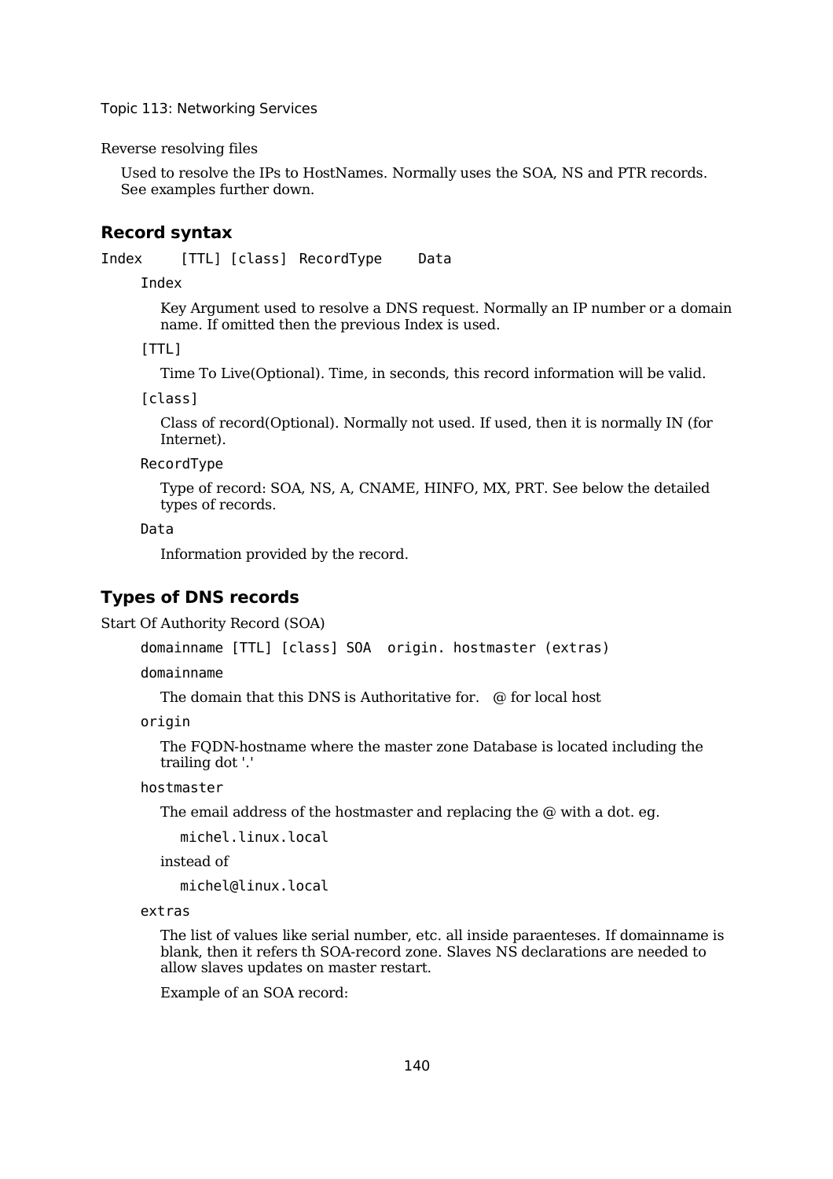Reverse resolving files

Used to resolve the IPs to HostNames. Normally uses the SOA, NS and PTR records. See examples further down.

## Record syntax

```
Index     [TTL] [class]  RecordType     Data
```

`Index`

Key Argument used to resolve a DNS request. Normally an IP number or a domain name. If omitted then the previous Index is used.

`[TTL]`

Time To Live(Optional). Time, in seconds, this record information will be valid.

`[class]`

Class of record(Optional). Normally not used. If used, then it is normally IN (for Internet).

`RecordType`

Type of record: SOA, NS, A, CNAME, HINFO, MX, PRT. See below the detailed types of records.

`Data`

Information provided by the record.

## Types of DNS records

Start Of Authority Record (SOA)

```
domainname [TTL] [class] SOA  origin. hostmaster (extras)
```

`domainname`

The domain that this DNS is Authoritative for.   @ for local host

`origin`

The FQDN-hostname where the master zone Database is located including the trailing dot '.'

`hostmaster`

The email address of the hostmaster and replacing the @ with a dot. eg.

```
michel.linux.local
```

instead of

```
michel@linux.local
```

`extras`

The list of values like serial number, etc. all inside paraenteses. If domainname is blank, then it refers th SOA-record zone. Slaves NS declarations are needed to allow slaves updates on master restart.

Example of an SOA record: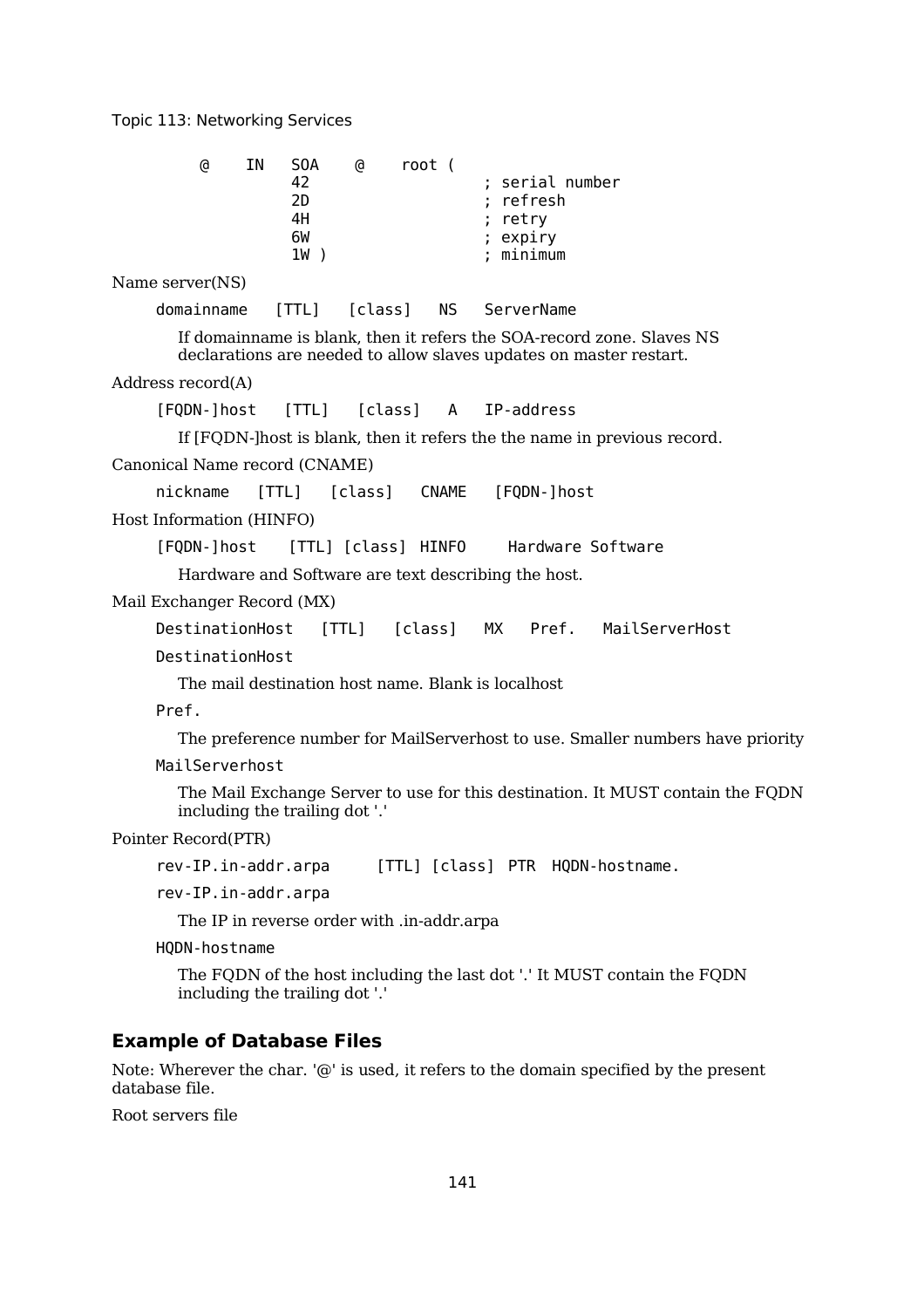```
        @    IN   SOA    @    root (
                  42                   ; serial number
                  2D                   ; refresh
                  4H                   ; retry
                  6W                   ; expiry
                  1W )                 ; minimum
```

Name server(NS)

```
domainname   [TTL]   [class]   NS   ServerName
```

If domainname is blank, then it refers the SOA-record zone. Slaves NS declarations are needed to allow slaves updates on master restart.

Address record(A)

```
[FQDN-]host   [TTL]   [class]   A   IP-address
```

If [FQDN-]host is blank, then it refers the the name in previous record.

Canonical Name record (CNAME)

```
nickname   [TTL]   [class]   CNAME   [FQDN-]host
```

Host Information (HINFO)

```
[FQDN-]host   [TTL] [class]  HINFO    Hardware Software
```

Hardware and Software are text describing the host.

Mail Exchanger Record (MX)

```
DestinationHost   [TTL]   [class]   MX   Pref.   MailServerHost
```

`DestinationHost`

The mail destination host name. Blank is localhost

`Pref.`

The preference number for MailServerhost to use. Smaller numbers have priority

`MailServerhost`

The Mail Exchange Server to use for this destination. It MUST contain the FQDN including the trailing dot '.'

Pointer Record(PTR)

```
rev-IP.in-addr.arpa     [TTL] [class]  PTR  HQDN-hostname.
```

`rev-IP.in-addr.arpa`

The IP in reverse order with .in-addr.arpa

`HQDN-hostname`

The FQDN of the host including the last dot '.' It MUST contain the FQDN including the trailing dot '.'

### Example of Database Files

Note: Wherever the char. '@' is used, it refers to the domain specified by the present database file.

Root servers file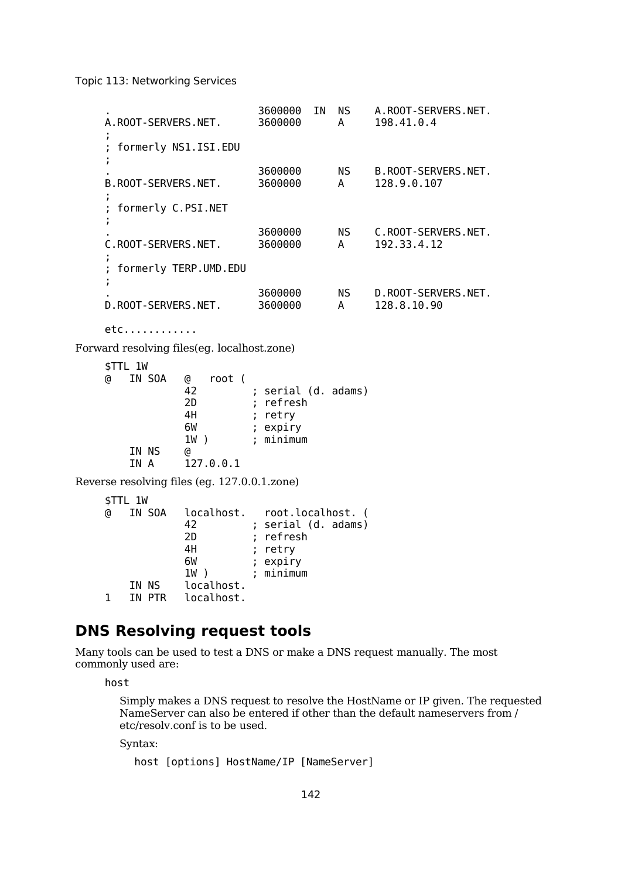```
.                        3600000  IN  NS    A.ROOT-SERVERS.NET.
A.ROOT-SERVERS.NET.      3600000      A     198.41.0.4
;
; formerly NS1.ISI.EDU
;
.                        3600000      NS    B.ROOT-SERVERS.NET.
B.ROOT-SERVERS.NET.      3600000      A     128.9.0.107
;
; formerly C.PSI.NET
;
.                        3600000      NS    C.ROOT-SERVERS.NET.
C.ROOT-SERVERS.NET.      3600000      A     192.33.4.12
;
; formerly TERP.UMD.EDU
;
.                        3600000      NS    D.ROOT-SERVERS.NET.
D.ROOT-SERVERS.NET.      3600000      A     128.8.10.90

etc............
```

Forward resolving files(eg. localhost.zone)

```
$TTL 1W
@   IN SOA   @   root (
             42         ; serial (d. adams)
             2D         ; refresh
             4H         ; retry
             6W         ; expiry
             1W )       ; minimum
    IN NS    @
    IN A     127.0.0.1
```

Reverse resolving files (eg. 127.0.0.1.zone)

```
$TTL 1W
@   IN SOA   localhost.   root.localhost. (
             42         ; serial (d. adams)
             2D         ; refresh
             4H         ; retry
             6W         ; expiry
             1W )       ; minimum
    IN NS    localhost.
1   IN PTR   localhost.
```

## DNS Resolving request tools

Many tools can be used to test a DNS or make a DNS request manually. The most commonly used are:

`host`

Simply makes a DNS request to resolve the HostName or IP given. The requested NameServer can also be entered if other than the default nameservers from /etc/resolv.conf is to be used.

Syntax:

```
host [options] HostName/IP [NameServer]
```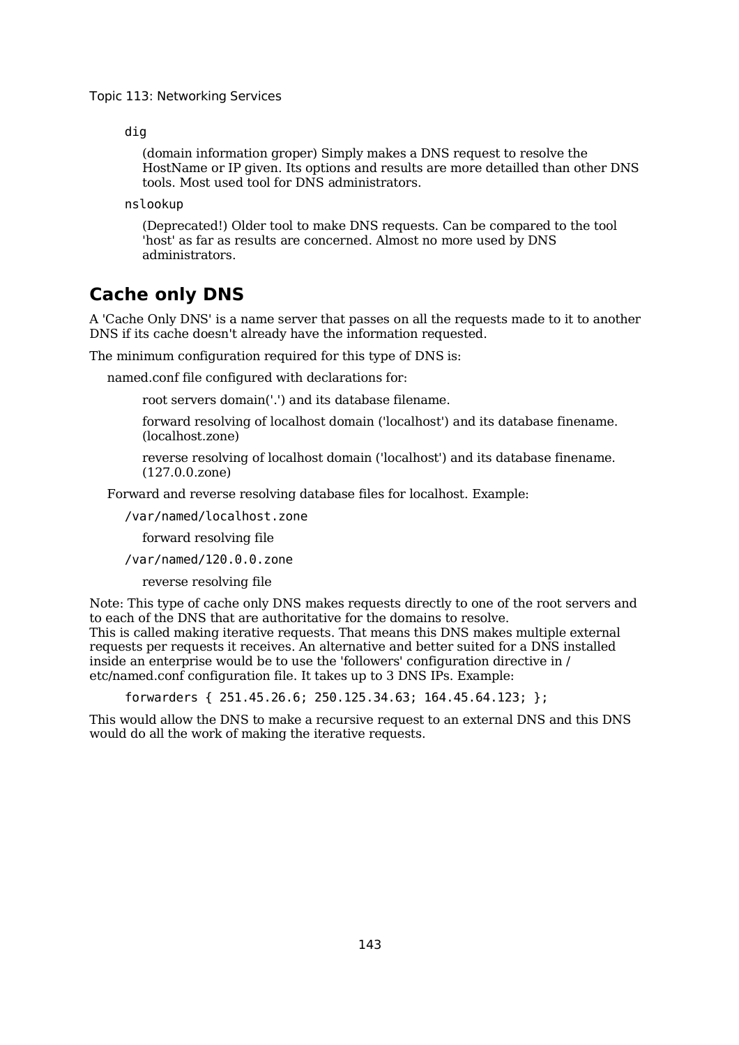dig

(domain information groper) Simply makes a DNS request to resolve the HostName or IP given. Its options and results are more detailled than other DNS tools. Most used tool for DNS administrators.

nslookup

(Deprecated!) Older tool to make DNS requests. Can be compared to the tool 'host' as far as results are concerned. Almost no more used by DNS administrators.

## Cache only DNS

A 'Cache Only DNS' is a name server that passes on all the requests made to it to another DNS if its cache doesn't already have the information requested.

The minimum configuration required for this type of DNS is:

named.conf file configured with declarations for:

- root servers domain('.') and its database filename.
- forward resolving of localhost domain ('localhost') and its database finename. (localhost.zone)
- reverse resolving of localhost domain ('localhost') and its database finename. (127.0.0.zone)

Forward and reverse resolving database files for localhost. Example:

`/var/named/localhost.zone`

forward resolving file

`/var/named/120.0.0.zone`

reverse resolving file

Note: This type of cache only DNS makes requests directly to one of the root servers and to each of the DNS that are authoritative for the domains to resolve.
This is called making iterative requests. That means this DNS makes multiple external requests per requests it receives. An alternative and better suited for a DNS installed inside an enterprise would be to use the 'followers' configuration directive in /etc/named.conf configuration file. It takes up to 3 DNS IPs. Example:

```
forwarders { 251.45.26.6; 250.125.34.63; 164.45.64.123; };
```

This would allow the DNS to make a recursive request to an external DNS and this DNS would do all the work of making the iterative requests.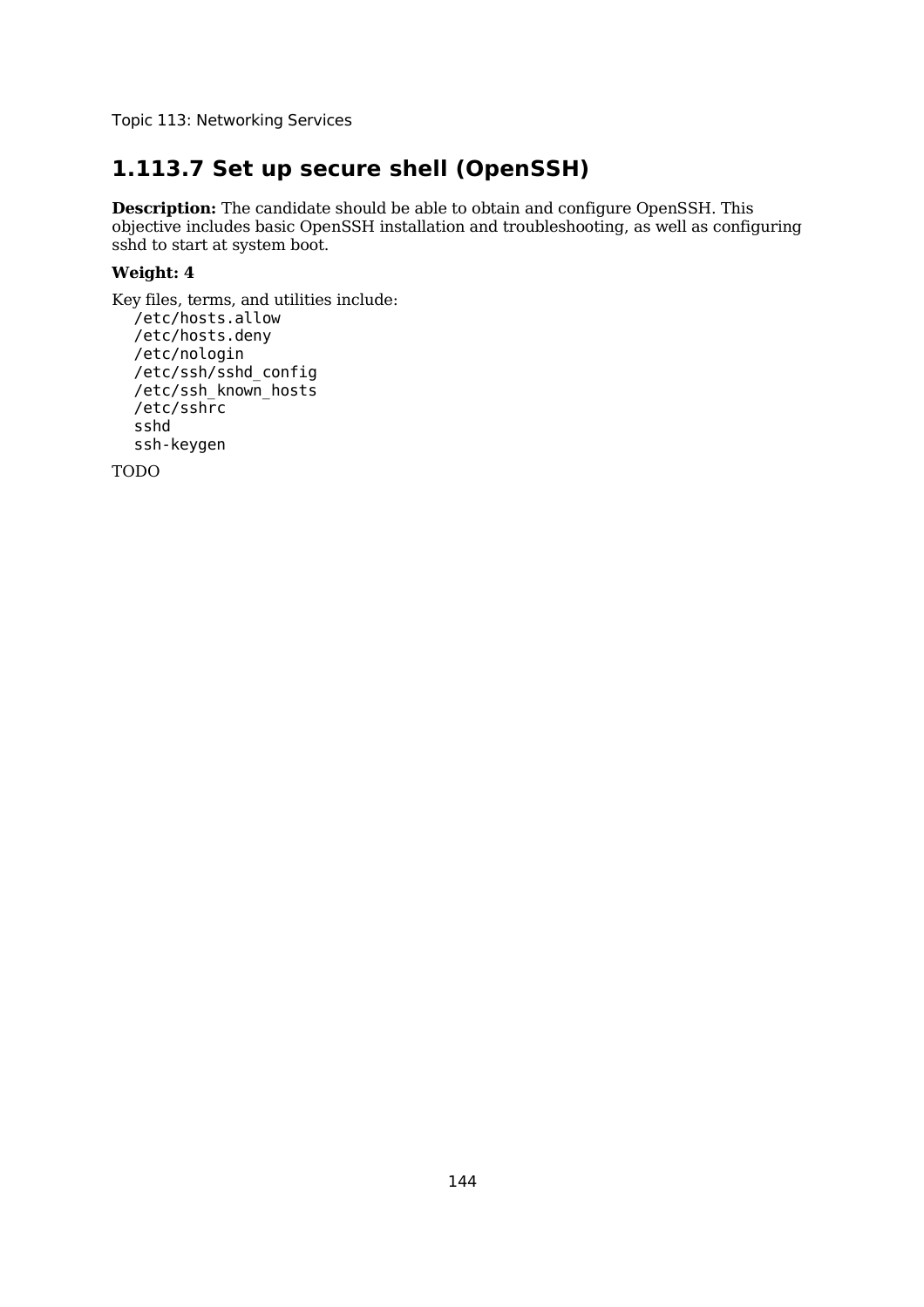## 1.113.7 Set up secure shell (OpenSSH)

**Description:** The candidate should be able to obtain and configure OpenSSH. This objective includes basic OpenSSH installation and troubleshooting, as well as configuring sshd to start at system boot.

**Weight: 4**

Key files, terms, and utilities include:

```
/etc/hosts.allow
/etc/hosts.deny
/etc/nologin
/etc/ssh/sshd_config
/etc/ssh_known_hosts
/etc/sshrc
sshd
ssh-keygen
```

TODO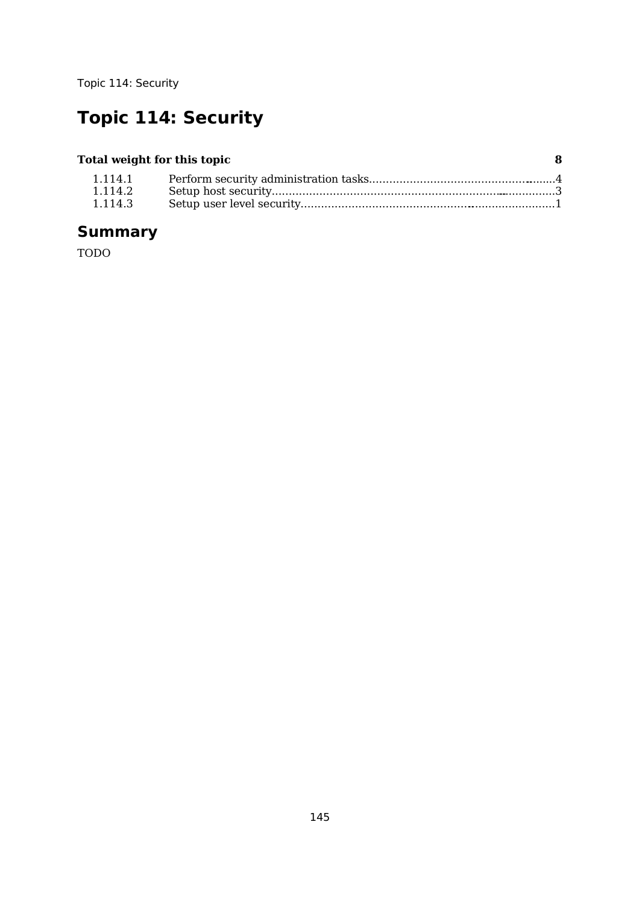# Topic 114: Security

| Total weight for this topic | | 8 |
|---|---|---|
| 1.114.1 | Perform security administration tasks | 4 |
| 1.114.2 | Setup host security | 3 |
| 1.114.3 | Setup user level security | 1 |

## Summary

TODO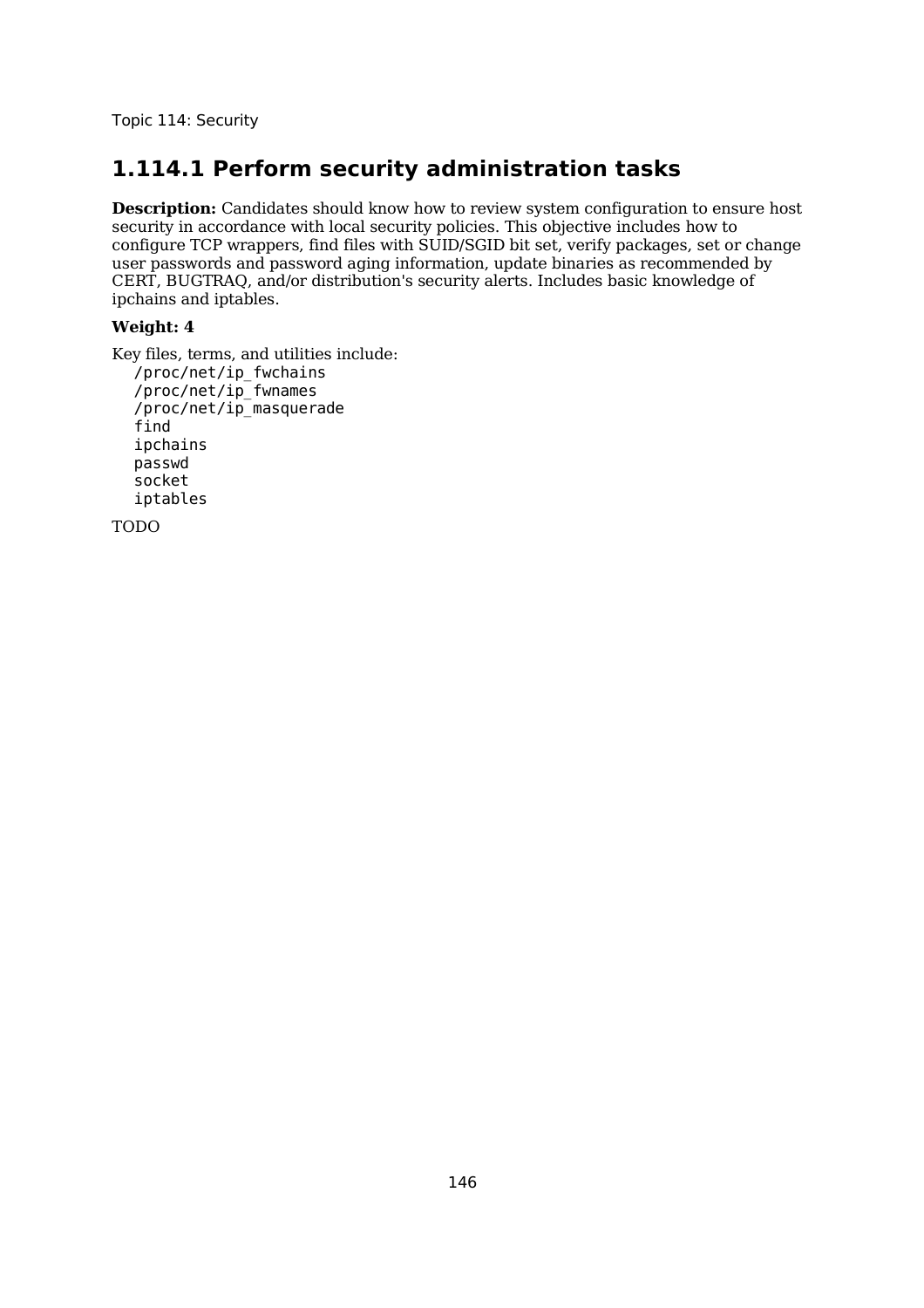Topic 114: Security

## 1.114.1 Perform security administration tasks

**Description:** Candidates should know how to review system configuration to ensure host security in accordance with local security policies. This objective includes how to configure TCP wrappers, find files with SUID/SGID bit set, verify packages, set or change user passwords and password aging information, update binaries as recommended by CERT, BUGTRAQ, and/or distribution's security alerts. Includes basic knowledge of ipchains and iptables.

**Weight: 4**

Key files, terms, and utilities include:

```
/proc/net/ip_fwchains
/proc/net/ip_fwnames
/proc/net/ip_masquerade
find
ipchains
passwd
socket
iptables
```

TODO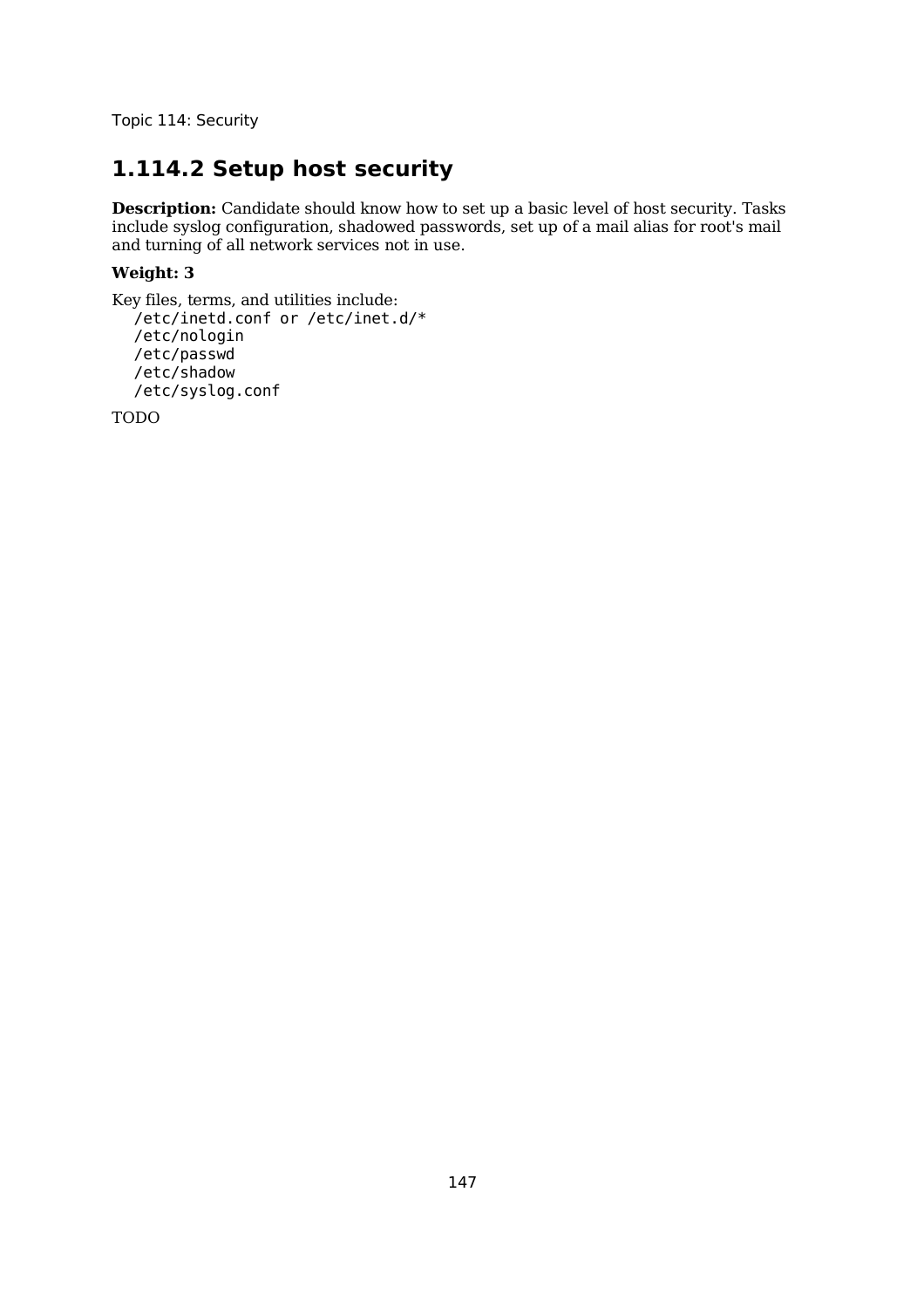# 1.114.2 Setup host security

**Description:** Candidate should know how to set up a basic level of host security. Tasks include syslog configuration, shadowed passwords, set up of a mail alias for root's mail and turning of all network services not in use.

**Weight: 3**

Key files, terms, and utilities include:

```
/etc/inetd.conf or /etc/inet.d/*
/etc/nologin
/etc/passwd
/etc/shadow
/etc/syslog.conf
```

TODO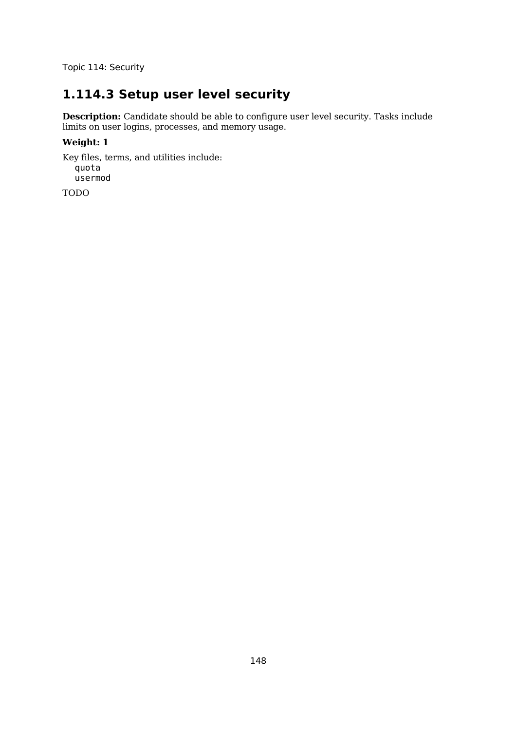## 1.114.3 Setup user level security

**Description:** Candidate should be able to configure user level security. Tasks include limits on user logins, processes, and memory usage.

**Weight: 1**

Key files, terms, and utilities include:

```
quota
usermod
```

TODO